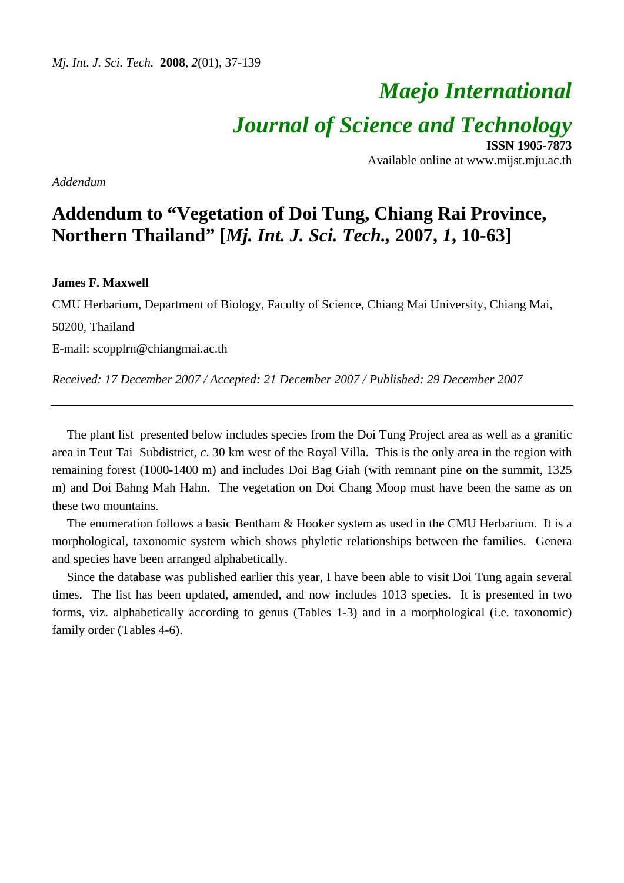# Maejo International Journal of Science and Technology

**ISSN 1905-7873**
Available online at www.mijst.mju.ac.th

*Addendum*

## Addendum to "Vegetation of Doi Tung, Chiang Rai Province, Northern Thailand" [*Mj. Int. J. Sci. Tech.*, 2007, *1*, 10-63]

**James F. Maxwell**

CMU Herbarium, Department of Biology, Faculty of Science, Chiang Mai University, Chiang Mai, 50200, Thailand

E-mail: scopplrn@chiangmai.ac.th

*Received: 17 December 2007 / Accepted: 21 December 2007 / Published: 29 December 2007*

---

The plant list presented below includes species from the Doi Tung Project area as well as a granitic area in Teut Tai Subdistrict, *c*. 30 km west of the Royal Villa. This is the only area in the region with remaining forest (1000-1400 m) and includes Doi Bag Giah (with remnant pine on the summit, 1325 m) and Doi Bahng Mah Hahn. The vegetation on Doi Chang Moop must have been the same as on these two mountains.

The enumeration follows a basic Bentham & Hooker system as used in the CMU Herbarium. It is a morphological, taxonomic system which shows phyletic relationships between the families. Genera and species have been arranged alphabetically.

Since the database was published earlier this year, I have been able to visit Doi Tung again several times. The list has been updated, amended, and now includes 1013 species. It is presented in two forms, viz. alphabetically according to genus (Tables 1-3) and in a morphological (i.e. taxonomic) family order (Tables 4-6).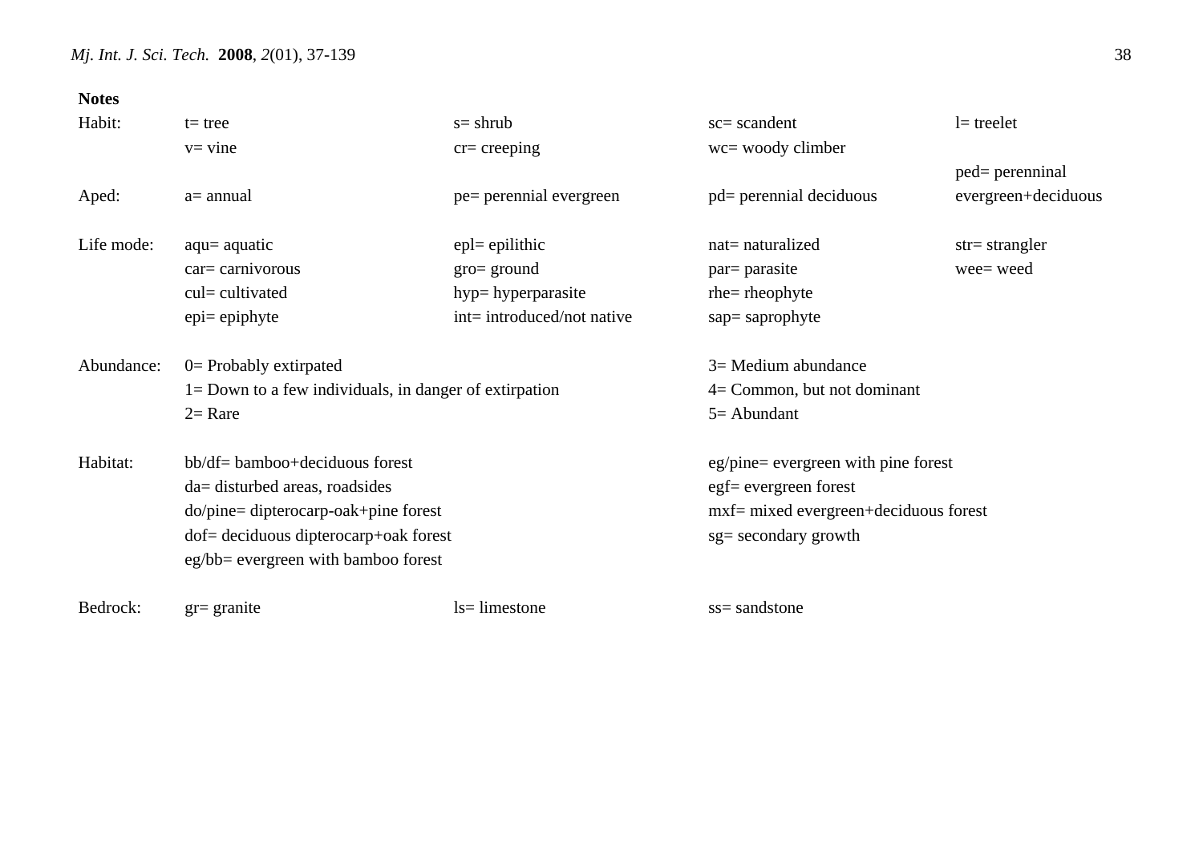**Notes**

| | | | | |
|---|---|---|---|---|
| Habit: | t= tree | s= shrub | sc= scandent | l= treelet |
| | v= vine | cr= creeping | wc= woody climber | |
| Aped: | a= annual | pe= perennial evergreen | pd= perennial deciduous | ped= perenninal evergreen+deciduous |
| Life mode: | aqu= aquatic | epl= epilithic | nat= naturalized | str= strangler |
| | car= carnivorous | gro= ground | par= parasite | wee= weed |
| | cul= cultivated | hyp= hyperparasite | rhe= rheophyte | |
| | epi= epiphyte | int= introduced/not native | sap= saprophyte | |

| | | |
|---|---|---|
| Abundance: | 0= Probably extirpated | 3= Medium abundance |
| | 1= Down to a few individuals, in danger of extirpation | 4= Common, but not dominant |
| | 2= Rare | 5= Abundant |
| Habitat: | bb/df= bamboo+deciduous forest | eg/pine= evergreen with pine forest |
| | da= disturbed areas, roadsides | egf= evergreen forest |
| | do/pine= dipterocarp-oak+pine forest | mxf= mixed evergreen+deciduous forest |
| | dof= deciduous dipterocarp+oak forest | sg= secondary growth |
| | eg/bb= evergreen with bamboo forest | |

| | | | |
|---|---|---|---|
| Bedrock: | gr= granite | ls= limestone | ss= sandstone |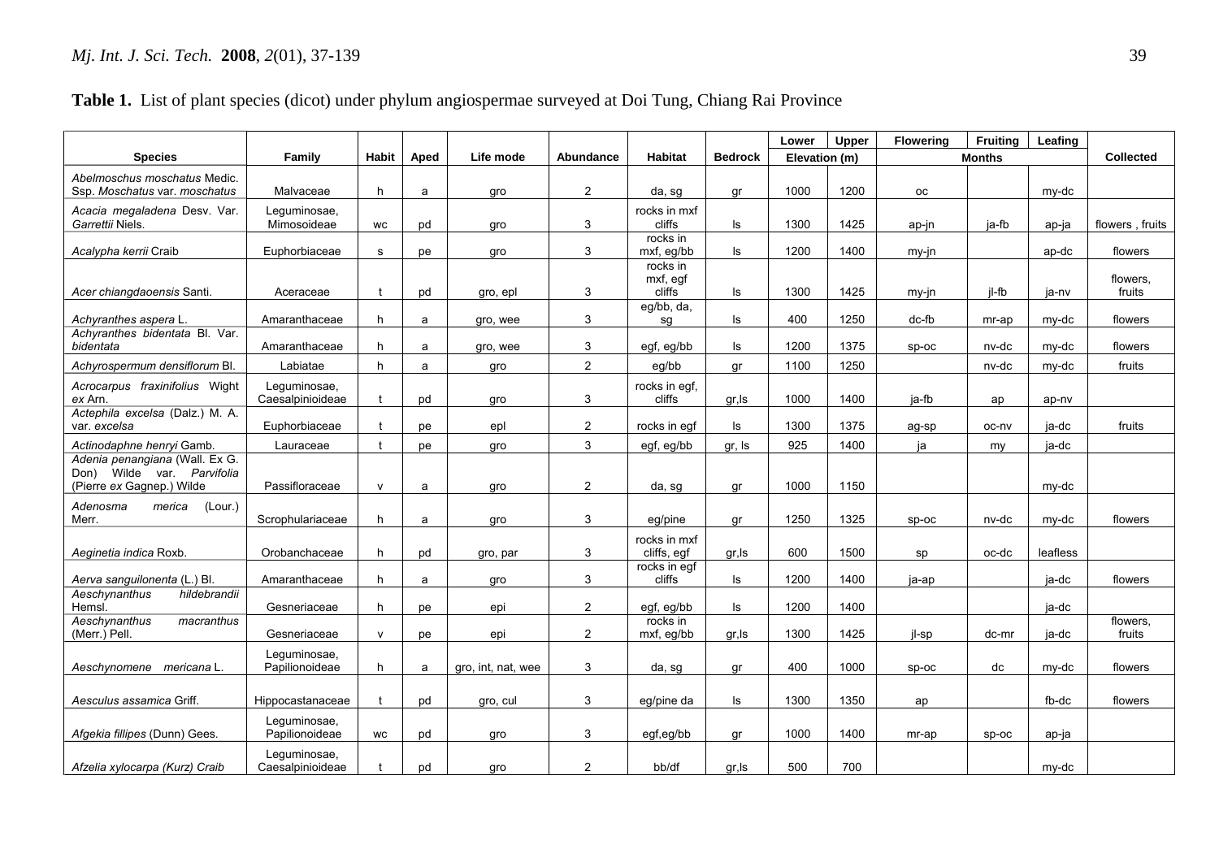**Table 1.** List of plant species (dicot) under phylum angiospermae surveyed at Doi Tung, Chiang Rai Province

| Species | Family | Habit | Aped | Life mode | Abundance | Habitat | Bedrock | Lower | Upper | Flowering | Fruiting | Leafing | Collected |
|---|---|---|---|---|---|---|---|---|---|---|---|---|---|
| | | | | | | | | Elevation (m) | | Months | | | |
| *Abelmoschus moschatus* Medic. Ssp. *Moschatus* var. *moschatus* | Malvaceae | h | a | gro | 2 | da, sg | gr | 1000 | 1200 | oc | | my-dc | |
| *Acacia megaladena* Desv. Var. *Garrettii* Niels. | Leguminosae, Mimosoideae | wc | pd | gro | 3 | rocks in mxf cliffs | ls | 1300 | 1425 | ap-jn | ja-fb | ap-ja | flowers , fruits |
| *Acalypha kerrii* Craib | Euphorbiaceae | s | pe | gro | 3 | rocks in mxf, eg/bb | ls | 1200 | 1400 | my-jn | | ap-dc | flowers |
| *Acer chiangdaoensis* Santi. | Aceraceae | t | pd | gro, epl | 3 | rocks in mxf, egf cliffs | ls | 1300 | 1425 | my-jn | jl-fb | ja-nv | flowers, fruits |
| *Achyranthes aspera* L. | Amaranthaceae | h | a | gro, wee | 3 | eg/bb, da, sg | ls | 400 | 1250 | dc-fb | mr-ap | my-dc | flowers |
| *Achyranthes bidentata* Bl. Var. *bidentata* | Amaranthaceae | h | a | gro, wee | 3 | egf, eg/bb | ls | 1200 | 1375 | sp-oc | nv-dc | my-dc | flowers |
| *Achyrospermum densiflorum* Bl. | Labiatae | h | a | gro | 2 | eg/bb | gr | 1100 | 1250 | | nv-dc | my-dc | fruits |
| *Acrocarpus fraxinifolius* Wight *ex* Arn. | Leguminosae, Caesalpinioideae | t | pd | gro | 3 | rocks in egf, cliffs | gr,ls | 1000 | 1400 | ja-fb | ap | ap-nv | |
| *Actephila excelsa* (Dalz.) M. A. var. *excelsa* | Euphorbiaceae | t | pe | epl | 2 | rocks in egf | ls | 1300 | 1375 | ag-sp | oc-nv | ja-dc | fruits |
| *Actinodaphne henryi* Gamb. | Lauraceae | t | pe | gro | 3 | egf, eg/bb | gr, ls | 925 | 1400 | ja | my | ja-dc | |
| *Adenia penangiana* (Wall. Ex G. Don) Wilde var. *Parvifolia* (Pierre *ex* Gagnep.) Wilde | Passifloraceae | v | a | gro | 2 | da, sg | gr | 1000 | 1150 | | | my-dc | |
| *Adenosma merica* (Lour.) Merr. | Scrophulariaceae | h | a | gro | 3 | eg/pine | gr | 1250 | 1325 | sp-oc | nv-dc | my-dc | flowers |
| *Aeginetia indica* Roxb. | Orobanchaceae | h | pd | gro, par | 3 | rocks in mxf cliffs, egf | gr,ls | 600 | 1500 | sp | oc-dc | leafless | |
| *Aerva sanguilonenta* (L.) Bl. | Amaranthaceae | h | a | gro | 3 | rocks in egf cliffs | ls | 1200 | 1400 | ja-ap | | ja-dc | flowers |
| *Aeschynanthus hildebrandii* Hemsl. | Gesneriaceae | h | pe | epi | 2 | egf, eg/bb | ls | 1200 | 1400 | | | ja-dc | |
| *Aeschynanthus macranthus* (Merr.) Pell. | Gesneriaceae | v | pe | epi | 2 | rocks in mxf, eg/bb | gr,ls | 1300 | 1425 | jl-sp | dc-mr | ja-dc | flowers, fruits |
| *Aeschynomene mericana* L. | Leguminosae, Papilionoideae | h | a | gro, int, nat, wee | 3 | da, sg | gr | 400 | 1000 | sp-oc | dc | my-dc | flowers |
| *Aesculus assamica* Griff. | Hippocastanaceae | t | pd | gro, cul | 3 | eg/pine da | ls | 1300 | 1350 | ap | | fb-dc | flowers |
| *Afgekia fillipes* (Dunn) Gees. | Leguminosae, Papilionoideae | wc | pd | gro | 3 | egf,eg/bb | gr | 1000 | 1400 | mr-ap | sp-oc | ap-ja | |
| *Afzelia xylocarpa (Kurz) Craib* | Leguminosae, Caesalpinioideae | t | pd | gro | 2 | bb/df | gr,ls | 500 | 700 | | | my-dc | |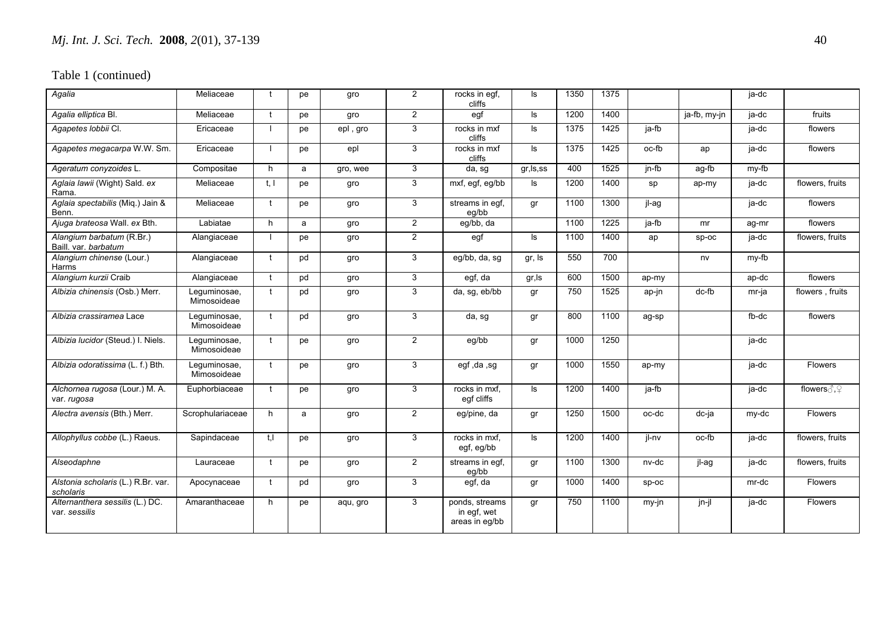Table 1 (continued)

| | | | | | | | | | | | | | |
|---|---|---|---|---|---|---|---|---|---|---|---|---|---|
| *Agalia* | Meliaceae | t | pe | gro | 2 | rocks in egf, cliffs | ls | 1350 | 1375 | | | ja-dc | |
| *Agalia elliptica* Bl. | Meliaceae | t | pe | gro | 2 | egf | ls | 1200 | 1400 | | ja-fb, my-jn | ja-dc | fruits |
| *Agapetes lobbii* Cl. | Ericaceae | l | pe | epl , gro | 3 | rocks in mxf cliffs | ls | 1375 | 1425 | ja-fb | | ja-dc | flowers |
| *Agapetes megacarpa* W.W. Sm. | Ericaceae | l | pe | epl | 3 | rocks in mxf cliffs | ls | 1375 | 1425 | oc-fb | ap | ja-dc | flowers |
| *Ageratum conyzoides* L. | Compositae | h | a | gro, wee | 3 | da, sg | gr,ls,ss | 400 | 1525 | jn-fb | ag-fb | my-fb | |
| *Aglaia lawii* (Wight) Sald. *ex* Rama. | Meliaceae | t, l | pe | gro | 3 | mxf, egf, eg/bb | ls | 1200 | 1400 | sp | ap-my | ja-dc | flowers, fruits |
| *Aglaia spectabilis* (Miq.) Jain & Benn. | Meliaceae | t | pe | gro | 3 | streams in egf, eg/bb | gr | 1100 | 1300 | jl-ag | | ja-dc | flowers |
| *Ajuga brateosa* Wall. *ex* Bth. | Labiatae | h | a | gro | 2 | eg/bb, da | | 1100 | 1225 | ja-fb | mr | ag-mr | flowers |
| *Alangium barbatum* (R.Br.) Baill. var. *barbatum* | Alangiaceae | l | pe | gro | 2 | egf | ls | 1100 | 1400 | ap | sp-oc | ja-dc | flowers, fruits |
| *Alangium chinense* (Lour.) Harms | Alangiaceae | t | pd | gro | 3 | eg/bb, da, sg | gr, ls | 550 | 700 | | nv | my-fb | |
| *Alangium kurzii* Craib | Alangiaceae | t | pd | gro | 3 | egf, da | gr,ls | 600 | 1500 | ap-my | | ap-dc | flowers |
| *Albizia chinensis* (Osb.) Merr. | Leguminosae, Mimosoideae | t | pd | gro | 3 | da, sg, eb/bb | gr | 750 | 1525 | ap-jn | dc-fb | mr-ja | flowers , fruits |
| *Albizia crassiramea* Lace | Leguminosae, Mimosoideae | t | pd | gro | 3 | da, sg | gr | 800 | 1100 | ag-sp | | fb-dc | flowers |
| *Albizia lucidor* (Steud.) I. Niels. | Leguminosae, Mimosoideae | t | pe | gro | 2 | eg/bb | gr | 1000 | 1250 | | | ja-dc | |
| *Albizia odoratissima* (L. f.) Bth. | Leguminosae, Mimosoideae | t | pe | gro | 3 | egf ,da ,sg | gr | 1000 | 1550 | ap-my | | ja-dc | Flowers |
| *Alchornea rugosa* (Lour.) M. A. var. *rugosa* | Euphorbiaceae | t | pe | gro | 3 | rocks in mxf, egf cliffs | ls | 1200 | 1400 | ja-fb | | ja-dc | flowers♂,♀ |
| *Alectra avensis* (Bth.) Merr. | Scrophulariaceae | h | a | gro | 2 | eg/pine, da | gr | 1250 | 1500 | oc-dc | dc-ja | my-dc | Flowers |
| *Allophyllus cobbe* (L.) Raeus. | Sapindaceae | t,l | pe | gro | 3 | rocks in mxf, egf, eg/bb | ls | 1200 | 1400 | jl-nv | oc-fb | ja-dc | flowers, fruits |
| *Alseodaphne* | Lauraceae | t | pe | gro | 2 | streams in egf, eg/bb | gr | 1100 | 1300 | nv-dc | jl-ag | ja-dc | flowers, fruits |
| *Alstonia scholaris* (L.) R.Br. var. *scholaris* | Apocynaceae | t | pd | gro | 3 | egf, da | gr | 1000 | 1400 | sp-oc | | mr-dc | Flowers |
| *Alternanthera sessilis* (L.) DC. var. *sessilis* | Amaranthaceae | h | pe | aqu, gro | 3 | ponds, streams in egf, wet areas in eg/bb | gr | 750 | 1100 | my-jn | jn-jl | ja-dc | Flowers |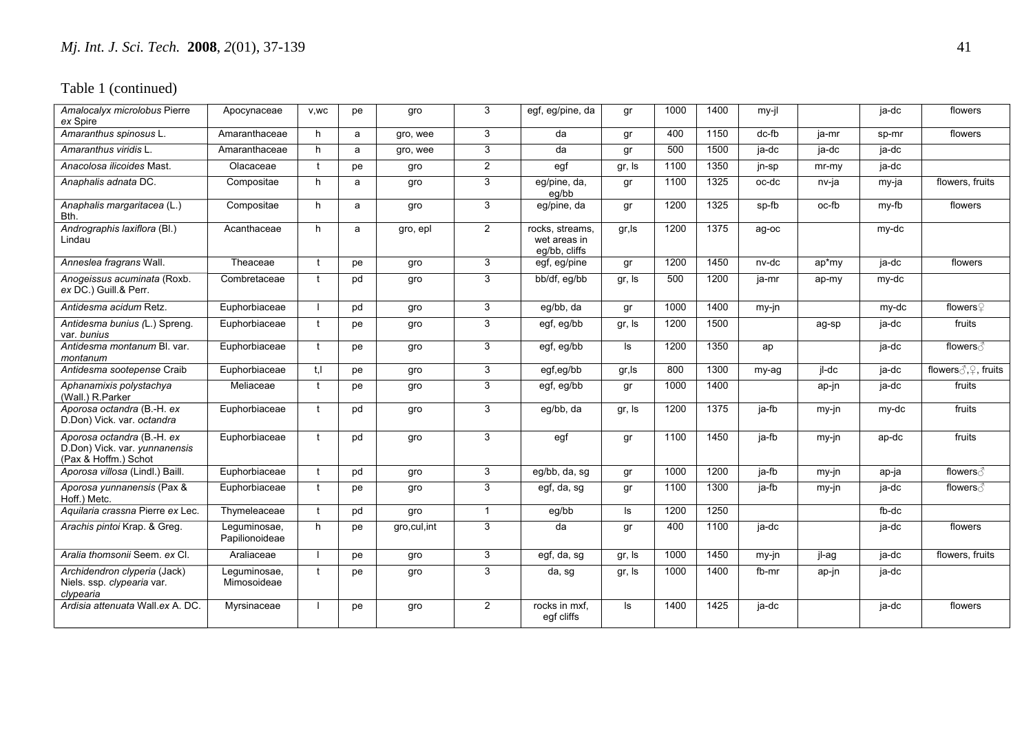Table 1 (continued)

| | | | | | | | | | | | | | |
|---|---|---|---|---|---|---|---|---|---|---|---|---|---|
| *Amalocalyx microlobus* Pierre *ex* Spire | Apocynaceae | v,wc | pe | gro | 3 | egf, eg/pine, da | gr | 1000 | 1400 | my-jl | | ja-dc | flowers |
| *Amaranthus spinosus* L. | Amaranthaceae | h | a | gro, wee | 3 | da | gr | 400 | 1150 | dc-fb | ja-mr | sp-mr | flowers |
| *Amaranthus viridis* L. | Amaranthaceae | h | a | gro, wee | 3 | da | gr | 500 | 1500 | ja-dc | ja-dc | ja-dc | |
| *Anacolosa ilicoides* Mast. | Olacaceae | t | pe | gro | 2 | egf | gr, ls | 1100 | 1350 | jn-sp | mr-my | ja-dc | |
| *Anaphalis adnata* DC. | Compositae | h | a | gro | 3 | eg/pine, da, eg/bb | gr | 1100 | 1325 | oc-dc | nv-ja | my-ja | flowers, fruits |
| *Anaphalis margaritacea* (L.) Bth. | Compositae | h | a | gro | 3 | eg/pine, da | gr | 1200 | 1325 | sp-fb | oc-fb | my-fb | flowers |
| *Andrographis laxiflora* (Bl.) Lindau | Acanthaceae | h | a | gro, epl | 2 | rocks, streams, wet areas in eg/bb, cliffs | gr,ls | 1200 | 1375 | ag-oc | | my-dc | |
| *Anneslea fragrans* Wall. | Theaceae | t | pe | gro | 3 | egf, eg/pine | gr | 1200 | 1450 | nv-dc | ap*my | ja-dc | flowers |
| *Anogeissus acuminata* (Roxb. *ex* DC.) Guill.& Perr. | Combretaceae | t | pd | gro | 3 | bb/df, eg/bb | gr, ls | 500 | 1200 | ja-mr | ap-my | my-dc | |
| *Antidesma acidum* Retz. | Euphorbiaceae | l | pd | gro | 3 | eg/bb, da | gr | 1000 | 1400 | my-jn | | my-dc | flowers♀ |
| *Antidesma bunius (*L.) Spreng. var. *bunius* | Euphorbiaceae | t | pe | gro | 3 | egf, eg/bb | gr, ls | 1200 | 1500 | | ag-sp | ja-dc | fruits |
| *Antidesma montanum* Bl. var. *montanum* | Euphorbiaceae | t | pe | gro | 3 | egf, eg/bb | ls | 1200 | 1350 | ap | | ja-dc | flowers♂ |
| *Antidesma sootepense* Craib | Euphorbiaceae | t,l | pe | gro | 3 | egf,eg/bb | gr,ls | 800 | 1300 | my-ag | jl-dc | ja-dc | flowers♂,♀, fruits |
| *Aphanamixis polystachya* (Wall.) R.Parker | Meliaceae | t | pe | gro | 3 | egf, eg/bb | gr | 1000 | 1400 | | ap-jn | ja-dc | fruits |
| *Aporosa octandra* (B.-H. *ex* D.Don) Vick. var. *octandra* | Euphorbiaceae | t | pd | gro | 3 | eg/bb, da | gr, ls | 1200 | 1375 | ja-fb | my-jn | my-dc | fruits |
| *Aporosa octandra* (B.-H. *ex* D.Don) Vick. var. *yunnanensis* (Pax & Hoffm.) Schot | Euphorbiaceae | t | pd | gro | 3 | egf | gr | 1100 | 1450 | ja-fb | my-jn | ap-dc | fruits |
| *Aporosa villosa* (Lindl.) Baill. | Euphorbiaceae | t | pd | gro | 3 | eg/bb, da, sg | gr | 1000 | 1200 | ja-fb | my-jn | ap-ja | flowers♂ |
| *Aporosa yunnanensis* (Pax & Hoff.) Metc. | Euphorbiaceae | t | pe | gro | 3 | egf, da, sg | gr | 1100 | 1300 | ja-fb | my-jn | ja-dc | flowers♂ |
| *Aquilaria crassna* Pierre *ex* Lec. | Thymeleaceae | t | pd | gro | 1 | eg/bb | ls | 1200 | 1250 | | | fb-dc | |
| *Arachis pintoi* Krap. & Greg. | Leguminosae, Papilionoideae | h | pe | gro,cul,int | 3 | da | gr | 400 | 1100 | ja-dc | | ja-dc | flowers |
| *Aralia thomsonii* Seem. *ex* Cl. | Araliaceae | l | pe | gro | 3 | egf, da, sg | gr, ls | 1000 | 1450 | my-jn | jl-ag | ja-dc | flowers, fruits |
| *Archidendron clyperia* (Jack) Niels. ssp. *clypearia* var. *clypearia* | Leguminosae, Mimosoideae | t | pe | gro | 3 | da, sg | gr, ls | 1000 | 1400 | fb-mr | ap-jn | ja-dc | |
| *Ardisia attenuata* Wall.*ex* A. DC. | Myrsinaceae | l | pe | gro | 2 | rocks in mxf, egf cliffs | ls | 1400 | 1425 | ja-dc | | ja-dc | flowers |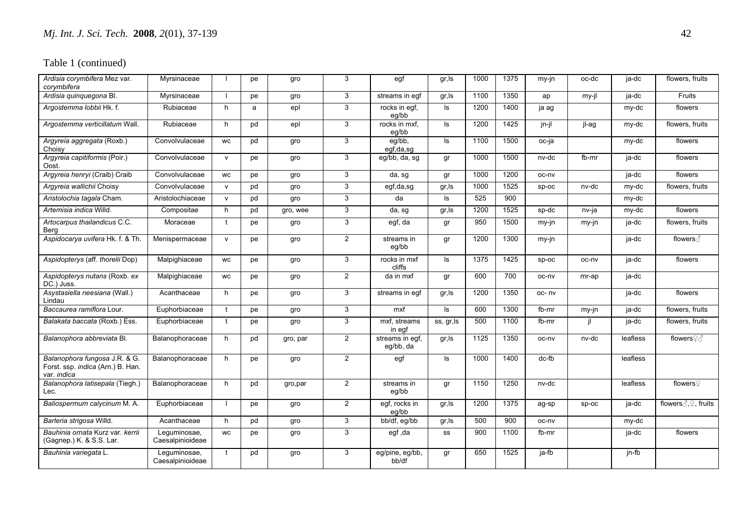Table 1 (continued)

| | | | | | | | | | | | | | |
|---|---|---|---|---|---|---|---|---|---|---|---|---|---|
| *Ardisia corymbifera* Mez var. *corymbifera* | Myrsinaceae | l | pe | gro | 3 | egf | gr,ls | 1000 | 1375 | my-jn | oc-dc | ja-dc | flowers, fruits |
| *Ardisia quinquegona* Bl. | Myrsinaceae | l | pe | gro | 3 | streams in egf | gr,ls | 1100 | 1350 | ap | my-jl | ja-dc | Fruits |
| *Argostemma lobbii* Hk. f. | Rubiaceae | h | a | epl | 3 | rocks in egf, eg/bb | ls | 1200 | 1400 | ja ag | | my-dc | flowers |
| *Argostemma verticillatum* Wall. | Rubiaceae | h | pd | epl | 3 | rocks in mxf, eg/bb | ls | 1200 | 1425 | jn-jl | jl-ag | my-dc | flowers, fruits |
| *Argyreia aggregata* (Roxb.) Choisy | Convolvulaceae | wc | pd | gro | 3 | eg/bb, egf,da,sg | ls | 1100 | 1500 | oc-ja | | my-dc | flowers |
| *Argyreia capitiformis* (Poir.) Oost. | Convolvulaceae | v | pe | gro | 3 | eg/bb, da, sg | gr | 1000 | 1500 | nv-dc | fb-mr | ja-dc | flowers |
| *Argyreia henryi* (Craib) Craib | Convolvulaceae | wc | pe | gro | 3 | da, sg | gr | 1000 | 1200 | oc-nv | | ja-dc | flowers |
| *Argyreia wallichii* Choisy | Convolvulaceae | v | pd | gro | 3 | egf,da,sg | gr,ls | 1000 | 1525 | sp-oc | nv-dc | my-dc | flowers, fruits |
| *Aristolochia tagala* Cham. | Aristolochiaceae | v | pd | gro | 3 | da | ls | 525 | 900 | | | my-dc | |
| *Artemisia indica* Willd. | Compositae | h | pd | gro, wee | 3 | da, sg | gr,ls | 1200 | 1525 | sp-dc | nv-ja | my-dc | flowers |
| *Artocarpus thailandicus* C.C. Berg | Moraceae | t | pe | gro | 3 | egf, da | gr | 950 | 1500 | my-jn | my-jn | ja-dc | flowers, fruits |
| *Aspidocarya uvifera* Hk. f. & Th. | Menispermaceae | v | pe | gro | 2 | streams in eg/bb | gr | 1200 | 1300 | my-jn | | ja-dc | flowers♂ |
| *Aspidopterys* (aff. *thorelii* Dop) | Malpighiaceae | wc | pe | gro | 3 | rocks in mxf cliffs | ls | 1375 | 1425 | sp-oc | oc-nv | ja-dc | flowers |
| *Aspidopterys nutans* (Roxb. *ex* DC.) Juss. | Malpighiaceae | wc | pe | gro | 2 | da in mxf | gr | 600 | 700 | oc-nv | mr-ap | ja-dc | |
| *Asystasiella neesiana* (Wall.) Lindau | Acanthaceae | h | pe | gro | 3 | streams in egf | gr,ls | 1200 | 1350 | oc- nv | | ja-dc | flowers |
| *Baccaurea ramiflora* Lour. | Euphorbiaceae | t | pe | gro | 3 | mxf | ls | 600 | 1300 | fb-mr | my-jn | ja-dc | flowers, fruits |
| *Balakata baccata* (Roxb.) Ess. | Euphorbiaceae | t | pe | gro | 3 | mxf, streams in egf | ss, gr,ls | 500 | 1100 | fb-mr | jl | ja-dc | flowers, fruits |
| *Balanophora abbreviata* Bl. | Balanophoraceae | h | pd | gro, par | 2 | streams in egf, eg/bb, da | gr,ls | 1125 | 1350 | oc-nv | nv-dc | leafless | flowers♀♂ |
| *Balanophora fungosa* J.R. & G. Forst. ssp. *indica* (Arn.) B. Han. var. *indica* | Balanophoraceae | h | pe | gro | 2 | egf | ls | 1000 | 1400 | dc-fb | | leafless | |
| *Balanophora latisepala* (Tiegh.) Lec. | Balanophoraceae | h | pd | gro,par | 2 | streams in eg/bb | gr | 1150 | 1250 | nv-dc | | leafless | flowers♀ |
| *Baliospermum calycinum* M. A. | Euphorbiaceae | l | pe | gro | 2 | egf, rocks in eg/bb | gr,ls | 1200 | 1375 | ag-sp | sp-oc | ja-dc | flowers♂,♀, fruits |
| *Barleria strigosa* Willd. | Acanthaceae | h | pd | gro | 3 | bb/df, eg/bb | gr,ls | 500 | 900 | oc-nv | | my-dc | |
| *Bauhinia ornata* Kurz var. *kerrii* (Gagnep.) K. & S.S. Lar. | Leguminosae, Caesalpinioideae | wc | pe | gro | 3 | egf ,da | ss | 900 | 1100 | fb-mr | | ja-dc | flowers |
| *Bauhinia variegata* L. | Leguminosae, Caesalpinioideae | t | pd | gro | 3 | eg/pine, eg/bb, bb/df | gr | 650 | 1525 | ja-fb | | jn-fb | |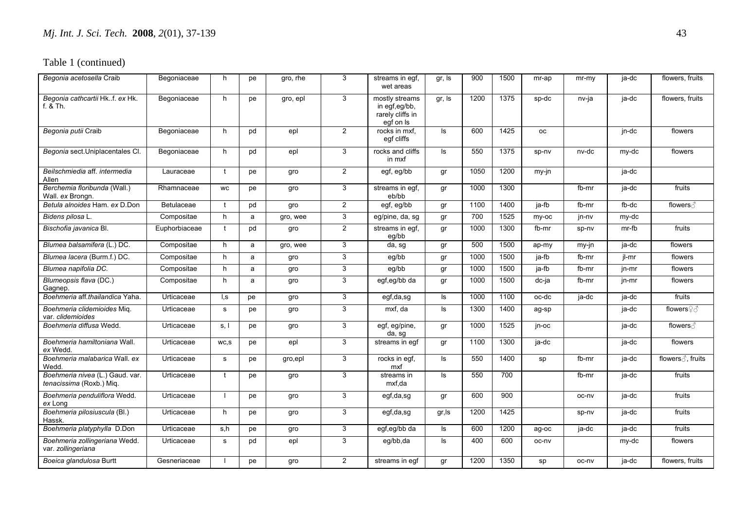Table 1 (continued)

| | | | | | | | | | | | | | |
|---|---|---|---|---|---|---|---|---|---|---|---|---|---|
| *Begonia acetosella* Craib | Begoniaceae | h | pe | gro, rhe | 3 | streams in egf, wet areas | gr, ls | 900 | 1500 | mr-ap | mr-my | ja-dc | flowers, fruits |
| *Begonia cathcartii* Hk..f. *ex* Hk. f. & Th. | Begoniaceae | h | pe | gro, epl | 3 | mostly streams in egf,eg/bb, rarely cliffs in egf on ls | gr, ls | 1200 | 1375 | sp-dc | nv-ja | ja-dc | flowers, fruits |
| *Begonia putii* Craib | Begoniaceae | h | pd | epl | 2 | rocks in mxf, egf cliffs | ls | 600 | 1425 | oc | | jn-dc | flowers |
| *Begonia* sect.Uniplacentales Cl. | Begoniaceae | h | pd | epl | 3 | rocks and cliffs in mxf | ls | 550 | 1375 | sp-nv | nv-dc | my-dc | flowers |
| *Beilschmiedia* aff. *intermedia* Allen | Lauraceae | t | pe | gro | 2 | egf, eg/bb | gr | 1050 | 1200 | my-jn | | ja-dc | |
| *Berchemia floribunda* (Wall.) Wall. *ex* Brongn. | Rhamnaceae | wc | pe | gro | 3 | streams in egf, eb/bb | gr | 1000 | 1300 | | fb-mr | ja-dc | fruits |
| *Betula alnoides* Ham. *ex* D.Don | Betulaceae | t | pd | gro | 2 | egf, eg/bb | gr | 1100 | 1400 | ja-fb | fb-mr | fb-dc | flowers♂ |
| *Bidens pilosa* L. | Compositae | h | a | gro, wee | 3 | eg/pine, da, sg | gr | 700 | 1525 | my-oc | jn-nv | my-dc | |
| *Bischofia javanica* Bl. | Euphorbiaceae | t | pd | gro | 2 | streams in egf, eg/bb | gr | 1000 | 1300 | fb-mr | sp-nv | mr-fb | fruits |
| *Blumea balsamifera* (L.) DC. | Compositae | h | a | gro, wee | 3 | da, sg | gr | 500 | 1500 | ap-my | my-jn | ja-dc | flowers |
| *Blumea lacera* (Burm.f.) DC. | Compositae | h | a | gro | 3 | eg/bb | gr | 1000 | 1500 | ja-fb | fb-mr | jl-mr | flowers |
| *Blumea napifolia DC.* | Compositae | h | a | gro | 3 | eg/bb | gr | 1000 | 1500 | ja-fb | fb-mr | jn-mr | flowers |
| *Blumeopsis flava* (DC.) Gagnep. | Compositae | h | a | gro | 3 | egf,eg/bb da | gr | 1000 | 1500 | dc-ja | fb-mr | jn-mr | flowers |
| *Boehmeria* aff.*thailandica* Yaha. | Urticaceae | l,s | pe | gro | 3 | egf,da,sg | ls | 1000 | 1100 | oc-dc | ja-dc | ja-dc | fruits |
| *Boehmeria clidemioides* Miq. var. *clidemioides* | Urticaceae | s | pe | gro | 3 | mxf, da | ls | 1300 | 1400 | ag-sp | | ja-dc | flowers♀♂ |
| *Boehmeria diffusa* Wedd. | Urticaceae | s, l | pe | gro | 3 | egf, eg/pine, da, sg | gr | 1000 | 1525 | jn-oc | | ja-dc | flowers♂ |
| *Boehmeria hamiltoniana* Wall. *ex* Wedd. | Urticaceae | wc,s | pe | epl | 3 | streams in egf | gr | 1100 | 1300 | ja-dc | | ja-dc | flowers |
| *Boehmeria malabarica* Wall. *ex* Wedd. | Urticaceae | s | pe | gro,epl | 3 | rocks in egf, mxf | ls | 550 | 1400 | sp | fb-mr | ja-dc | flowers♂, fruits |
| *Boehmeria nivea* (L.) Gaud. var. *tenacissima* (Roxb.) Miq. | Urticaceae | t | pe | gro | 3 | streams in mxf,da | ls | 550 | 700 | | fb-mr | ja-dc | fruits |
| *Boehmeria penduliflora* Wedd. *ex* Long | Urticaceae | l | pe | gro | 3 | egf,da,sg | gr | 600 | 900 | | oc-nv | ja-dc | fruits |
| *Boehmeria pilosiuscula* (Bl.) Hassk. | Urticaceae | h | pe | gro | 3 | egf,da,sg | gr,ls | 1200 | 1425 | | sp-nv | ja-dc | fruits |
| *Boehmeria platyphylla* D.Don | Urticaceae | s,h | pe | gro | 3 | egf,eg/bb da | ls | 600 | 1200 | ag-oc | ja-dc | ja-dc | fruits |
| *Boehmeria zollingeriana* Wedd. var. *zollingeriana* | Urticaceae | s | pd | epl | 3 | eg/bb,da | ls | 400 | 600 | oc-nv | | my-dc | flowers |
| *Boeica glandulosa* Burtt | Gesneriaceae | l | pe | gro | 2 | streams in egf | gr | 1200 | 1350 | sp | oc-nv | ja-dc | flowers, fruits |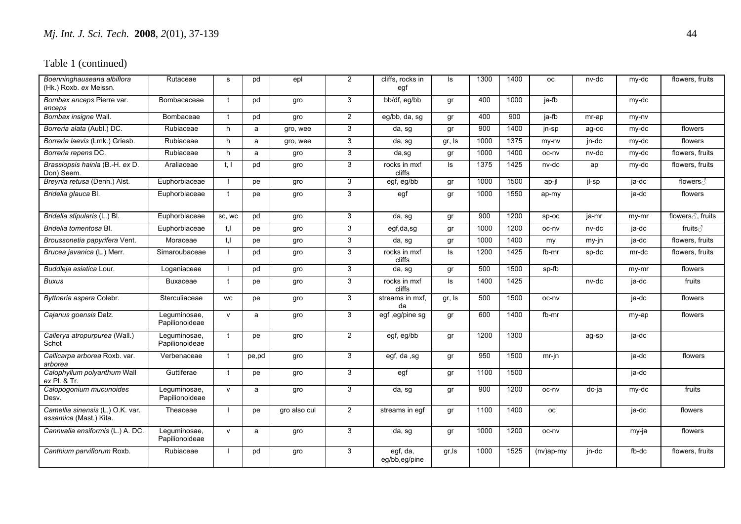Table 1 (continued)

| | | | | | | | | | | | | | |
|---|---|---|---|---|---|---|---|---|---|---|---|---|---|
| *Boenninghauseana albiflora* (Hk.) Roxb. *ex* Meissn. | Rutaceae | s | pd | epl | 2 | cliffs, rocks in egf | ls | 1300 | 1400 | oc | nv-dc | my-dc | flowers, fruits |
| *Bombax anceps* Pierre var. *anceps* | Bombacaceae | t | pd | gro | 3 | bb/df, eg/bb | gr | 400 | 1000 | ja-fb | | my-dc | |
| *Bombax insigne* Wall. | Bombaceae | t | pd | gro | 2 | eg/bb, da, sg | gr | 400 | 900 | ja-fb | mr-ap | my-nv | |
| *Borreria alata* (Aubl.) DC. | Rubiaceae | h | a | gro, wee | 3 | da, sg | gr | 900 | 1400 | jn-sp | ag-oc | my-dc | flowers |
| *Borreria laevis* (Lmk.) Griesb. | Rubiaceae | h | a | gro, wee | 3 | da, sg | gr, ls | 1000 | 1375 | my-nv | jn-dc | my-dc | flowers |
| *Borreria repens* DC. | Rubiaceae | h | a | gro | 3 | da,sg | gr | 1000 | 1400 | oc-nv | nv-dc | my-dc | flowers, fruits |
| *Brassiopsis hainla* (B.-H. *ex* D. Don) Seem. | Araliaceae | t, l | pd | gro | 3 | rocks in mxf cliffs | ls | 1375 | 1425 | nv-dc | ap | my-dc | flowers, fruits |
| *Breynia retusa* (Denn.) Alst. | Euphorbiaceae | l | pe | gro | 3 | egf, eg/bb | gr | 1000 | 1500 | ap-jl | jl-sp | ja-dc | flowers♂ |
| *Bridelia glauca* Bl. | Euphorbiaceae | t | pe | gro | 3 | egf | gr | 1000 | 1550 | ap-my | | ja-dc | flowers |
| *Bridelia stipularis* (L.) Bl. | Euphorbiaceae | sc, wc | pd | gro | 3 | da, sg | gr | 900 | 1200 | sp-oc | ja-mr | my-mr | flowers♂, fruits |
| *Bridelia tomentosa* Bl. | Euphorbiaceae | t,l | pe | gro | 3 | egf,da,sg | gr | 1000 | 1200 | oc-nv | nv-dc | ja-dc | fruits♂ |
| *Broussonetia papyrifera* Vent. | Moraceae | t,l | pe | gro | 3 | da, sg | gr | 1000 | 1400 | my | my-jn | ja-dc | flowers, fruits |
| *Brucea javanica* (L.) Merr. | Simaroubaceae | l | pd | gro | 3 | rocks in mxf cliffs | ls | 1200 | 1425 | fb-mr | sp-dc | mr-dc | flowers, fruits |
| *Buddleja asiatica* Lour. | Loganiaceae | l | pd | gro | 3 | da, sg | gr | 500 | 1500 | sp-fb | | my-mr | flowers |
| *Buxus* | Buxaceae | t | pe | gro | 3 | rocks in mxf cliffs | ls | 1400 | 1425 | | nv-dc | ja-dc | fruits |
| *Byttneria aspera* Colebr. | Sterculiaceae | wc | pe | gro | 3 | streams in mxf, da | gr, ls | 500 | 1500 | oc-nv | | ja-dc | flowers |
| *Cajanus goensis* Dalz. | Leguminosae, Papilionoideae | v | a | gro | 3 | egf ,eg/pine sg | gr | 600 | 1400 | fb-mr | | my-ap | flowers |
| *Callerya atropurpurea* (Wall.) Schot | Leguminosae, Papilionoideae | t | pe | gro | 2 | egf, eg/bb | gr | 1200 | 1300 | | ag-sp | ja-dc | |
| *Callicarpa arborea* Roxb. var. *arborea* | Verbenaceae | t | pe,pd | gro | 3 | egf, da ,sg | gr | 950 | 1500 | mr-jn | | ja-dc | flowers |
| *Calophyllum polyanthum* Wall *ex* Pl. & Tr. | Guttiferae | t | pe | gro | 3 | egf | gr | 1100 | 1500 | | | ja-dc | |
| *Calopogonium mucunoides* Desv. | Leguminosae, Papilionoideae | v | a | gro | 3 | da, sg | gr | 900 | 1200 | oc-nv | dc-ja | my-dc | fruits |
| *Camellia sinensis* (L.) O.K. var. *assamica* (Mast.) Kita. | Theaceae | l | pe | gro also cul | 2 | streams in egf | gr | 1100 | 1400 | oc | | ja-dc | flowers |
| *Cannvalia ensiformis* (L.) A. DC. | Leguminosae, Papilionoideae | v | a | gro | 3 | da, sg | gr | 1000 | 1200 | oc-nv | | my-ja | flowers |
| *Canthium parviflorum* Roxb. | Rubiaceae | l | pd | gro | 3 | egf, da, eg/bb,eg/pine | gr,ls | 1000 | 1525 | (nv)ap-my | jn-dc | fb-dc | flowers, fruits |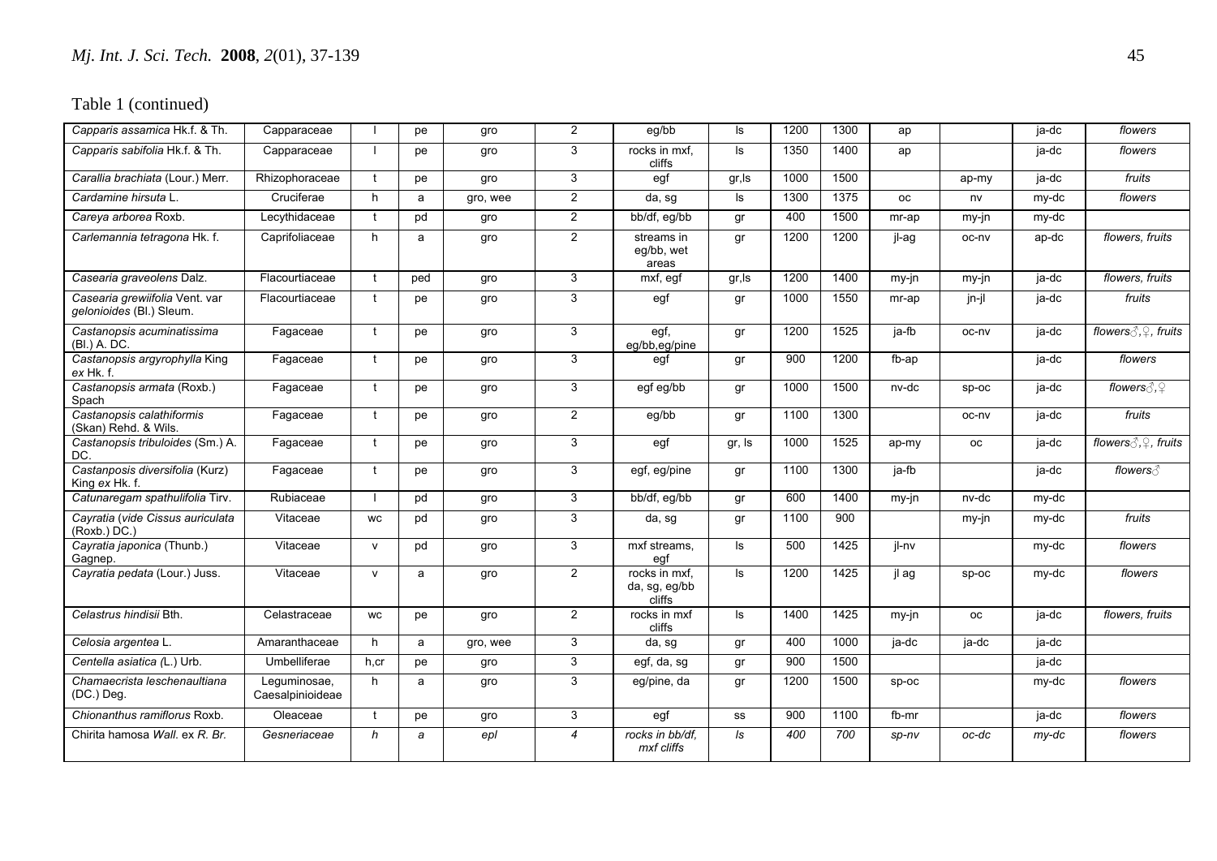Table 1 (continued)

| | | | | | | | | | | | | | |
|---|---|---|---|---|---|---|---|---|---|---|---|---|---|
| *Capparis assamica* Hk.f. & Th. | Capparaceae | l | pe | gro | 2 | eg/bb | ls | 1200 | 1300 | ap | | ja-dc | *flowers* |
| *Capparis sabifolia* Hk.f. & Th. | Capparaceae | l | pe | gro | 3 | rocks in mxf, cliffs | ls | 1350 | 1400 | ap | | ja-dc | *flowers* |
| *Carallia brachiata* (Lour.) Merr. | Rhizophoraceae | t | pe | gro | 3 | egf | gr,ls | 1000 | 1500 | | ap-my | ja-dc | *fruits* |
| *Cardamine hirsuta* L. | Cruciferae | h | a | gro, wee | 2 | da, sg | ls | 1300 | 1375 | oc | nv | my-dc | *flowers* |
| *Careya arborea* Roxb. | Lecythidaceae | t | pd | gro | 2 | bb/df, eg/bb | gr | 400 | 1500 | mr-ap | my-jn | my-dc | |
| *Carlemannia tetragona* Hk. f. | Caprifoliaceae | h | a | gro | 2 | streams in eg/bb, wet areas | gr | 1200 | 1200 | jl-ag | oc-nv | ap-dc | *flowers, fruits* |
| *Casearia graveolens* Dalz. | Flacourtiaceae | t | ped | gro | 3 | mxf, egf | gr,ls | 1200 | 1400 | my-jn | my-jn | ja-dc | *flowers, fruits* |
| *Casearia grewiifolia* Vent. var *gelonioides* (Bl.) Sleum. | Flacourtiaceae | t | pe | gro | 3 | egf | gr | 1000 | 1550 | mr-ap | jn-jl | ja-dc | *fruits* |
| *Castanopsis acuminatissima* (Bl.) A. DC. | Fagaceae | t | pe | gro | 3 | egf, eg/bb,eg/pine | gr | 1200 | 1525 | ja-fb | oc-nv | ja-dc | *flowers♂,♀, fruits* |
| *Castanopsis argyrophylla* King *ex* Hk. f. | Fagaceae | t | pe | gro | 3 | egf | gr | 900 | 1200 | fb-ap | | ja-dc | *flowers* |
| *Castanopsis armata* (Roxb.) Spach | Fagaceae | t | pe | gro | 3 | egf eg/bb | gr | 1000 | 1500 | nv-dc | sp-oc | ja-dc | *flowers♂,♀* |
| *Castanopsis calathiformis* (Skan) Rehd. & Wils. | Fagaceae | t | pe | gro | 2 | eg/bb | gr | 1100 | 1300 | | oc-nv | ja-dc | *fruits* |
| *Castanopsis tribuloides* (Sm.) A. DC. | Fagaceae | t | pe | gro | 3 | egf | gr, ls | 1000 | 1525 | ap-my | oc | ja-dc | *flowers♂,♀, fruits* |
| *Castanposis diversifolia* (Kurz) King *ex* Hk. f. | Fagaceae | t | pe | gro | 3 | egf, eg/pine | gr | 1100 | 1300 | ja-fb | | ja-dc | *flowers♂* |
| *Catunaregam spathulifolia* Tirv. | Rubiaceae | l | pd | gro | 3 | bb/df, eg/bb | gr | 600 | 1400 | my-jn | nv-dc | my-dc | |
| *Cayratia* (*vide Cissus auriculata* (Roxb.) DC.) | Vitaceae | wc | pd | gro | 3 | da, sg | gr | 1100 | 900 | | my-jn | my-dc | *fruits* |
| *Cayratia japonica* (Thunb.) Gagnep. | Vitaceae | v | pd | gro | 3 | mxf streams, egf | ls | 500 | 1425 | jl-nv | | my-dc | *flowers* |
| *Cayratia pedata* (Lour.) Juss. | Vitaceae | v | a | gro | 2 | rocks in mxf, da, sg, eg/bb cliffs | ls | 1200 | 1425 | jl ag | sp-oc | my-dc | *flowers* |
| *Celastrus hindisii* Bth. | Celastraceae | wc | pe | gro | 2 | rocks in mxf cliffs | ls | 1400 | 1425 | my-jn | oc | ja-dc | *flowers, fruits* |
| *Celosia argentea* L. | Amaranthaceae | h | a | gro, wee | 3 | da, sg | gr | 400 | 1000 | ja-dc | ja-dc | ja-dc | |
| *Centella asiatica (*L.) Urb. | Umbelliferae | h,cr | pe | gro | 3 | egf, da, sg | gr | 900 | 1500 | | | ja-dc | |
| *Chamaecrista leschenaultiana* (DC.) Deg. | Leguminosae, Caesalpinioideae | h | a | gro | 3 | eg/pine, da | gr | 1200 | 1500 | sp-oc | | my-dc | *flowers* |
| *Chionanthus ramiflorus* Roxb. | Oleaceae | t | pe | gro | 3 | egf | ss | 900 | 1100 | fb-mr | | ja-dc | *flowers* |
| Chirita hamosa *Wall.* ex *R. Br.* | *Gesneriaceae* | *h* | *a* | *epl* | *4* | *rocks in bb/df, mxf cliffs* | *ls* | *400* | *700* | *sp-nv* | *oc-dc* | *my-dc* | *flowers* |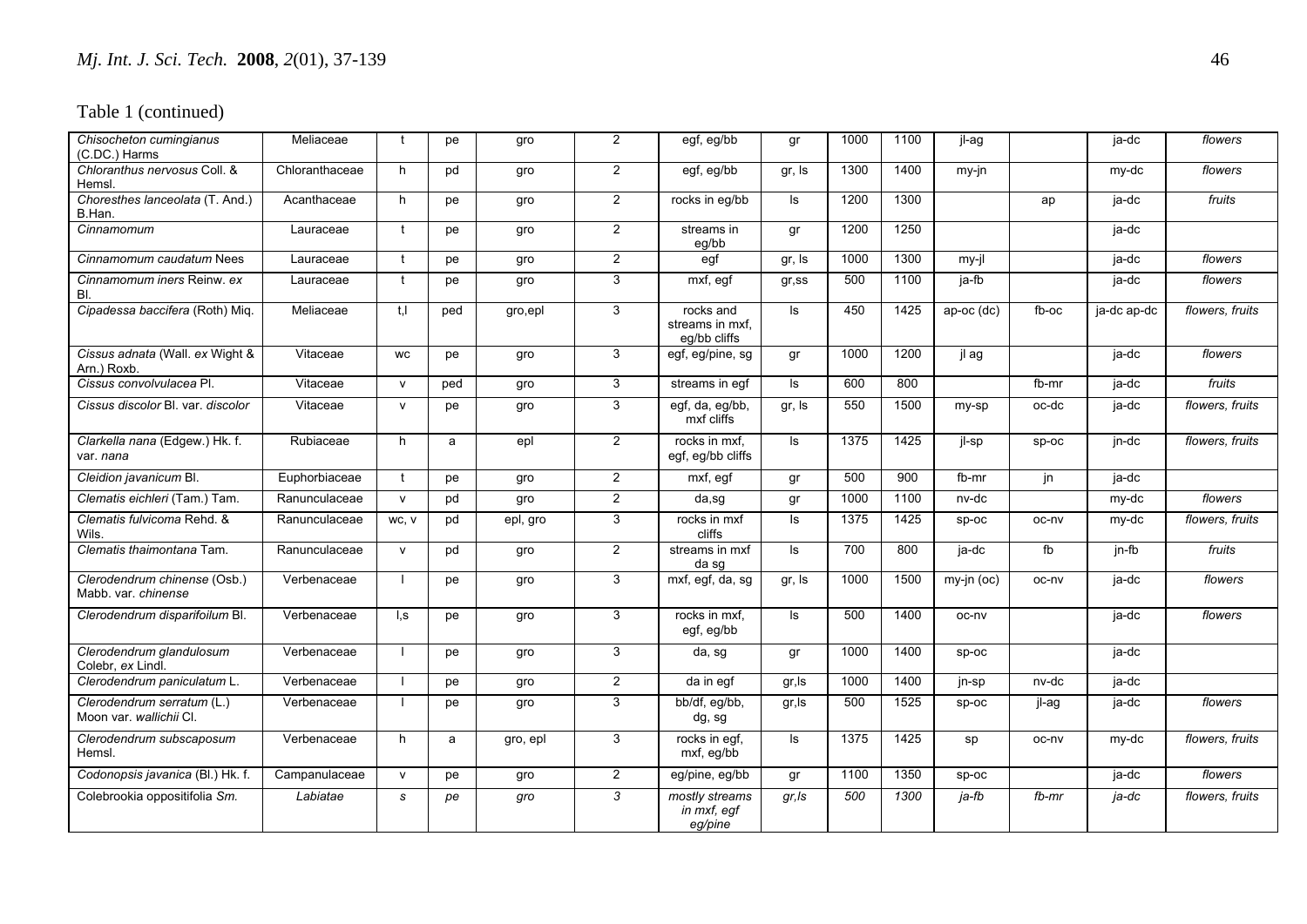Table 1 (continued)

| | | | | | | | | | | | | | |
|---|---|---|---|---|---|---|---|---|---|---|---|---|---|
| *Chisocheton cumingianus* (C.DC.) Harms | Meliaceae | t | pe | gro | 2 | egf, eg/bb | gr | 1000 | 1100 | jl-ag | | ja-dc | *flowers* |
| *Chloranthus nervosus* Coll. & Hemsl. | Chloranthaceae | h | pd | gro | 2 | egf, eg/bb | gr, ls | 1300 | 1400 | my-jn | | my-dc | *flowers* |
| *Choresthes lanceolata* (T. And.) B.Han. | Acanthaceae | h | pe | gro | 2 | rocks in eg/bb | ls | 1200 | 1300 | | ap | ja-dc | *fruits* |
| *Cinnamomum* | Lauraceae | t | pe | gro | 2 | streams in eg/bb | gr | 1200 | 1250 | | | ja-dc | |
| *Cinnamomum caudatum* Nees | Lauraceae | t | pe | gro | 2 | egf | gr, ls | 1000 | 1300 | my-jl | | ja-dc | *flowers* |
| *Cinnamomum iners* Reinw. *ex* Bl. | Lauraceae | t | pe | gro | 3 | mxf, egf | gr,ss | 500 | 1100 | ja-fb | | ja-dc | *flowers* |
| *Cipadessa baccifera* (Roth) Miq. | Meliaceae | t,l | ped | gro,epl | 3 | rocks and streams in mxf, eg/bb cliffs | ls | 450 | 1425 | ap-oc (dc) | fb-oc | ja-dc ap-dc | *flowers, fruits* |
| *Cissus adnata* (Wall. *ex* Wight & Arn.) Roxb. | Vitaceae | wc | pe | gro | 3 | egf, eg/pine, sg | gr | 1000 | 1200 | jl ag | | ja-dc | *flowers* |
| *Cissus convolvulacea* Pl. | Vitaceae | v | ped | gro | 3 | streams in egf | ls | 600 | 800 | | fb-mr | ja-dc | *fruits* |
| *Cissus discolor* Bl. var. *discolor* | Vitaceae | v | pe | gro | 3 | egf, da, eg/bb, mxf cliffs | gr, ls | 550 | 1500 | my-sp | oc-dc | ja-dc | *flowers, fruits* |
| *Clarkella nana* (Edgew.) Hk. f. var. *nana* | Rubiaceae | h | a | epl | 2 | rocks in mxf, egf, eg/bb cliffs | ls | 1375 | 1425 | jl-sp | sp-oc | jn-dc | *flowers, fruits* |
| *Cleidion javanicum* Bl. | Euphorbiaceae | t | pe | gro | 2 | mxf, egf | gr | 500 | 900 | fb-mr | jn | ja-dc | |
| *Clematis eichleri* (Tam.) Tam. | Ranunculaceae | v | pd | gro | 2 | da,sg | gr | 1000 | 1100 | nv-dc | | my-dc | *flowers* |
| *Clematis fulvicoma* Rehd. & Wils. | Ranunculaceae | wc, v | pd | epl, gro | 3 | rocks in mxf cliffs | ls | 1375 | 1425 | sp-oc | oc-nv | my-dc | *flowers, fruits* |
| *Clematis thaimontana* Tam. | Ranunculaceae | v | pd | gro | 2 | streams in mxf da sg | ls | 700 | 800 | ja-dc | fb | jn-fb | *fruits* |
| *Clerodendrum chinense* (Osb.) Mabb. var. *chinense* | Verbenaceae | l | pe | gro | 3 | mxf, egf, da, sg | gr, ls | 1000 | 1500 | my-jn (oc) | oc-nv | ja-dc | *flowers* |
| *Clerodendrum disparifoilum* Bl. | Verbenaceae | l,s | pe | gro | 3 | rocks in mxf, egf, eg/bb | ls | 500 | 1400 | oc-nv | | ja-dc | *flowers* |
| *Clerodendrum glandulosum* Colebr. *ex* Lindl. | Verbenaceae | l | pe | gro | 3 | da, sg | gr | 1000 | 1400 | sp-oc | | ja-dc | |
| *Clerodendrum paniculatum* L. | Verbenaceae | l | pe | gro | 2 | da in egf | gr,ls | 1000 | 1400 | jn-sp | nv-dc | ja-dc | |
| *Clerodendrum serratum* (L.) Moon var. *wallichii* Cl. | Verbenaceae | l | pe | gro | 3 | bb/df, eg/bb, dg, sg | gr,ls | 500 | 1525 | sp-oc | jl-ag | ja-dc | *flowers* |
| *Clerodendrum subscaposum* Hemsl. | Verbenaceae | h | a | gro, epl | 3 | rocks in egf, mxf, eg/bb | ls | 1375 | 1425 | sp | oc-nv | my-dc | *flowers, fruits* |
| *Codonopsis javanica* (Bl.) Hk. f. | Campanulaceae | v | pe | gro | 2 | eg/pine, eg/bb | gr | 1100 | 1350 | sp-oc | | ja-dc | *flowers* |
| Colebrookia oppositifolia *Sm.* | *Labiatae* | *s* | *pe* | *gro* | *3* | *mostly streams in mxf, egf eg/pine* | *gr,ls* | *500* | *1300* | *ja-fb* | *fb-mr* | *ja-dc* | *flowers, fruits* |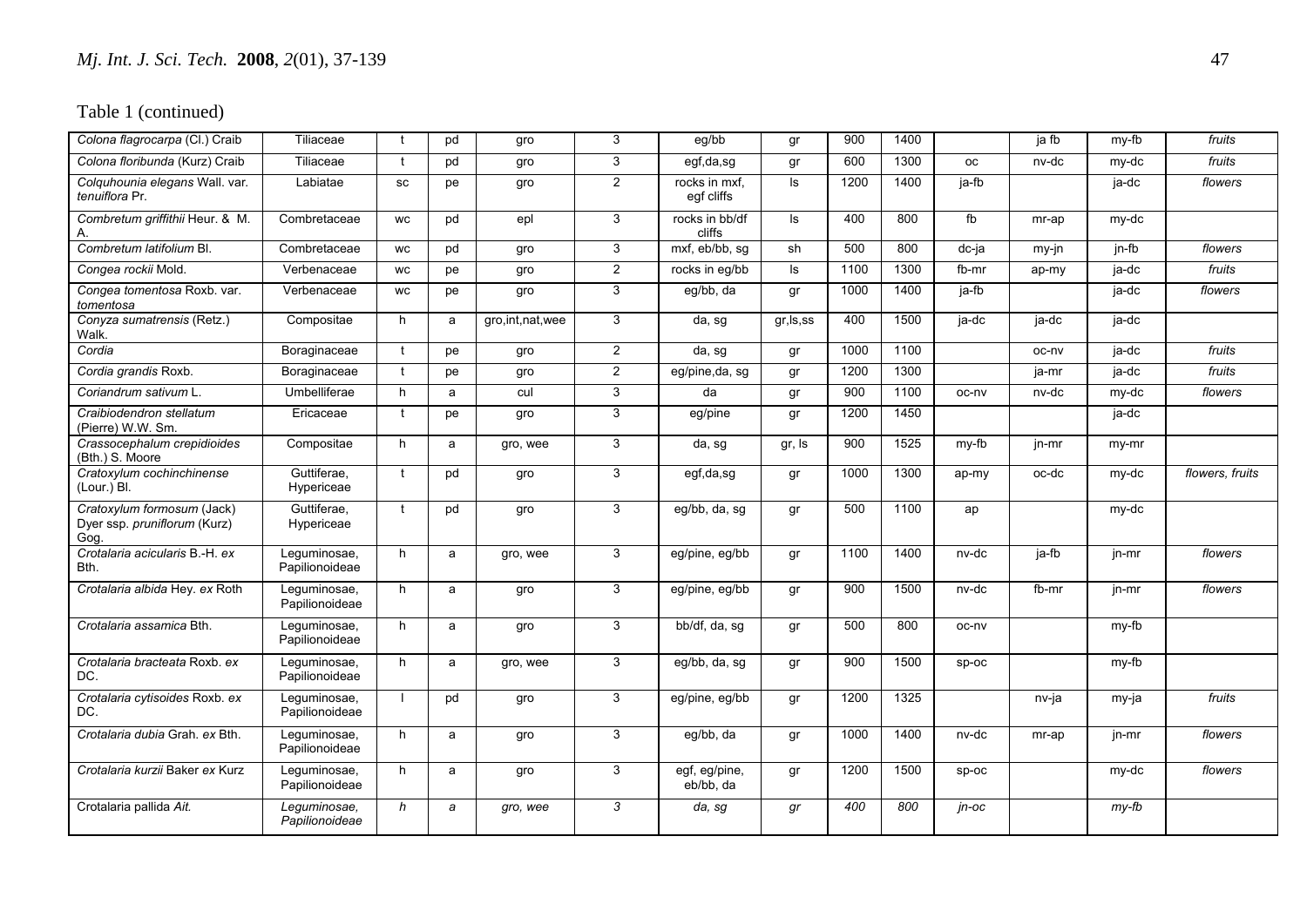Table 1 (continued)

| | | | | | | | | | | | | | |
|---|---|---|---|---|---|---|---|---|---|---|---|---|---|
| *Colona flagrocarpa* (Cl.) Craib | Tiliaceae | t | pd | gro | 3 | eg/bb | gr | 900 | 1400 | | ja fb | my-fb | *fruits* |
| *Colona floribunda* (Kurz) Craib | Tiliaceae | t | pd | gro | 3 | egf,da,sg | gr | 600 | 1300 | oc | nv-dc | my-dc | *fruits* |
| *Colquhounia elegans* Wall. var. *tenuiflora* Pr. | Labiatae | sc | pe | gro | 2 | rocks in mxf, egf cliffs | ls | 1200 | 1400 | ja-fb | | ja-dc | *flowers* |
| *Combretum griffithii* Heur. & M. A. | Combretaceae | wc | pd | epl | 3 | rocks in bb/df cliffs | ls | 400 | 800 | fb | mr-ap | my-dc | |
| *Combretum latifolium* Bl. | Combretaceae | wc | pd | gro | 3 | mxf, eb/bb, sg | sh | 500 | 800 | dc-ja | my-jn | jn-fb | *flowers* |
| *Congea rockii* Mold. | Verbenaceae | wc | pe | gro | 2 | rocks in eg/bb | ls | 1100 | 1300 | fb-mr | ap-my | ja-dc | *fruits* |
| *Congea tomentosa* Roxb. var. *tomentosa* | Verbenaceae | wc | pe | gro | 3 | eg/bb, da | gr | 1000 | 1400 | ja-fb | | ja-dc | *flowers* |
| *Conyza sumatrensis* (Retz.) Walk. | Compositae | h | a | gro,int,nat,wee | 3 | da, sg | gr,ls,ss | 400 | 1500 | ja-dc | ja-dc | ja-dc | |
| *Cordia* | Boraginaceae | t | pe | gro | 2 | da, sg | gr | 1000 | 1100 | | oc-nv | ja-dc | *fruits* |
| *Cordia grandis* Roxb. | Boraginaceae | t | pe | gro | 2 | eg/pine,da, sg | gr | 1200 | 1300 | | ja-mr | ja-dc | *fruits* |
| *Coriandrum sativum* L. | Umbelliferae | h | a | cul | 3 | da | gr | 900 | 1100 | oc-nv | nv-dc | my-dc | *flowers* |
| *Craibiodendron stellatum* (Pierre) W.W. Sm. | Ericaceae | t | pe | gro | 3 | eg/pine | gr | 1200 | 1450 | | | ja-dc | |
| *Crassocephalum crepidioides* (Bth.) S. Moore | Compositae | h | a | gro, wee | 3 | da, sg | gr, ls | 900 | 1525 | my-fb | jn-mr | my-mr | |
| *Cratoxylum cochinchinense* (Lour.) Bl. | Guttiferae, Hypericeae | t | pd | gro | 3 | egf,da,sg | gr | 1000 | 1300 | ap-my | oc-dc | my-dc | *flowers, fruits* |
| *Cratoxylum formosum* (Jack) Dyer ssp. *pruniflorum* (Kurz) Gog. | Guttiferae, Hypericeae | t | pd | gro | 3 | eg/bb, da, sg | gr | 500 | 1100 | ap | | my-dc | |
| *Crotalaria acicularis* B.-H. *ex* Bth. | Leguminosae, Papilionoideae | h | a | gro, wee | 3 | eg/pine, eg/bb | gr | 1100 | 1400 | nv-dc | ja-fb | jn-mr | *flowers* |
| *Crotalaria albida* Hey. *ex* Roth | Leguminosae, Papilionoideae | h | a | gro | 3 | eg/pine, eg/bb | gr | 900 | 1500 | nv-dc | fb-mr | jn-mr | *flowers* |
| *Crotalaria assamica* Bth. | Leguminosae, Papilionoideae | h | a | gro | 3 | bb/df, da, sg | gr | 500 | 800 | oc-nv | | my-fb | |
| *Crotalaria bracteata* Roxb. *ex* DC. | Leguminosae, Papilionoideae | h | a | gro, wee | 3 | eg/bb, da, sg | gr | 900 | 1500 | sp-oc | | my-fb | |
| *Crotalaria cytisoides* Roxb. *ex* DC. | Leguminosae, Papilionoideae | l | pd | gro | 3 | eg/pine, eg/bb | gr | 1200 | 1325 | | nv-ja | my-ja | *fruits* |
| *Crotalaria dubia* Grah. *ex* Bth. | Leguminosae, Papilionoideae | h | a | gro | 3 | eg/bb, da | gr | 1000 | 1400 | nv-dc | mr-ap | jn-mr | *flowers* |
| *Crotalaria kurzii* Baker *ex* Kurz | Leguminosae, Papilionoideae | h | a | gro | 3 | egf, eg/pine, eb/bb, da | gr | 1200 | 1500 | sp-oc | | my-dc | *flowers* |
| Crotalaria pallida *Ait.* | *Leguminosae, Papilionoideae* | *h* | *a* | *gro, wee* | *3* | *da, sg* | *gr* | *400* | *800* | *jn-oc* | | *my-fb* | |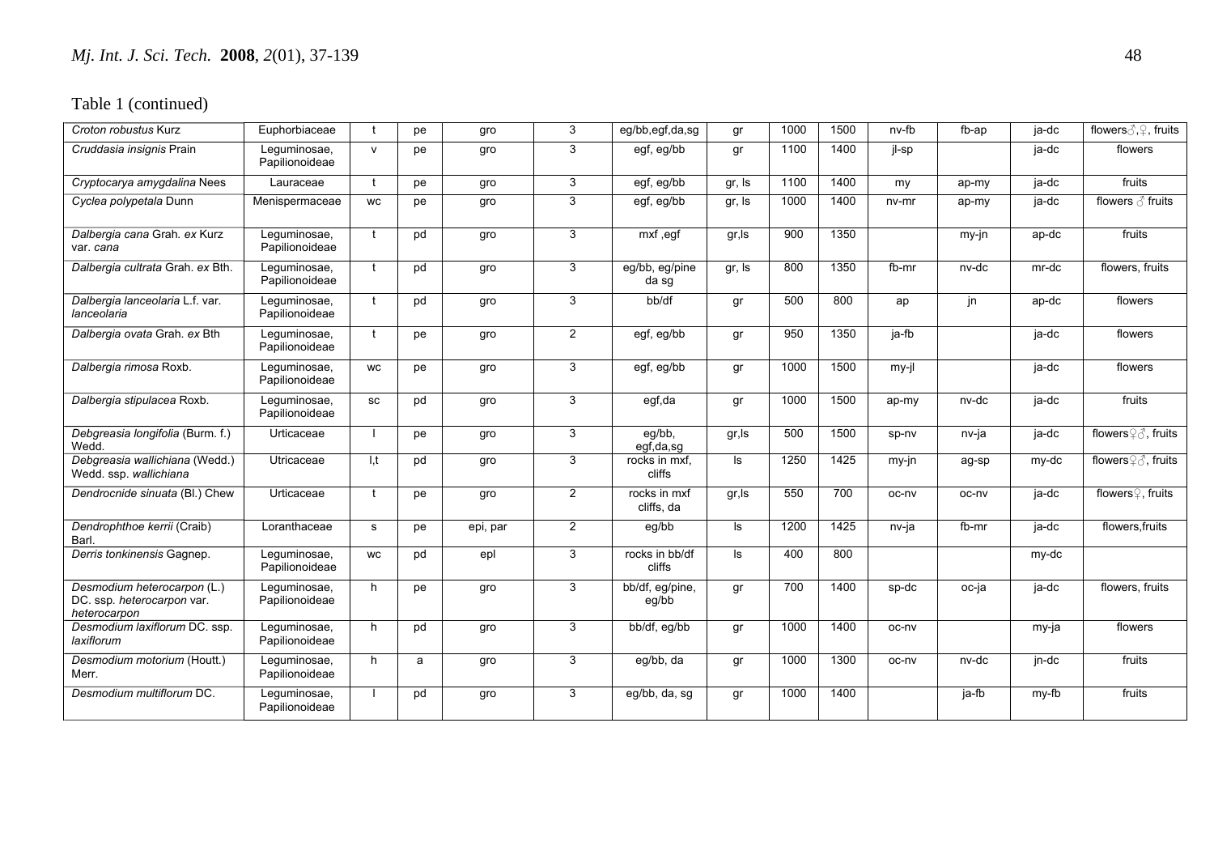Table 1 (continued)

| | | | | | | | | | | | | | |
|---|---|---|---|---|---|---|---|---|---|---|---|---|---|
| *Croton robustus* Kurz | Euphorbiaceae | t | pe | gro | 3 | eg/bb,egf,da,sg | gr | 1000 | 1500 | nv-fb | fb-ap | ja-dc | flowers♂,♀, fruits |
| *Cruddasia insignis* Prain | Leguminosae, Papilionoideae | v | pe | gro | 3 | egf, eg/bb | gr | 1100 | 1400 | jl-sp | | ja-dc | flowers |
| *Cryptocarya amygdalina* Nees | Lauraceae | t | pe | gro | 3 | egf, eg/bb | gr, ls | 1100 | 1400 | my | ap-my | ja-dc | fruits |
| *Cyclea polypetala* Dunn | Menispermaceae | wc | pe | gro | 3 | egf, eg/bb | gr, ls | 1000 | 1400 | nv-mr | ap-my | ja-dc | flowers ♂ fruits |
| *Dalbergia cana* Grah. *ex* Kurz var. *cana* | Leguminosae, Papilionoideae | t | pd | gro | 3 | mxf ,egf | gr,ls | 900 | 1350 | | my-jn | ap-dc | fruits |
| *Dalbergia cultrata* Grah. *ex* Bth. | Leguminosae, Papilionoideae | t | pd | gro | 3 | eg/bb, eg/pine da sg | gr, ls | 800 | 1350 | fb-mr | nv-dc | mr-dc | flowers, fruits |
| *Dalbergia lanceolaria* L.f. var. *lanceolaria* | Leguminosae, Papilionoideae | t | pd | gro | 3 | bb/df | gr | 500 | 800 | ap | jn | ap-dc | flowers |
| *Dalbergia ovata* Grah. *ex* Bth | Leguminosae, Papilionoideae | t | pe | gro | 2 | egf, eg/bb | gr | 950 | 1350 | ja-fb | | ja-dc | flowers |
| *Dalbergia rimosa* Roxb. | Leguminosae, Papilionoideae | wc | pe | gro | 3 | egf, eg/bb | gr | 1000 | 1500 | my-jl | | ja-dc | flowers |
| *Dalbergia stipulacea* Roxb. | Leguminosae, Papilionoideae | sc | pd | gro | 3 | egf,da | gr | 1000 | 1500 | ap-my | nv-dc | ja-dc | fruits |
| *Debgreasia longifolia* (Burm. f.) Wedd. | Urticaceae | l | pe | gro | 3 | eg/bb, egf,da,sg | gr,ls | 500 | 1500 | sp-nv | nv-ja | ja-dc | flowers♀♂, fruits |
| *Debgreasia wallichiana* (Wedd.) Wedd. ssp. *wallichiana* | Utricaceae | l,t | pd | gro | 3 | rocks in mxf, cliffs | ls | 1250 | 1425 | my-jn | ag-sp | my-dc | flowers♀♂, fruits |
| *Dendrocnide sinuata* (Bl.) Chew | Urticaceae | t | pe | gro | 2 | rocks in mxf cliffs, da | gr,ls | 550 | 700 | oc-nv | oc-nv | ja-dc | flowers♀, fruits |
| *Dendrophthoe kerrii* (Craib) Barl. | Loranthaceae | s | pe | epi, par | 2 | eg/bb | ls | 1200 | 1425 | nv-ja | fb-mr | ja-dc | flowers,fruits |
| *Derris tonkinensis* Gagnep. | Leguminosae, Papilionoideae | wc | pd | epl | 3 | rocks in bb/df cliffs | ls | 400 | 800 | | | my-dc | |
| *Desmodium heterocarpon* (L.) DC. ssp. *heterocarpon* var. *heterocarpon* | Leguminosae, Papilionoideae | h | pe | gro | 3 | bb/df, eg/pine, eg/bb | gr | 700 | 1400 | sp-dc | oc-ja | ja-dc | flowers, fruits |
| *Desmodium laxiflorum* DC. ssp. *laxiflorum* | Leguminosae, Papilionoideae | h | pd | gro | 3 | bb/df, eg/bb | gr | 1000 | 1400 | oc-nv | | my-ja | flowers |
| *Desmodium motorium* (Houtt.) Merr. | Leguminosae, Papilionoideae | h | a | gro | 3 | eg/bb, da | gr | 1000 | 1300 | oc-nv | nv-dc | jn-dc | fruits |
| *Desmodium multiflorum* DC. | Leguminosae, Papilionoideae | l | pd | gro | 3 | eg/bb, da, sg | gr | 1000 | 1400 | | ja-fb | my-fb | fruits |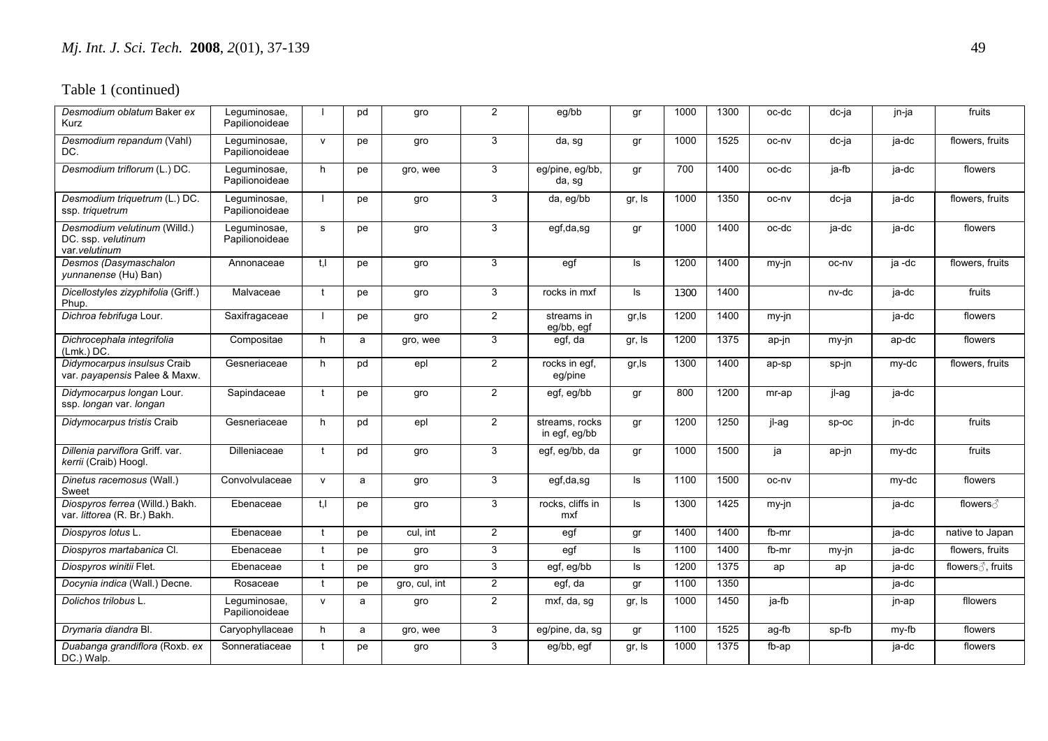Table 1 (continued)

| | | | | | | | | | | | | | |
|---|---|---|---|---|---|---|---|---|---|---|---|---|---|
| *Desmodium oblatum* Baker *ex* Kurz | Leguminosae, Papilionoideae | l | pd | gro | 2 | eg/bb | gr | 1000 | 1300 | oc-dc | dc-ja | jn-ja | fruits |
| *Desmodium repandum* (Vahl) DC. | Leguminosae, Papilionoideae | v | pe | gro | 3 | da, sg | gr | 1000 | 1525 | oc-nv | dc-ja | ja-dc | flowers, fruits |
| *Desmodium triflorum* (L.) DC. | Leguminosae, Papilionoideae | h | pe | gro, wee | 3 | eg/pine, eg/bb, da, sg | gr | 700 | 1400 | oc-dc | ja-fb | ja-dc | flowers |
| *Desmodium triquetrum* (L.) DC. ssp. *triquetrum* | Leguminosae, Papilionoideae | l | pe | gro | 3 | da, eg/bb | gr, ls | 1000 | 1350 | oc-nv | dc-ja | ja-dc | flowers, fruits |
| *Desmodium velutinum* (Willd.) DC. ssp. *velutinum* var.*velutinum* | Leguminosae, Papilionoideae | s | pe | gro | 3 | egf,da,sg | gr | 1000 | 1400 | oc-dc | ja-dc | ja-dc | flowers |
| *Desmos (Dasymaschalon yunnanense* (Hu) Ban) | Annonaceae | t,l | pe | gro | 3 | egf | ls | 1200 | 1400 | my-jn | oc-nv | ja -dc | flowers, fruits |
| *Dicellostyles zizyphifolia* (Griff.) Phup. | Malvaceae | t | pe | gro | 3 | rocks in mxf | ls | 1300 | 1400 | | nv-dc | ja-dc | fruits |
| *Dichroa febrifuga* Lour. | Saxifragaceae | l | pe | gro | 2 | streams in eg/bb, egf | gr,ls | 1200 | 1400 | my-jn | | ja-dc | flowers |
| *Dichrocephala integrifolia* (Lmk.) DC. | Compositae | h | a | gro, wee | 3 | egf, da | gr, ls | 1200 | 1375 | ap-jn | my-jn | ap-dc | flowers |
| *Didymocarpus insulsus* Craib var. *payapensis* Palee & Maxw. | Gesneriaceae | h | pd | epl | 2 | rocks in egf, eg/pine | gr,ls | 1300 | 1400 | ap-sp | sp-jn | my-dc | flowers, fruits |
| *Didymocarpus longan* Lour. ssp. *longan* var. *longan* | Sapindaceae | t | pe | gro | 2 | egf, eg/bb | gr | 800 | 1200 | mr-ap | jl-ag | ja-dc | |
| *Didymocarpus tristis* Craib | Gesneriaceae | h | pd | epl | 2 | streams, rocks in egf, eg/bb | gr | 1200 | 1250 | jl-ag | sp-oc | jn-dc | fruits |
| *Dillenia parviflora* Griff. var. *kerrii* (Craib) Hoogl. | Dilleniaceae | t | pd | gro | 3 | egf, eg/bb, da | gr | 1000 | 1500 | ja | ap-jn | my-dc | fruits |
| *Dinetus racemosus* (Wall.) Sweet | Convolvulaceae | v | a | gro | 3 | egf,da,sg | ls | 1100 | 1500 | oc-nv | | my-dc | flowers |
| *Diospyros ferrea* (Willd.) Bakh. var. *littorea* (R. Br.) Bakh. | Ebenaceae | t,l | pe | gro | 3 | rocks, cliffs in mxf | ls | 1300 | 1425 | my-jn | | ja-dc | flowers♂ |
| *Diospyros lotus* L. | Ebenaceae | t | pe | cul, int | 2 | egf | gr | 1400 | 1400 | fb-mr | | ja-dc | native to Japan |
| *Diospyros martabanica* Cl. | Ebenaceae | t | pe | gro | 3 | egf | ls | 1100 | 1400 | fb-mr | my-jn | ja-dc | flowers, fruits |
| *Diospyros winitii* Flet. | Ebenaceae | t | pe | gro | 3 | egf, eg/bb | ls | 1200 | 1375 | ap | ap | ja-dc | flowers♂, fruits |
| *Docynia indica* (Wall.) Decne. | Rosaceae | t | pe | gro, cul, int | 2 | egf, da | gr | 1100 | 1350 | | | ja-dc | |
| *Dolichos trilobus* L. | Leguminosae, Papilionoideae | v | a | gro | 2 | mxf, da, sg | gr, ls | 1000 | 1450 | ja-fb | | jn-ap | fllowers |
| *Drymaria diandra* Bl. | Caryophyllaceae | h | a | gro, wee | 3 | eg/pine, da, sg | gr | 1100 | 1525 | ag-fb | sp-fb | my-fb | flowers |
| *Duabanga grandiflora* (Roxb. *ex* DC.) Walp. | Sonneratiaceae | t | pe | gro | 3 | eg/bb, egf | gr, ls | 1000 | 1375 | fb-ap | | ja-dc | flowers |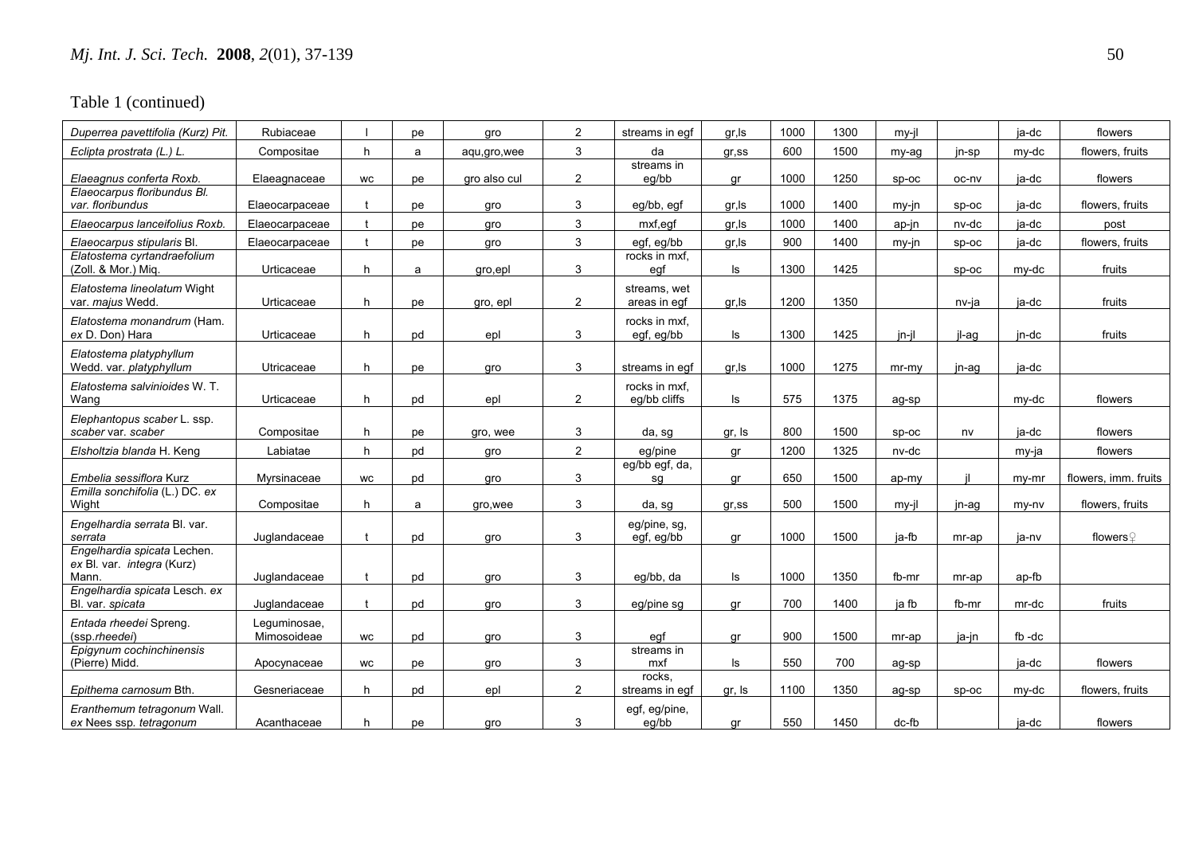Table 1 (continued)

| | | | | | | | | | | | | | |
|---|---|---|---|---|---|---|---|---|---|---|---|---|---|
| *Duperrea pavettifolia (Kurz) Pit.* | Rubiaceae | l | pe | gro | 2 | streams in egf | gr,ls | 1000 | 1300 | my-jl | | ja-dc | flowers |
| *Eclipta prostrata (L.) L.* | Compositae | h | a | aqu,gro,wee | 3 | da | gr,ss | 600 | 1500 | my-ag | jn-sp | my-dc | flowers, fruits |
| *Elaeagnus conferta Roxb.* | Elaeagnaceae | wc | pe | gro also cul | 2 | streams in eg/bb | gr | 1000 | 1250 | sp-oc | oc-nv | ja-dc | flowers |
| *Elaeocarpus floribundus Bl. var. floribundus* | Elaeocarpaceae | t | pe | gro | 3 | eg/bb, egf | gr,ls | 1000 | 1400 | my-jn | sp-oc | ja-dc | flowers, fruits |
| *Elaeocarpus lanceifolius Roxb.* | Elaeocarpaceae | t | pe | gro | 3 | mxf,egf | gr,ls | 1000 | 1400 | ap-jn | nv-dc | ja-dc | post |
| *Elaeocarpus stipularis* Bl. | Elaeocarpaceae | t | pe | gro | 3 | egf, eg/bb | gr,ls | 900 | 1400 | my-jn | sp-oc | ja-dc | flowers, fruits |
| *Elatostema cyrtandraefolium* (Zoll. & Mor.) Miq. | Urticaceae | h | a | gro,epl | 3 | rocks in mxf, egf | ls | 1300 | 1425 | | sp-oc | my-dc | fruits |
| *Elatostema lineolatum* Wight var. *majus* Wedd. | Urticaceae | h | pe | gro, epl | 2 | streams, wet areas in egf | gr,ls | 1200 | 1350 | | nv-ja | ja-dc | fruits |
| *Elatostema monandrum* (Ham. *ex* D. Don) Hara | Urticaceae | h | pd | epl | 3 | rocks in mxf, egf, eg/bb | ls | 1300 | 1425 | jn-jl | jl-ag | jn-dc | fruits |
| *Elatostema platyphyllum* Wedd. var. *platyphyllum* | Utricaceae | h | pe | gro | 3 | streams in egf | gr,ls | 1000 | 1275 | mr-my | jn-ag | ja-dc | |
| *Elatostema salvinioides* W. T. Wang | Urticaceae | h | pd | epl | 2 | rocks in mxf, eg/bb cliffs | ls | 575 | 1375 | ag-sp | | my-dc | flowers |
| *Elephantopus scaber* L. ssp. *scaber* var. *scaber* | Compositae | h | pe | gro, wee | 3 | da, sg | gr, ls | 800 | 1500 | sp-oc | nv | ja-dc | flowers |
| *Elsholtzia blanda* H. Keng | Labiatae | h | pd | gro | 2 | eg/pine | gr | 1200 | 1325 | nv-dc | | my-ja | flowers |
| *Embelia sessiflora* Kurz | Myrsinaceae | wc | pd | gro | 3 | eg/bb egf, da, sg | gr | 650 | 1500 | ap-my | jl | my-mr | flowers, imm. fruits |
| *Emilla sonchifolia* (L.) DC. *ex* Wight | Compositae | h | a | gro,wee | 3 | da, sg | gr,ss | 500 | 1500 | my-jl | jn-ag | my-nv | flowers, fruits |
| *Engelhardia serrata* Bl. var. *serrata* | Juglandaceae | t | pd | gro | 3 | eg/pine, sg, egf, eg/bb | gr | 1000 | 1500 | ja-fb | mr-ap | ja-nv | flowers♀ |
| *Engelhardia spicata* Lechen. *ex* Bl. var. *integra* (Kurz) Mann. | Juglandaceae | t | pd | gro | 3 | eg/bb, da | ls | 1000 | 1350 | fb-mr | mr-ap | ap-fb | |
| *Engelhardia spicata* Lesch. *ex* Bl. var. *spicata* | Juglandaceae | t | pd | gro | 3 | eg/pine sg | gr | 700 | 1400 | ja fb | fb-mr | mr-dc | fruits |
| *Entada rheedei* Spreng. (ssp.*rheedei*) | Leguminosae, Mimosoideae | wc | pd | gro | 3 | egf | gr | 900 | 1500 | mr-ap | ja-jn | fb -dc | |
| *Epigynum cochinchinensis* (Pierre) Midd. | Apocynaceae | wc | pe | gro | 3 | streams in mxf | ls | 550 | 700 | ag-sp | | ja-dc | flowers |
| *Epithema carnosum* Bth. | Gesneriaceae | h | pd | epl | 2 | rocks, streams in egf | gr, ls | 1100 | 1350 | ag-sp | sp-oc | my-dc | flowers, fruits |
| *Eranthemum tetragonum* Wall. *ex* Nees ssp. *tetragonum* | Acanthaceae | h | pe | gro | 3 | egf, eg/pine, eg/bb | gr | 550 | 1450 | dc-fb | | ja-dc | flowers |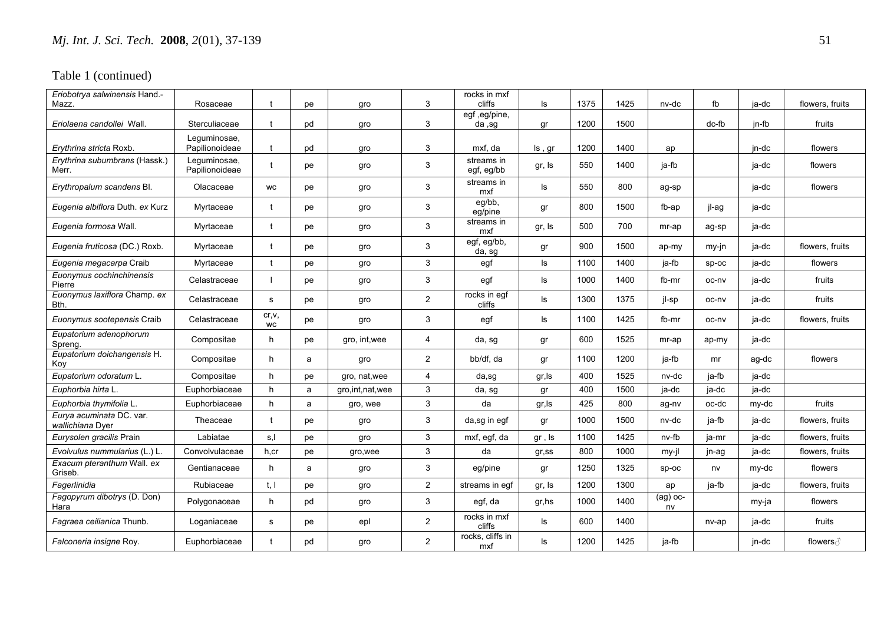Table 1 (continued)

| | | | | | | | | | | | | | |
|---|---|---|---|---|---|---|---|---|---|---|---|---|---|
| *Eriobotrya salwinensis* Hand.-Mazz. | Rosaceae | t | pe | gro | 3 | rocks in mxf cliffs | ls | 1375 | 1425 | nv-dc | fb | ja-dc | flowers, fruits |
| *Eriolaena candollei* Wall. | Sterculiaceae | t | pd | gro | 3 | egf ,eg/pine, da ,sg | gr | 1200 | 1500 | | dc-fb | jn-fb | fruits |
| *Erythrina stricta* Roxb. | Leguminosae, Papilionoideae | t | pd | gro | 3 | mxf, da | ls , gr | 1200 | 1400 | ap | | jn-dc | flowers |
| *Erythrina subumbrans* (Hassk.) Merr. | Leguminosae, Papilionoideae | t | pe | gro | 3 | streams in egf, eg/bb | gr, ls | 550 | 1400 | ja-fb | | ja-dc | flowers |
| *Erythropalum scandens* Bl. | Olacaceae | wc | pe | gro | 3 | streams in mxf | ls | 550 | 800 | ag-sp | | ja-dc | flowers |
| *Eugenia albiflora* Duth. *ex* Kurz | Myrtaceae | t | pe | gro | 3 | eg/bb, eg/pine | gr | 800 | 1500 | fb-ap | jl-ag | ja-dc | |
| *Eugenia formosa* Wall. | Myrtaceae | t | pe | gro | 3 | streams in mxf | gr, ls | 500 | 700 | mr-ap | ag-sp | ja-dc | |
| *Eugenia fruticosa* (DC.) Roxb. | Myrtaceae | t | pe | gro | 3 | egf, eg/bb, da, sg | gr | 900 | 1500 | ap-my | my-jn | ja-dc | flowers, fruits |
| *Eugenia megacarpa* Craib | Myrtaceae | t | pe | gro | 3 | egf | ls | 1100 | 1400 | ja-fb | sp-oc | ja-dc | flowers |
| *Euonymus cochinchinensis* Pierre | Celastraceae | l | pe | gro | 3 | egf | ls | 1000 | 1400 | fb-mr | oc-nv | ja-dc | fruits |
| *Euonymus laxiflora* Champ. *ex* Bth. | Celastraceae | s | pe | gro | 2 | rocks in egf cliffs | ls | 1300 | 1375 | jl-sp | oc-nv | ja-dc | fruits |
| *Euonymus sootepensis* Craib | Celastraceae | cr,v, wc | pe | gro | 3 | egf | ls | 1100 | 1425 | fb-mr | oc-nv | ja-dc | flowers, fruits |
| *Eupatorium adenophorum* Spreng. | Compositae | h | pe | gro, int,wee | 4 | da, sg | gr | 600 | 1525 | mr-ap | ap-my | ja-dc | |
| *Eupatorium doichangensis* H. Koy | Compositae | h | a | gro | 2 | bb/df, da | gr | 1100 | 1200 | ja-fb | mr | ag-dc | flowers |
| *Eupatorium odoratum* L. | Compositae | h | pe | gro, nat,wee | 4 | da,sg | gr,ls | 400 | 1525 | nv-dc | ja-fb | ja-dc | |
| *Euphorbia hirta* L. | Euphorbiaceae | h | a | gro,int,nat,wee | 3 | da, sg | gr | 400 | 1500 | ja-dc | ja-dc | ja-dc | |
| *Euphorbia thymifolia* L. | Euphorbiaceae | h | a | gro, wee | 3 | da | gr,ls | 425 | 800 | ag-nv | oc-dc | my-dc | fruits |
| *Eurya acuminata* DC. var. *wallichiana* Dyer | Theaceae | t | pe | gro | 3 | da,sg in egf | gr | 1000 | 1500 | nv-dc | ja-fb | ja-dc | flowers, fruits |
| *Eurysolen gracilis* Prain | Labiatae | s,l | pe | gro | 3 | mxf, egf, da | gr , ls | 1100 | 1425 | nv-fb | ja-mr | ja-dc | flowers, fruits |
| *Evolvulus nummularius* (L.) L. | Convolvulaceae | h,cr | pe | gro,wee | 3 | da | gr,ss | 800 | 1000 | my-jl | jn-ag | ja-dc | flowers, fruits |
| *Exacum pteranthum* Wall. *ex* Griseb. | Gentianaceae | h | a | gro | 3 | eg/pine | gr | 1250 | 1325 | sp-oc | nv | my-dc | flowers |
| *Fagerlinidia* | Rubiaceae | t, l | pe | gro | 2 | streams in egf | gr, ls | 1200 | 1300 | ap | ja-fb | ja-dc | flowers, fruits |
| *Fagopyrum dibotrys* (D. Don) Hara | Polygonaceae | h | pd | gro | 3 | egf, da | gr,hs | 1000 | 1400 | (ag) oc-nv | | my-ja | flowers |
| *Fagraea ceilianica* Thunb. | Loganiaceae | s | pe | epl | 2 | rocks in mxf cliffs | ls | 600 | 1400 | | nv-ap | ja-dc | fruits |
| *Falconeria insigne* Roy. | Euphorbiaceae | t | pd | gro | 2 | rocks, cliffs in mxf | ls | 1200 | 1425 | ja-fb | | jn-dc | flowers♂ |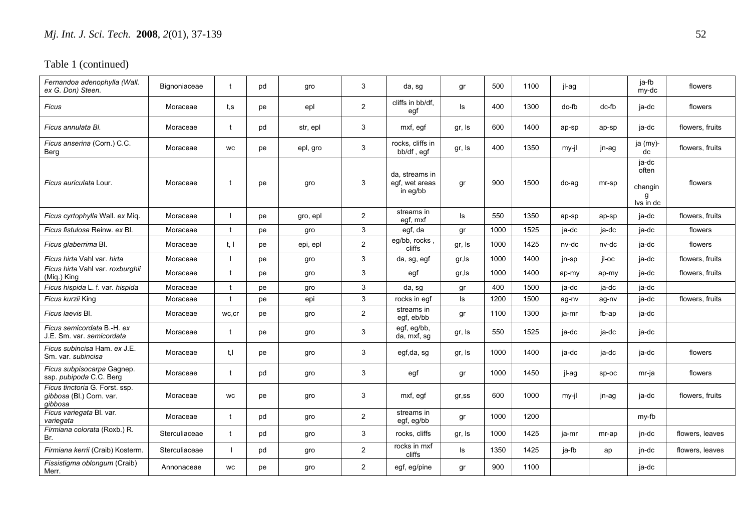Table 1 (continued)

| | | | | | | | | | | | | | |
|---|---|---|---|---|---|---|---|---|---|---|---|---|---|
| *Fernandoa adenophylla (Wall. ex G. Don)* Steen. | Bignoniaceae | t | pd | gro | 3 | da, sg | gr | 500 | 1100 | jl-ag | | ja-fb my-dc | flowers |
| *Ficus* | Moraceae | t,s | pe | epl | 2 | cliffs in bb/df, egf | ls | 400 | 1300 | dc-fb | dc-fb | ja-dc | flowers |
| *Ficus annulata Bl.* | Moraceae | t | pd | str, epl | 3 | mxf, egf | gr, ls | 600 | 1400 | ap-sp | ap-sp | ja-dc | flowers, fruits |
| *Ficus anserina* (Corn.) C.C. Berg | Moraceae | wc | pe | epl, gro | 3 | rocks, cliffs in bb/df , egf | gr, ls | 400 | 1350 | my-jl | jn-ag | ja (my)-dc | flowers, fruits |
| *Ficus auriculata* Lour. | Moraceae | t | pe | gro | 3 | da, streams in egf, wet areas in eg/bb | gr | 900 | 1500 | dc-ag | mr-sp | ja-dc often changin g lvs in dc | flowers |
| *Ficus cyrtophylla* Wall. *ex* Miq. | Moraceae | l | pe | gro, epl | 2 | streams in egf, mxf | ls | 550 | 1350 | ap-sp | ap-sp | ja-dc | flowers, fruits |
| *Ficus fistulosa* Reinw. *ex* Bl. | Moraceae | t | pe | gro | 3 | egf, da | gr | 1000 | 1525 | ja-dc | ja-dc | ja-dc | flowers |
| *Ficus glaberrima* Bl. | Moraceae | t, l | pe | epi, epl | 2 | eg/bb, rocks , cliffs | gr, ls | 1000 | 1425 | nv-dc | nv-dc | ja-dc | flowers |
| *Ficus hirta* Vahl var. *hirta* | Moraceae | l | pe | gro | 3 | da, sg, egf | gr,ls | 1000 | 1400 | jn-sp | jl-oc | ja-dc | flowers, fruits |
| *Ficus hirta* Vahl var. *roxburghii* (Miq.) King | Moraceae | t | pe | gro | 3 | egf | gr,ls | 1000 | 1400 | ap-my | ap-my | ja-dc | flowers, fruits |
| *Ficus hispida* L. f. var. *hispida* | Moraceae | t | pe | gro | 3 | da, sg | gr | 400 | 1500 | ja-dc | ja-dc | ja-dc | |
| *Ficus kurzii* King | Moraceae | t | pe | epi | 3 | rocks in egf | ls | 1200 | 1500 | ag-nv | ag-nv | ja-dc | flowers, fruits |
| *Ficus laevis* Bl. | Moraceae | wc,cr | pe | gro | 2 | streams in egf, eb/bb | gr | 1100 | 1300 | ja-mr | fb-ap | ja-dc | |
| *Ficus semicordata* B.-H. *ex* J.E. Sm. var. *semicordata* | Moraceae | t | pe | gro | 3 | egf, eg/bb, da, mxf, sg | gr, ls | 550 | 1525 | ja-dc | ja-dc | ja-dc | |
| *Ficus subincisa* Ham. *ex* J.E. Sm. var. *subincisa* | Moraceae | t,l | pe | gro | 3 | egf,da, sg | gr, ls | 1000 | 1400 | ja-dc | ja-dc | ja-dc | flowers |
| *Ficus subpisocarpa* Gagnep. ssp. *pubipoda* C.C. Berg | Moraceae | t | pd | gro | 3 | egf | gr | 1000 | 1450 | jl-ag | sp-oc | mr-ja | flowers |
| *Ficus tinctoria* G. Forst. ssp. *gibbosa* (Bl.) Corn. var. *gibbosa* | Moraceae | wc | pe | gro | 3 | mxf, egf | gr,ss | 600 | 1000 | my-jl | jn-ag | ja-dc | flowers, fruits |
| *Ficus variegata* Bl. var. *variegata* | Moraceae | t | pd | gro | 2 | streams in egf, eg/bb | gr | 1000 | 1200 | | | my-fb | |
| *Firmiana colorata* (Roxb.) R. Br. | Sterculiaceae | t | pd | gro | 3 | rocks, cliffs | gr, ls | 1000 | 1425 | ja-mr | mr-ap | jn-dc | flowers, leaves |
| *Firmiana kerrii* (Craib) Kosterm. | Sterculiaceae | l | pd | gro | 2 | rocks in mxf cliffs | ls | 1350 | 1425 | ja-fb | ap | jn-dc | flowers, leaves |
| *Fissistigma oblongum* (Craib) Merr. | Annonaceae | wc | pe | gro | 2 | egf, eg/pine | gr | 900 | 1100 | | | ja-dc | |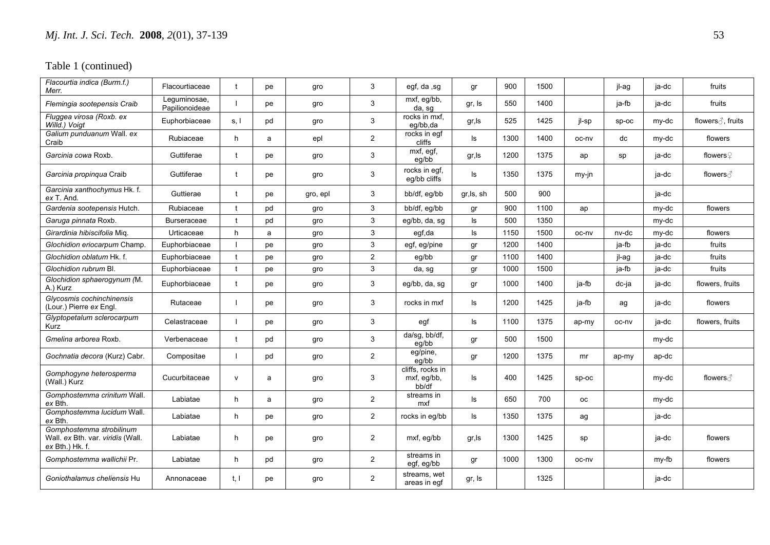Table 1 (continued)

| | | | | | | | | | | | | | |
|---|---|---|---|---|---|---|---|---|---|---|---|---|---|
| *Flacourtia indica (Burm.f.) Merr.* | Flacourtiaceae | t | pe | gro | 3 | egf, da ,sg | gr | 900 | 1500 | | jl-ag | ja-dc | fruits |
| *Flemingia sootepensis* Craib | Leguminosae, Papilionoideae | l | pe | gro | 3 | mxf, eg/bb, da, sg | gr, ls | 550 | 1400 | | ja-fb | ja-dc | fruits |
| *Fluggea virosa (Roxb. ex Willd.) Voigt* | Euphorbiaceae | s, l | pd | gro | 3 | rocks in mxf, eg/bb,da | gr,ls | 525 | 1425 | jl-sp | sp-oc | my-dc | flowers♂, fruits |
| *Galium punduanum* Wall. *ex* Craib | Rubiaceae | h | a | epl | 2 | rocks in egf cliffs | ls | 1300 | 1400 | oc-nv | dc | my-dc | flowers |
| *Garcinia cowa* Roxb. | Guttiferae | t | pe | gro | 3 | mxf, egf, eg/bb | gr,ls | 1200 | 1375 | ap | sp | ja-dc | flowers♀ |
| *Garcinia propinqua* Craib | Guttiferae | t | pe | gro | 3 | rocks in egf, eg/bb cliffs | ls | 1350 | 1375 | my-jn | | ja-dc | flowers♂ |
| *Garcinia xanthochymus* Hk. f. *ex* T. And. | Guttierae | t | pe | gro, epl | 3 | bb/df, eg/bb | gr,ls, sh | 500 | 900 | | | ja-dc | |
| *Gardenia sootepensis* Hutch. | Rubiaceae | t | pd | gro | 3 | bb/df, eg/bb | gr | 900 | 1100 | ap | | my-dc | flowers |
| *Garuga pinnata* Roxb. | Burseraceae | t | pd | gro | 3 | eg/bb, da, sg | ls | 500 | 1350 | | | my-dc | |
| *Girardinia hibiscifolia* Miq. | Urticaceae | h | a | gro | 3 | egf,da | ls | 1150 | 1500 | oc-nv | nv-dc | my-dc | flowers |
| *Glochidion eriocarpum* Champ. | Euphorbiaceae | l | pe | gro | 3 | egf, eg/pine | gr | 1200 | 1400 | | ja-fb | ja-dc | fruits |
| *Glochidion oblatum* Hk. f. | Euphorbiaceae | t | pe | gro | 2 | eg/bb | gr | 1100 | 1400 | | jl-ag | ja-dc | fruits |
| *Glochidion rubrum* Bl. | Euphorbiaceae | t | pe | gro | 3 | da, sg | gr | 1000 | 1500 | | ja-fb | ja-dc | fruits |
| *Glochidion sphaerogynum (*M. A.) Kurz | Euphorbiaceae | t | pe | gro | 3 | eg/bb, da, sg | gr | 1000 | 1400 | ja-fb | dc-ja | ja-dc | flowers, fruits |
| *Glycosmis cochinchinensis* (Lour.) Pierre *ex* Engl. | Rutaceae | l | pe | gro | 3 | rocks in mxf | ls | 1200 | 1425 | ja-fb | ag | ja-dc | flowers |
| *Glyptopetalum sclerocarpum* Kurz | Celastraceae | l | pe | gro | 3 | egf | ls | 1100 | 1375 | ap-my | oc-nv | ja-dc | flowers, fruits |
| *Gmelina arborea* Roxb. | Verbenaceae | t | pd | gro | 3 | da/sg, bb/df, eg/bb | gr | 500 | 1500 | | | my-dc | |
| *Gochnatia decora* (Kurz) Cabr. | Compositae | l | pd | gro | 2 | eg/pine, eg/bb | gr | 1200 | 1375 | mr | ap-my | ap-dc | |
| *Gomphogyne heterosperma* (Wall.) Kurz | Cucurbitaceae | v | a | gro | 3 | cliffs, rocks in mxf, eg/bb, bb/df | ls | 400 | 1425 | sp-oc | | my-dc | flowers♂ |
| *Gomphostemma crinitum* Wall. *ex* Bth. | Labiatae | h | a | gro | 2 | streams in mxf | ls | 650 | 700 | oc | | my-dc | |
| *Gomphostemma lucidum* Wall. *ex* Bth. | Labiatae | h | pe | gro | 2 | rocks in eg/bb | ls | 1350 | 1375 | ag | | ja-dc | |
| *Gomphostemma strobilinum* Wall. *ex* Bth. var. *viridis* (Wall. *ex* Bth.) Hk. f. | Labiatae | h | pe | gro | 2 | mxf, eg/bb | gr,ls | 1300 | 1425 | sp | | ja-dc | flowers |
| *Gomphostemma wallichii* Pr. | Labiatae | h | pd | gro | 2 | streams in egf, eg/bb | gr | 1000 | 1300 | oc-nv | | my-fb | flowers |
| *Goniothalamus cheliensis* Hu | Annonaceae | t, l | pe | gro | 2 | streams, wet areas in egf | gr, ls | | 1325 | | | ja-dc | |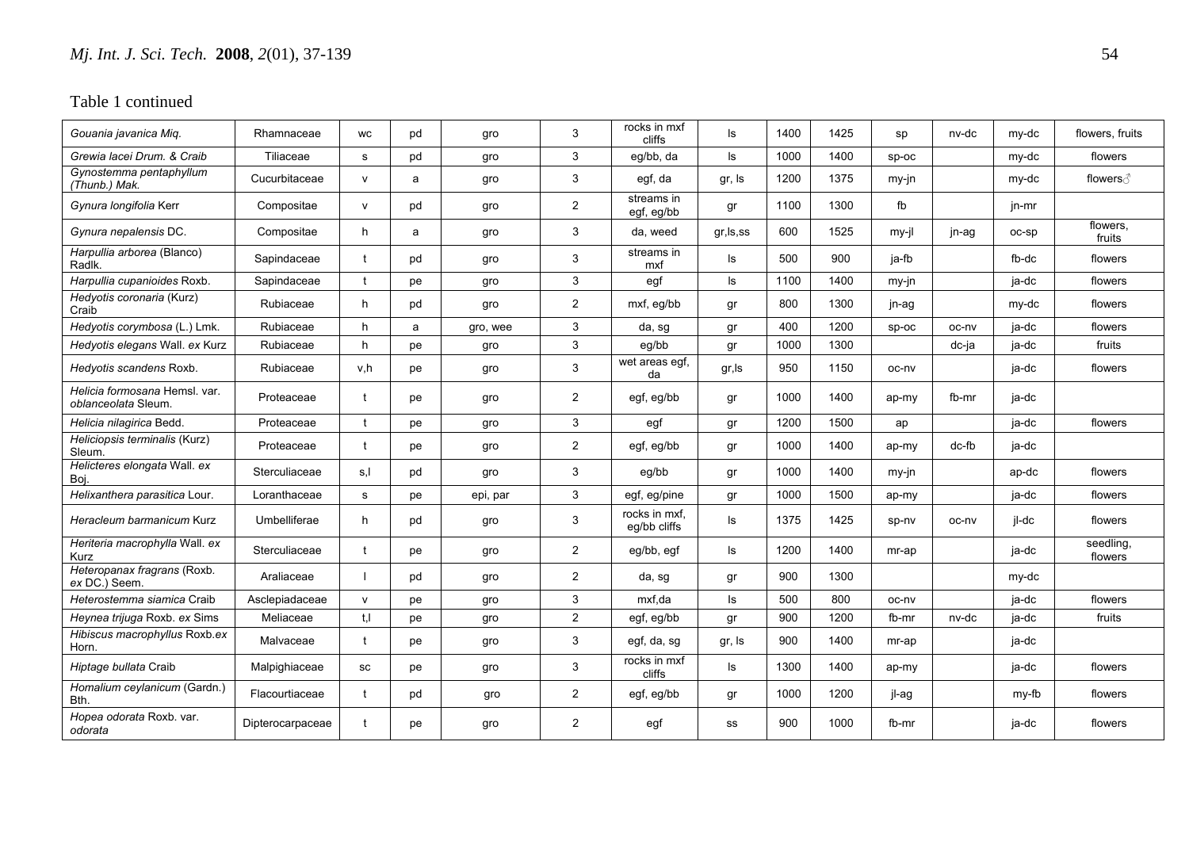Table 1 continued

| | | | | | | | | | | | | | |
|---|---|---|---|---|---|---|---|---|---|---|---|---|---|
| *Gouania javanica* Miq. | Rhamnaceae | wc | pd | gro | 3 | rocks in mxf cliffs | ls | 1400 | 1425 | sp | nv-dc | my-dc | flowers, fruits |
| *Grewia lacei* Drum. & Craib | Tiliaceae | s | pd | gro | 3 | eg/bb, da | ls | 1000 | 1400 | sp-oc | | my-dc | flowers |
| *Gynostemma pentaphyllum* (Thunb.) Mak. | Cucurbitaceae | v | a | gro | 3 | egf, da | gr, ls | 1200 | 1375 | my-jn | | my-dc | flowers♂ |
| *Gynura longifolia* Kerr | Compositae | v | pd | gro | 2 | streams in egf, eg/bb | gr | 1100 | 1300 | fb | | jn-mr | |
| *Gynura nepalensis* DC. | Compositae | h | a | gro | 3 | da, weed | gr,ls,ss | 600 | 1525 | my-jl | jn-ag | oc-sp | flowers, fruits |
| *Harpullia arborea* (Blanco) Radlk. | Sapindaceae | t | pd | gro | 3 | streams in mxf | ls | 500 | 900 | ja-fb | | fb-dc | flowers |
| *Harpullia cupanioides* Roxb. | Sapindaceae | t | pe | gro | 3 | egf | ls | 1100 | 1400 | my-jn | | ja-dc | flowers |
| *Hedyotis coronaria* (Kurz) Craib | Rubiaceae | h | pd | gro | 2 | mxf, eg/bb | gr | 800 | 1300 | jn-ag | | my-dc | flowers |
| *Hedyotis corymbosa* (L.) Lmk. | Rubiaceae | h | a | gro, wee | 3 | da, sg | gr | 400 | 1200 | sp-oc | oc-nv | ja-dc | flowers |
| *Hedyotis elegans* Wall. *ex* Kurz | Rubiaceae | h | pe | gro | 3 | eg/bb | gr | 1000 | 1300 | | dc-ja | ja-dc | fruits |
| *Hedyotis scandens* Roxb. | Rubiaceae | v,h | pe | gro | 3 | wet areas egf, da | gr,ls | 950 | 1150 | oc-nv | | ja-dc | flowers |
| *Helicia formosana* Hemsl. var. *oblanceolata* Sleum. | Proteaceae | t | pe | gro | 2 | egf, eg/bb | gr | 1000 | 1400 | ap-my | fb-mr | ja-dc | |
| *Helicia nilagirica* Bedd. | Proteaceae | t | pe | gro | 3 | egf | gr | 1200 | 1500 | ap | | ja-dc | flowers |
| *Heliciopsis terminalis* (Kurz) Sleum. | Proteaceae | t | pe | gro | 2 | egf, eg/bb | gr | 1000 | 1400 | ap-my | dc-fb | ja-dc | |
| *Helicteres elongata* Wall. *ex* Boj. | Sterculiaceae | s,l | pd | gro | 3 | eg/bb | gr | 1000 | 1400 | my-jn | | ap-dc | flowers |
| *Helixanthera parasitica* Lour. | Loranthaceae | s | pe | epi, par | 3 | egf, eg/pine | gr | 1000 | 1500 | ap-my | | ja-dc | flowers |
| *Heracleum barmanicum* Kurz | Umbelliferae | h | pd | gro | 3 | rocks in mxf, eg/bb cliffs | ls | 1375 | 1425 | sp-nv | oc-nv | jl-dc | flowers |
| *Heriteria macrophylla* Wall. *ex* Kurz | Sterculiaceae | t | pe | gro | 2 | eg/bb, egf | ls | 1200 | 1400 | mr-ap | | ja-dc | seedling, flowers |
| *Heteropanax fragrans* (Roxb. *ex* DC.) Seem. | Araliaceae | l | pd | gro | 2 | da, sg | gr | 900 | 1300 | | | my-dc | |
| *Heterostemma siamica* Craib | Asclepiadaceae | v | pe | gro | 3 | mxf,da | ls | 500 | 800 | oc-nv | | ja-dc | flowers |
| *Heynea trijuga* Roxb. *ex* Sims | Meliaceae | t,l | pe | gro | 2 | egf, eg/bb | gr | 900 | 1200 | fb-mr | nv-dc | ja-dc | fruits |
| *Hibiscus macrophyllus* Roxb.*ex* Horn. | Malvaceae | t | pe | gro | 3 | egf, da, sg | gr, ls | 900 | 1400 | mr-ap | | ja-dc | |
| *Hiptage bullata* Craib | Malpighiaceae | sc | pe | gro | 3 | rocks in mxf cliffs | ls | 1300 | 1400 | ap-my | | ja-dc | flowers |
| *Homalium ceylanicum* (Gardn.) Bth. | Flacourtiaceae | t | pd | gro | 2 | egf, eg/bb | gr | 1000 | 1200 | jl-ag | | my-fb | flowers |
| *Hopea odorata* Roxb. var. *odorata* | Dipterocarpaceae | t | pe | gro | 2 | egf | ss | 900 | 1000 | fb-mr | | ja-dc | flowers |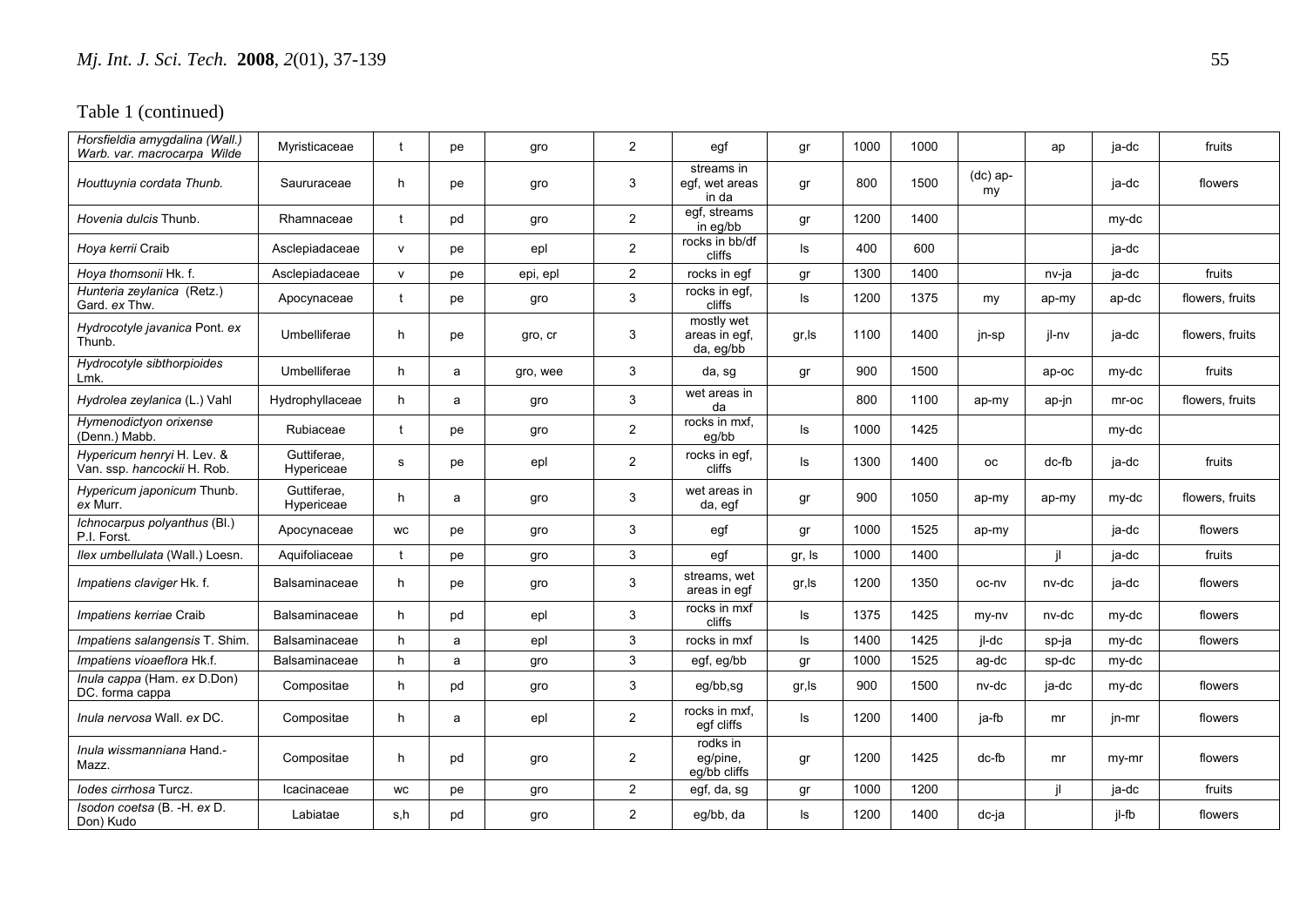Table 1 (continued)

| | | | | | | | | | | | | | |
|---|---|---|---|---|---|---|---|---|---|---|---|---|---|
| *Horsfieldia amygdalina (Wall.) Warb. var. macrocarpa Wilde* | Myristicaceae | t | pe | gro | 2 | egf | gr | 1000 | 1000 | | ap | ja-dc | fruits |
| *Houttuynia cordata* Thunb. | Saururaceae | h | pe | gro | 3 | streams in egf, wet areas in da | gr | 800 | 1500 | (dc) ap-my | | ja-dc | flowers |
| *Hovenia dulcis* Thunb. | Rhamnaceae | t | pd | gro | 2 | egf, streams in eg/bb | gr | 1200 | 1400 | | | my-dc | |
| *Hoya kerrii* Craib | Asclepiadaceae | v | pe | epl | 2 | rocks in bb/df cliffs | ls | 400 | 600 | | | ja-dc | |
| *Hoya thomsonii* Hk. f. | Asclepiadaceae | v | pe | epi, epl | 2 | rocks in egf | gr | 1300 | 1400 | | nv-ja | ja-dc | fruits |
| *Hunteria zeylanica* (Retz.) Gard. *ex* Thw. | Apocynaceae | t | pe | gro | 3 | rocks in egf, cliffs | ls | 1200 | 1375 | my | ap-my | ap-dc | flowers, fruits |
| *Hydrocotyle javanica* Pont. *ex* Thunb. | Umbelliferae | h | pe | gro, cr | 3 | mostly wet areas in egf, da, eg/bb | gr,ls | 1100 | 1400 | jn-sp | jl-nv | ja-dc | flowers, fruits |
| *Hydrocotyle sibthorpioides* Lmk. | Umbelliferae | h | a | gro, wee | 3 | da, sg | gr | 900 | 1500 | | ap-oc | my-dc | fruits |
| *Hydrolea zeylanica* (L.) Vahl | Hydrophyllaceae | h | a | gro | 3 | wet areas in da | | 800 | 1100 | ap-my | ap-jn | mr-oc | flowers, fruits |
| *Hymenodictyon orixense* (Denn.) Mabb. | Rubiaceae | t | pe | gro | 2 | rocks in mxf, eg/bb | ls | 1000 | 1425 | | | my-dc | |
| *Hypericum henryi* H. Lev. & Van. ssp. *hancockii* H. Rob. | Guttiferae, Hypericeae | s | pe | epl | 2 | rocks in egf, cliffs | ls | 1300 | 1400 | oc | dc-fb | ja-dc | fruits |
| *Hypericum japonicum* Thunb. *ex* Murr. | Guttiferae, Hypericeae | h | a | gro | 3 | wet areas in da, egf | gr | 900 | 1050 | ap-my | ap-my | my-dc | flowers, fruits |
| *Ichnocarpus polyanthus* (Bl.) P.I. Forst. | Apocynaceae | wc | pe | gro | 3 | egf | gr | 1000 | 1525 | ap-my | | ja-dc | flowers |
| *Ilex umbellulata* (Wall.) Loesn. | Aquifoliaceae | t | pe | gro | 3 | egf | gr, ls | 1000 | 1400 | | jl | ja-dc | fruits |
| *Impatiens claviger* Hk. f. | Balsaminaceae | h | pe | gro | 3 | streams, wet areas in egf | gr,ls | 1200 | 1350 | oc-nv | nv-dc | ja-dc | flowers |
| *Impatiens kerriae* Craib | Balsaminaceae | h | pd | epl | 3 | rocks in mxf cliffs | ls | 1375 | 1425 | my-nv | nv-dc | my-dc | flowers |
| *Impatiens salangensis* T. Shim. | Balsaminaceae | h | a | epl | 3 | rocks in mxf | ls | 1400 | 1425 | jl-dc | sp-ja | my-dc | flowers |
| *Impatiens vioaeflora* Hk.f. | Balsaminaceae | h | a | gro | 3 | egf, eg/bb | gr | 1000 | 1525 | ag-dc | sp-dc | my-dc | |
| *Inula cappa* (Ham. *ex* D.Don) DC. forma cappa | Compositae | h | pd | gro | 3 | eg/bb,sg | gr,ls | 900 | 1500 | nv-dc | ja-dc | my-dc | flowers |
| *Inula nervosa* Wall. *ex* DC. | Compositae | h | a | epl | 2 | rocks in mxf, egf cliffs | ls | 1200 | 1400 | ja-fb | mr | jn-mr | flowers |
| *Inula wissmanniana* Hand.-Mazz. | Compositae | h | pd | gro | 2 | rodks in eg/pine, eg/bb cliffs | gr | 1200 | 1425 | dc-fb | mr | my-mr | flowers |
| *Iodes cirrhosa* Turcz. | Icacinaceae | wc | pe | gro | 2 | egf, da, sg | gr | 1000 | 1200 | | jl | ja-dc | fruits |
| *Isodon coetsa* (B. -H. *ex* D. Don) Kudo | Labiatae | s,h | pd | gro | 2 | eg/bb, da | ls | 1200 | 1400 | dc-ja | | jl-fb | flowers |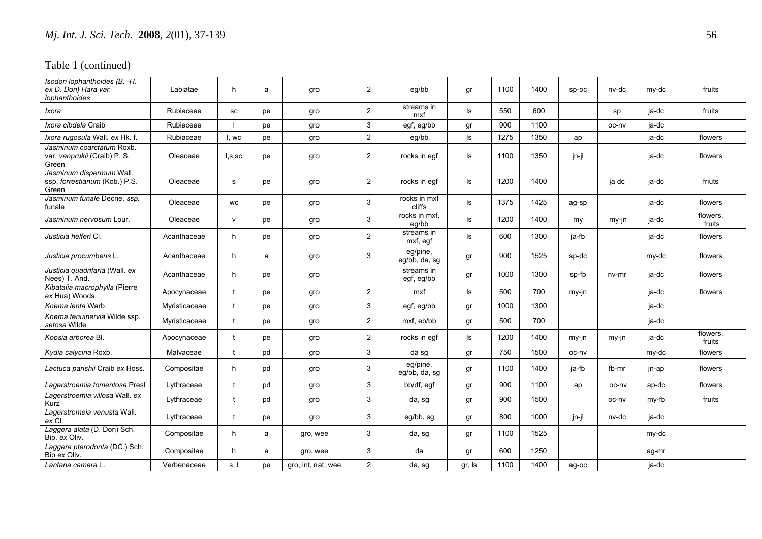Table 1 (continued)

| | | | | | | | | | | | | | |
|---|---|---|---|---|---|---|---|---|---|---|---|---|---|
| *Isodon lophanthoides (B. -H. ex D. Don) Hara var. lophanthoides* | Labiatae | h | a | gro | 2 | eg/bb | gr | 1100 | 1400 | sp-oc | nv-dc | my-dc | fruits |
| *Ixora* | Rubiaceae | sc | pe | gro | 2 | streams in mxf | ls | 550 | 600 | | sp | ja-dc | fruits |
| *Ixora cibdela* Craib | Rubiaceae | l | pe | gro | 3 | egf, eg/bb | gr | 900 | 1100 | | oc-nv | ja-dc | |
| *Ixora rugosula* Wall. *ex* Hk. f. | Rubiaceae | l, wc | pe | gro | 2 | eg/bb | ls | 1275 | 1350 | ap | | ja-dc | flowers |
| *Jasminum coarctatum* Roxb. var. *vanprukii* (Craib) P. S. Green | Oleaceae | l,s,sc | pe | gro | 2 | rocks in egf | ls | 1100 | 1350 | jn-jl | | ja-dc | flowers |
| *Jasminum dispermum* Wall. ssp. *forrestianum* (Kob.) P.S. Green | Oleaceae | s | pe | gro | 2 | rocks in egf | ls | 1200 | 1400 | | ja dc | ja-dc | friuts |
| *Jasminum funale* Decne. *ssp.* funale | Oleaceae | wc | pe | gro | 3 | rocks in mxf cliffs | ls | 1375 | 1425 | ag-sp | | ja-dc | flowers |
| *Jasminum nervosum* Lour. | Oleaceae | v | pe | gro | 3 | rocks in mxf, eg/bb | ls | 1200 | 1400 | my | my-jn | ja-dc | flowers, fruits |
| *Justicia helferi* Cl. | Acanthaceae | h | pe | gro | 2 | streams in mxf, egf | ls | 600 | 1300 | ja-fb | | ja-dc | flowers |
| *Justicia procumbens* L. | Acanthaceae | h | a | gro | 3 | eg/pine, eg/bb, da, sg | gr | 900 | 1525 | sp-dc | | my-dc | flowers |
| *Justicia quadrifaria* (Wall. *ex* Nees) T. And. | Acanthaceae | h | pe | gro | | streams in egf, eg/bb | gr | 1000 | 1300 | sp-fb | nv-mr | ja-dc | flowers |
| *Kibatalia macrophylla* (Pierre *ex* Hua) Woods. | Apocynaceae | t | pe | gro | 2 | mxf | ls | 500 | 700 | my-jn | | ja-dc | flowers |
| *Knema lenta* Warb. | Myristicaceae | t | pe | gro | 3 | egf, eg/bb | gr | 1000 | 1300 | | | ja-dc | |
| *Knema tenuinervia* Wilde ssp. *setosa* Wilde | Myristicaceae | t | pe | gro | 2 | mxf, eb/bb | gr | 500 | 700 | | | ja-dc | |
| *Kopsia arborea* Bl. | Apocynaceae | t | pe | gro | 2 | rocks in egf | ls | 1200 | 1400 | my-jn | my-jn | ja-dc | flowers, fruits |
| *Kydia calycina* Roxb. | Malvaceae | t | pd | gro | 3 | da sg | gr | 750 | 1500 | oc-nv | | my-dc | flowers |
| *Lactuca parishii* Craib *ex* Hoss. | Compositae | h | pd | gro | 3 | eg/pine, eg/bb, da, sg | gr | 1100 | 1400 | ja-fb | fb-mr | jn-ap | flowers |
| *Lagerstroemia tomentosa* Presl | Lythraceae | t | pd | gro | 3 | bb/df, egf | gr | 900 | 1100 | ap | oc-nv | ap-dc | flowers |
| *Lagerstroemia villosa* Wall. *ex* Kurz | Lythraceae | t | pd | gro | 3 | da, sg | gr | 900 | 1500 | | oc-nv | my-fb | fruits |
| *Lagerstromeia venusta* Wall. *ex* Cl. | Lythraceae | t | pe | gro | 3 | eg/bb, sg | gr | 800 | 1000 | jn-jl | nv-dc | ja-dc | |
| *Laggera alata* (D. Don) Sch. Bip. *ex* Oliv. | Compositae | h | a | gro, wee | 3 | da, sg | gr | 1100 | 1525 | | | my-dc | |
| *Laggera pterodonta* (DC.) Sch. Bip *ex* Oliv. | Compositae | h | a | gro, wee | 3 | da | gr | 600 | 1250 | | | ag-mr | |
| *Lantana camara* L. | Verbenaceae | s, l | pe | gro, int, nat, wee | 2 | da, sg | gr, ls | 1100 | 1400 | ag-oc | | ja-dc | |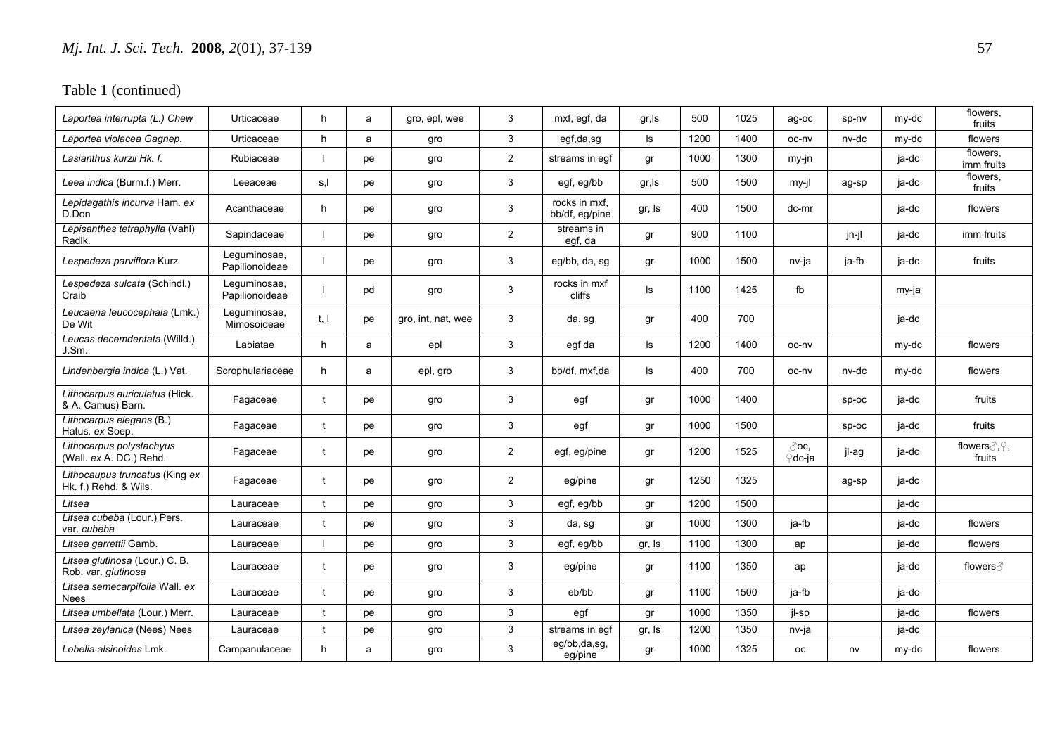Table 1 (continued)

| | | | | | | | | | | | | | |
|---|---|---|---|---|---|---|---|---|---|---|---|---|---|
| *Laportea interrupta* (L.) Chew | Urticaceae | h | a | gro, epl, wee | 3 | mxf, egf, da | gr,ls | 500 | 1025 | ag-oc | sp-nv | my-dc | flowers, fruits |
| *Laportea violacea* Gagnep. | Urticaceae | h | a | gro | 3 | egf,da,sg | ls | 1200 | 1400 | oc-nv | nv-dc | my-dc | flowers |
| *Lasianthus kurzii* Hk. f. | Rubiaceae | l | pe | gro | 2 | streams in egf | gr | 1000 | 1300 | my-jn | | ja-dc | flowers, imm fruits |
| *Leea indica* (Burm.f.) Merr. | Leeaceae | s,l | pe | gro | 3 | egf, eg/bb | gr,ls | 500 | 1500 | my-jl | ag-sp | ja-dc | flowers, fruits |
| *Lepidagathis incurva* Ham. *ex* D.Don | Acanthaceae | h | pe | gro | 3 | rocks in mxf, bb/df, eg/pine | gr, ls | 400 | 1500 | dc-mr | | ja-dc | flowers |
| *Lepisanthes tetraphylla* (Vahl) Radlk. | Sapindaceae | l | pe | gro | 2 | streams in egf, da | gr | 900 | 1100 | | jn-jl | ja-dc | imm fruits |
| *Lespedeza parviflora* Kurz | Leguminosae, Papilionoideae | l | pe | gro | 3 | eg/bb, da, sg | gr | 1000 | 1500 | nv-ja | ja-fb | ja-dc | fruits |
| *Lespedeza sulcata* (Schindl.) Craib | Leguminosae, Papilionoideae | l | pd | gro | 3 | rocks in mxf cliffs | ls | 1100 | 1425 | fb | | my-ja | |
| *Leucaena leucocephala* (Lmk.) De Wit | Leguminosae, Mimosoideae | t, l | pe | gro, int, nat, wee | 3 | da, sg | gr | 400 | 700 | | | ja-dc | |
| *Leucas decemdentata* (Willd.) J.Sm. | Labiatae | h | a | epl | 3 | egf da | ls | 1200 | 1400 | oc-nv | | my-dc | flowers |
| *Lindenbergia indica* (L.) Vat. | Scrophulariaceae | h | a | epl, gro | 3 | bb/df, mxf,da | ls | 400 | 700 | oc-nv | nv-dc | my-dc | flowers |
| *Lithocarpus auriculatus* (Hick. & A. Camus) Barn. | Fagaceae | t | pe | gro | 3 | egf | gr | 1000 | 1400 | | sp-oc | ja-dc | fruits |
| *Lithocarpus elegans* (B.) Hatus. *ex* Soep. | Fagaceae | t | pe | gro | 3 | egf | gr | 1000 | 1500 | | sp-oc | ja-dc | fruits |
| *Lithocarpus polystachyus* (Wall. *ex* A. DC.) Rehd. | Fagaceae | t | pe | gro | 2 | egf, eg/pine | gr | 1200 | 1525 | ♂oc, ♀dc-ja | jl-ag | ja-dc | flowers♂,♀, fruits |
| *Lithocaupus truncatus* (King *ex* Hk. f.) Rehd. & Wils. | Fagaceae | t | pe | gro | 2 | eg/pine | gr | 1250 | 1325 | | ag-sp | ja-dc | |
| *Litsea* | Lauraceae | t | pe | gro | 3 | egf, eg/bb | gr | 1200 | 1500 | | | ja-dc | |
| *Litsea cubeba* (Lour.) Pers. var. *cubeba* | Lauraceae | t | pe | gro | 3 | da, sg | gr | 1000 | 1300 | ja-fb | | ja-dc | flowers |
| *Litsea garrettii* Gamb. | Lauraceae | l | pe | gro | 3 | egf, eg/bb | gr, ls | 1100 | 1300 | ap | | ja-dc | flowers |
| *Litsea glutinosa* (Lour.) C. B. Rob. var. *glutinosa* | Lauraceae | t | pe | gro | 3 | eg/pine | gr | 1100 | 1350 | ap | | ja-dc | flowers♂ |
| *Litsea semecarpifolia* Wall. *ex* Nees | Lauraceae | t | pe | gro | 3 | eb/bb | gr | 1100 | 1500 | ja-fb | | ja-dc | |
| *Litsea umbellata* (Lour.) Merr. | Lauraceae | t | pe | gro | 3 | egf | gr | 1000 | 1350 | jl-sp | | ja-dc | flowers |
| *Litsea zeylanica* (Nees) Nees | Lauraceae | t | pe | gro | 3 | streams in egf | gr, ls | 1200 | 1350 | nv-ja | | ja-dc | |
| *Lobelia alsinoides* Lmk. | Campanulaceae | h | a | gro | 3 | eg/bb,da,sg, eg/pine | gr | 1000 | 1325 | oc | nv | my-dc | flowers |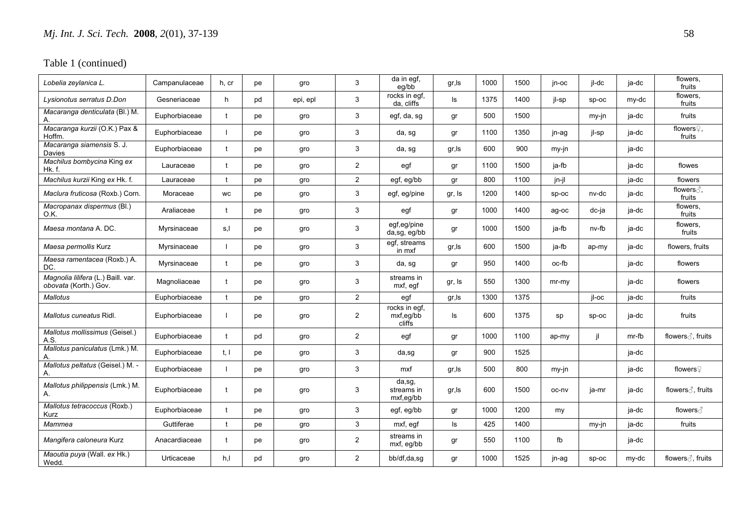Table 1 (continued)

| | | | | | | | | | | | | | |
|---|---|---|---|---|---|---|---|---|---|---|---|---|---|
| *Lobelia zeylanica* L. | Campanulaceae | h, cr | pe | gro | 3 | da in egf, eg/bb | gr,ls | 1000 | 1500 | jn-oc | jl-dc | ja-dc | flowers, fruits |
| *Lysionotus serratus* D.Don | Gesneriaceae | h | pd | epi, epl | 3 | rocks in egf, da, cliffs | ls | 1375 | 1400 | jl-sp | sp-oc | my-dc | flowers, fruits |
| *Macaranga denticulata* (Bl.) M. A. | Euphorbiaceae | t | pe | gro | 3 | egf, da, sg | gr | 500 | 1500 | | my-jn | ja-dc | fruits |
| *Macaranga kurzii* (O.K.) Pax & Hoffm. | Euphorbiaceae | l | pe | gro | 3 | da, sg | gr | 1100 | 1350 | jn-ag | jl-sp | ja-dc | flowers♀, fruits |
| *Macaranga siamensis* S. J. Davies | Euphorbiaceae | t | pe | gro | 3 | da, sg | gr,ls | 600 | 900 | my-jn | | ja-dc | |
| *Machilus bombycina* King *ex* Hk. f. | Lauraceae | t | pe | gro | 2 | egf | gr | 1100 | 1500 | ja-fb | | ja-dc | flowes |
| *Machilus kurzii* King *ex* Hk. f. | Lauraceae | t | pe | gro | 2 | egf, eg/bb | gr | 800 | 1100 | jn-jl | | ja-dc | flowers |
| *Maclura fruticosa* (Roxb.) Corn. | Moraceae | wc | pe | gro | 3 | egf, eg/pine | gr, ls | 1200 | 1400 | sp-oc | nv-dc | ja-dc | flowers♂, fruits |
| *Macropanax dispermus* (Bl.) O.K. | Araliaceae | t | pe | gro | 3 | egf | gr | 1000 | 1400 | ag-oc | dc-ja | ja-dc | flowers, fruits |
| *Maesa montana* A. DC. | Myrsinaceae | s,l | pe | gro | 3 | egf,eg/pine da,sg, eg/bb | gr | 1000 | 1500 | ja-fb | nv-fb | ja-dc | flowers, fruits |
| *Maesa permollis* Kurz | Myrsinaceae | l | pe | gro | 3 | egf, streams in mxf | gr,ls | 600 | 1500 | ja-fb | ap-my | ja-dc | flowers, fruits |
| *Maesa ramentacea* (Roxb.) A. DC. | Myrsinaceae | t | pe | gro | 3 | da, sg | gr | 950 | 1400 | oc-fb | | ja-dc | flowers |
| *Magnolia lilifera* (L.) Baill. var. *obovata* (Korth.) Gov. | Magnoliaceae | t | pe | gro | 3 | streams in mxf, egf | gr, ls | 550 | 1300 | mr-my | | ja-dc | flowers |
| *Mallotus* | Euphorbiaceae | t | pe | gro | 2 | egf | gr,ls | 1300 | 1375 | | jl-oc | ja-dc | fruits |
| *Mallotus cuneatus* Ridl. | Euphorbiaceae | l | pe | gro | 2 | rocks in egf, mxf,eg/bb cliffs | ls | 600 | 1375 | sp | sp-oc | ja-dc | fruits |
| *Mallotus mollissimus* (Geisel.) A.S. | Euphorbiaceae | t | pd | gro | 2 | egf | gr | 1000 | 1100 | ap-my | jl | mr-fb | flowers♂, fruits |
| *Mallotus paniculatus* (Lmk.) M. A. | Euphorbiaceae | t, l | pe | gro | 3 | da,sg | gr | 900 | 1525 | | | ja-dc | |
| *Mallotus peltatus* (Geisel.) M. - A. | Euphorbiaceae | l | pe | gro | 3 | mxf | gr,ls | 500 | 800 | my-jn | | ja-dc | flowers♀ |
| *Mallotus philippensis* (Lmk.) M. A. | Euphorbiaceae | t | pe | gro | 3 | da,sg, streams in mxf,eg/bb | gr,ls | 600 | 1500 | oc-nv | ja-mr | ja-dc | flowers♂, fruits |
| *Mallotus tetracoccus* (Roxb.) Kurz | Euphorbiaceae | t | pe | gro | 3 | egf, eg/bb | gr | 1000 | 1200 | my | | ja-dc | flowers♂ |
| *Mammea* | Guttiferae | t | pe | gro | 3 | mxf, egf | ls | 425 | 1400 | | my-jn | ja-dc | fruits |
| *Mangifera caloneura* Kurz | Anacardiaceae | t | pe | gro | 2 | streams in mxf, eg/bb | gr | 550 | 1100 | fb | | ja-dc | |
| *Maoutia puya* (Wall. *ex* Hk.) Wedd. | Urticaceae | h,l | pd | gro | 2 | bb/df,da,sg | gr | 1000 | 1525 | jn-ag | sp-oc | my-dc | flowers♂, fruits |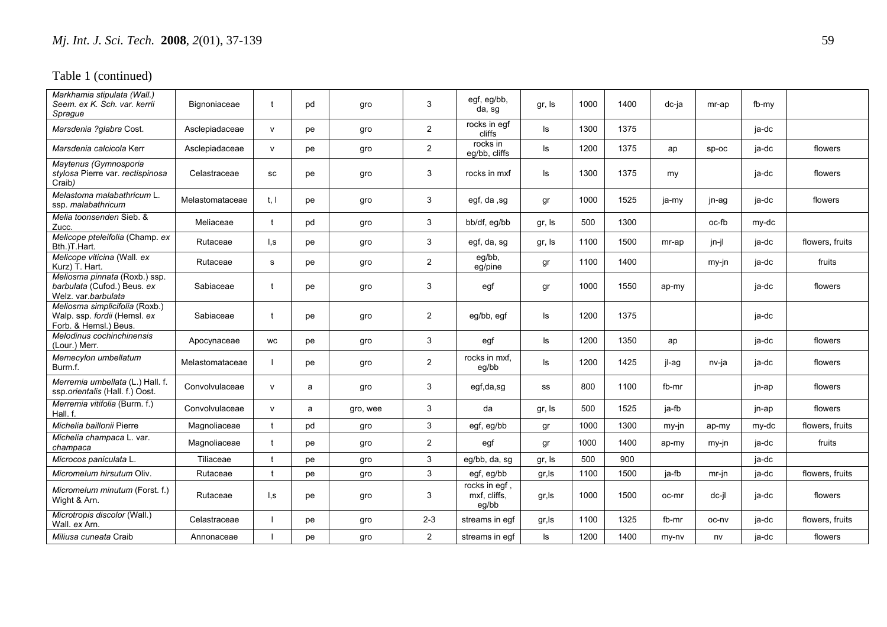Table 1 (continued)

| | | | | | | | | | | | | | |
|---|---|---|---|---|---|---|---|---|---|---|---|---|---|
| *Markhamia stipulata* (Wall.) Seem. *ex* K. Sch. var. *kerrii* Sprague | Bignoniaceae | t | pd | gro | 3 | egf, eg/bb, da, sg | gr, ls | 1000 | 1400 | dc-ja | mr-ap | fb-my | |
| *Marsdenia ?glabra* Cost. | Asclepiadaceae | v | pe | gro | 2 | rocks in egf cliffs | ls | 1300 | 1375 | | | ja-dc | |
| *Marsdenia calcicola* Kerr | Asclepiadaceae | v | pe | gro | 2 | rocks in eg/bb, cliffs | ls | 1200 | 1375 | ap | sp-oc | ja-dc | flowers |
| *Maytenus (Gymnosporia stylosa* Pierre var. *rectispinosa* Craib) | Celastraceae | sc | pe | gro | 3 | rocks in mxf | ls | 1300 | 1375 | my | | ja-dc | flowers |
| *Melastoma malabathricum* L. ssp. *malabathricum* | Melastomataceae | t, l | pe | gro | 3 | egf, da ,sg | gr | 1000 | 1525 | ja-my | jn-ag | ja-dc | flowers |
| *Melia toonsenden* Sieb. & Zucc. | Meliaceae | t | pd | gro | 3 | bb/df, eg/bb | gr, ls | 500 | 1300 | | oc-fb | my-dc | |
| *Melicope pteleifolia* (Champ. *ex* Bth.)T.Hart. | Rutaceae | l,s | pe | gro | 3 | egf, da, sg | gr, ls | 1100 | 1500 | mr-ap | jn-jl | ja-dc | flowers, fruits |
| *Melicope viticina* (Wall. *ex* Kurz) T. Hart. | Rutaceae | s | pe | gro | 2 | eg/bb, eg/pine | gr | 1100 | 1400 | | my-jn | ja-dc | fruits |
| *Meliosma pinnata* (Roxb.) ssp. *barbulata* (Cufod.) Beus. *ex* Welz. var.*barbulata* | Sabiaceae | t | pe | gro | 3 | egf | gr | 1000 | 1550 | ap-my | | ja-dc | flowers |
| *Meliosma simplicifolia* (Roxb.) Walp. ssp. *fordii* (Hemsl. *ex* Forb. & Hemsl.) Beus. | Sabiaceae | t | pe | gro | 2 | eg/bb, egf | ls | 1200 | 1375 | | | ja-dc | |
| *Melodinus cochinchinensis* (Lour.) Merr. | Apocynaceae | wc | pe | gro | 3 | egf | ls | 1200 | 1350 | ap | | ja-dc | flowers |
| *Memecylon umbellatum* Burm.f. | Melastomataceae | l | pe | gro | 2 | rocks in mxf, eg/bb | ls | 1200 | 1425 | jl-ag | nv-ja | ja-dc | flowers |
| *Merremia umbellata* (L.) Hall. f. ssp.*orientalis* (Hall. f.) Oost. | Convolvulaceae | v | a | gro | 3 | egf,da,sg | ss | 800 | 1100 | fb-mr | | jn-ap | flowers |
| *Merremia vitifolia* (Burm. f.) Hall. f. | Convolvulaceae | v | a | gro, wee | 3 | da | gr, ls | 500 | 1525 | ja-fb | | jn-ap | flowers |
| *Michelia baillonii* Pierre | Magnoliaceae | t | pd | gro | 3 | egf, eg/bb | gr | 1000 | 1300 | my-jn | ap-my | my-dc | flowers, fruits |
| *Michelia champaca* L. var. *champaca* | Magnoliaceae | t | pe | gro | 2 | egf | gr | 1000 | 1400 | ap-my | my-jn | ja-dc | fruits |
| *Microcos paniculata* L. | Tiliaceae | t | pe | gro | 3 | eg/bb, da, sg | gr, ls | 500 | 900 | | | ja-dc | |
| *Micromelum hirsutum* Oliv. | Rutaceae | t | pe | gro | 3 | egf, eg/bb | gr,ls | 1100 | 1500 | ja-fb | mr-jn | ja-dc | flowers, fruits |
| *Micromelum minutum* (Forst. f.) Wight & Arn. | Rutaceae | l,s | pe | gro | 3 | rocks in egf , mxf, cliffs, eg/bb | gr,ls | 1000 | 1500 | oc-mr | dc-jl | ja-dc | flowers |
| *Microtropis discolor* (Wall.) Wall. *ex* Arn. | Celastraceae | l | pe | gro | 2-3 | streams in egf | gr,ls | 1100 | 1325 | fb-mr | oc-nv | ja-dc | flowers, fruits |
| *Miliusa cuneata* Craib | Annonaceae | l | pe | gro | 2 | streams in egf | ls | 1200 | 1400 | my-nv | nv | ja-dc | flowers |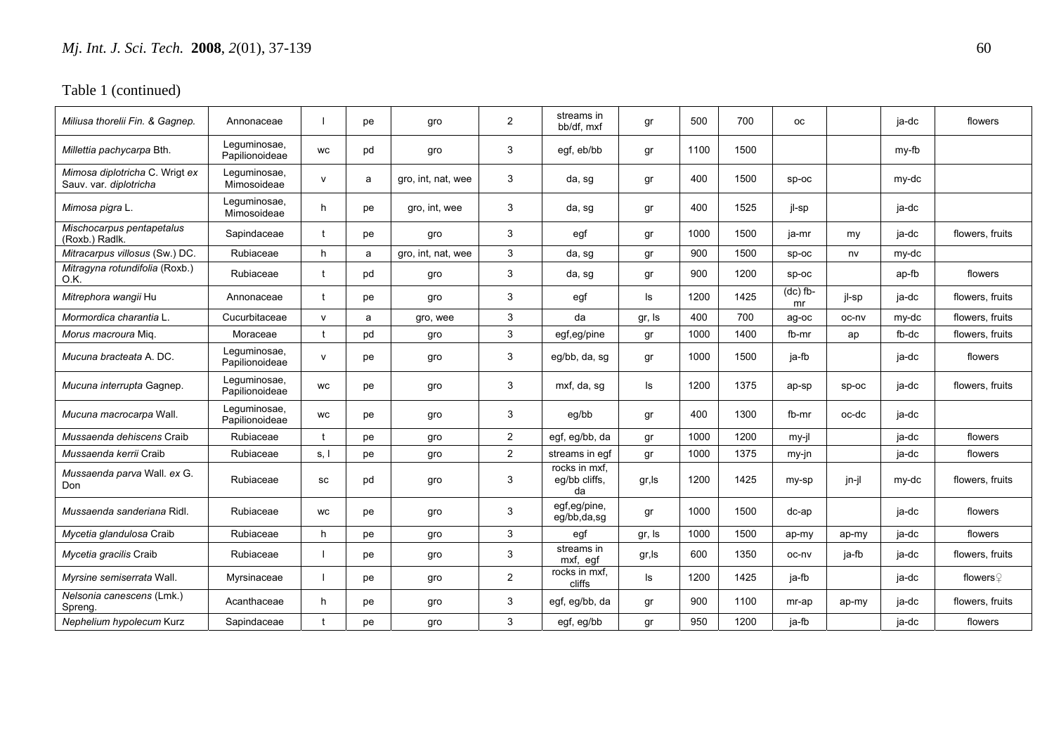Table 1 (continued)

| | | | | | | | | | | | | | |
|---|---|---|---|---|---|---|---|---|---|---|---|---|---|
| *Miliusa thorelii* Fin. & Gagnep. | Annonaceae | l | pe | gro | 2 | streams in bb/df, mxf | gr | 500 | 700 | oc | | ja-dc | flowers |
| *Millettia pachycarpa* Bth. | Leguminosae, Papilionoideae | wc | pd | gro | 3 | egf, eb/bb | gr | 1100 | 1500 | | | my-fb | |
| *Mimosa diplotricha* C. Wrigt *ex* Sauv. var. *diplotricha* | Leguminosae, Mimosoideae | v | a | gro, int, nat, wee | 3 | da, sg | gr | 400 | 1500 | sp-oc | | my-dc | |
| *Mimosa pigra* L. | Leguminosae, Mimosoideae | h | pe | gro, int, wee | 3 | da, sg | gr | 400 | 1525 | jl-sp | | ja-dc | |
| *Mischocarpus pentapetalus* (Roxb.) Radlk. | Sapindaceae | t | pe | gro | 3 | egf | gr | 1000 | 1500 | ja-mr | my | ja-dc | flowers, fruits |
| *Mitracarpus villosus* (Sw.) DC. | Rubiaceae | h | a | gro, int, nat, wee | 3 | da, sg | gr | 900 | 1500 | sp-oc | nv | my-dc | |
| *Mitragyna rotundifolia* (Roxb.) O.K. | Rubiaceae | t | pd | gro | 3 | da, sg | gr | 900 | 1200 | sp-oc | | ap-fb | flowers |
| *Mitrephora wangii* Hu | Annonaceae | t | pe | gro | 3 | egf | ls | 1200 | 1425 | (dc) fb-mr | jl-sp | ja-dc | flowers, fruits |
| *Mormordica charantia* L. | Cucurbitaceae | v | a | gro, wee | 3 | da | gr, ls | 400 | 700 | ag-oc | oc-nv | my-dc | flowers, fruits |
| *Morus macroura* Miq. | Moraceae | t | pd | gro | 3 | egf,eg/pine | gr | 1000 | 1400 | fb-mr | ap | fb-dc | flowers, fruits |
| *Mucuna bracteata* A. DC. | Leguminosae, Papilionoideae | v | pe | gro | 3 | eg/bb, da, sg | gr | 1000 | 1500 | ja-fb | | ja-dc | flowers |
| *Mucuna interrupta* Gagnep. | Leguminosae, Papilionoideae | wc | pe | gro | 3 | mxf, da, sg | ls | 1200 | 1375 | ap-sp | sp-oc | ja-dc | flowers, fruits |
| *Mucuna macrocarpa* Wall. | Leguminosae, Papilionoideae | wc | pe | gro | 3 | eg/bb | gr | 400 | 1300 | fb-mr | oc-dc | ja-dc | |
| *Mussaenda dehiscens* Craib | Rubiaceae | t | pe | gro | 2 | egf, eg/bb, da | gr | 1000 | 1200 | my-jl | | ja-dc | flowers |
| *Mussaenda kerrii* Craib | Rubiaceae | s, l | pe | gro | 2 | streams in egf | gr | 1000 | 1375 | my-jn | | ja-dc | flowers |
| *Mussaenda parva* Wall. *ex* G. Don | Rubiaceae | sc | pd | gro | 3 | rocks in mxf, eg/bb cliffs, da | gr,ls | 1200 | 1425 | my-sp | jn-jl | my-dc | flowers, fruits |
| *Mussaenda sanderiana* Ridl. | Rubiaceae | wc | pe | gro | 3 | egf,eg/pine, eg/bb,da,sg | gr | 1000 | 1500 | dc-ap | | ja-dc | flowers |
| *Mycetia glandulosa* Craib | Rubiaceae | h | pe | gro | 3 | egf | gr, ls | 1000 | 1500 | ap-my | ap-my | ja-dc | flowers |
| *Mycetia gracilis* Craib | Rubiaceae | l | pe | gro | 3 | streams in mxf, egf | gr,ls | 600 | 1350 | oc-nv | ja-fb | ja-dc | flowers, fruits |
| *Myrsine semiserrata* Wall. | Myrsinaceae | l | pe | gro | 2 | rocks in mxf, cliffs | ls | 1200 | 1425 | ja-fb | | ja-dc | flowers♀ |
| *Nelsonia canescens* (Lmk.) Spreng. | Acanthaceae | h | pe | gro | 3 | egf, eg/bb, da | gr | 900 | 1100 | mr-ap | ap-my | ja-dc | flowers, fruits |
| *Nephelium hypolecum* Kurz | Sapindaceae | t | pe | gro | 3 | egf, eg/bb | gr | 950 | 1200 | ja-fb | | ja-dc | flowers |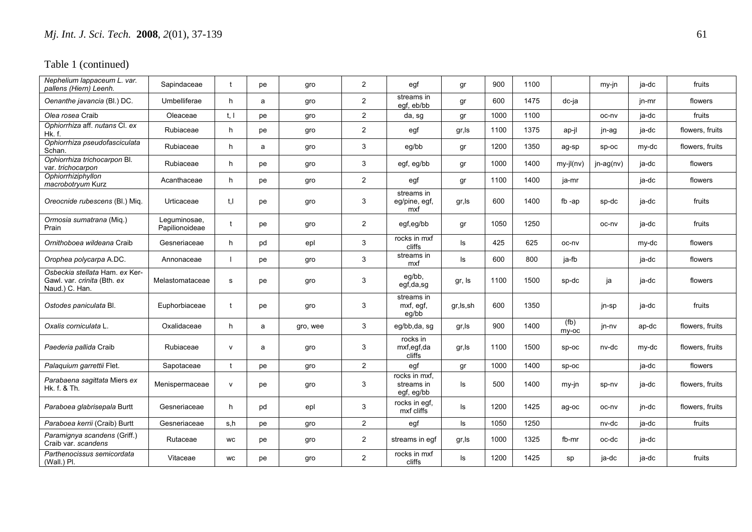Table 1 (continued)

| | | | | | | | | | | | | | |
|---|---|---|---|---|---|---|---|---|---|---|---|---|---|
| *Nephelium lappaceum* L. var. *pallens* (Hiern) Leenh. | Sapindaceae | t | pe | gro | 2 | egf | gr | 900 | 1100 | | my-jn | ja-dc | fruits |
| *Oenanthe javancia* (Bl.) DC. | Umbelliferae | h | a | gro | 2 | streams in egf, eb/bb | gr | 600 | 1475 | dc-ja | | jn-mr | flowers |
| *Olea rosea* Craib | Oleaceae | t, l | pe | gro | 2 | da, sg | gr | 1000 | 1100 | | oc-nv | ja-dc | fruits |
| *Ophiorrhiza* aff. *nutans* Cl. *ex* Hk. f. | Rubiaceae | h | pe | gro | 2 | egf | gr,ls | 1100 | 1375 | ap-jl | jn-ag | ja-dc | flowers, fruits |
| *Ophiorrhiza pseudofasciculata* Schan. | Rubiaceae | h | a | gro | 3 | eg/bb | gr | 1200 | 1350 | ag-sp | sp-oc | my-dc | flowers, fruits |
| *Ophiorrhiza trichocarpon* Bl. var. *trichocarpon* | Rubiaceae | h | pe | gro | 3 | egf, eg/bb | gr | 1000 | 1400 | my-jl(nv) | jn-ag(nv) | ja-dc | flowers |
| *Ophiorrhiziphyllon macrobotryum* Kurz | Acanthaceae | h | pe | gro | 2 | egf | gr | 1100 | 1400 | ja-mr | | ja-dc | flowers |
| *Oreocnide rubescens* (Bl.) Miq. | Urticaceae | t,l | pe | gro | 3 | streams in eg/pine, egf, mxf | gr,ls | 600 | 1400 | fb -ap | sp-dc | ja-dc | fruits |
| *Ormosia sumatrana* (Miq.) Prain | Leguminosae, Papilionoideae | t | pe | gro | 2 | egf,eg/bb | gr | 1050 | 1250 | | oc-nv | ja-dc | fruits |
| *Ornithoboea wildeana* Craib | Gesneriaceae | h | pd | epl | 3 | rocks in mxf cliffs | ls | 425 | 625 | oc-nv | | my-dc | flowers |
| *Orophea polycarpa* A.DC. | Annonaceae | l | pe | gro | 3 | streams in mxf | ls | 600 | 800 | ja-fb | | ja-dc | flowers |
| *Osbeckia stellata* Ham. *ex* Ker-Gawl. var. *crinita* (Bth. *ex* Naud.) C. Han. | Melastomataceae | s | pe | gro | 3 | eg/bb, egf,da,sg | gr, ls | 1100 | 1500 | sp-dc | ja | ja-dc | flowers |
| *Ostodes paniculata* Bl. | Euphorbiaceae | t | pe | gro | 3 | streams in mxf, egf, eg/bb | gr,ls,sh | 600 | 1350 | | jn-sp | ja-dc | fruits |
| *Oxalis corniculata* L. | Oxalidaceae | h | a | gro, wee | 3 | eg/bb,da, sg | gr,ls | 900 | 1400 | (fb) my-oc | jn-nv | ap-dc | flowers, fruits |
| *Paederia pallida* Craib | Rubiaceae | v | a | gro | 3 | rocks in mxf,egf,da cliffs | gr,ls | 1100 | 1500 | sp-oc | nv-dc | my-dc | flowers, fruits |
| *Palaquium garrettii* Flet. | Sapotaceae | t | pe | gro | 2 | egf | gr | 1000 | 1400 | sp-oc | | ja-dc | flowers |
| *Parabaena sagittata* Miers *ex* Hk. f. & Th. | Menispermaceae | v | pe | gro | 3 | rocks in mxf, streams in egf, eg/bb | ls | 500 | 1400 | my-jn | sp-nv | ja-dc | flowers, fruits |
| *Paraboea glabrisepala* Burtt | Gesneriaceae | h | pd | epl | 3 | rocks in egf, mxf cliffs | ls | 1200 | 1425 | ag-oc | oc-nv | jn-dc | flowers, fruits |
| *Paraboea kerrii* (Craib) Burtt | Gesneriaceae | s,h | pe | gro | 2 | egf | ls | 1050 | 1250 | | nv-dc | ja-dc | fruits |
| *Paramignya scandens* (Griff.) Craib var. *scandens* | Rutaceae | wc | pe | gro | 2 | streams in egf | gr,ls | 1000 | 1325 | fb-mr | oc-dc | ja-dc | |
| *Parthenocissus semicordata* (Wall.) Pl. | Vitaceae | wc | pe | gro | 2 | rocks in mxf cliffs | ls | 1200 | 1425 | sp | ja-dc | ja-dc | fruits |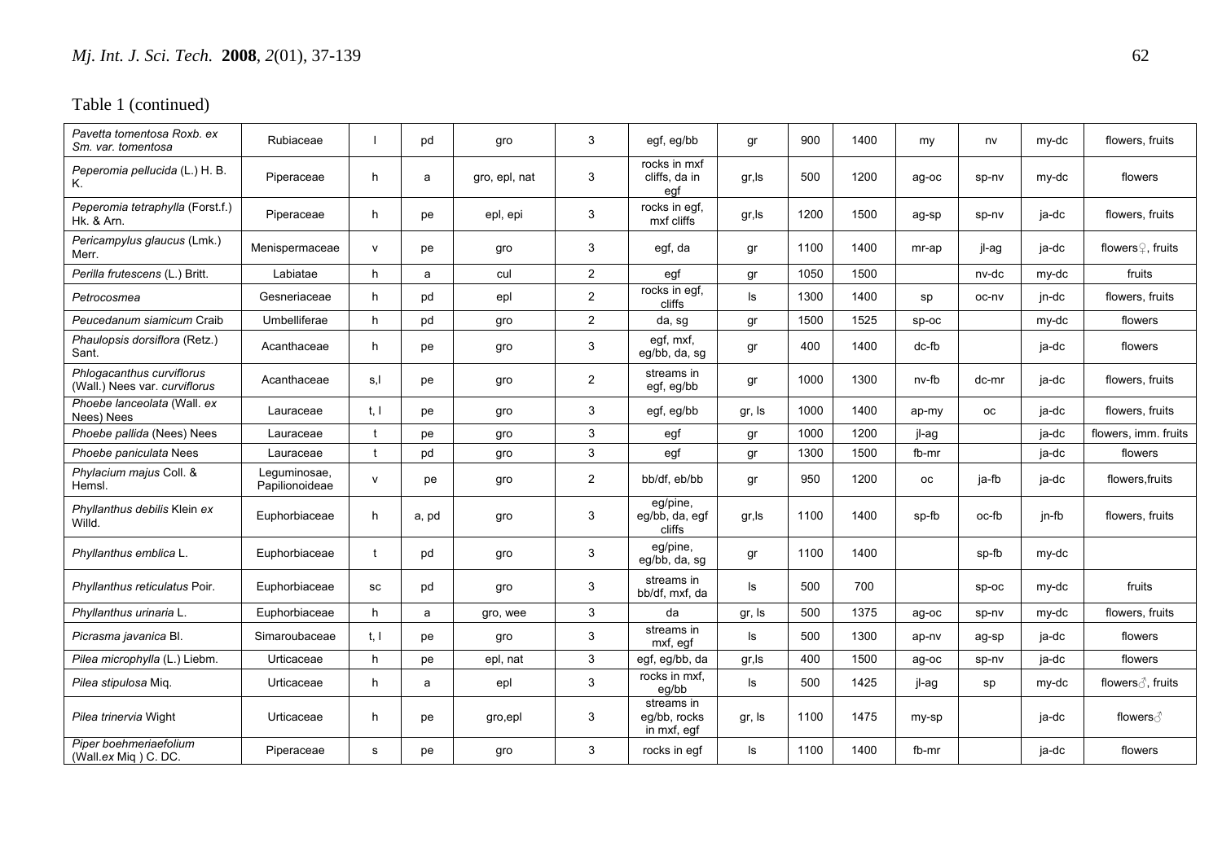Table 1 (continued)

| | | | | | | | | | | | | | |
|---|---|---|---|---|---|---|---|---|---|---|---|---|---|
| *Pavetta tomentosa* Roxb. *ex* Sm. *var. tomentosa* | Rubiaceae | l | pd | gro | 3 | egf, eg/bb | gr | 900 | 1400 | my | nv | my-dc | flowers, fruits |
| *Peperomia pellucida* (L.) H. B. K. | Piperaceae | h | a | gro, epl, nat | 3 | rocks in mxf cliffs, da in egf | gr,ls | 500 | 1200 | ag-oc | sp-nv | my-dc | flowers |
| *Peperomia tetraphylla* (Forst.f.) Hk. & Arn. | Piperaceae | h | pe | epl, epi | 3 | rocks in egf, mxf cliffs | gr,ls | 1200 | 1500 | ag-sp | sp-nv | ja-dc | flowers, fruits |
| *Pericampylus glaucus* (Lmk.) Merr. | Menispermaceae | v | pe | gro | 3 | egf, da | gr | 1100 | 1400 | mr-ap | jl-ag | ja-dc | flowers♀, fruits |
| *Perilla frutescens* (L.) Britt. | Labiatae | h | a | cul | 2 | egf | gr | 1050 | 1500 | | nv-dc | my-dc | fruits |
| *Petrocosmea* | Gesneriaceae | h | pd | epl | 2 | rocks in egf, cliffs | ls | 1300 | 1400 | sp | oc-nv | jn-dc | flowers, fruits |
| *Peucedanum siamicum* Craib | Umbelliferae | h | pd | gro | 2 | da, sg | gr | 1500 | 1525 | sp-oc | | my-dc | flowers |
| *Phaulopsis dorsiflora* (Retz.) Sant. | Acanthaceae | h | pe | gro | 3 | egf, mxf, eg/bb, da, sg | gr | 400 | 1400 | dc-fb | | ja-dc | flowers |
| *Phlogacanthus curviflorus* (Wall.) Nees *var. curviflorus* | Acanthaceae | s,l | pe | gro | 2 | streams in egf, eg/bb | gr | 1000 | 1300 | nv-fb | dc-mr | ja-dc | flowers, fruits |
| *Phoebe lanceolata* (Wall. *ex* Nees) Nees | Lauraceae | t, l | pe | gro | 3 | egf, eg/bb | gr, ls | 1000 | 1400 | ap-my | oc | ja-dc | flowers, fruits |
| *Phoebe pallida* (Nees) Nees | Lauraceae | t | pe | gro | 3 | egf | gr | 1000 | 1200 | jl-ag | | ja-dc | flowers, imm. fruits |
| *Phoebe paniculata* Nees | Lauraceae | t | pd | gro | 3 | egf | gr | 1300 | 1500 | fb-mr | | ja-dc | flowers |
| *Phylacium majus* Coll. & Hemsl. | Leguminosae, Papilionoideae | v | pe | gro | 2 | bb/df, eb/bb | gr | 950 | 1200 | oc | ja-fb | ja-dc | flowers,fruits |
| *Phyllanthus debilis* Klein *ex* Willd. | Euphorbiaceae | h | a, pd | gro | 3 | eg/pine, eg/bb, da, egf cliffs | gr,ls | 1100 | 1400 | sp-fb | oc-fb | jn-fb | flowers, fruits |
| *Phyllanthus emblica* L. | Euphorbiaceae | t | pd | gro | 3 | eg/pine, eg/bb, da, sg | gr | 1100 | 1400 | | sp-fb | my-dc | |
| *Phyllanthus reticulatus* Poir. | Euphorbiaceae | sc | pd | gro | 3 | streams in bb/df, mxf, da | ls | 500 | 700 | | sp-oc | my-dc | fruits |
| *Phyllanthus urinaria* L. | Euphorbiaceae | h | a | gro, wee | 3 | da | gr, ls | 500 | 1375 | ag-oc | sp-nv | my-dc | flowers, fruits |
| *Picrasma javanica* Bl. | Simaroubaceae | t, l | pe | gro | 3 | streams in mxf, egf | ls | 500 | 1300 | ap-nv | ag-sp | ja-dc | flowers |
| *Pilea microphylla* (L.) Liebm. | Urticaceae | h | pe | epl, nat | 3 | egf, eg/bb, da | gr,ls | 400 | 1500 | ag-oc | sp-nv | ja-dc | flowers |
| *Pilea stipulosa* Miq. | Urticaceae | h | a | epl | 3 | rocks in mxf, eg/bb | ls | 500 | 1425 | jl-ag | sp | my-dc | flowers♂, fruits |
| *Pilea trinervia* Wight | Urticaceae | h | pe | gro,epl | 3 | streams in eg/bb, rocks in mxf, egf | gr, ls | 1100 | 1475 | my-sp | | ja-dc | flowers♂ |
| *Piper boehmeriaefolium* (Wall.*ex* Miq ) C. DC. | Piperaceae | s | pe | gro | 3 | rocks in egf | ls | 1100 | 1400 | fb-mr | | ja-dc | flowers |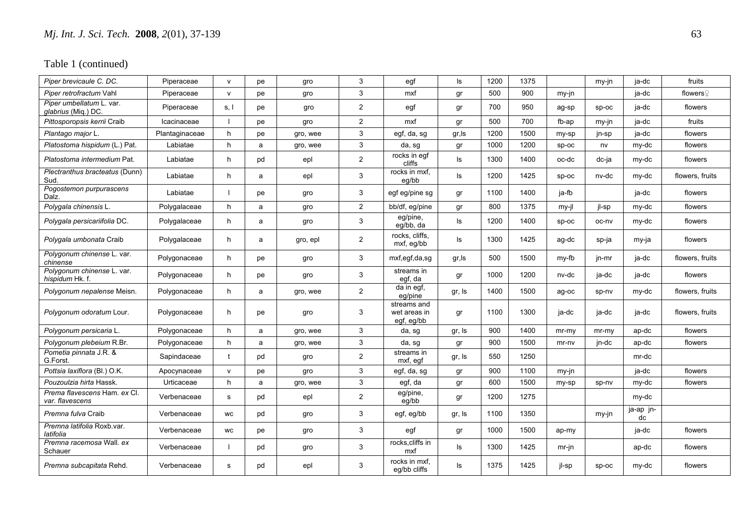Table 1 (continued)

| | | | | | | | | | | | | | |
|---|---|---|---|---|---|---|---|---|---|---|---|---|---|
| *Piper brevicaule* C. DC. | Piperaceae | v | pe | gro | 3 | egf | ls | 1200 | 1375 | | my-jn | ja-dc | fruits |
| *Piper retrofractum* Vahl | Piperaceae | v | pe | gro | 3 | mxf | gr | 500 | 900 | my-jn | | ja-dc | flowers♀ |
| *Piper umbellatum* L. var. *glabrius* (Miq.) DC. | Piperaceae | s, l | pe | gro | 2 | egf | gr | 700 | 950 | ag-sp | sp-oc | ja-dc | flowers |
| *Pittosporopsis kerrii* Craib | Icacinaceae | l | pe | gro | 2 | mxf | gr | 500 | 700 | fb-ap | my-jn | ja-dc | fruits |
| *Plantago major* L. | Plantaginaceae | h | pe | gro, wee | 3 | egf, da, sg | gr,ls | 1200 | 1500 | my-sp | jn-sp | ja-dc | flowers |
| *Platostoma hispidum* (L.) Pat. | Labiatae | h | a | gro, wee | 3 | da, sg | gr | 1000 | 1200 | sp-oc | nv | my-dc | flowers |
| *Platostoma intermedium* Pat. | Labiatae | h | pd | epl | 2 | rocks in egf cliffs | ls | 1300 | 1400 | oc-dc | dc-ja | my-dc | flowers |
| *Plectranthus bracteatus* (Dunn) Sud. | Labiatae | h | a | epl | 3 | rocks in mxf, eg/bb | ls | 1200 | 1425 | sp-oc | nv-dc | my-dc | flowers, fruits |
| *Pogostemon purpurascens* Dalz. | Labiatae | l | pe | gro | 3 | egf eg/pine sg | gr | 1100 | 1400 | ja-fb | | ja-dc | flowers |
| *Polygala chinensis* L. | Polygalaceae | h | a | gro | 2 | bb/df, eg/pine | gr | 800 | 1375 | my-jl | jl-sp | my-dc | flowers |
| *Polygala persicariifolia* DC. | Polygalaceae | h | a | gro | 3 | eg/pine, eg/bb, da | ls | 1200 | 1400 | sp-oc | oc-nv | my-dc | flowers |
| *Polygala umbonata* Craib | Polygalaceae | h | a | gro, epl | 2 | rocks, cliffs, mxf, eg/bb | ls | 1300 | 1425 | ag-dc | sp-ja | my-ja | flowers |
| *Polygonum chinense* L. var. *chinense* | Polygonaceae | h | pe | gro | 3 | mxf,egf,da,sg | gr,ls | 500 | 1500 | my-fb | jn-mr | ja-dc | flowers, fruits |
| *Polygonum chinense* L. var. *hispidum* Hk. f. | Polygonaceae | h | pe | gro | 3 | streams in egf, da | gr | 1000 | 1200 | nv-dc | ja-dc | ja-dc | flowers |
| *Polygonum nepalense* Meisn. | Polygonaceae | h | a | gro, wee | 2 | da in egf, eg/pine | gr, ls | 1400 | 1500 | ag-oc | sp-nv | my-dc | flowers, fruits |
| *Polygonum odoratum* Lour. | Polygonaceae | h | pe | gro | 3 | streams and wet areas in egf, eg/bb | gr | 1100 | 1300 | ja-dc | ja-dc | ja-dc | flowers, fruits |
| *Polygonum persicaria* L. | Polygonaceae | h | a | gro, wee | 3 | da, sg | gr, ls | 900 | 1400 | mr-my | mr-my | ap-dc | flowers |
| *Polygonum plebeium* R.Br. | Polygonaceae | h | a | gro, wee | 3 | da, sg | gr | 900 | 1500 | mr-nv | jn-dc | ap-dc | flowers |
| *Pometia pinnata* J.R. & G.Forst. | Sapindaceae | t | pd | gro | 2 | streams in mxf, egf | gr, ls | 550 | 1250 | | | mr-dc | |
| *Pottsia laxiflora* (Bl.) O.K. | Apocynaceae | v | pe | gro | 3 | egf, da, sg | gr | 900 | 1100 | my-jn | | ja-dc | flowers |
| *Pouzoulzia hirta* Hassk. | Urticaceae | h | a | gro, wee | 3 | egf, da | gr | 600 | 1500 | my-sp | sp-nv | my-dc | flowers |
| *Prema flavescens* Ham. *ex* Cl. *var. flavescens* | Verbenaceae | s | pd | epl | 2 | eg/pine, eg/bb | gr | 1200 | 1275 | | | my-dc | |
| *Premna fulva* Craib | Verbenaceae | wc | pd | gro | 3 | egf, eg/bb | gr, ls | 1100 | 1350 | | my-jn | ja-ap jn-dc | |
| *Premna latifolia* Roxb.var. *latifolia* | Verbenaceae | wc | pe | gro | 3 | egf | gr | 1000 | 1500 | ap-my | | ja-dc | flowers |
| *Premna racemosa* Wall. *ex* Schauer | Verbenaceae | l | pd | gro | 3 | rocks,cliffs in mxf | ls | 1300 | 1425 | mr-jn | | ap-dc | flowers |
| *Premna subcapitata* Rehd. | Verbenaceae | s | pd | epl | 3 | rocks in mxf, eg/bb cliffs | ls | 1375 | 1425 | jl-sp | sp-oc | my-dc | flowers |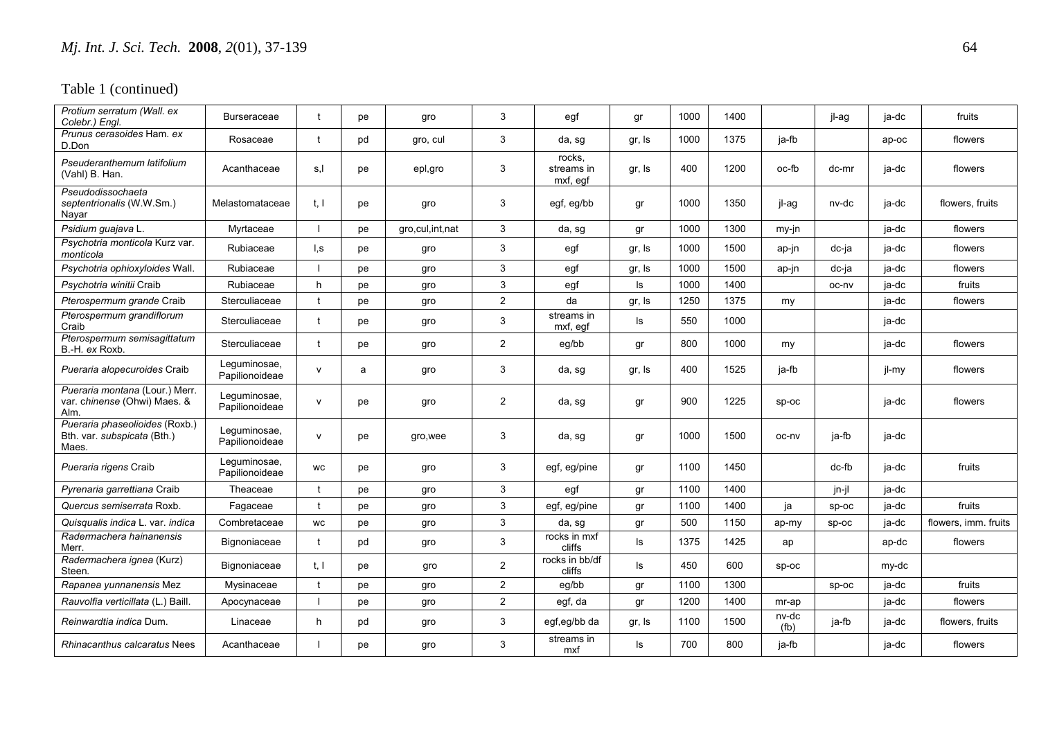Table 1 (continued)

| | | | | | | | | | | | | | |
|---|---|---|---|---|---|---|---|---|---|---|---|---|---|
| *Protium serratum* (Wall. *ex* Colebr.) Engl. | Burseraceae | t | pe | gro | 3 | egf | gr | 1000 | 1400 | | jl-ag | ja-dc | fruits |
| *Prunus cerasoides* Ham. *ex* D.Don | Rosaceae | t | pd | gro, cul | 3 | da, sg | gr, ls | 1000 | 1375 | ja-fb | | ap-oc | flowers |
| *Pseuderanthemum latifolium* (Vahl) B. Han. | Acanthaceae | s,l | pe | epl,gro | 3 | rocks, streams in mxf, egf | gr, ls | 400 | 1200 | oc-fb | dc-mr | ja-dc | flowers |
| *Pseudodissochaeta septentrionalis* (W.W.Sm.) Nayar | Melastomataceae | t, l | pe | gro | 3 | egf, eg/bb | gr | 1000 | 1350 | jl-ag | nv-dc | ja-dc | flowers, fruits |
| *Psidium guajava* L. | Myrtaceae | l | pe | gro,cul,int,nat | 3 | da, sg | gr | 1000 | 1300 | my-jn | | ja-dc | flowers |
| *Psychotria monticola* Kurz var. *monticola* | Rubiaceae | l,s | pe | gro | 3 | egf | gr, ls | 1000 | 1500 | ap-jn | dc-ja | ja-dc | flowers |
| *Psychotria ophioxyloides* Wall. | Rubiaceae | l | pe | gro | 3 | egf | gr, ls | 1000 | 1500 | ap-jn | dc-ja | ja-dc | flowers |
| *Psychotria winitii* Craib | Rubiaceae | h | pe | gro | 3 | egf | ls | 1000 | 1400 | | oc-nv | ja-dc | fruits |
| *Pterospermum grande* Craib | Sterculiaceae | t | pe | gro | 2 | da | gr, ls | 1250 | 1375 | my | | ja-dc | flowers |
| *Pterospermum grandiflorum* Craib | Sterculiaceae | t | pe | gro | 3 | streams in mxf, egf | ls | 550 | 1000 | | | ja-dc | |
| *Pterospermum semisagittatum* B.-H. *ex* Roxb. | Sterculiaceae | t | pe | gro | 2 | eg/bb | gr | 800 | 1000 | my | | ja-dc | flowers |
| *Pueraria alopecuroides* Craib | Leguminosae, Papilionoideae | v | a | gro | 3 | da, sg | gr, ls | 400 | 1525 | ja-fb | | jl-my | flowers |
| *Pueraria montana* (Lour.) Merr. var. *chinense* (Ohwi) Maes. & Alm. | Leguminosae, Papilionoideae | v | pe | gro | 2 | da, sg | gr | 900 | 1225 | sp-oc | | ja-dc | flowers |
| *Pueraria phaseolioides* (Roxb.) Bth. var. *subspicata* (Bth.) Maes. | Leguminosae, Papilionoideae | v | pe | gro,wee | 3 | da, sg | gr | 1000 | 1500 | oc-nv | ja-fb | ja-dc | |
| *Pueraria rigens* Craib | Leguminosae, Papilionoideae | wc | pe | gro | 3 | egf, eg/pine | gr | 1100 | 1450 | | dc-fb | ja-dc | fruits |
| *Pyrenaria garrettiana* Craib | Theaceae | t | pe | gro | 3 | egf | gr | 1100 | 1400 | | jn-jl | ja-dc | |
| *Quercus semiserrata* Roxb. | Fagaceae | t | pe | gro | 3 | egf, eg/pine | gr | 1100 | 1400 | ja | sp-oc | ja-dc | fruits |
| *Quisqualis indica* L. var. *indica* | Combretaceae | wc | pe | gro | 3 | da, sg | gr | 500 | 1150 | ap-my | sp-oc | ja-dc | flowers, imm. fruits |
| *Radermachera hainanensis* Merr. | Bignoniaceae | t | pd | gro | 3 | rocks in mxf cliffs | ls | 1375 | 1425 | ap | | ap-dc | flowers |
| *Radermachera ignea* (Kurz) Steen. | Bignoniaceae | t, l | pe | gro | 2 | rocks in bb/df cliffs | ls | 450 | 600 | sp-oc | | my-dc | |
| *Rapanea yunnanensis* Mez | Mysinaceae | t | pe | gro | 2 | eg/bb | gr | 1100 | 1300 | | sp-oc | ja-dc | fruits |
| *Rauvolfia verticillata* (L.) Baill. | Apocynaceae | l | pe | gro | 2 | egf, da | gr | 1200 | 1400 | mr-ap | | ja-dc | flowers |
| *Reinwardtia indica* Dum. | Linaceae | h | pd | gro | 3 | egf,eg/bb da | gr, ls | 1100 | 1500 | nv-dc (fb) | ja-fb | ja-dc | flowers, fruits |
| *Rhinacanthus calcaratus* Nees | Acanthaceae | l | pe | gro | 3 | streams in mxf | ls | 700 | 800 | ja-fb | | ja-dc | flowers |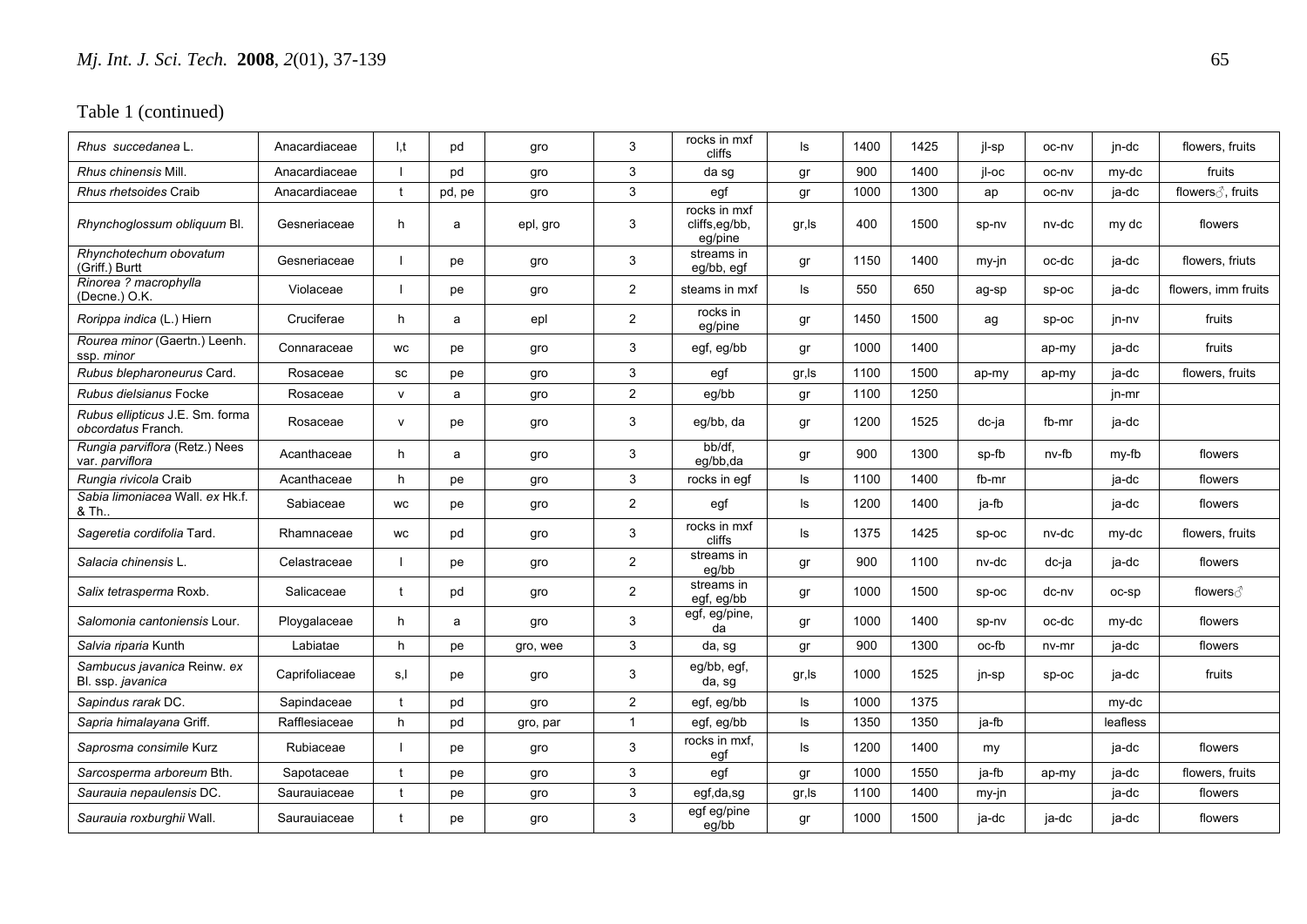Table 1 (continued)

| | | | | | | | | | | | | | |
|---|---|---|---|---|---|---|---|---|---|---|---|---|---|
| *Rhus succedanea* L. | Anacardiaceae | l,t | pd | gro | 3 | rocks in mxf cliffs | ls | 1400 | 1425 | jl-sp | oc-nv | jn-dc | flowers, fruits |
| *Rhus chinensis* Mill. | Anacardiaceae | l | pd | gro | 3 | da sg | gr | 900 | 1400 | jl-oc | oc-nv | my-dc | fruits |
| *Rhus rhetsoides* Craib | Anacardiaceae | t | pd, pe | gro | 3 | egf | gr | 1000 | 1300 | ap | oc-nv | ja-dc | flowers♂, fruits |
| *Rhynchoglossum obliquum* Bl. | Gesneriaceae | h | a | epl, gro | 3 | rocks in mxf cliffs,eg/bb, eg/pine | gr,ls | 400 | 1500 | sp-nv | nv-dc | my dc | flowers |
| *Rhynchotechum obovatum* (Griff.) Burtt | Gesneriaceae | l | pe | gro | 3 | streams in eg/bb, egf | gr | 1150 | 1400 | my-jn | oc-dc | ja-dc | flowers, friuts |
| *Rinorea ? macrophylla* (Decne.) O.K. | Violaceae | l | pe | gro | 2 | steams in mxf | ls | 550 | 650 | ag-sp | sp-oc | ja-dc | flowers, imm fruits |
| *Rorippa indica* (L.) Hiern | Cruciferae | h | a | epl | 2 | rocks in eg/pine | gr | 1450 | 1500 | ag | sp-oc | jn-nv | fruits |
| *Rourea minor* (Gaertn.) Leenh. ssp. *minor* | Connaraceae | wc | pe | gro | 3 | egf, eg/bb | gr | 1000 | 1400 | | ap-my | ja-dc | fruits |
| *Rubus blepharoneurus* Card. | Rosaceae | sc | pe | gro | 3 | egf | gr,ls | 1100 | 1500 | ap-my | ap-my | ja-dc | flowers, fruits |
| *Rubus dielsianus* Focke | Rosaceae | v | a | gro | 2 | eg/bb | gr | 1100 | 1250 | | | jn-mr | |
| *Rubus ellipticus* J.E. Sm. forma *obcordatus* Franch. | Rosaceae | v | pe | gro | 3 | eg/bb, da | gr | 1200 | 1525 | dc-ja | fb-mr | ja-dc | |
| *Rungia parviflora* (Retz.) Nees var. *parviflora* | Acanthaceae | h | a | gro | 3 | bb/df, eg/bb,da | gr | 900 | 1300 | sp-fb | nv-fb | my-fb | flowers |
| *Rungia rivicola* Craib | Acanthaceae | h | pe | gro | 3 | rocks in egf | ls | 1100 | 1400 | fb-mr | | ja-dc | flowers |
| *Sabia limoniacea* Wall. *ex* Hk.f. & Th.. | Sabiaceae | wc | pe | gro | 2 | egf | ls | 1200 | 1400 | ja-fb | | ja-dc | flowers |
| *Sageretia cordifolia* Tard. | Rhamnaceae | wc | pd | gro | 3 | rocks in mxf cliffs | ls | 1375 | 1425 | sp-oc | nv-dc | my-dc | flowers, fruits |
| *Salacia chinensis* L. | Celastraceae | l | pe | gro | 2 | streams in eg/bb | gr | 900 | 1100 | nv-dc | dc-ja | ja-dc | flowers |
| *Salix tetrasperma* Roxb. | Salicaceae | t | pd | gro | 2 | streams in egf, eg/bb | gr | 1000 | 1500 | sp-oc | dc-nv | oc-sp | flowers♂ |
| *Salomonia cantoniensis* Lour. | Ploygalaceae | h | a | gro | 3 | egf, eg/pine, da | gr | 1000 | 1400 | sp-nv | oc-dc | my-dc | flowers |
| *Salvia riparia* Kunth | Labiatae | h | pe | gro, wee | 3 | da, sg | gr | 900 | 1300 | oc-fb | nv-mr | ja-dc | flowers |
| *Sambucus javanica* Reinw. *ex* Bl. ssp. *javanica* | Caprifoliaceae | s,l | pe | gro | 3 | eg/bb, egf, da, sg | gr,ls | 1000 | 1525 | jn-sp | sp-oc | ja-dc | fruits |
| *Sapindus rarak* DC. | Sapindaceae | t | pd | gro | 2 | egf, eg/bb | ls | 1000 | 1375 | | | my-dc | |
| *Sapria himalayana* Griff. | Rafflesiaceae | h | pd | gro, par | 1 | egf, eg/bb | ls | 1350 | 1350 | ja-fb | | leafless | |
| *Saprosma consimile* Kurz | Rubiaceae | l | pe | gro | 3 | rocks in mxf, egf | ls | 1200 | 1400 | my | | ja-dc | flowers |
| *Sarcosperma arboreum* Bth. | Sapotaceae | t | pe | gro | 3 | egf | gr | 1000 | 1550 | ja-fb | ap-my | ja-dc | flowers, fruits |
| *Saurauia nepaulensis* DC. | Saurauiaceae | t | pe | gro | 3 | egf,da,sg | gr,ls | 1100 | 1400 | my-jn | | ja-dc | flowers |
| *Saurauia roxburghii* Wall. | Saurauiaceae | t | pe | gro | 3 | egf eg/pine eg/bb | gr | 1000 | 1500 | ja-dc | ja-dc | ja-dc | flowers |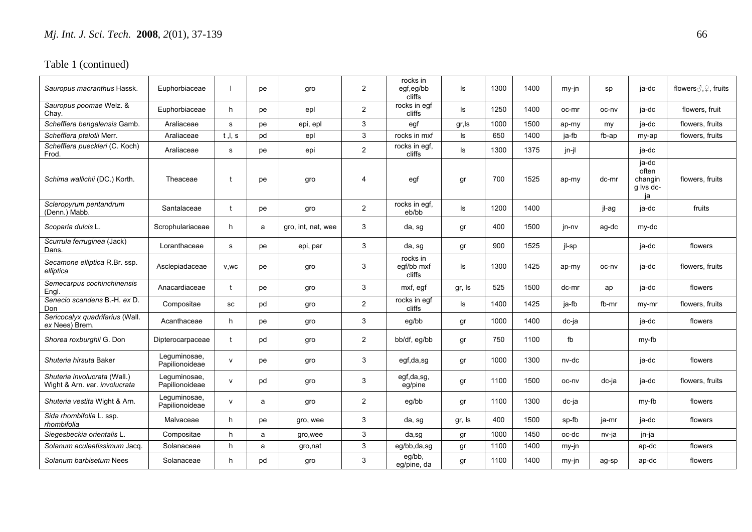Table 1 (continued)

| | | | | | | | | | | | | | |
|---|---|---|---|---|---|---|---|---|---|---|---|---|---|
| *Sauropus macranthus* Hassk. | Euphorbiaceae | l | pe | gro | 2 | rocks in egf,eg/bb cliffs | ls | 1300 | 1400 | my-jn | sp | ja-dc | flowers♂,♀, fruits |
| *Sauropus poomae* Welz. & Chay. | Euphorbiaceae | h | pe | epl | 2 | rocks in egf cliffs | ls | 1250 | 1400 | oc-mr | oc-nv | ja-dc | flowers, fruit |
| *Schefflera bengalensis* Gamb. | Araliaceae | s | pe | epi, epl | 3 | egf | gr,ls | 1000 | 1500 | ap-my | my | ja-dc | flowers, fruits |
| *Schefflera ptelotii* Merr. | Araliaceae | t ,l, s | pd | epl | 3 | rocks in mxf | ls | 650 | 1400 | ja-fb | fb-ap | my-ap | flowers, fruits |
| *Schefflera pueckleri* (C. Koch) Frod. | Araliaceae | s | pe | epi | 2 | rocks in egf, cliffs | ls | 1300 | 1375 | jn-jl | | ja-dc | |
| *Schima wallichii* (DC.) Korth. | Theaceae | t | pe | gro | 4 | egf | gr | 700 | 1525 | ap-my | dc-mr | ja-dc often changin g lvs dc-ja | flowers, fruits |
| *Scleropyrum pentandrum* (Denn.) Mabb. | Santalaceae | t | pe | gro | 2 | rocks in egf, eb/bb | ls | 1200 | 1400 | | jl-ag | ja-dc | fruits |
| *Scoparia dulcis* L. | Scrophulariaceae | h | a | gro, int, nat, wee | 3 | da, sg | gr | 400 | 1500 | jn-nv | ag-dc | my-dc | |
| *Scurrula ferruginea* (Jack) Dans. | Loranthaceae | s | pe | epi, par | 3 | da, sg | gr | 900 | 1525 | jl-sp | | ja-dc | flowers |
| *Secamone elliptica* R.Br. ssp. *elliptica* | Asclepiadaceae | v,wc | pe | gro | 3 | rocks in egf/bb mxf cliffs | ls | 1300 | 1425 | ap-my | oc-nv | ja-dc | flowers, fruits |
| *Semecarpus cochinchinensis* Engl. | Anacardiaceae | t | pe | gro | 3 | mxf, egf | gr, ls | 525 | 1500 | dc-mr | ap | ja-dc | flowers |
| *Senecio scandens* B.-H. *ex* D. Don | Compositae | sc | pd | gro | 2 | rocks in egf cliffs | ls | 1400 | 1425 | ja-fb | fb-mr | my-mr | flowers, fruits |
| *Sericocalyx quadrifarius* (Wall. *ex* Nees) Brem. | Acanthaceae | h | pe | gro | 3 | eg/bb | gr | 1000 | 1400 | dc-ja | | ja-dc | flowers |
| *Shorea roxburghii* G. Don | Dipterocarpaceae | t | pd | gro | 2 | bb/df, eg/bb | gr | 750 | 1100 | fb | | my-fb | |
| *Shuteria hirsuta* Baker | Leguminosae, Papilionoideae | v | pe | gro | 3 | egf,da,sg | gr | 1000 | 1300 | nv-dc | | ja-dc | flowers |
| *Shuteria involucrata* (Wall.) Wight & Arn. *var. involucrata* | Leguminosae, Papilionoideae | v | pd | gro | 3 | egf,da,sg, eg/pine | gr | 1100 | 1500 | oc-nv | dc-ja | ja-dc | flowers, fruits |
| *Shuteria vestita* Wight & Arn. | Leguminosae, Papilionoideae | v | a | gro | 2 | eg/bb | gr | 1100 | 1300 | dc-ja | | my-fb | flowers |
| *Sida rhombifolia* L. ssp. *rhombifolia* | Malvaceae | h | pe | gro, wee | 3 | da, sg | gr, ls | 400 | 1500 | sp-fb | ja-mr | ja-dc | flowers |
| *Siegesbeckia orientalis* L. | Compositae | h | a | gro,wee | 3 | da,sg | gr | 1000 | 1450 | oc-dc | nv-ja | jn-ja | |
| *Solanum aculeatissimum* Jacq. | Solanaceae | h | a | gro,nat | 3 | eg/bb,da,sg | gr | 1100 | 1400 | my-jn | | ap-dc | flowers |
| *Solanum barbisetum* Nees | Solanaceae | h | pd | gro | 3 | eg/bb, eg/pine, da | gr | 1100 | 1400 | my-jn | ag-sp | ap-dc | flowers |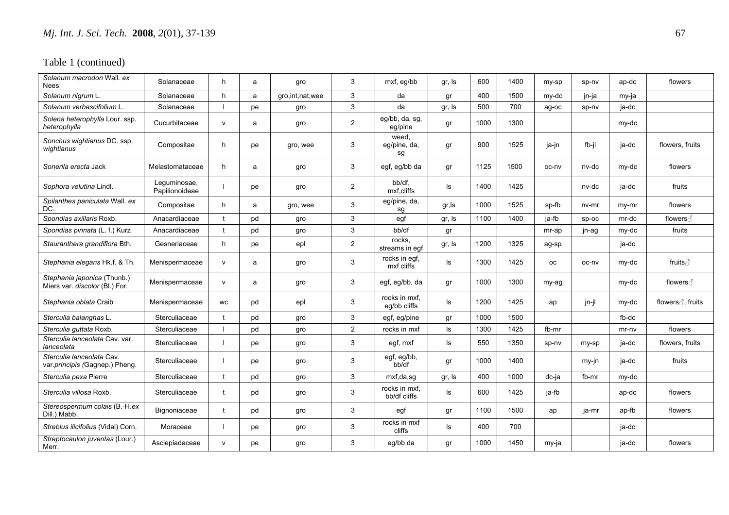Table 1 (continued)

| | | | | | | | | | | | | | |
|---|---|---|---|---|---|---|---|---|---|---|---|---|---|
| *Solanum macrodon* Wall. *ex* Nees | Solanaceae | h | a | gro | 3 | mxf, eg/bb | gr, ls | 600 | 1400 | my-sp | sp-nv | ap-dc | flowers |
| *Solanum nigrum* L. | Solanaceae | h | a | gro,int,nat,wee | 3 | da | gr | 400 | 1500 | my-dc | jn-ja | my-ja | |
| *Solanum verbascifolium* L. | Solanaceae | l | pe | gro | 3 | da | gr, ls | 500 | 700 | ag-oc | sp-nv | ja-dc | |
| *Solena heterophylla* Lour. ssp. *heterophylla* | Cucurbitaceae | v | a | gro | 2 | eg/bb, da, sg, eg/pine | gr | 1000 | 1300 | | | my-dc | |
| *Sonchus wightianus* DC. ssp. *wightianus* | Compositae | h | pe | gro, wee | 3 | weed, eg/pine, da, sg | gr | 900 | 1525 | ja-jn | fb-jl | ja-dc | flowers, fruits |
| *Sonerila erecta* Jack | Melastomataceae | h | a | gro | 3 | egf, eg/bb da | gr | 1125 | 1500 | oc-nv | nv-dc | my-dc | flowers |
| *Sophora velutina* Lindl. | Leguminosae, Papilionoideae | l | pe | gro | 2 | bb/df, mxf,cliffs | ls | 1400 | 1425 | | nv-dc | ja-dc | fruits |
| *Spilanthes paniculata* Wall. *ex* DC. | Compositae | h | a | gro, wee | 3 | eg/pine, da, sg | gr,ls | 1000 | 1525 | sp-fb | nv-mr | my-mr | flowers |
| *Spondias axillaris* Roxb. | Anacardiaceae | t | pd | gro | 3 | egf | gr, ls | 1100 | 1400 | ja-fb | sp-oc | mr-dc | flowers♂ |
| *Spondias pinnata* (L. f.) Kurz | Anacardiaceae | t | pd | gro | 3 | bb/df | gr | | | mr-ap | jn-ag | my-dc | fruits |
| *Stauranthera grandiflora* Bth. | Gesneriaceae | h | pe | epl | 2 | rocks, streams in egf | gr, ls | 1200 | 1325 | ag-sp | | ja-dc | |
| *Stephania elegans* Hk.f. & Th. | Menispermaceae | v | a | gro | 3 | rocks in egf, mxf cliffs | ls | 1300 | 1425 | oc | oc-nv | my-dc | fruits♂ |
| *Stephania japonica* (Thunb.) Miers var. *discolor* (Bl.) For. | Menispermaceae | v | a | gro | 3 | egf, eg/bb, da | gr | 1000 | 1300 | my-ag | | my-dc | flowers♂ |
| *Stephania oblata* Craib | Menispermaceae | wc | pd | epl | 3 | rocks in mxf, eg/bb cliffs | ls | 1200 | 1425 | ap | jn-jl | my-dc | flowers♂, fruits |
| *Sterculia balanghas* L. | Sterculiaceae | t | pd | gro | 3 | egf, eg/pine | gr | 1000 | 1500 | | | fb-dc | |
| *Sterculia guttata* Roxb. | Sterculiaceae | l | pd | gro | 2 | rocks in mxf | ls | 1300 | 1425 | fb-mr | | mr-nv | flowers |
| *Sterculia lanceolata* Cav. var. *lanceolata* | Sterculiaceae | l | pe | gro | 3 | egf, mxf | ls | 550 | 1350 | sp-nv | my-sp | ja-dc | flowers, fruits |
| *Sterculia lanceolata* Cav. var.*principis (*Gagnep.) Pheng. | Sterculiaceae | l | pe | gro | 3 | egf, eg/bb, bb/df | gr | 1000 | 1400 | | my-jn | ja-dc | fruits |
| *Sterculia pexa* Pierre | Sterculiaceae | t | pd | gro | 3 | mxf,da,sg | gr, ls | 400 | 1000 | dc-ja | fb-mr | my-dc | |
| *Sterculia villosa* Roxb. | Sterculiaceae | t | pd | gro | 3 | rocks in mxf, bb/df cliffs | ls | 600 | 1425 | ja-fb | | ap-dc | flowers |
| *Stereospermum colais* (B.-H.*ex* Dill.) Mabb. | Bignoniaceae | t | pd | gro | 3 | egf | gr | 1100 | 1500 | ap | ja-mr | ap-fb | flowers |
| *Streblus ilicifolius* (Vidal) Corn. | Moraceae | l | pe | gro | 3 | rocks in mxf cliffs | ls | 400 | 700 | | | ja-dc | |
| *Streptocaulon juventas* (Lour.) Merr. | Asclepiadaceae | v | pe | gro | 3 | eg/bb da | gr | 1000 | 1450 | my-ja | | ja-dc | flowers |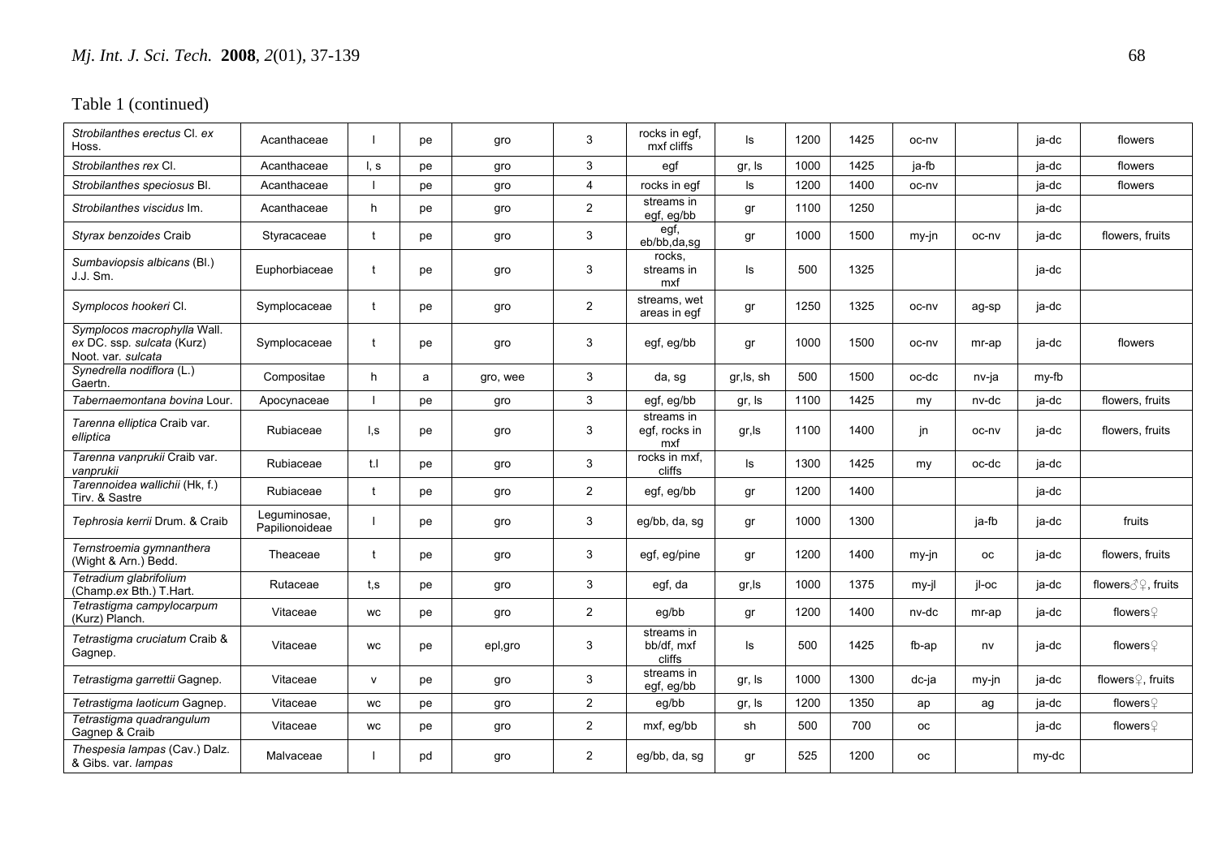Table 1 (continued)

| | | | | | | | | | | | | | |
|---|---|---|---|---|---|---|---|---|---|---|---|---|---|
| *Strobilanthes erectus* Cl. *ex* Hoss. | Acanthaceae | l | pe | gro | 3 | rocks in egf, mxf cliffs | ls | 1200 | 1425 | oc-nv | | ja-dc | flowers |
| *Strobilanthes rex* Cl. | Acanthaceae | l, s | pe | gro | 3 | egf | gr, ls | 1000 | 1425 | ja-fb | | ja-dc | flowers |
| *Strobilanthes speciosus* Bl. | Acanthaceae | l | pe | gro | 4 | rocks in egf | ls | 1200 | 1400 | oc-nv | | ja-dc | flowers |
| *Strobilanthes viscidus* Im. | Acanthaceae | h | pe | gro | 2 | streams in egf, eg/bb | gr | 1100 | 1250 | | | ja-dc | |
| *Styrax benzoides* Craib | Styracaceae | t | pe | gro | 3 | egf, eb/bb,da,sg | gr | 1000 | 1500 | my-jn | oc-nv | ja-dc | flowers, fruits |
| *Sumbaviopsis albicans* (Bl.) J.J. Sm. | Euphorbiaceae | t | pe | gro | 3 | rocks, streams in mxf | ls | 500 | 1325 | | | ja-dc | |
| *Symplocos hookeri* Cl. | Symplocaceae | t | pe | gro | 2 | streams, wet areas in egf | gr | 1250 | 1325 | oc-nv | ag-sp | ja-dc | |
| *Symplocos macrophylla* Wall. *ex* DC. ssp. *sulcata* (Kurz) Noot. var. *sulcata* | Symplocaceae | t | pe | gro | 3 | egf, eg/bb | gr | 1000 | 1500 | oc-nv | mr-ap | ja-dc | flowers |
| *Synedrella nodiflora* (L.) Gaertn. | Compositae | h | a | gro, wee | 3 | da, sg | gr,ls, sh | 500 | 1500 | oc-dc | nv-ja | my-fb | |
| *Tabernaemontana bovina* Lour. | Apocynaceae | l | pe | gro | 3 | egf, eg/bb | gr, ls | 1100 | 1425 | my | nv-dc | ja-dc | flowers, fruits |
| *Tarenna elliptica* Craib var. *elliptica* | Rubiaceae | l,s | pe | gro | 3 | streams in egf, rocks in mxf | gr,ls | 1100 | 1400 | jn | oc-nv | ja-dc | flowers, fruits |
| *Tarenna vanprukii* Craib var. *vanprukii* | Rubiaceae | t.l | pe | gro | 3 | rocks in mxf, cliffs | ls | 1300 | 1425 | my | oc-dc | ja-dc | |
| *Tarennoidea wallichii* (Hk, f.) Tirv. & Sastre | Rubiaceae | t | pe | gro | 2 | egf, eg/bb | gr | 1200 | 1400 | | | ja-dc | |
| *Tephrosia kerrii* Drum. & Craib | Leguminosae, Papilionoideae | l | pe | gro | 3 | eg/bb, da, sg | gr | 1000 | 1300 | | ja-fb | ja-dc | fruits |
| *Ternstroemia gymnanthera* (Wight & Arn.) Bedd. | Theaceae | t | pe | gro | 3 | egf, eg/pine | gr | 1200 | 1400 | my-jn | oc | ja-dc | flowers, fruits |
| *Tetradium glabrifolium* (Champ.*ex* Bth.) T.Hart. | Rutaceae | t,s | pe | gro | 3 | egf, da | gr,ls | 1000 | 1375 | my-jl | jl-oc | ja-dc | flowers♂♀, fruits |
| *Tetrastigma campylocarpum* (Kurz) Planch. | Vitaceae | wc | pe | gro | 2 | eg/bb | gr | 1200 | 1400 | nv-dc | mr-ap | ja-dc | flowers♀ |
| *Tetrastigma cruciatum* Craib & Gagnep. | Vitaceae | wc | pe | epl,gro | 3 | streams in bb/df, mxf cliffs | ls | 500 | 1425 | fb-ap | nv | ja-dc | flowers♀ |
| *Tetrastigma garrettii* Gagnep. | Vitaceae | v | pe | gro | 3 | streams in egf, eg/bb | gr, ls | 1000 | 1300 | dc-ja | my-jn | ja-dc | flowers♀, fruits |
| *Tetrastigma laoticum* Gagnep. | Vitaceae | wc | pe | gro | 2 | eg/bb | gr, ls | 1200 | 1350 | ap | ag | ja-dc | flowers♀ |
| *Tetrastigma quadrangulum* Gagnep & Craib | Vitaceae | wc | pe | gro | 2 | mxf, eg/bb | sh | 500 | 700 | oc | | ja-dc | flowers♀ |
| *Thespesia lampas* (Cav.) Dalz. & Gibs. var. *lampas* | Malvaceae | l | pd | gro | 2 | eg/bb, da, sg | gr | 525 | 1200 | oc | | my-dc | |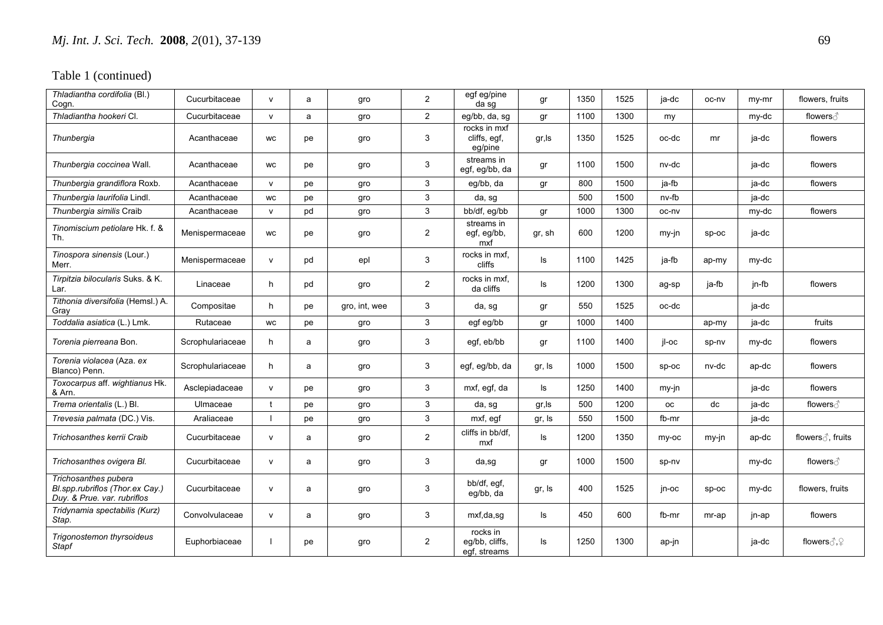Table 1 (continued)

| | | | | | | | | | | | | | |
|---|---|---|---|---|---|---|---|---|---|---|---|---|---|
| *Thladiantha cordifolia* (Bl.) Cogn. | Cucurbitaceae | v | a | gro | 2 | egf eg/pine da sg | gr | 1350 | 1525 | ja-dc | oc-nv | my-mr | flowers, fruits |
| *Thladiantha hookeri* Cl. | Cucurbitaceae | v | a | gro | 2 | eg/bb, da, sg | gr | 1100 | 1300 | my | | my-dc | flowers♂ |
| *Thunbergia* | Acanthaceae | wc | pe | gro | 3 | rocks in mxf cliffs, egf, eg/pine | gr,ls | 1350 | 1525 | oc-dc | mr | ja-dc | flowers |
| *Thunbergia coccinea* Wall. | Acanthaceae | wc | pe | gro | 3 | streams in egf, eg/bb, da | gr | 1100 | 1500 | nv-dc | | ja-dc | flowers |
| *Thunbergia grandiflora* Roxb. | Acanthaceae | v | pe | gro | 3 | eg/bb, da | gr | 800 | 1500 | ja-fb | | ja-dc | flowers |
| *Thunbergia laurifolia* Lindl. | Acanthaceae | wc | pe | gro | 3 | da, sg | | 500 | 1500 | nv-fb | | ja-dc | |
| *Thunbergia similis* Craib | Acanthaceae | v | pd | gro | 3 | bb/df, eg/bb | gr | 1000 | 1300 | oc-nv | | my-dc | flowers |
| *Tinomiscium petiolare* Hk. f. & Th. | Menispermaceae | wc | pe | gro | 2 | streams in egf, eg/bb, mxf | gr, sh | 600 | 1200 | my-jn | sp-oc | ja-dc | |
| *Tinospora sinensis* (Lour.) Merr. | Menispermaceae | v | pd | epl | 3 | rocks in mxf, cliffs | ls | 1100 | 1425 | ja-fb | ap-my | my-dc | |
| *Tirpitzia bilocularis* Suks. & K. Lar. | Linaceae | h | pd | gro | 2 | rocks in mxf, da cliffs | ls | 1200 | 1300 | ag-sp | ja-fb | jn-fb | flowers |
| *Tithonia diversifolia* (Hemsl.) A. Gray | Compositae | h | pe | gro, int, wee | 3 | da, sg | gr | 550 | 1525 | oc-dc | | ja-dc | |
| *Toddalia asiatica* (L.) Lmk. | Rutaceae | wc | pe | gro | 3 | egf eg/bb | gr | 1000 | 1400 | | ap-my | ja-dc | fruits |
| *Torenia pierreana* Bon. | Scrophulariaceae | h | a | gro | 3 | egf, eb/bb | gr | 1100 | 1400 | jl-oc | sp-nv | my-dc | flowers |
| *Torenia violacea* (Aza. *ex* Blanco) Penn. | Scrophulariaceae | h | a | gro | 3 | egf, eg/bb, da | gr, ls | 1000 | 1500 | sp-oc | nv-dc | ap-dc | flowers |
| *Toxocarpus* aff. *wightianus* Hk. & Arn. | Asclepiadaceae | v | pe | gro | 3 | mxf, egf, da | ls | 1250 | 1400 | my-jn | | ja-dc | flowers |
| *Trema orientalis* (L.) Bl. | Ulmaceae | t | pe | gro | 3 | da, sg | gr,ls | 500 | 1200 | oc | dc | ja-dc | flowers♂ |
| *Trevesia palmata* (DC.) Vis. | Araliaceae | l | pe | gro | 3 | mxf, egf | gr, ls | 550 | 1500 | fb-mr | | ja-dc | |
| *Trichosanthes kerrii Craib* | Cucurbitaceae | v | a | gro | 2 | cliffs in bb/df, mxf | ls | 1200 | 1350 | my-oc | my-jn | ap-dc | flowers♂, fruits |
| *Trichosanthes ovigera Bl.* | Cucurbitaceae | v | a | gro | 3 | da,sg | gr | 1000 | 1500 | sp-nv | | my-dc | flowers♂ |
| *Trichosanthes pubera Bl.spp.rubriflos (Thor.ex Cay.) Duy. & Prue. var. rubriflos* | Cucurbitaceae | v | a | gro | 3 | bb/df, egf, eg/bb, da | gr, ls | 400 | 1525 | jn-oc | sp-oc | my-dc | flowers, fruits |
| *Tridynamia spectabilis (Kurz) Stap.* | Convolvulaceae | v | a | gro | 3 | mxf,da,sg | ls | 450 | 600 | fb-mr | mr-ap | jn-ap | flowers |
| *Trigonostemon thyrsoideus Stapf* | Euphorbiaceae | l | pe | gro | 2 | rocks in eg/bb, cliffs, egf, streams | ls | 1250 | 1300 | ap-jn | | ja-dc | flowers♂,♀ |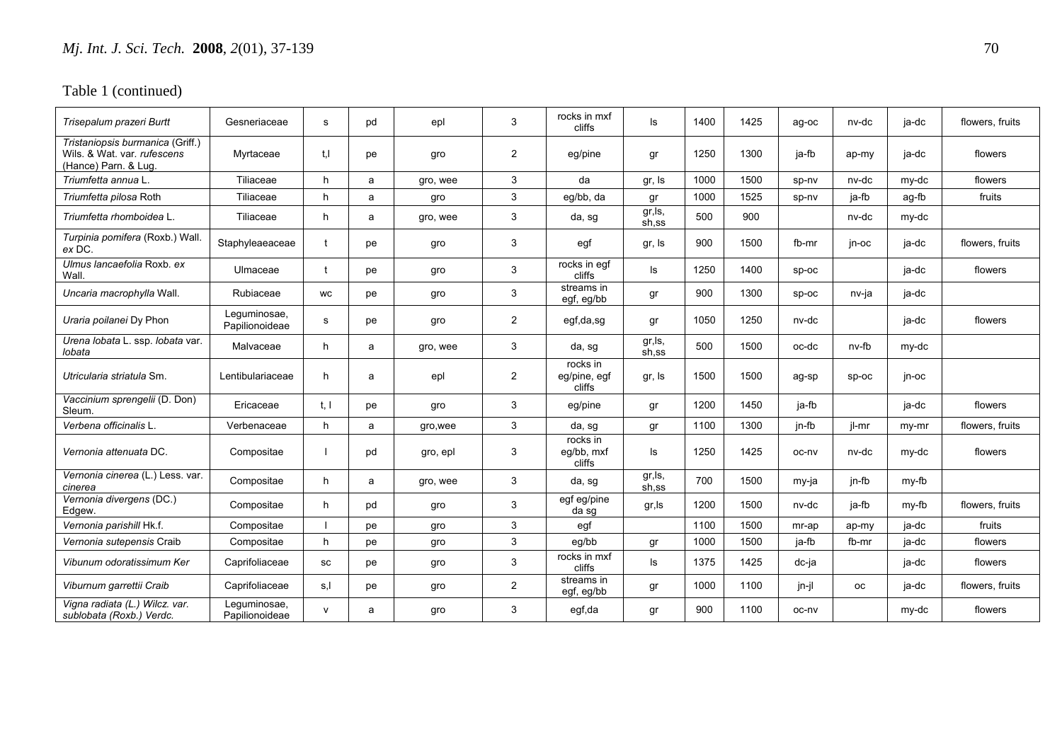Table 1 (continued)

| | | | | | | | | | | | | | |
|---|---|---|---|---|---|---|---|---|---|---|---|---|---|
| *Trisepalum prazeri* Burtt | Gesneriaceae | s | pd | epl | 3 | rocks in mxf cliffs | ls | 1400 | 1425 | ag-oc | nv-dc | ja-dc | flowers, fruits |
| *Tristaniopsis burmanica* (Griff.) Wils. & Wat. var. *rufescens* (Hance) Parn. & Lug. | Myrtaceae | t,l | pe | gro | 2 | eg/pine | gr | 1250 | 1300 | ja-fb | ap-my | ja-dc | flowers |
| *Triumfetta annua* L. | Tiliaceae | h | a | gro, wee | 3 | da | gr, ls | 1000 | 1500 | sp-nv | nv-dc | my-dc | flowers |
| *Triumfetta pilosa* Roth | Tiliaceae | h | a | gro | 3 | eg/bb, da | gr | 1000 | 1525 | sp-nv | ja-fb | ag-fb | fruits |
| *Triumfetta rhomboidea* L. | Tiliaceae | h | a | gro, wee | 3 | da, sg | gr,ls, sh,ss | 500 | 900 | | nv-dc | my-dc | |
| *Turpinia pomifera* (Roxb.) Wall. *ex* DC. | Staphyleaeaceae | t | pe | gro | 3 | egf | gr, ls | 900 | 1500 | fb-mr | jn-oc | ja-dc | flowers, fruits |
| *Ulmus lancaefolia* Roxb. *ex* Wall. | Ulmaceae | t | pe | gro | 3 | rocks in egf cliffs | ls | 1250 | 1400 | sp-oc | | ja-dc | flowers |
| *Uncaria macrophylla* Wall. | Rubiaceae | wc | pe | gro | 3 | streams in egf, eg/bb | gr | 900 | 1300 | sp-oc | nv-ja | ja-dc | |
| *Uraria poilanei* Dy Phon | Leguminosae, Papilionoideae | s | pe | gro | 2 | egf,da,sg | gr | 1050 | 1250 | nv-dc | | ja-dc | flowers |
| *Urena lobata* L. ssp. *lobata* var. *lobata* | Malvaceae | h | a | gro, wee | 3 | da, sg | gr,ls, sh,ss | 500 | 1500 | oc-dc | nv-fb | my-dc | |
| *Utricularia striatula* Sm. | Lentibulariaceae | h | a | epl | 2 | rocks in eg/pine, egf cliffs | gr, ls | 1500 | 1500 | ag-sp | sp-oc | jn-oc | |
| *Vaccinium sprengelii* (D. Don) Sleum. | Ericaceae | t, l | pe | gro | 3 | eg/pine | gr | 1200 | 1450 | ja-fb | | ja-dc | flowers |
| *Verbena officinalis* L. | Verbenaceae | h | a | gro,wee | 3 | da, sg | gr | 1100 | 1300 | jn-fb | jl-mr | my-mr | flowers, fruits |
| *Vernonia attenuata* DC. | Compositae | l | pd | gro, epl | 3 | rocks in eg/bb, mxf cliffs | ls | 1250 | 1425 | oc-nv | nv-dc | my-dc | flowers |
| *Vernonia cinerea* (L.) Less. var. *cinerea* | Compositae | h | a | gro, wee | 3 | da, sg | gr,ls, sh,ss | 700 | 1500 | my-ja | jn-fb | my-fb | |
| *Vernonia divergens* (DC.) Edgew. | Compositae | h | pd | gro | 3 | egf eg/pine da sg | gr,ls | 1200 | 1500 | nv-dc | ja-fb | my-fb | flowers, fruits |
| *Vernonia parishill* Hk.f. | Compositae | l | pe | gro | 3 | egf | | 1100 | 1500 | mr-ap | ap-my | ja-dc | fruits |
| *Vernonia sutepensis* Craib | Compositae | h | pe | gro | 3 | eg/bb | gr | 1000 | 1500 | ja-fb | fb-mr | ja-dc | flowers |
| *Vibunum odoratissimum* Ker | Caprifoliaceae | sc | pe | gro | 3 | rocks in mxf cliffs | ls | 1375 | 1425 | dc-ja | | ja-dc | flowers |
| *Viburnum garrettii* Craib | Caprifoliaceae | s,l | pe | gro | 2 | streams in egf, eg/bb | gr | 1000 | 1100 | jn-jl | oc | ja-dc | flowers, fruits |
| *Vigna radiata* (L.) Wilcz. var. *sublobata* (Roxb.) Verdc. | Leguminosae, Papilionoideae | v | a | gro | 3 | egf,da | gr | 900 | 1100 | oc-nv | | my-dc | flowers |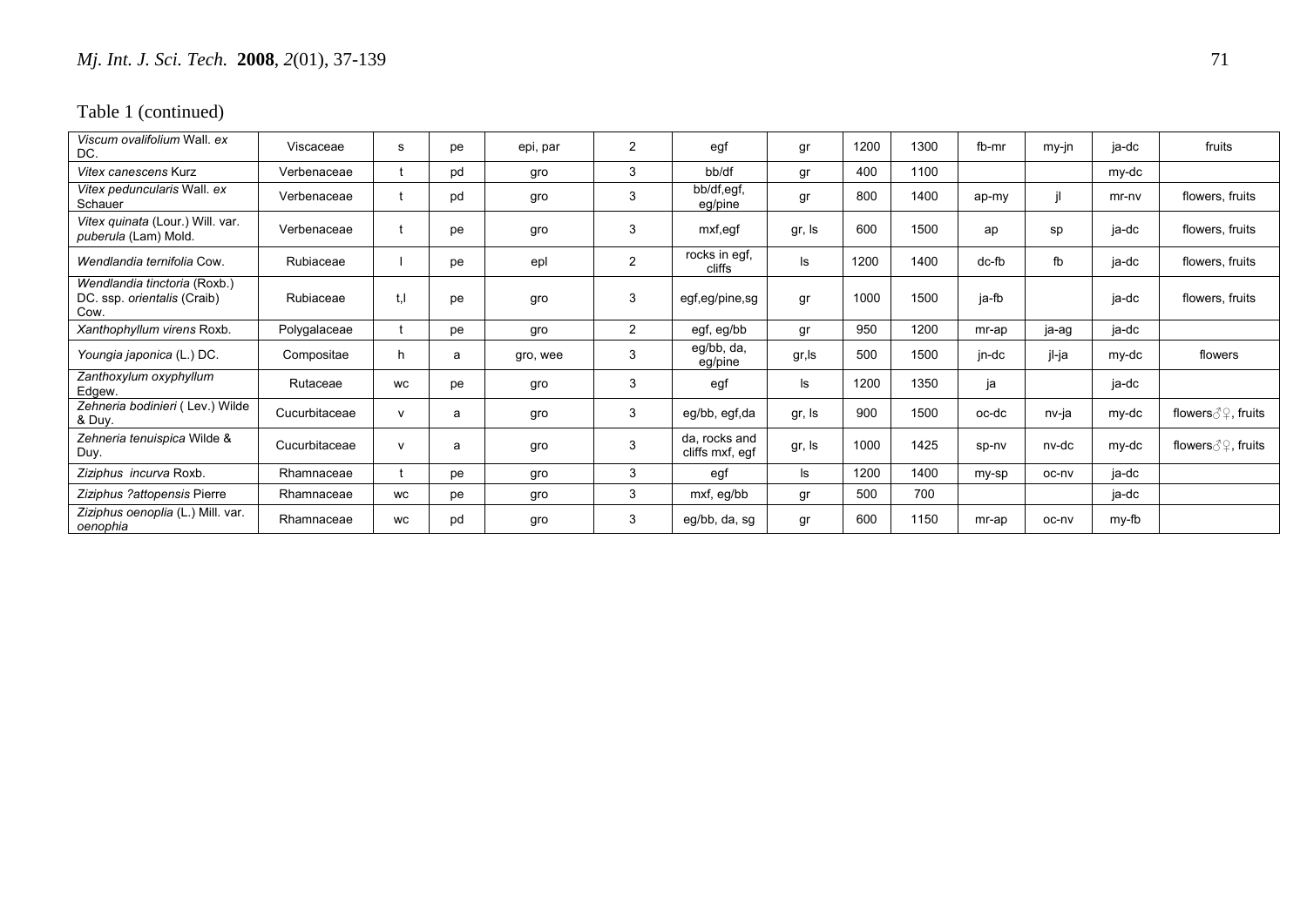Table 1 (continued)

| | | | | | | | | | | | | | |
|---|---|---|---|---|---|---|---|---|---|---|---|---|---|
| *Viscum ovalifolium* Wall. *ex* DC. | Viscaceae | s | pe | epi, par | 2 | egf | gr | 1200 | 1300 | fb-mr | my-jn | ja-dc | fruits |
| *Vitex canescens* Kurz | Verbenaceae | t | pd | gro | 3 | bb/df | gr | 400 | 1100 | | | my-dc | |
| *Vitex peduncularis* Wall. *ex* Schauer | Verbenaceae | t | pd | gro | 3 | bb/df,egf, eg/pine | gr | 800 | 1400 | ap-my | jl | mr-nv | flowers, fruits |
| *Vitex quinata* (Lour.) Will. var. *puberula* (Lam) Mold. | Verbenaceae | t | pe | gro | 3 | mxf,egf | gr, ls | 600 | 1500 | ap | sp | ja-dc | flowers, fruits |
| *Wendlandia ternifolia* Cow. | Rubiaceae | l | pe | epl | 2 | rocks in egf, cliffs | ls | 1200 | 1400 | dc-fb | fb | ja-dc | flowers, fruits |
| *Wendlandia tinctoria* (Roxb.) DC. ssp. *orientalis* (Craib) Cow. | Rubiaceae | t,l | pe | gro | 3 | egf,eg/pine,sg | gr | 1000 | 1500 | ja-fb | | ja-dc | flowers, fruits |
| *Xanthophyllum virens* Roxb. | Polygalaceae | t | pe | gro | 2 | egf, eg/bb | gr | 950 | 1200 | mr-ap | ja-ag | ja-dc | |
| *Youngia japonica* (L.) DC. | Compositae | h | a | gro, wee | 3 | eg/bb, da, eg/pine | gr,ls | 500 | 1500 | jn-dc | jl-ja | my-dc | flowers |
| *Zanthoxylum oxyphyllum* Edgew. | Rutaceae | wc | pe | gro | 3 | egf | ls | 1200 | 1350 | ja | | ja-dc | |
| *Zehneria bodinieri* ( Lev.) Wilde & Duy. | Cucurbitaceae | v | a | gro | 3 | eg/bb, egf,da | gr, ls | 900 | 1500 | oc-dc | nv-ja | my-dc | flowers♂♀, fruits |
| *Zehneria tenuispica* Wilde & Duy. | Cucurbitaceae | v | a | gro | 3 | da, rocks and cliffs mxf, egf | gr, ls | 1000 | 1425 | sp-nv | nv-dc | my-dc | flowers♂♀, fruits |
| *Ziziphus incurva* Roxb. | Rhamnaceae | t | pe | gro | 3 | egf | ls | 1200 | 1400 | my-sp | oc-nv | ja-dc | |
| *Ziziphus ?attopensis* Pierre | Rhamnaceae | wc | pe | gro | 3 | mxf, eg/bb | gr | 500 | 700 | | | ja-dc | |
| *Ziziphus oenoplia* (L.) Mill. var. *oenophia* | Rhamnaceae | wc | pd | gro | 3 | eg/bb, da, sg | gr | 600 | 1150 | mr-ap | oc-nv | my-fb | |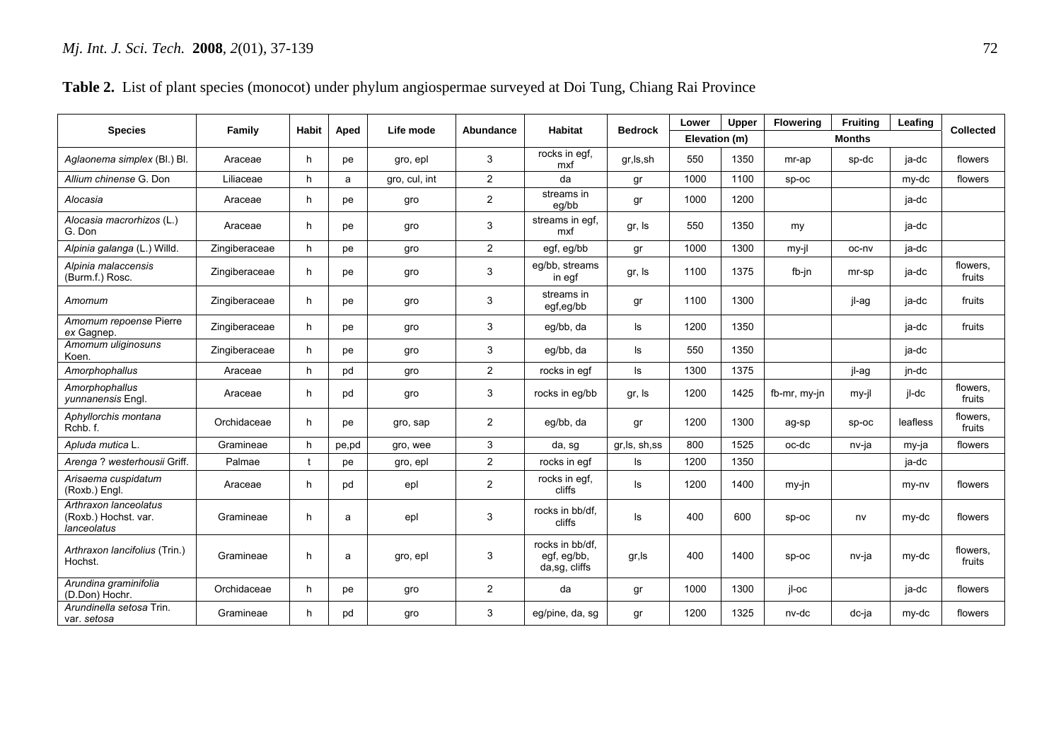**Table 2.** List of plant species (monocot) under phylum angiospermae surveyed at Doi Tung, Chiang Rai Province

| Species | Family | Habit | Aped | Life mode | Abundance | Habitat | Bedrock | Lower | Upper | Flowering | Fruiting | Leafing | Collected |
|---|---|---|---|---|---|---|---|---|---|---|---|---|---|
| | | | | | | | | Elevation (m) | | Months | | | |
| *Aglaonema simplex* (Bl.) Bl. | Araceae | h | pe | gro, epl | 3 | rocks in egf, mxf | gr,ls,sh | 550 | 1350 | mr-ap | sp-dc | ja-dc | flowers |
| *Allium chinense* G. Don | Liliaceae | h | a | gro, cul, int | 2 | da | gr | 1000 | 1100 | sp-oc | | my-dc | flowers |
| *Alocasia* | Araceae | h | pe | gro | 2 | streams in eg/bb | gr | 1000 | 1200 | | | ja-dc | |
| *Alocasia macrorhizos* (L.) G. Don | Araceae | h | pe | gro | 3 | streams in egf, mxf | gr, ls | 550 | 1350 | my | | ja-dc | |
| *Alpinia galanga* (L.) Willd. | Zingiberaceae | h | pe | gro | 2 | egf, eg/bb | gr | 1000 | 1300 | my-jl | oc-nv | ja-dc | |
| *Alpinia malaccensis* (Burm.f.) Rosc. | Zingiberaceae | h | pe | gro | 3 | eg/bb, streams in egf | gr, ls | 1100 | 1375 | fb-jn | mr-sp | ja-dc | flowers, fruits |
| *Amomum* | Zingiberaceae | h | pe | gro | 3 | streams in egf,eg/bb | gr | 1100 | 1300 | | jl-ag | ja-dc | fruits |
| *Amomum repoense* Pierre *ex* Gagnep. | Zingiberaceae | h | pe | gro | 3 | eg/bb, da | ls | 1200 | 1350 | | | ja-dc | fruits |
| *Amomum uliginosuns* Koen. | Zingiberaceae | h | pe | gro | 3 | eg/bb, da | ls | 550 | 1350 | | | ja-dc | |
| *Amorphophallus* | Araceae | h | pd | gro | 2 | rocks in egf | ls | 1300 | 1375 | | jl-ag | jn-dc | |
| *Amorphophallus yunnanensis* Engl. | Araceae | h | pd | gro | 3 | rocks in eg/bb | gr, ls | 1200 | 1425 | fb-mr, my-jn | my-jl | jl-dc | flowers, fruits |
| *Aphyllorchis montana* Rchb. f. | Orchidaceae | h | pe | gro, sap | 2 | eg/bb, da | gr | 1200 | 1300 | ag-sp | sp-oc | leafless | flowers, fruits |
| *Apluda mutica* L. | Gramineae | h | pe,pd | gro, wee | 3 | da, sg | gr,ls, sh,ss | 800 | 1525 | oc-dc | nv-ja | my-ja | flowers |
| *Arenga* ? *westerhousii* Griff. | Palmae | t | pe | gro, epl | 2 | rocks in egf | ls | 1200 | 1350 | | | ja-dc | |
| *Arisaema cuspidatum* (Roxb.) Engl. | Araceae | h | pd | epl | 2 | rocks in egf, cliffs | ls | 1200 | 1400 | my-jn | | my-nv | flowers |
| *Arthraxon lanceolatus* (Roxb.) Hochst. var. *lanceolatus* | Gramineae | h | a | epl | 3 | rocks in bb/df, cliffs | ls | 400 | 600 | sp-oc | nv | my-dc | flowers |
| *Arthraxon lancifolius* (Trin.) Hochst. | Gramineae | h | a | gro, epl | 3 | rocks in bb/df, egf, eg/bb, da,sg, cliffs | gr,ls | 400 | 1400 | sp-oc | nv-ja | my-dc | flowers, fruits |
| *Arundina graminifolia* (D.Don) Hochr. | Orchidaceae | h | pe | gro | 2 | da | gr | 1000 | 1300 | jl-oc | | ja-dc | flowers |
| *Arundinella setosa* Trin. var. *setosa* | Gramineae | h | pd | gro | 3 | eg/pine, da, sg | gr | 1200 | 1325 | nv-dc | dc-ja | my-dc | flowers |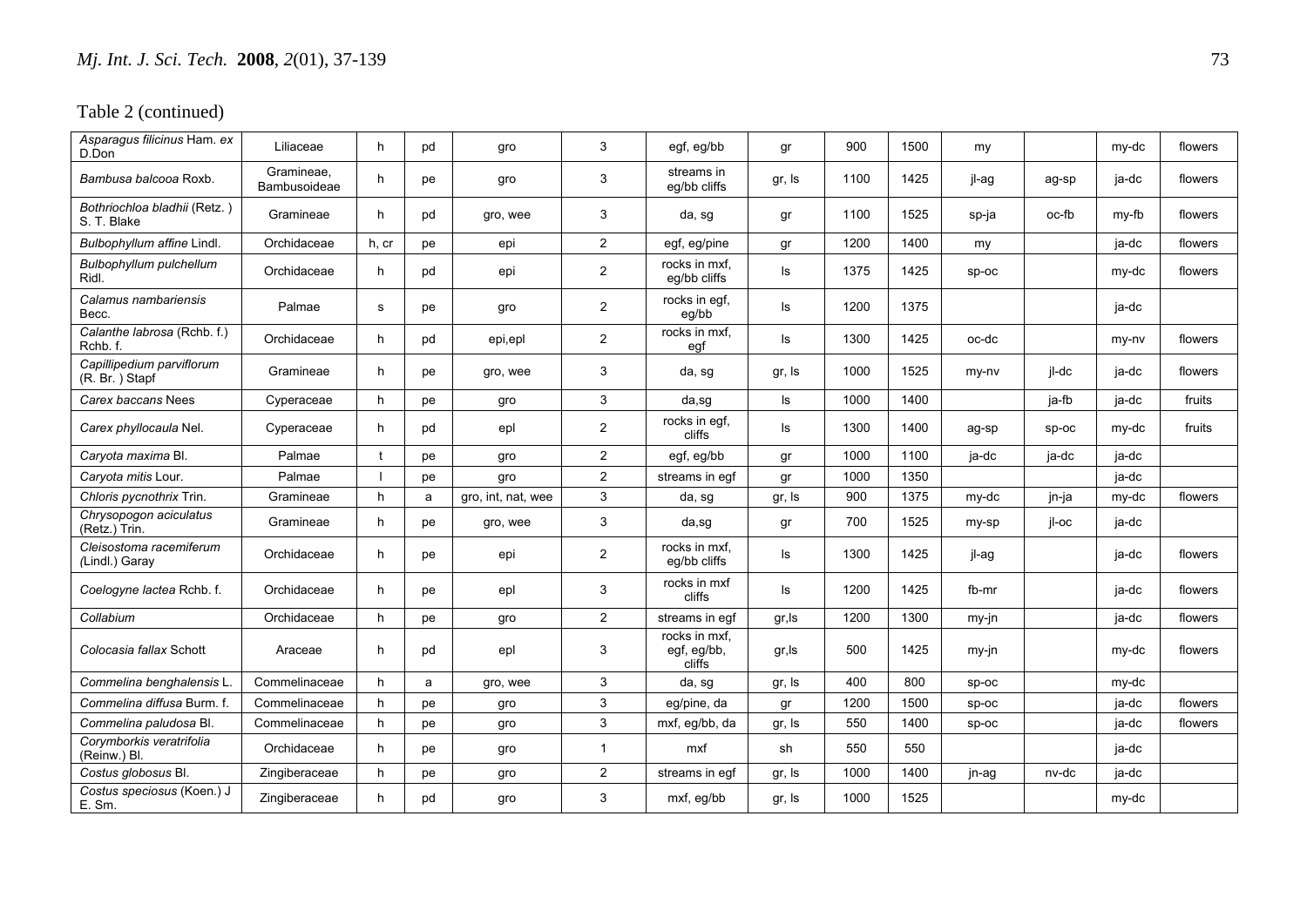Table 2 (continued)

| | | | | | | | | | | | | | |
|---|---|---|---|---|---|---|---|---|---|---|---|---|---|
| *Asparagus filicinus* Ham. *ex* D.Don | Liliaceae | h | pd | gro | 3 | egf, eg/bb | gr | 900 | 1500 | my | | my-dc | flowers |
| *Bambusa balcooa* Roxb. | Gramineae, Bambusoideae | h | pe | gro | 3 | streams in eg/bb cliffs | gr, ls | 1100 | 1425 | jl-ag | ag-sp | ja-dc | flowers |
| *Bothriochloa bladhii* (Retz. ) S. T. Blake | Gramineae | h | pd | gro, wee | 3 | da, sg | gr | 1100 | 1525 | sp-ja | oc-fb | my-fb | flowers |
| *Bulbophyllum affine* Lindl. | Orchidaceae | h, cr | pe | epi | 2 | egf, eg/pine | gr | 1200 | 1400 | my | | ja-dc | flowers |
| *Bulbophyllum pulchellum* Ridl. | Orchidaceae | h | pd | epi | 2 | rocks in mxf, eg/bb cliffs | ls | 1375 | 1425 | sp-oc | | my-dc | flowers |
| *Calamus nambariensis* Becc. | Palmae | s | pe | gro | 2 | rocks in egf, eg/bb | ls | 1200 | 1375 | | | ja-dc | |
| *Calanthe labrosa* (Rchb. f.) Rchb. f. | Orchidaceae | h | pd | epi,epl | 2 | rocks in mxf, egf | ls | 1300 | 1425 | oc-dc | | my-nv | flowers |
| *Capillipedium parviflorum* (R. Br. ) Stapf | Gramineae | h | pe | gro, wee | 3 | da, sg | gr, ls | 1000 | 1525 | my-nv | jl-dc | ja-dc | flowers |
| *Carex baccans* Nees | Cyperaceae | h | pe | gro | 3 | da,sg | ls | 1000 | 1400 | | ja-fb | ja-dc | fruits |
| *Carex phyllocaula* Nel. | Cyperaceae | h | pd | epl | 2 | rocks in egf, cliffs | ls | 1300 | 1400 | ag-sp | sp-oc | my-dc | fruits |
| *Caryota maxima* Bl. | Palmae | t | pe | gro | 2 | egf, eg/bb | gr | 1000 | 1100 | ja-dc | ja-dc | ja-dc | |
| *Caryota mitis* Lour. | Palmae | l | pe | gro | 2 | streams in egf | gr | 1000 | 1350 | | | ja-dc | |
| *Chloris pycnothrix* Trin. | Gramineae | h | a | gro, int, nat, wee | 3 | da, sg | gr, ls | 900 | 1375 | my-dc | jn-ja | my-dc | flowers |
| *Chrysopogon aciculatus* (Retz.) Trin. | Gramineae | h | pe | gro, wee | 3 | da,sg | gr | 700 | 1525 | my-sp | jl-oc | ja-dc | |
| *Cleisostoma racemiferum (*Lindl.) Garay | Orchidaceae | h | pe | epi | 2 | rocks in mxf, eg/bb cliffs | ls | 1300 | 1425 | jl-ag | | ja-dc | flowers |
| *Coelogyne lactea* Rchb. f. | Orchidaceae | h | pe | epl | 3 | rocks in mxf cliffs | ls | 1200 | 1425 | fb-mr | | ja-dc | flowers |
| *Collabium* | Orchidaceae | h | pe | gro | 2 | streams in egf | gr,ls | 1200 | 1300 | my-jn | | ja-dc | flowers |
| *Colocasia fallax* Schott | Araceae | h | pd | epl | 3 | rocks in mxf, egf, eg/bb, cliffs | gr,ls | 500 | 1425 | my-jn | | my-dc | flowers |
| *Commelina benghalensis* L. | Commelinaceae | h | a | gro, wee | 3 | da, sg | gr, ls | 400 | 800 | sp-oc | | my-dc | |
| *Commelina diffusa* Burm. f. | Commelinaceae | h | pe | gro | 3 | eg/pine, da | gr | 1200 | 1500 | sp-oc | | ja-dc | flowers |
| *Commelina paludosa* Bl. | Commelinaceae | h | pe | gro | 3 | mxf, eg/bb, da | gr, ls | 550 | 1400 | sp-oc | | ja-dc | flowers |
| *Corymborkis veratrifolia* (Reinw.) Bl. | Orchidaceae | h | pe | gro | 1 | mxf | sh | 550 | 550 | | | ja-dc | |
| *Costus globosus* Bl. | Zingiberaceae | h | pe | gro | 2 | streams in egf | gr, ls | 1000 | 1400 | jn-ag | nv-dc | ja-dc | |
| *Costus speciosus* (Koen.) J E. Sm. | Zingiberaceae | h | pd | gro | 3 | mxf, eg/bb | gr, ls | 1000 | 1525 | | | my-dc | |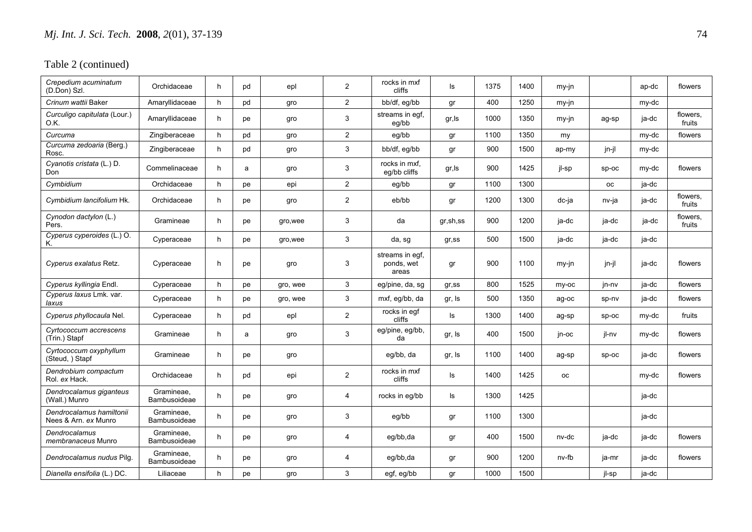Table 2 (continued)

| | | | | | | | | | | | | | |
|---|---|---|---|---|---|---|---|---|---|---|---|---|---|
| *Crepedium acuminatum* (D.Don) Szl. | Orchidaceae | h | pd | epl | 2 | rocks in mxf cliffs | ls | 1375 | 1400 | my-jn | | ap-dc | flowers |
| *Crinum wattii* Baker | Amaryllidaceae | h | pd | gro | 2 | bb/df, eg/bb | gr | 400 | 1250 | my-jn | | my-dc | |
| *Curculigo capitulata* (Lour.) O.K. | Amaryllidaceae | h | pe | gro | 3 | streams in egf, eg/bb | gr,ls | 1000 | 1350 | my-jn | ag-sp | ja-dc | flowers, fruits |
| *Curcuma* | Zingiberaceae | h | pd | gro | 2 | eg/bb | gr | 1100 | 1350 | my | | my-dc | flowers |
| *Curcuma zedoaria* (Berg.) Rosc. | Zingiberaceae | h | pd | gro | 3 | bb/df, eg/bb | gr | 900 | 1500 | ap-my | jn-jl | my-dc | |
| *Cyanotis cristata* (L.) D. Don | Commelinaceae | h | a | gro | 3 | rocks in mxf, eg/bb cliffs | gr,ls | 900 | 1425 | jl-sp | sp-oc | my-dc | flowers |
| *Cymbidium* | Orchidaceae | h | pe | epi | 2 | eg/bb | gr | 1100 | 1300 | | oc | ja-dc | |
| *Cymbidium lancifolium* Hk. | Orchidaceae | h | pe | gro | 2 | eb/bb | gr | 1200 | 1300 | dc-ja | nv-ja | ja-dc | flowers, fruits |
| *Cynodon dactylon* (L.) Pers. | Gramineae | h | pe | gro,wee | 3 | da | gr,sh,ss | 900 | 1200 | ja-dc | ja-dc | ja-dc | flowers, fruits |
| *Cyperus cyperoides* (L.) O. K. | Cyperaceae | h | pe | gro,wee | 3 | da, sg | gr,ss | 500 | 1500 | ja-dc | ja-dc | ja-dc | |
| *Cyperus exalatus* Retz. | Cyperaceae | h | pe | gro | 3 | streams in egf, ponds, wet areas | gr | 900 | 1100 | my-jn | jn-jl | ja-dc | flowers |
| *Cyperus kyllingia* Endl. | Cyperaceae | h | pe | gro, wee | 3 | eg/pine, da, sg | gr,ss | 800 | 1525 | my-oc | jn-nv | ja-dc | flowers |
| *Cyperus laxus* Lmk. var. *laxus* | Cyperaceae | h | pe | gro, wee | 3 | mxf, eg/bb, da | gr, ls | 500 | 1350 | ag-oc | sp-nv | ja-dc | flowers |
| *Cyperus phyllocaula* Nel. | Cyperaceae | h | pd | epl | 2 | rocks in egf cliffs | ls | 1300 | 1400 | ag-sp | sp-oc | my-dc | fruits |
| *Cyrtococcum accrescens* (Trin.) Stapf | Gramineae | h | a | gro | 3 | eg/pine, eg/bb, da | gr, ls | 400 | 1500 | jn-oc | jl-nv | my-dc | flowers |
| *Cyrtococcum oxyphyllum* (Steud, ) Stapf | Gramineae | h | pe | gro | | eg/bb, da | gr, ls | 1100 | 1400 | ag-sp | sp-oc | ja-dc | flowers |
| *Dendrobium compactum* Rol. *ex* Hack. | Orchidaceae | h | pd | epi | 2 | rocks in mxf cliffs | ls | 1400 | 1425 | oc | | my-dc | flowers |
| *Dendrocalamus giganteus* (Wall.) Munro | Gramineae, Bambusoideae | h | pe | gro | 4 | rocks in eg/bb | ls | 1300 | 1425 | | | ja-dc | |
| *Dendrocalamus hamiltonii* Nees & Arn. *ex* Munro | Gramineae, Bambusoideae | h | pe | gro | 3 | eg/bb | gr | 1100 | 1300 | | | ja-dc | |
| *Dendrocalamus membranaceus* Munro | Gramineae, Bambusoideae | h | pe | gro | 4 | eg/bb,da | gr | 400 | 1500 | nv-dc | ja-dc | ja-dc | flowers |
| *Dendrocalamus nudus* Pilg. | Gramineae, Bambusoideae | h | pe | gro | 4 | eg/bb,da | gr | 900 | 1200 | nv-fb | ja-mr | ja-dc | flowers |
| *Dianella ensifolia* (L.) DC. | Liliaceae | h | pe | gro | 3 | egf, eg/bb | gr | 1000 | 1500 | | jl-sp | ja-dc | |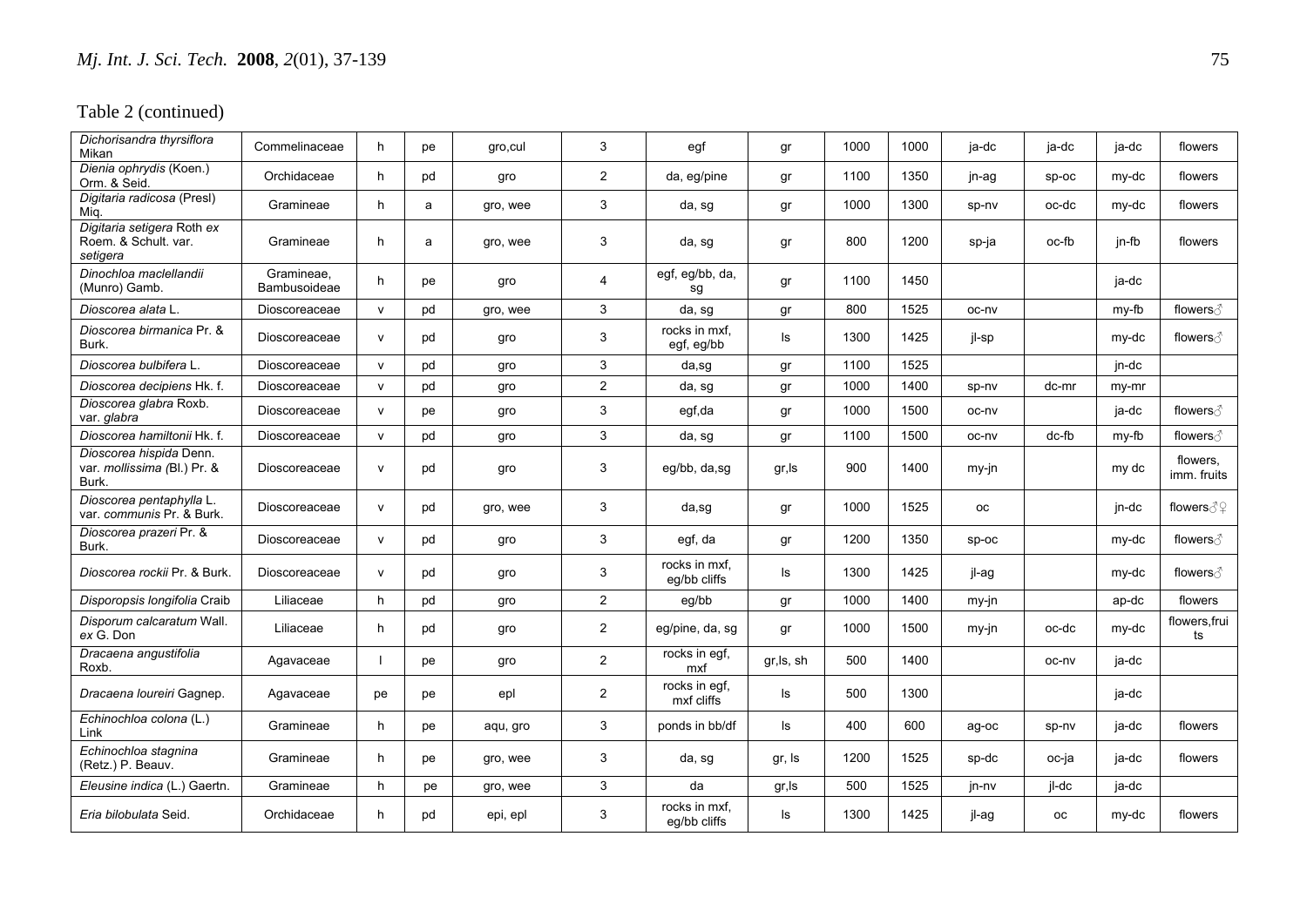Table 2 (continued)

| | | | | | | | | | | | | | |
|---|---|---|---|---|---|---|---|---|---|---|---|---|---|
| *Dichorisandra thyrsiflora* Mikan | Commelinaceae | h | pe | gro,cul | 3 | egf | gr | 1000 | 1000 | ja-dc | ja-dc | ja-dc | flowers |
| *Dienia ophrydis* (Koen.) Orm. & Seid. | Orchidaceae | h | pd | gro | 2 | da, eg/pine | gr | 1100 | 1350 | jn-ag | sp-oc | my-dc | flowers |
| *Digitaria radicosa* (Presl) Miq. | Gramineae | h | a | gro, wee | 3 | da, sg | gr | 1000 | 1300 | sp-nv | oc-dc | my-dc | flowers |
| *Digitaria setigera* Roth *ex* Roem. & Schult. var. *setigera* | Gramineae | h | a | gro, wee | 3 | da, sg | gr | 800 | 1200 | sp-ja | oc-fb | jn-fb | flowers |
| *Dinochloa maclellandii* (Munro) Gamb. | Gramineae, Bambusoideae | h | pe | gro | 4 | egf, eg/bb, da, sg | gr | 1100 | 1450 | | | ja-dc | |
| *Dioscorea alata* L. | Dioscoreaceae | v | pd | gro, wee | 3 | da, sg | gr | 800 | 1525 | oc-nv | | my-fb | flowers♂ |
| *Dioscorea birmanica* Pr. & Burk. | Dioscoreaceae | v | pd | gro | 3 | rocks in mxf, egf, eg/bb | ls | 1300 | 1425 | jl-sp | | my-dc | flowers♂ |
| *Dioscorea bulbifera* L. | Dioscoreaceae | v | pd | gro | 3 | da,sg | gr | 1100 | 1525 | | | jn-dc | |
| *Dioscorea decipiens* Hk. f. | Dioscoreaceae | v | pd | gro | 2 | da, sg | gr | 1000 | 1400 | sp-nv | dc-mr | my-mr | |
| *Dioscorea glabra* Roxb. var. *glabra* | Dioscoreaceae | v | pe | gro | 3 | egf,da | gr | 1000 | 1500 | oc-nv | | ja-dc | flowers♂ |
| *Dioscorea hamiltonii* Hk. f. | Dioscoreaceae | v | pd | gro | 3 | da, sg | gr | 1100 | 1500 | oc-nv | dc-fb | my-fb | flowers♂ |
| *Dioscorea hispida* Denn. var. *mollissima (*Bl.) Pr. & Burk. | Dioscoreaceae | v | pd | gro | 3 | eg/bb, da,sg | gr,ls | 900 | 1400 | my-jn | | my dc | flowers, imm. fruits |
| *Dioscorea pentaphylla* L. var. *communis* Pr. & Burk. | Dioscoreaceae | v | pd | gro, wee | 3 | da,sg | gr | 1000 | 1525 | oc | | jn-dc | flowers♂♀ |
| *Dioscorea prazeri* Pr. & Burk. | Dioscoreaceae | v | pd | gro | 3 | egf, da | gr | 1200 | 1350 | sp-oc | | my-dc | flowers♂ |
| *Dioscorea rockii* Pr. & Burk. | Dioscoreaceae | v | pd | gro | 3 | rocks in mxf, eg/bb cliffs | ls | 1300 | 1425 | jl-ag | | my-dc | flowers♂ |
| *Disporopsis longifolia* Craib | Liliaceae | h | pd | gro | 2 | eg/bb | gr | 1000 | 1400 | my-jn | | ap-dc | flowers |
| *Disporum calcaratum* Wall. *ex* G. Don | Liliaceae | h | pd | gro | 2 | eg/pine, da, sg | gr | 1000 | 1500 | my-jn | oc-dc | my-dc | flowers,fruits |
| *Dracaena angustifolia* Roxb. | Agavaceae | l | pe | gro | 2 | rocks in egf, mxf | gr,ls, sh | 500 | 1400 | | oc-nv | ja-dc | |
| *Dracaena loureiri* Gagnep. | Agavaceae | pe | pe | epl | 2 | rocks in egf, mxf cliffs | ls | 500 | 1300 | | | ja-dc | |
| *Echinochloa colona* (L.) Link | Gramineae | h | pe | aqu, gro | 3 | ponds in bb/df | ls | 400 | 600 | ag-oc | sp-nv | ja-dc | flowers |
| *Echinochloa stagnina* (Retz.) P. Beauv. | Gramineae | h | pe | gro, wee | 3 | da, sg | gr, ls | 1200 | 1525 | sp-dc | oc-ja | ja-dc | flowers |
| *Eleusine indica* (L.) Gaertn. | Gramineae | h | pe | gro, wee | 3 | da | gr,ls | 500 | 1525 | jn-nv | jl-dc | ja-dc | |
| *Eria bilobulata* Seid. | Orchidaceae | h | pd | epi, epl | 3 | rocks in mxf, eg/bb cliffs | ls | 1300 | 1425 | jl-ag | oc | my-dc | flowers |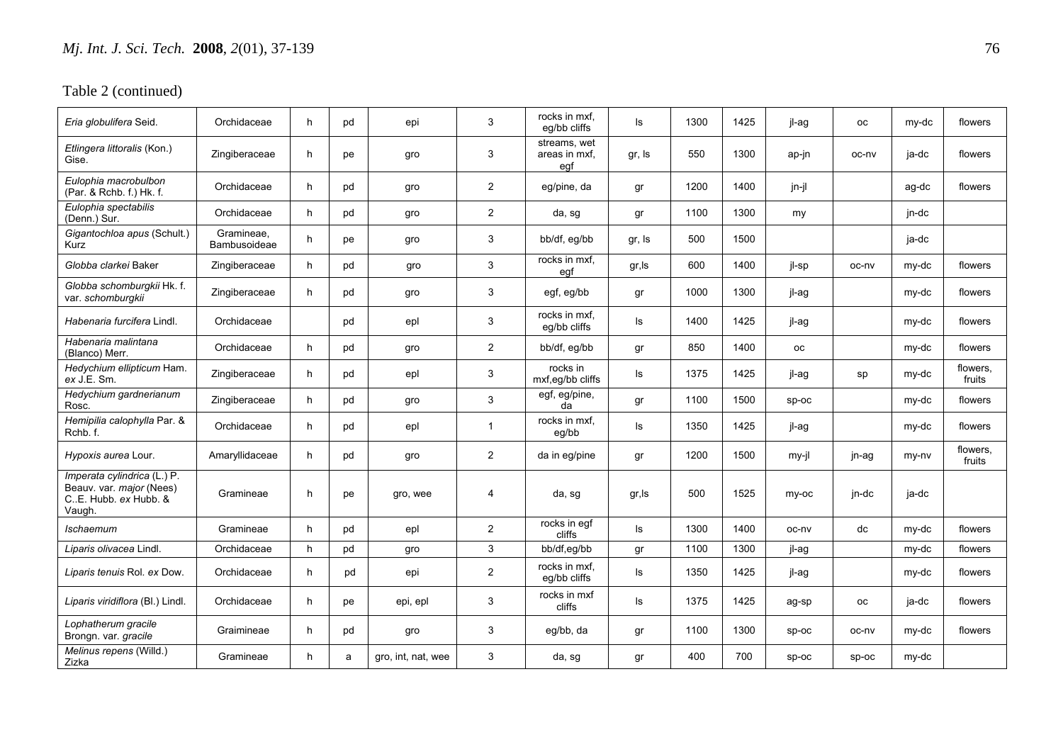Table 2 (continued)

| | | | | | | | | | | | | | |
|---|---|---|---|---|---|---|---|---|---|---|---|---|---|
| *Eria globulifera* Seid. | Orchidaceae | h | pd | epi | 3 | rocks in mxf, eg/bb cliffs | ls | 1300 | 1425 | jl-ag | oc | my-dc | flowers |
| *Etlingera littoralis* (Kon.) Gise. | Zingiberaceae | h | pe | gro | 3 | streams, wet areas in mxf, egf | gr, ls | 550 | 1300 | ap-jn | oc-nv | ja-dc | flowers |
| *Eulophia macrobulbon* (Par. & Rchb. f.) Hk. f. | Orchidaceae | h | pd | gro | 2 | eg/pine, da | gr | 1200 | 1400 | jn-jl | | ag-dc | flowers |
| *Eulophia spectabilis* (Denn.) Sur. | Orchidaceae | h | pd | gro | 2 | da, sg | gr | 1100 | 1300 | my | | jn-dc | |
| *Gigantochloa apus* (Schult.) Kurz | Gramineae, Bambusoideae | h | pe | gro | 3 | bb/df, eg/bb | gr, ls | 500 | 1500 | | | ja-dc | |
| *Globba clarkei* Baker | Zingiberaceae | h | pd | gro | 3 | rocks in mxf, egf | gr,ls | 600 | 1400 | jl-sp | oc-nv | my-dc | flowers |
| *Globba schomburgkii* Hk. f. var. *schomburgkii* | Zingiberaceae | h | pd | gro | 3 | egf, eg/bb | gr | 1000 | 1300 | jl-ag | | my-dc | flowers |
| *Habenaria furcifera* Lindl. | Orchidaceae | | pd | epl | 3 | rocks in mxf, eg/bb cliffs | ls | 1400 | 1425 | jl-ag | | my-dc | flowers |
| *Habenaria malintana* (Blanco) Merr. | Orchidaceae | h | pd | gro | 2 | bb/df, eg/bb | gr | 850 | 1400 | oc | | my-dc | flowers |
| *Hedychium ellipticum* Ham. *ex* J.E. Sm. | Zingiberaceae | h | pd | epl | 3 | rocks in mxf,eg/bb cliffs | ls | 1375 | 1425 | jl-ag | sp | my-dc | flowers, fruits |
| *Hedychium gardnerianum* Rosc. | Zingiberaceae | h | pd | gro | 3 | egf, eg/pine, da | gr | 1100 | 1500 | sp-oc | | my-dc | flowers |
| *Hemipilia calophylla* Par. & Rchb. f. | Orchidaceae | h | pd | epl | 1 | rocks in mxf, eg/bb | ls | 1350 | 1425 | jl-ag | | my-dc | flowers |
| *Hypoxis aurea* Lour. | Amaryllidaceae | h | pd | gro | 2 | da in eg/pine | gr | 1200 | 1500 | my-jl | jn-ag | my-nv | flowers, fruits |
| *Imperata cylindrica* (L.) P. Beauv. var. *major* (Nees) C..E. Hubb. *ex* Hubb. & Vaugh. | Gramineae | h | pe | gro, wee | 4 | da, sg | gr,ls | 500 | 1525 | my-oc | jn-dc | ja-dc | |
| *Ischaemum* | Gramineae | h | pd | epl | 2 | rocks in egf cliffs | ls | 1300 | 1400 | oc-nv | dc | my-dc | flowers |
| *Liparis olivacea* Lindl. | Orchidaceae | h | pd | gro | 3 | bb/df,eg/bb | gr | 1100 | 1300 | jl-ag | | my-dc | flowers |
| *Liparis tenuis* Rol. *ex* Dow. | Orchidaceae | h | pd | epi | 2 | rocks in mxf, eg/bb cliffs | ls | 1350 | 1425 | jl-ag | | my-dc | flowers |
| *Liparis viridiflora* (Bl.) Lindl. | Orchidaceae | h | pe | epi, epl | 3 | rocks in mxf cliffs | ls | 1375 | 1425 | ag-sp | oc | ja-dc | flowers |
| *Lophatherum gracile* Brongn. var. *gracile* | Graimineae | h | pd | gro | 3 | eg/bb, da | gr | 1100 | 1300 | sp-oc | oc-nv | my-dc | flowers |
| *Melinus repens* (Willd.) Zizka | Gramineae | h | a | gro, int, nat, wee | 3 | da, sg | gr | 400 | 700 | sp-oc | sp-oc | my-dc | |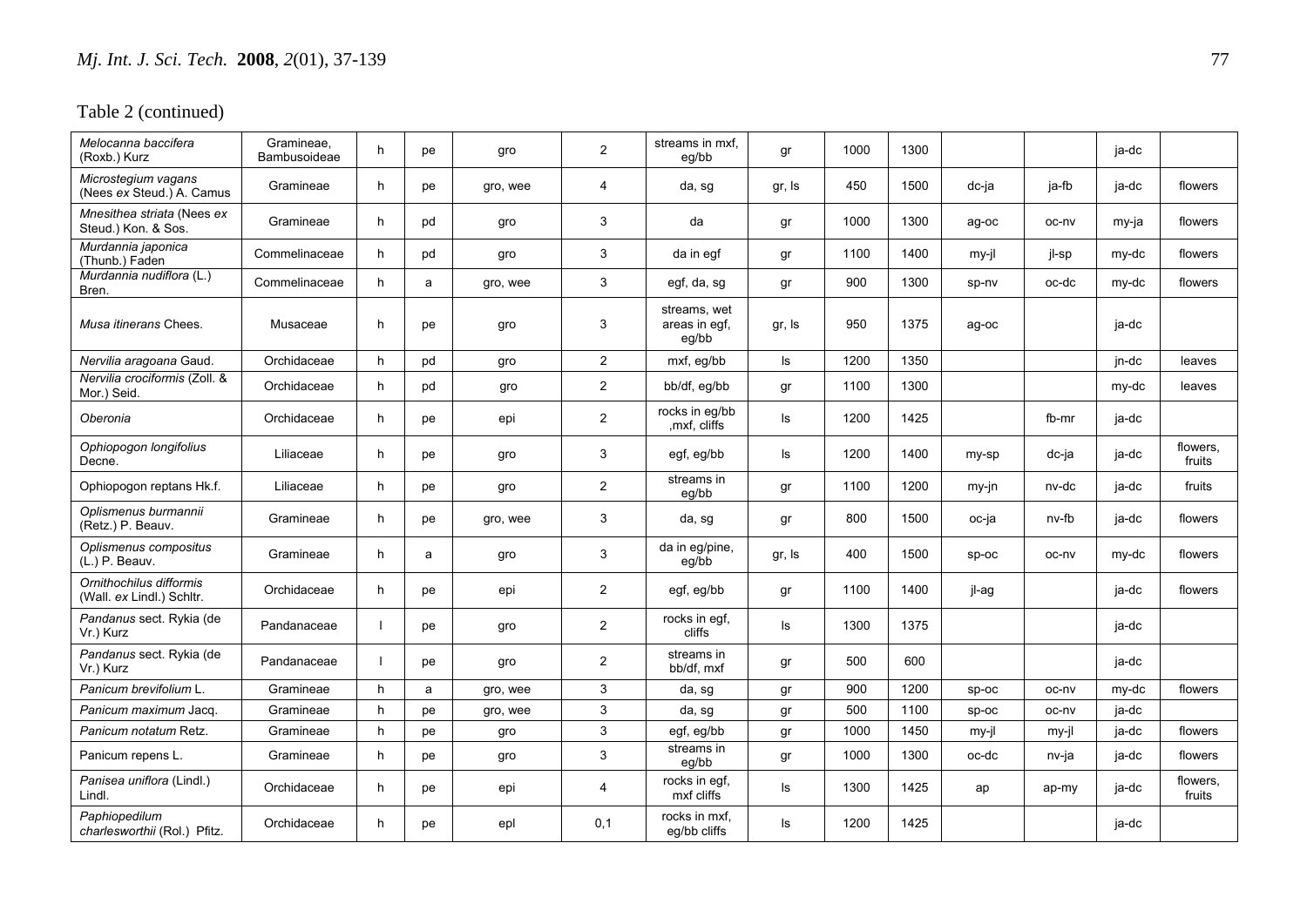Table 2 (continued)

| | | | | | | | | | | | | | |
|---|---|---|---|---|---|---|---|---|---|---|---|---|---|
| *Melocanna baccifera* (Roxb.) Kurz | Gramineae, Bambusoideae | h | pe | gro | 2 | streams in mxf, eg/bb | gr | 1000 | 1300 | | | ja-dc | |
| *Microstegium vagans* (Nees *ex* Steud.) A. Camus | Gramineae | h | pe | gro, wee | 4 | da, sg | gr, ls | 450 | 1500 | dc-ja | ja-fb | ja-dc | flowers |
| *Mnesithea striata* (Nees *ex* Steud.) Kon. & Sos. | Gramineae | h | pd | gro | 3 | da | gr | 1000 | 1300 | ag-oc | oc-nv | my-ja | flowers |
| *Murdannia japonica* (Thunb.) Faden | Commelinaceae | h | pd | gro | 3 | da in egf | gr | 1100 | 1400 | my-jl | jl-sp | my-dc | flowers |
| *Murdannia nudiflora* (L.) Bren. | Commelinaceae | h | a | gro, wee | 3 | egf, da, sg | gr | 900 | 1300 | sp-nv | oc-dc | my-dc | flowers |
| *Musa itinerans* Chees. | Musaceae | h | pe | gro | 3 | streams, wet areas in egf, eg/bb | gr, ls | 950 | 1375 | ag-oc | | ja-dc | |
| *Nervilia aragoana* Gaud. | Orchidaceae | h | pd | gro | 2 | mxf, eg/bb | ls | 1200 | 1350 | | | jn-dc | leaves |
| *Nervilia crociformis* (Zoll. & Mor.) Seid. | Orchidaceae | h | pd | gro | 2 | bb/df, eg/bb | gr | 1100 | 1300 | | | my-dc | leaves |
| *Oberonia* | Orchidaceae | h | pe | epi | 2 | rocks in eg/bb ,mxf, cliffs | ls | 1200 | 1425 | | fb-mr | ja-dc | |
| *Ophiopogon longifolius* Decne. | Liliaceae | h | pe | gro | 3 | egf, eg/bb | ls | 1200 | 1400 | my-sp | dc-ja | ja-dc | flowers, fruits |
| Ophiopogon reptans Hk.f. | Liliaceae | h | pe | gro | 2 | streams in eg/bb | gr | 1100 | 1200 | my-jn | nv-dc | ja-dc | fruits |
| *Oplismenus burmannii* (Retz.) P. Beauv. | Gramineae | h | pe | gro, wee | 3 | da, sg | gr | 800 | 1500 | oc-ja | nv-fb | ja-dc | flowers |
| *Oplismenus compositus* (L.) P. Beauv. | Gramineae | h | a | gro | 3 | da in eg/pine, eg/bb | gr, ls | 400 | 1500 | sp-oc | oc-nv | my-dc | flowers |
| *Ornithochilus difformis* (Wall. *ex* Lindl.) Schltr. | Orchidaceae | h | pe | epi | 2 | egf, eg/bb | gr | 1100 | 1400 | jl-ag | | ja-dc | flowers |
| *Pandanus* sect. Rykia (de Vr.) Kurz | Pandanaceae | l | pe | gro | 2 | rocks in egf, cliffs | ls | 1300 | 1375 | | | ja-dc | |
| *Pandanus* sect. Rykia (de Vr.) Kurz | Pandanaceae | l | pe | gro | 2 | streams in bb/df, mxf | gr | 500 | 600 | | | ja-dc | |
| *Panicum brevifolium* L. | Gramineae | h | a | gro, wee | 3 | da, sg | gr | 900 | 1200 | sp-oc | oc-nv | my-dc | flowers |
| *Panicum maximum* Jacq. | Gramineae | h | pe | gro, wee | 3 | da, sg | gr | 500 | 1100 | sp-oc | oc-nv | ja-dc | |
| *Panicum notatum* Retz. | Gramineae | h | pe | gro | 3 | egf, eg/bb | gr | 1000 | 1450 | my-jl | my-jl | ja-dc | flowers |
| Panicum repens L. | Gramineae | h | pe | gro | 3 | streams in eg/bb | gr | 1000 | 1300 | oc-dc | nv-ja | ja-dc | flowers |
| *Panisea uniflora* (Lindl.) Lindl. | Orchidaceae | h | pe | epi | 4 | rocks in egf, mxf cliffs | ls | 1300 | 1425 | ap | ap-my | ja-dc | flowers, fruits |
| *Paphiopedilum charlesworthii* (Rol.) Pfitz. | Orchidaceae | h | pe | epl | 0,1 | rocks in mxf, eg/bb cliffs | ls | 1200 | 1425 | | | ja-dc | |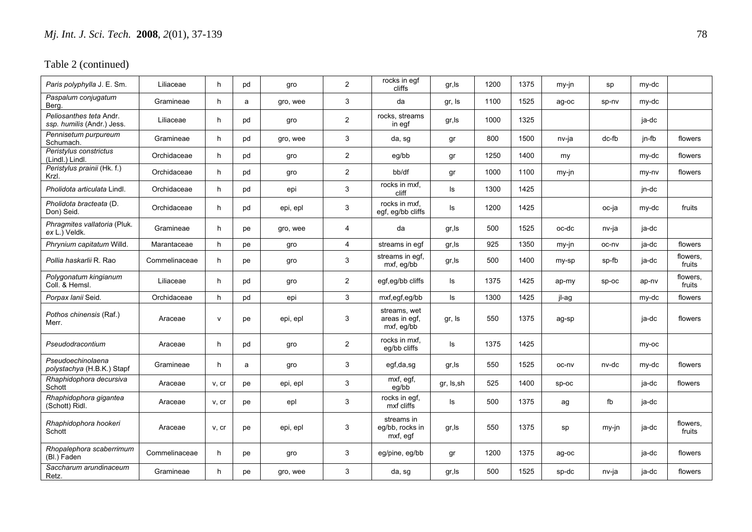Table 2 (continued)

| | | | | | | | | | | | | | |
|---|---|---|---|---|---|---|---|---|---|---|---|---|---|
| *Paris polyphylla* J. E. Sm. | Liliaceae | h | pd | gro | 2 | rocks in egf cliffs | gr,ls | 1200 | 1375 | my-jn | sp | my-dc | |
| *Paspalum conjugatum* Berg. | Gramineae | h | a | gro, wee | 3 | da | gr, ls | 1100 | 1525 | ag-oc | sp-nv | my-dc | |
| *Peliosanthes teta* Andr. *ssp. humilis* (Andr.) Jess. | Liliaceae | h | pd | gro | 2 | rocks, streams in egf | gr,ls | 1000 | 1325 | | | ja-dc | |
| *Pennisetum purpureum* Schumach. | Gramineae | h | pd | gro, wee | 3 | da, sg | gr | 800 | 1500 | nv-ja | dc-fb | jn-fb | flowers |
| *Peristylus constrictus* (Lindl.) Lindl. | Orchidaceae | h | pd | gro | 2 | eg/bb | gr | 1250 | 1400 | my | | my-dc | flowers |
| *Peristylus prainii* (Hk. f.) Krzl. | Orchidaceae | h | pd | gro | 2 | bb/df | gr | 1000 | 1100 | my-jn | | my-nv | flowers |
| *Pholidota articulata* Lindl. | Orchidaceae | h | pd | epi | 3 | rocks in mxf, cliff | ls | 1300 | 1425 | | | jn-dc | |
| *Pholidota bracteata* (D. Don) Seid. | Orchidaceae | h | pd | epi, epl | 3 | rocks in mxf, egf, eg/bb cliffs | ls | 1200 | 1425 | | oc-ja | my-dc | fruits |
| *Phragmites vallatoria* (Pluk. *ex* L.) Veldk. | Gramineae | h | pe | gro, wee | 4 | da | gr,ls | 500 | 1525 | oc-dc | nv-ja | ja-dc | |
| *Phrynium capitatum* Willd. | Marantaceae | h | pe | gro | 4 | streams in egf | gr,ls | 925 | 1350 | my-jn | oc-nv | ja-dc | flowers |
| *Pollia haskarlii* R. Rao | Commelinaceae | h | pe | gro | 3 | streams in egf, mxf, eg/bb | gr,ls | 500 | 1400 | my-sp | sp-fb | ja-dc | flowers, fruits |
| *Polygonatum kingianum* Coll. & Hemsl. | Liliaceae | h | pd | gro | 2 | egf,eg/bb cliffs | ls | 1375 | 1425 | ap-my | sp-oc | ap-nv | flowers, fruits |
| *Porpax lanii* Seid. | Orchidaceae | h | pd | epi | 3 | mxf,egf,eg/bb | ls | 1300 | 1425 | jl-ag | | my-dc | flowers |
| *Pothos chinensis* (Raf.) Merr. | Araceae | v | pe | epi, epl | 3 | streams, wet areas in egf, mxf, eg/bb | gr, ls | 550 | 1375 | ag-sp | | ja-dc | flowers |
| *Pseudodracontium* | Araceae | h | pd | gro | 2 | rocks in mxf, eg/bb cliffs | ls | 1375 | 1425 | | | my-oc | |
| *Pseudoechinolaena polystachya* (H.B.K.) Stapf | Gramineae | h | a | gro | 3 | egf,da,sg | gr,ls | 550 | 1525 | oc-nv | nv-dc | my-dc | flowers |
| *Rhaphidophora decursiva* Schott | Araceae | v, cr | pe | epi, epl | 3 | mxf, egf, eg/bb | gr, ls,sh | 525 | 1400 | sp-oc | | ja-dc | flowers |
| *Rhaphidophora gigantea* (Schott) Ridl. | Araceae | v, cr | pe | epl | 3 | rocks in egf, mxf cliffs | ls | 500 | 1375 | ag | fb | ja-dc | |
| *Rhaphidophora hookeri* Schott | Araceae | v, cr | pe | epi, epl | 3 | streams in eg/bb, rocks in mxf, egf | gr,ls | 550 | 1375 | sp | my-jn | ja-dc | flowers, fruits |
| *Rhopalephora scaberrimum* (Bl.) Faden | Commelinaceae | h | pe | gro | 3 | eg/pine, eg/bb | gr | 1200 | 1375 | ag-oc | | ja-dc | flowers |
| *Saccharum arundinaceum* Retz. | Gramineae | h | pe | gro, wee | 3 | da, sg | gr,ls | 500 | 1525 | sp-dc | nv-ja | ja-dc | flowers |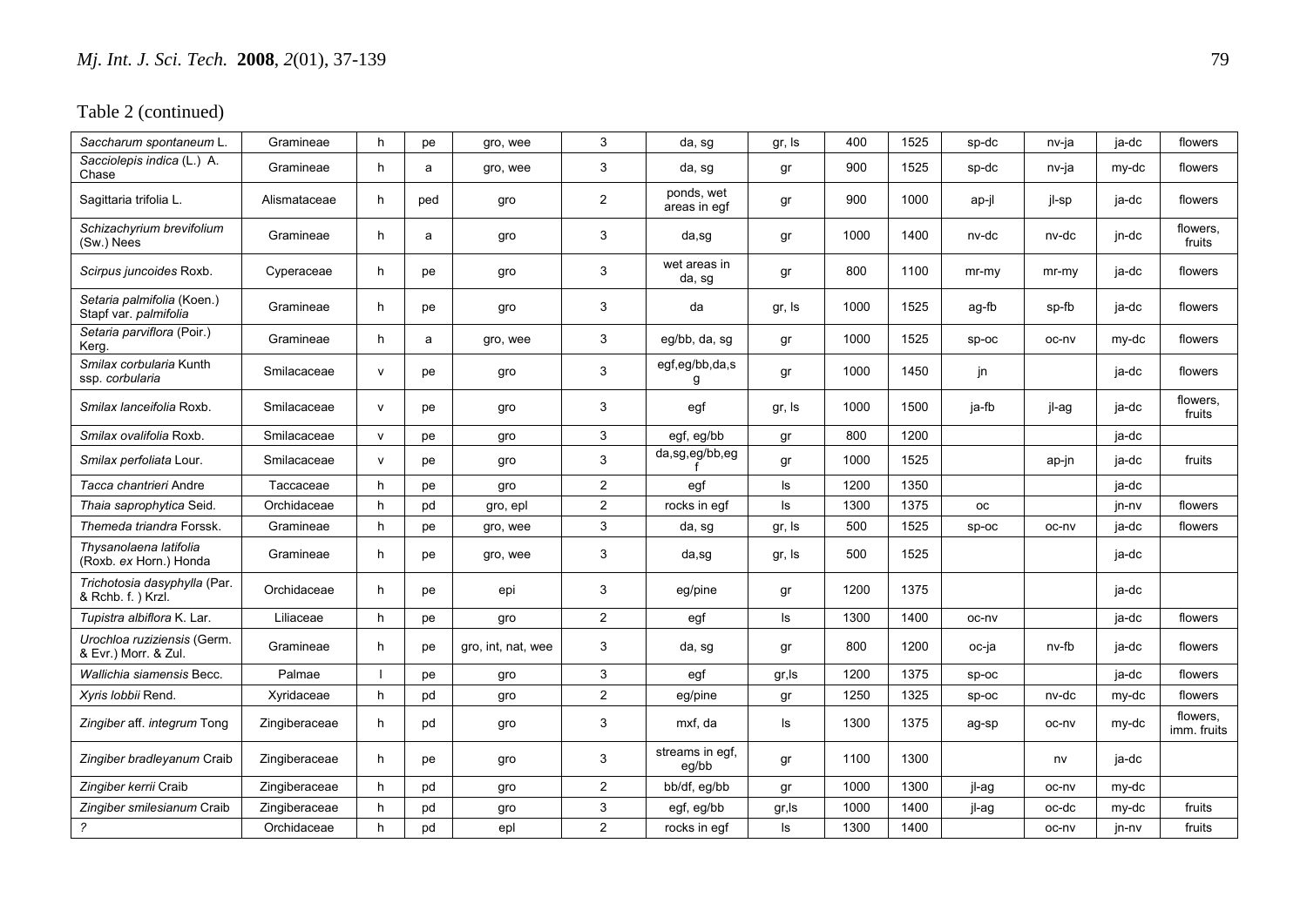Table 2 (continued)

| | | | | | | | | | | | | | |
|---|---|---|---|---|---|---|---|---|---|---|---|---|---|
| *Saccharum spontaneum* L. | Gramineae | h | pe | gro, wee | 3 | da, sg | gr, ls | 400 | 1525 | sp-dc | nv-ja | ja-dc | flowers |
| *Sacciolepis indica* (L.) A. Chase | Gramineae | h | a | gro, wee | 3 | da, sg | gr | 900 | 1525 | sp-dc | nv-ja | my-dc | flowers |
| Sagittaria trifolia L. | Alismataceae | h | ped | gro | 2 | ponds, wet areas in egf | gr | 900 | 1000 | ap-jl | jl-sp | ja-dc | flowers |
| *Schizachyrium brevifolium* (Sw.) Nees | Gramineae | h | a | gro | 3 | da,sg | gr | 1000 | 1400 | nv-dc | nv-dc | jn-dc | flowers, fruits |
| *Scirpus juncoides* Roxb. | Cyperaceae | h | pe | gro | 3 | wet areas in da, sg | gr | 800 | 1100 | mr-my | mr-my | ja-dc | flowers |
| *Setaria palmifolia* (Koen.) Stapf var. *palmifolia* | Gramineae | h | pe | gro | 3 | da | gr, ls | 1000 | 1525 | ag-fb | sp-fb | ja-dc | flowers |
| *Setaria parviflora* (Poir.) Kerg. | Gramineae | h | a | gro, wee | 3 | eg/bb, da, sg | gr | 1000 | 1525 | sp-oc | oc-nv | my-dc | flowers |
| *Smilax corbularia* Kunth ssp. *corbularia* | Smilacaceae | v | pe | gro | 3 | egf,eg/bb,da,sg | gr | 1000 | 1450 | jn | | ja-dc | flowers |
| *Smilax lanceifolia* Roxb. | Smilacaceae | v | pe | gro | 3 | egf | gr, ls | 1000 | 1500 | ja-fb | jl-ag | ja-dc | flowers, fruits |
| *Smilax ovalifolia* Roxb. | Smilacaceae | v | pe | gro | 3 | egf, eg/bb | gr | 800 | 1200 | | | ja-dc | |
| *Smilax perfoliata* Lour. | Smilacaceae | v | pe | gro | 3 | da,sg,eg/bb,egf | gr | 1000 | 1525 | | ap-jn | ja-dc | fruits |
| *Tacca chantrieri* Andre | Taccaceae | h | pe | gro | 2 | egf | ls | 1200 | 1350 | | | ja-dc | |
| *Thaia saprophytica* Seid. | Orchidaceae | h | pd | gro, epl | 2 | rocks in egf | ls | 1300 | 1375 | oc | | jn-nv | flowers |
| *Themeda triandra* Forssk. | Gramineae | h | pe | gro, wee | 3 | da, sg | gr, ls | 500 | 1525 | sp-oc | oc-nv | ja-dc | flowers |
| *Thysanolaena latifolia* (Roxb. *ex* Horn.) Honda | Gramineae | h | pe | gro, wee | 3 | da,sg | gr, ls | 500 | 1525 | | | ja-dc | |
| *Trichotosia dasyphylla* (Par. & Rchb. f. ) Krzl. | Orchidaceae | h | pe | epi | 3 | eg/pine | gr | 1200 | 1375 | | | ja-dc | |
| *Tupistra albiflora* K. Lar. | Liliaceae | h | pe | gro | 2 | egf | ls | 1300 | 1400 | oc-nv | | ja-dc | flowers |
| *Urochloa ruziziensis* (Germ. & Evr.) Morr. & Zul. | Gramineae | h | pe | gro, int, nat, wee | 3 | da, sg | gr | 800 | 1200 | oc-ja | nv-fb | ja-dc | flowers |
| *Wallichia siamensis* Becc. | Palmae | l | pe | gro | 3 | egf | gr,ls | 1200 | 1375 | sp-oc | | ja-dc | flowers |
| *Xyris lobbii* Rend. | Xyridaceae | h | pd | gro | 2 | eg/pine | gr | 1250 | 1325 | sp-oc | nv-dc | my-dc | flowers |
| *Zingiber* aff. *integrum* Tong | Zingiberaceae | h | pd | gro | 3 | mxf, da | ls | 1300 | 1375 | ag-sp | oc-nv | my-dc | flowers, imm. fruits |
| *Zingiber bradleyanum* Craib | Zingiberaceae | h | pe | gro | 3 | streams in egf, eg/bb | gr | 1100 | 1300 | | nv | ja-dc | |
| *Zingiber kerrii* Craib | Zingiberaceae | h | pd | gro | 2 | bb/df, eg/bb | gr | 1000 | 1300 | jl-ag | oc-nv | my-dc | |
| *Zingiber smilesianum* Craib | Zingiberaceae | h | pd | gro | 3 | egf, eg/bb | gr,ls | 1000 | 1400 | jl-ag | oc-dc | my-dc | fruits |
| ? | Orchidaceae | h | pd | epl | 2 | rocks in egf | ls | 1300 | 1400 | | oc-nv | jn-nv | fruits |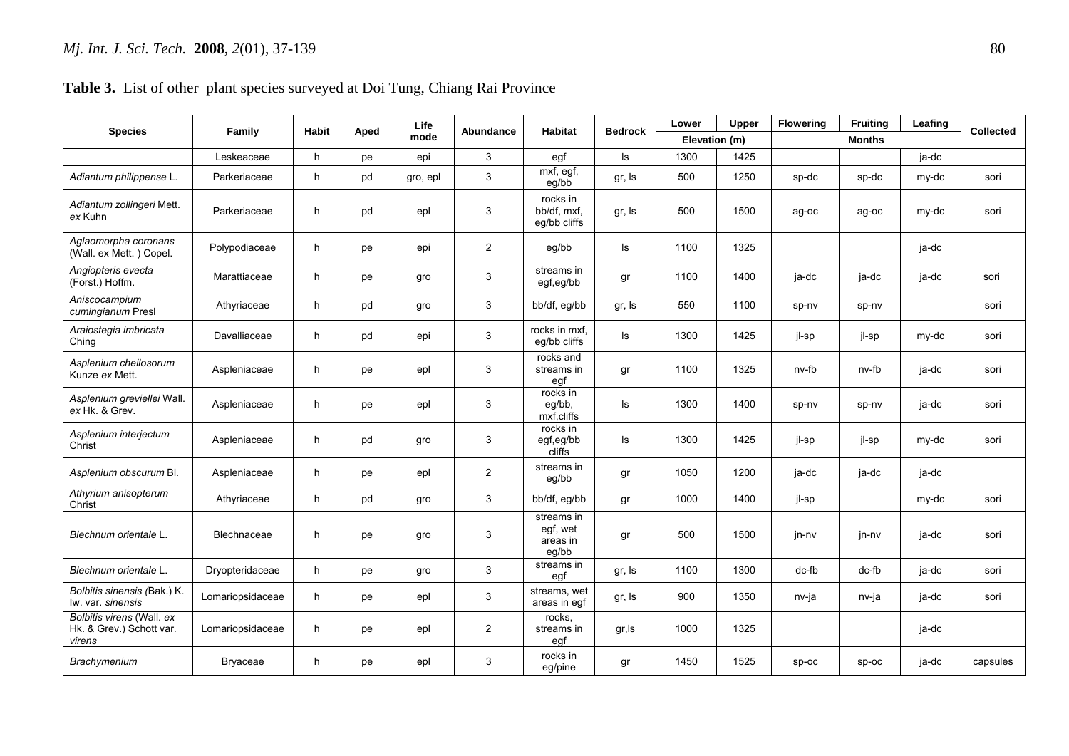**Table 3.** List of other plant species surveyed at Doi Tung, Chiang Rai Province

| Species | Family | Habit | Aped | Life mode | Abundance | Habitat | Bedrock | Lower | Upper | Flowering | Fruiting | Leafing | Collected |
|---|---|---|---|---|---|---|---|---|---|---|---|---|---|
| | | | | | | | | Elevation (m) | | Months | | | |
| | Leskeaceae | h | pe | epi | 3 | egf | ls | 1300 | 1425 | | | ja-dc | |
| *Adiantum philippense* L. | Parkeriaceae | h | pd | gro, epl | 3 | mxf, egf, eg/bb | gr, ls | 500 | 1250 | sp-dc | sp-dc | my-dc | sori |
| *Adiantum zollingeri* Mett. *ex* Kuhn | Parkeriaceae | h | pd | epl | 3 | rocks in bb/df, mxf, eg/bb cliffs | gr, ls | 500 | 1500 | ag-oc | ag-oc | my-dc | sori |
| *Aglaomorpha coronans* (Wall. ex Mett. ) Copel. | Polypodiaceae | h | pe | epi | 2 | eg/bb | ls | 1100 | 1325 | | | ja-dc | |
| *Angiopteris evecta* (Forst.) Hoffm. | Marattiaceae | h | pe | gro | 3 | streams in egf,eg/bb | gr | 1100 | 1400 | ja-dc | ja-dc | ja-dc | sori |
| *Aniscocampium cumingianum* Presl | Athyriaceae | h | pd | gro | 3 | bb/df, eg/bb | gr, ls | 550 | 1100 | sp-nv | sp-nv | | sori |
| *Araiostegia imbricata* Ching | Davalliaceae | h | pd | epi | 3 | rocks in mxf, eg/bb cliffs | ls | 1300 | 1425 | jl-sp | jl-sp | my-dc | sori |
| *Asplenium cheilosorum* Kunze *ex* Mett. | Aspleniaceae | h | pe | epl | 3 | rocks and streams in egf | gr | 1100 | 1325 | nv-fb | nv-fb | ja-dc | sori |
| *Asplenium greviellei* Wall. *ex* Hk. & Grev. | Aspleniaceae | h | pe | epl | 3 | rocks in eg/bb, mxf,cliffs | ls | 1300 | 1400 | sp-nv | sp-nv | ja-dc | sori |
| *Asplenium interjectum* Christ | Aspleniaceae | h | pd | gro | 3 | rocks in egf,eg/bb cliffs | ls | 1300 | 1425 | jl-sp | jl-sp | my-dc | sori |
| *Asplenium obscurum* Bl. | Aspleniaceae | h | pe | epl | 2 | streams in eg/bb | gr | 1050 | 1200 | ja-dc | ja-dc | ja-dc | |
| *Athyrium anisopterum* Christ | Athyriaceae | h | pd | gro | 3 | bb/df, eg/bb | gr | 1000 | 1400 | jl-sp | | my-dc | sori |
| *Blechnum orientale* L. | Blechnaceae | h | pe | gro | 3 | streams in egf, wet areas in eg/bb | gr | 500 | 1500 | jn-nv | jn-nv | ja-dc | sori |
| *Blechnum orientale* L. | Dryopteridaceae | h | pe | gro | 3 | streams in egf | gr, ls | 1100 | 1300 | dc-fb | dc-fb | ja-dc | sori |
| *Bolbitis sinensis (*Bak.) K. Iw. var. *sinensis* | Lomariopsidaceae | h | pe | epl | 3 | streams, wet areas in egf | gr, ls | 900 | 1350 | nv-ja | nv-ja | ja-dc | sori |
| *Bolbitis virens* (Wall. *ex* Hk. & Grev.) Schott var. *virens* | Lomariopsidaceae | h | pe | epl | 2 | rocks, streams in egf | gr,ls | 1000 | 1325 | | | ja-dc | |
| *Brachymenium* | Bryaceae | h | pe | epl | 3 | rocks in eg/pine | gr | 1450 | 1525 | sp-oc | sp-oc | ja-dc | capsules |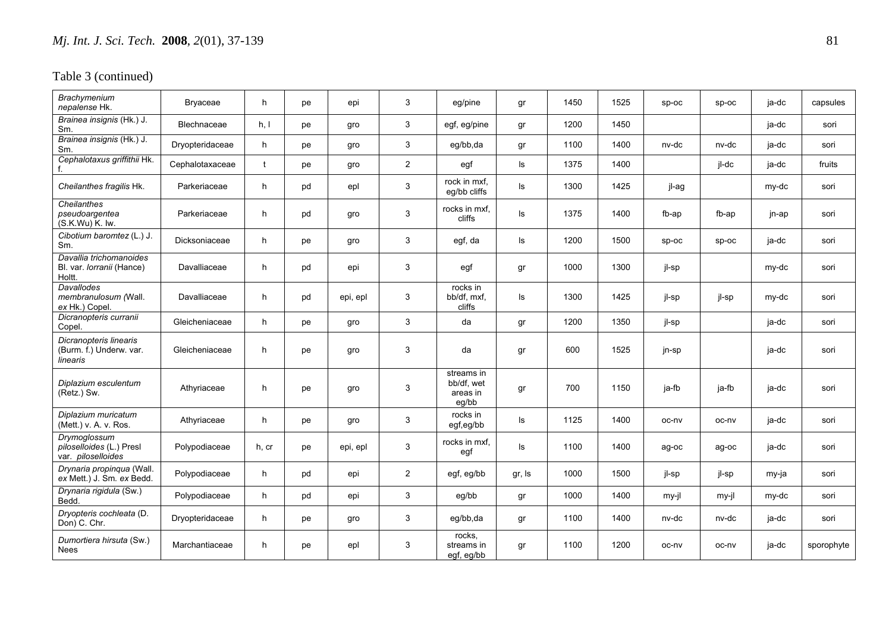Table 3 (continued)

| | | | | | | | | | | | | | |
|---|---|---|---|---|---|---|---|---|---|---|---|---|---|
| *Brachymenium nepalense* Hk. | Bryaceae | h | pe | epi | 3 | eg/pine | gr | 1450 | 1525 | sp-oc | sp-oc | ja-dc | capsules |
| *Brainea insignis* (Hk.) J. Sm. | Blechnaceae | h, l | pe | gro | 3 | egf, eg/pine | gr | 1200 | 1450 | | | ja-dc | sori |
| *Brainea insignis* (Hk.) J. Sm. | Dryopteridaceae | h | pe | gro | 3 | eg/bb,da | gr | 1100 | 1400 | nv-dc | nv-dc | ja-dc | sori |
| *Cephalotaxus griffithii* Hk. f. | Cephalotaxaceae | t | pe | gro | 2 | egf | ls | 1375 | 1400 | | jl-dc | ja-dc | fruits |
| *Cheilanthes fragilis* Hk. | Parkeriaceae | h | pd | epl | 3 | rock in mxf, eg/bb cliffs | ls | 1300 | 1425 | jl-ag | | my-dc | sori |
| *Cheilanthes pseudoargentea* (S.K.Wu) K. Iw. | Parkeriaceae | h | pd | gro | 3 | rocks in mxf, cliffs | ls | 1375 | 1400 | fb-ap | fb-ap | jn-ap | sori |
| *Cibotium barometz* (L.) J. Sm. | Dicksoniaceae | h | pe | gro | 3 | egf, da | ls | 1200 | 1500 | sp-oc | sp-oc | ja-dc | sori |
| *Davallia trichomanoides* Bl. var. *lorranii* (Hance) Holtt. | Davalliaceae | h | pd | epi | 3 | egf | gr | 1000 | 1300 | jl-sp | | my-dc | sori |
| *Davallodes membranulosum (*Wall. *ex* Hk.) Copel. | Davalliaceae | h | pd | epi, epl | 3 | rocks in bb/df, mxf, cliffs | ls | 1300 | 1425 | jl-sp | jl-sp | my-dc | sori |
| *Dicranopteris curranii* Copel. | Gleicheniaceae | h | pe | gro | 3 | da | gr | 1200 | 1350 | jl-sp | | ja-dc | sori |
| *Dicranopteris linearis* (Burm. f.) Underw. var. *linearis* | Gleicheniaceae | h | pe | gro | 3 | da | gr | 600 | 1525 | jn-sp | | ja-dc | sori |
| *Diplazium esculentum* (Retz.) Sw. | Athyriaceae | h | pe | gro | 3 | streams in bb/df, wet areas in eg/bb | gr | 700 | 1150 | ja-fb | ja-fb | ja-dc | sori |
| *Diplazium muricatum* (Mett.) v. A. v. Ros. | Athyriaceae | h | pe | gro | 3 | rocks in egf,eg/bb | ls | 1125 | 1400 | oc-nv | oc-nv | ja-dc | sori |
| *Drymoglossum piloselloides* (L.) Presl var. *piloselloides* | Polypodiaceae | h, cr | pe | epi, epl | 3 | rocks in mxf, egf | ls | 1100 | 1400 | ag-oc | ag-oc | ja-dc | sori |
| *Drynaria propinqua* (Wall. *ex* Mett.) J. Sm. *ex* Bedd. | Polypodiaceae | h | pd | epi | 2 | egf, eg/bb | gr, ls | 1000 | 1500 | jl-sp | jl-sp | my-ja | sori |
| *Drynaria rigidula* (Sw.) Bedd. | Polypodiaceae | h | pd | epi | 3 | eg/bb | gr | 1000 | 1400 | my-jl | my-jl | my-dc | sori |
| *Dryopteris cochleata* (D. Don) C. Chr. | Dryopteridaceae | h | pe | gro | 3 | eg/bb,da | gr | 1100 | 1400 | nv-dc | nv-dc | ja-dc | sori |
| *Dumortiera hirsuta* (Sw.) Nees | Marchantiaceae | h | pe | epl | 3 | rocks, streams in egf, eg/bb | gr | 1100 | 1200 | oc-nv | oc-nv | ja-dc | sporophyte |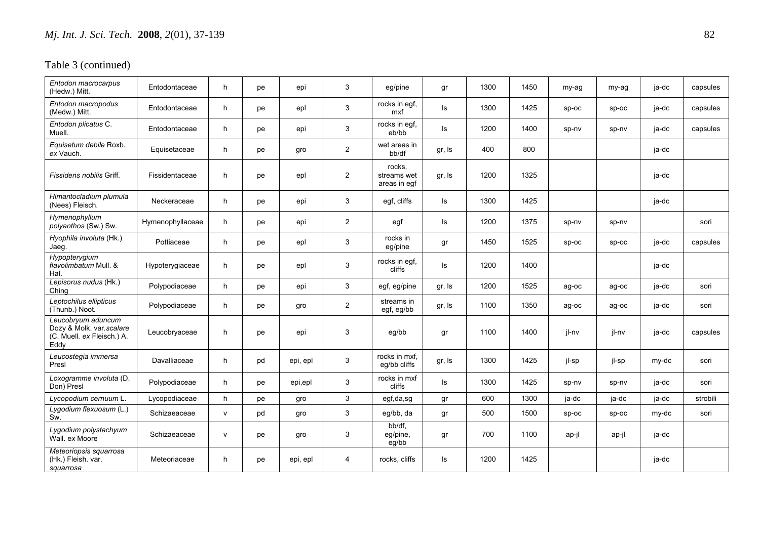Table 3 (continued)

| | | | | | | | | | | | | | |
|---|---|---|---|---|---|---|---|---|---|---|---|---|---|
| *Entodon macrocarpus* (Hedw.) Mitt. | Entodontaceae | h | pe | epi | 3 | eg/pine | gr | 1300 | 1450 | my-ag | my-ag | ja-dc | capsules |
| *Entodon macropodus* (Medw.) Mitt. | Entodontaceae | h | pe | epl | 3 | rocks in egf, mxf | ls | 1300 | 1425 | sp-oc | sp-oc | ja-dc | capsules |
| *Entodon plicatus* C. Muell. | Entodontaceae | h | pe | epi | 3 | rocks in egf, eb/bb | ls | 1200 | 1400 | sp-nv | sp-nv | ja-dc | capsules |
| *Equisetum debile* Roxb. *ex* Vauch. | Equisetaceae | h | pe | gro | 2 | wet areas in bb/df | gr, ls | 400 | 800 | | | ja-dc | |
| *Fissidens nobilis* Griff. | Fissidentaceae | h | pe | epl | 2 | rocks, streams wet areas in egf | gr, ls | 1200 | 1325 | | | ja-dc | |
| *Himantocladium plumula* (Nees) Fleisch. | Neckeraceae | h | pe | epi | 3 | egf, cliffs | ls | 1300 | 1425 | | | ja-dc | |
| *Hymenophyllum polyanthos* (Sw.) Sw. | Hymenophyllaceae | h | pe | epi | 2 | egf | ls | 1200 | 1375 | sp-nv | sp-nv | | sori |
| *Hyophila involuta* (Hk.) Jaeg. | Pottiaceae | h | pe | epl | 3 | rocks in eg/pine | gr | 1450 | 1525 | sp-oc | sp-oc | ja-dc | capsules |
| *Hypopterygium flavolimbatum* Mull. & Hal. | Hypoterygiaceae | h | pe | epl | 3 | rocks in egf, cliffs | ls | 1200 | 1400 | | | ja-dc | |
| *Lepisorus nudus* (Hk.) Ching | Polypodiaceae | h | pe | epi | 3 | egf, eg/pine | gr, ls | 1200 | 1525 | ag-oc | ag-oc | ja-dc | sori |
| *Leptochilus ellipticus* (Thunb.) Noot. | Polypodiaceae | h | pe | gro | 2 | streams in egf, eg/bb | gr, ls | 1100 | 1350 | ag-oc | ag-oc | ja-dc | sori |
| *Leucobryum aduncum* Dozy & Molk. var. *scalare* (C. Muell. *ex* Fleisch.) A. Eddy | Leucobryaceae | h | pe | epi | 3 | eg/bb | gr | 1100 | 1400 | jl-nv | jl-nv | ja-dc | capsules |
| *Leucostegia immersa* Presl | Davalliaceae | h | pd | epi, epl | 3 | rocks in mxf, eg/bb cliffs | gr, ls | 1300 | 1425 | jl-sp | jl-sp | my-dc | sori |
| *Loxogramme involuta* (D. Don) Presl | Polypodiaceae | h | pe | epi,epl | 3 | rocks in mxf cliffs | ls | 1300 | 1425 | sp-nv | sp-nv | ja-dc | sori |
| *Lycopodium cernuum* L. | Lycopodiaceae | h | pe | gro | 3 | egf,da,sg | gr | 600 | 1300 | ja-dc | ja-dc | ja-dc | strobili |
| *Lygodium flexuosum* (L.) Sw. | Schizaeaceae | v | pd | gro | 3 | eg/bb, da | gr | 500 | 1500 | sp-oc | sp-oc | my-dc | sori |
| *Lygodium polystachyum* Wall. *ex* Moore | Schizaeaceae | v | pe | gro | 3 | bb/df, eg/pine, eg/bb | gr | 700 | 1100 | ap-jl | ap-jl | ja-dc | |
| *Meteoriopsis squarrosa* (Hk.) Fleish. var. *squarrosa* | Meteoriaceae | h | pe | epi, epl | 4 | rocks, cliffs | ls | 1200 | 1425 | | | ja-dc | |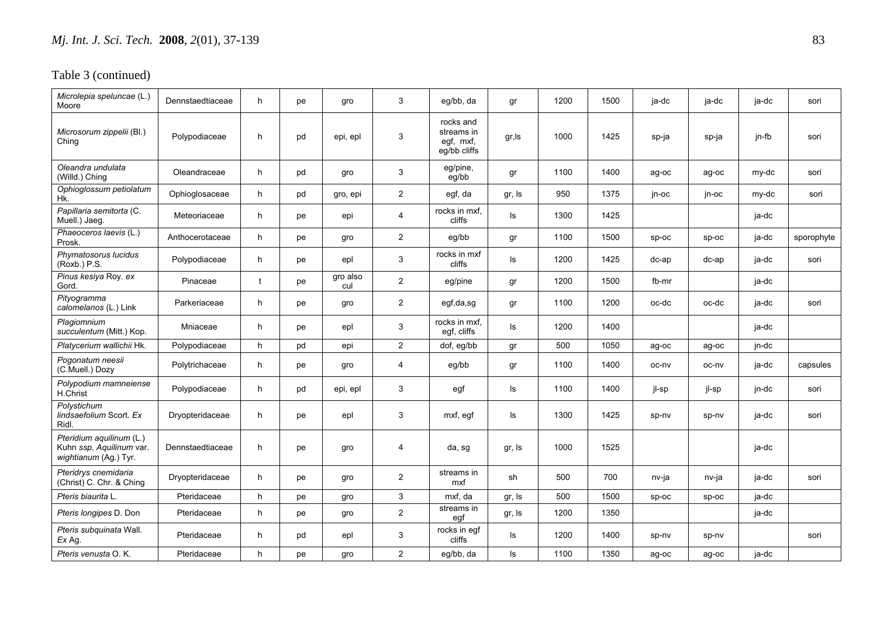Table 3 (continued)

| | | | | | | | | | | | | | |
|---|---|---|---|---|---|---|---|---|---|---|---|---|---|
| *Microlepia speluncae* (L.) Moore | Dennstaedtiaceae | h | pe | gro | 3 | eg/bb, da | gr | 1200 | 1500 | ja-dc | ja-dc | ja-dc | sori |
| *Microsorum zippelii* (Bl.) Ching | Polypodiaceae | h | pd | epi, epl | 3 | rocks and streams in egf, mxf, eg/bb cliffs | gr,ls | 1000 | 1425 | sp-ja | sp-ja | jn-fb | sori |
| *Oleandra undulata* (Willd.) Ching | Oleandraceae | h | pd | gro | 3 | eg/pine, eg/bb | gr | 1100 | 1400 | ag-oc | ag-oc | my-dc | sori |
| *Ophioglossum petiolatum* Hk. | Ophioglosaceae | h | pd | gro, epi | 2 | egf, da | gr, ls | 950 | 1375 | jn-oc | jn-oc | my-dc | sori |
| *Papillaria semitorta* (C. Muell.) Jaeg. | Meteoriaceae | h | pe | epi | 4 | rocks in mxf, cliffs | ls | 1300 | 1425 | | | ja-dc | |
| *Phaeoceros laevis* (L.) Prosk. | Anthocerotaceae | h | pe | gro | 2 | eg/bb | gr | 1100 | 1500 | sp-oc | sp-oc | ja-dc | sporophyte |
| *Phymatosorus lucidus* (Roxb.) P.S. | Polypodiaceae | h | pe | epl | 3 | rocks in mxf cliffs | ls | 1200 | 1425 | dc-ap | dc-ap | ja-dc | sori |
| *Pinus kesiya* Roy. *ex* Gord. | Pinaceae | t | pe | gro also cul | 2 | eg/pine | gr | 1200 | 1500 | fb-mr | | ja-dc | |
| *Pityogramma calomelanos* (L.) Link | Parkeriaceae | h | pe | gro | 2 | egf,da,sg | gr | 1100 | 1200 | oc-dc | oc-dc | ja-dc | sori |
| *Plagiomnium succulentum* (Mitt.) Kop. | Mniaceae | h | pe | epl | 3 | rocks in mxf, egf, cliffs | ls | 1200 | 1400 | | | ja-dc | |
| *Platycerium wallichii* Hk. | Polypodiaceae | h | pd | epi | 2 | dof, eg/bb | gr | 500 | 1050 | ag-oc | ag-oc | jn-dc | |
| *Pogonatum neesii* (C.Muell.) Dozy | Polytrichaceae | h | pe | gro | 4 | eg/bb | gr | 1100 | 1400 | oc-nv | oc-nv | ja-dc | capsules |
| *Polypodium mamneiense* H.Christ | Polypodiaceae | h | pd | epi, epl | 3 | egf | ls | 1100 | 1400 | jl-sp | jl-sp | jn-dc | sori |
| *Polystichum lindsaefolium* Scort. *Ex* Ridl. | Dryopteridaceae | h | pe | epl | 3 | mxf, egf | ls | 1300 | 1425 | sp-nv | sp-nv | ja-dc | sori |
| *Pteridium aquilinum* (L.) Kuhn *ssp. Aquilinum* var. *wightianum* (Ag.) Tyr. | Dennstaedtiaceae | h | pe | gro | 4 | da, sg | gr, ls | 1000 | 1525 | | | ja-dc | |
| *Pteridrys cnemidaria* (Christ) C. Chr. & Ching | Dryopteridaceae | h | pe | gro | 2 | streams in mxf | sh | 500 | 700 | nv-ja | nv-ja | ja-dc | sori |
| *Pteris biaurita* L. | Pteridaceae | h | pe | gro | 3 | mxf, da | gr, ls | 500 | 1500 | sp-oc | sp-oc | ja-dc | |
| *Pteris longipes* D. Don | Pteridaceae | h | pe | gro | 2 | streams in egf | gr, ls | 1200 | 1350 | | | ja-dc | |
| *Pteris subquinata* Wall. *Ex* Ag. | Pteridaceae | h | pd | epl | 3 | rocks in egf cliffs | ls | 1200 | 1400 | sp-nv | sp-nv | | sori |
| *Pteris venusta* O. K. | Pteridaceae | h | pe | gro | 2 | eg/bb, da | ls | 1100 | 1350 | ag-oc | ag-oc | ja-dc | |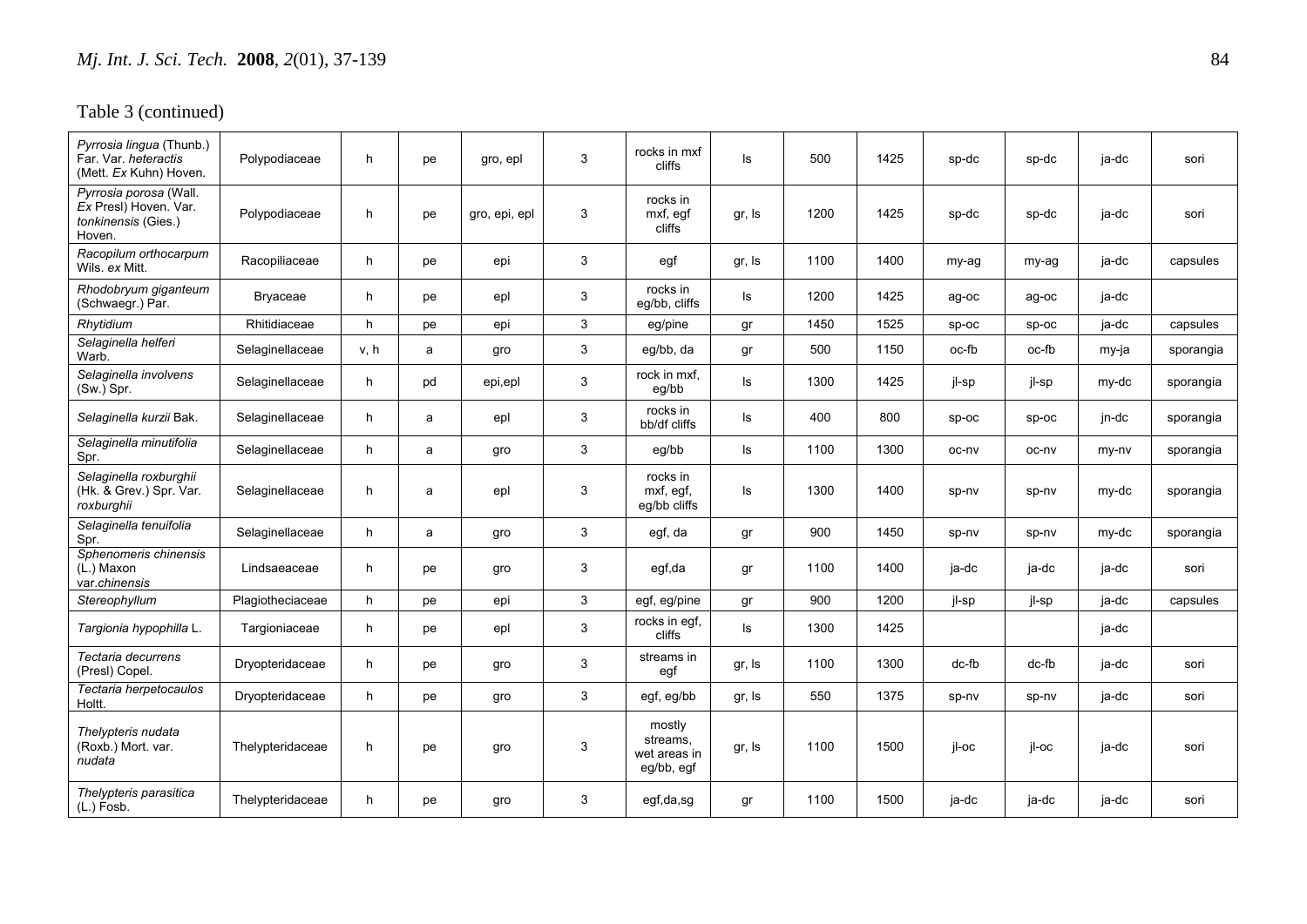Table 3 (continued)

| | | | | | | | | | | | | | |
|---|---|---|---|---|---|---|---|---|---|---|---|---|---|
| *Pyrrosia lingua* (Thunb.) Far. Var. *heteractis* (Mett. *Ex* Kuhn) Hoven. | Polypodiaceae | h | pe | gro, epl | 3 | rocks in mxf cliffs | ls | 500 | 1425 | sp-dc | sp-dc | ja-dc | sori |
| *Pyrrosia porosa* (Wall. *Ex* Presl) Hoven. Var. *tonkinensis* (Gies.) Hoven. | Polypodiaceae | h | pe | gro, epi, epl | 3 | rocks in mxf, egf cliffs | gr, ls | 1200 | 1425 | sp-dc | sp-dc | ja-dc | sori |
| *Racopilum orthocarpum* Wils. *ex* Mitt. | Racopiliaceae | h | pe | epi | 3 | egf | gr, ls | 1100 | 1400 | my-ag | my-ag | ja-dc | capsules |
| *Rhodobryum giganteum* (Schwaegr.) Par. | Bryaceae | h | pe | epl | 3 | rocks in eg/bb, cliffs | ls | 1200 | 1425 | ag-oc | ag-oc | ja-dc | |
| *Rhytidium* | Rhitidiaceae | h | pe | epi | 3 | eg/pine | gr | 1450 | 1525 | sp-oc | sp-oc | ja-dc | capsules |
| *Selaginella helferi* Warb. | Selaginellaceae | v, h | a | gro | 3 | eg/bb, da | gr | 500 | 1150 | oc-fb | oc-fb | my-ja | sporangia |
| *Selaginella involvens* (Sw.) Spr. | Selaginellaceae | h | pd | epi,epl | 3 | rock in mxf, eg/bb | ls | 1300 | 1425 | jl-sp | jl-sp | my-dc | sporangia |
| *Selaginella kurzii* Bak. | Selaginellaceae | h | a | epl | 3 | rocks in bb/df cliffs | ls | 400 | 800 | sp-oc | sp-oc | jn-dc | sporangia |
| *Selaginella minutifolia* Spr. | Selaginellaceae | h | a | gro | 3 | eg/bb | ls | 1100 | 1300 | oc-nv | oc-nv | my-nv | sporangia |
| *Selaginella roxburghii* (Hk. & Grev.) Spr. Var. *roxburghii* | Selaginellaceae | h | a | epl | 3 | rocks in mxf, egf, eg/bb cliffs | ls | 1300 | 1400 | sp-nv | sp-nv | my-dc | sporangia |
| *Selaginella tenuifolia* Spr. | Selaginellaceae | h | a | gro | 3 | egf, da | gr | 900 | 1450 | sp-nv | sp-nv | my-dc | sporangia |
| *Sphenomeris chinensis* (L.) Maxon var.*chinensis* | Lindsaeaceae | h | pe | gro | 3 | egf,da | gr | 1100 | 1400 | ja-dc | ja-dc | ja-dc | sori |
| *Stereophyllum* | Plagiotheciaceae | h | pe | epi | 3 | egf, eg/pine | gr | 900 | 1200 | jl-sp | jl-sp | ja-dc | capsules |
| *Targionia hypophilla* L. | Targioniaceae | h | pe | epl | 3 | rocks in egf, cliffs | ls | 1300 | 1425 | | | ja-dc | |
| *Tectaria decurrens* (Presl) Copel. | Dryopteridaceae | h | pe | gro | 3 | streams in egf | gr, ls | 1100 | 1300 | dc-fb | dc-fb | ja-dc | sori |
| *Tectaria herpetocaulos* Holtt. | Dryopteridaceae | h | pe | gro | 3 | egf, eg/bb | gr, ls | 550 | 1375 | sp-nv | sp-nv | ja-dc | sori |
| *Thelypteris nudata* (Roxb.) Mort. var. *nudata* | Thelypteridaceae | h | pe | gro | 3 | mostly streams, wet areas in eg/bb, egf | gr, ls | 1100 | 1500 | jl-oc | jl-oc | ja-dc | sori |
| *Thelypteris parasitica* (L.) Fosb. | Thelypteridaceae | h | pe | gro | 3 | egf,da,sg | gr | 1100 | 1500 | ja-dc | ja-dc | ja-dc | sori |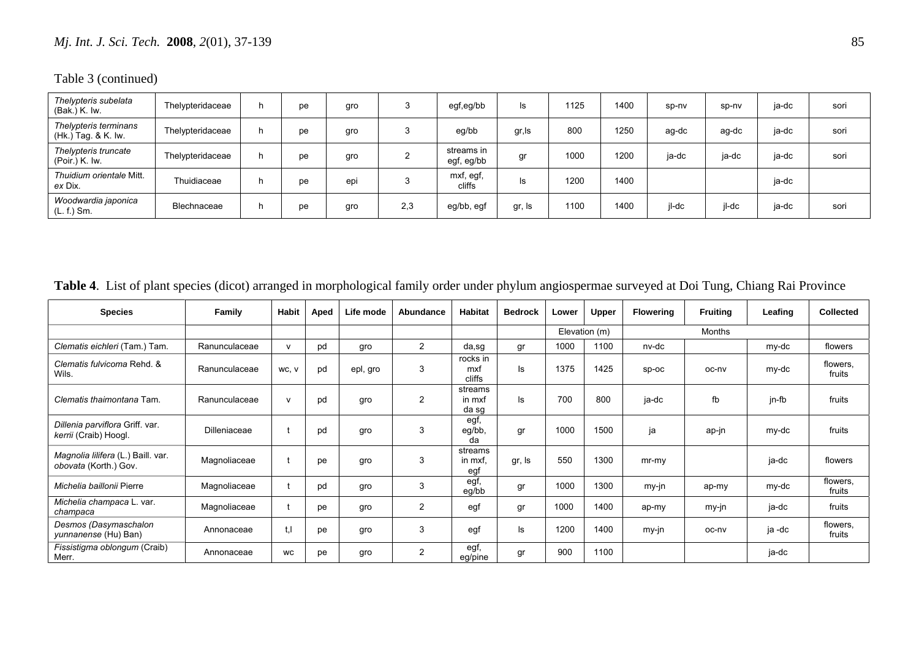Table 3 (continued)

| | | | | | | | | | | | | | |
|---|---|---|---|---|---|---|---|---|---|---|---|---|---|
| *Thelypteris subelata* (Bak.) K. Iw. | Thelypteridaceae | h | pe | gro | 3 | egf,eg/bb | ls | 1125 | 1400 | sp-nv | sp-nv | ja-dc | sori |
| *Thelypteris terminans* (Hk.) Tag. & K. Iw. | Thelypteridaceae | h | pe | gro | 3 | eg/bb | gr,ls | 800 | 1250 | ag-dc | ag-dc | ja-dc | sori |
| *Thelypteris truncate* (Poir.) K. Iw. | Thelypteridaceae | h | pe | gro | 2 | streams in egf, eg/bb | gr | 1000 | 1200 | ja-dc | ja-dc | ja-dc | sori |
| *Thuidium orientale* Mitt. *ex* Dix. | Thuidiaceae | h | pe | epi | 3 | mxf, egf, cliffs | ls | 1200 | 1400 | | | ja-dc | |
| *Woodwardia japonica* (L. f.) Sm. | Blechnaceae | h | pe | gro | 2,3 | eg/bb, egf | gr, ls | 1100 | 1400 | jl-dc | jl-dc | ja-dc | sori |

**Table 4**. List of plant species (dicot) arranged in morphological family order under phylum angiospermae surveyed at Doi Tung, Chiang Rai Province

| Species | Family | Habit | Aped | Life mode | Abundance | Habitat | Bedrock | Lower | Upper | Flowering | Fruiting | Leafing | Collected |
|---|---|---|---|---|---|---|---|---|---|---|---|---|---|
| | | | | | | | | Elevation (m) | | | Months | | |
| *Clematis eichleri* (Tam.) Tam. | Ranunculaceae | v | pd | gro | 2 | da,sg | gr | 1000 | 1100 | nv-dc | | my-dc | flowers |
| *Clematis fulvicoma* Rehd. & Wils. | Ranunculaceae | wc, v | pd | epl, gro | 3 | rocks in mxf cliffs | ls | 1375 | 1425 | sp-oc | oc-nv | my-dc | flowers, fruits |
| *Clematis thaimontana* Tam. | Ranunculaceae | v | pd | gro | 2 | streams in mxf da sg | ls | 700 | 800 | ja-dc | fb | jn-fb | fruits |
| *Dillenia parviflora* Griff. var. *kerrii* (Craib) Hoogl. | Dilleniaceae | t | pd | gro | 3 | egf, eg/bb, da | gr | 1000 | 1500 | ja | ap-jn | my-dc | fruits |
| *Magnolia lilifera* (L.) Baill. var. *obovata* (Korth.) Gov. | Magnoliaceae | t | pe | gro | 3 | streams in mxf, egf | gr, ls | 550 | 1300 | mr-my | | ja-dc | flowers |
| *Michelia baillonii* Pierre | Magnoliaceae | t | pd | gro | 3 | egf, eg/bb | gr | 1000 | 1300 | my-jn | ap-my | my-dc | flowers, fruits |
| *Michelia champaca* L. var. *champaca* | Magnoliaceae | t | pe | gro | 2 | egf | gr | 1000 | 1400 | ap-my | my-jn | ja-dc | fruits |
| *Desmos (Dasymaschalon yunnanense* (Hu) Ban) | Annonaceae | t,l | pe | gro | 3 | egf | ls | 1200 | 1400 | my-jn | oc-nv | ja -dc | flowers, fruits |
| *Fissistigma oblongum* (Craib) Merr. | Annonaceae | wc | pe | gro | 2 | egf, eg/pine | gr | 900 | 1100 | | | ja-dc | |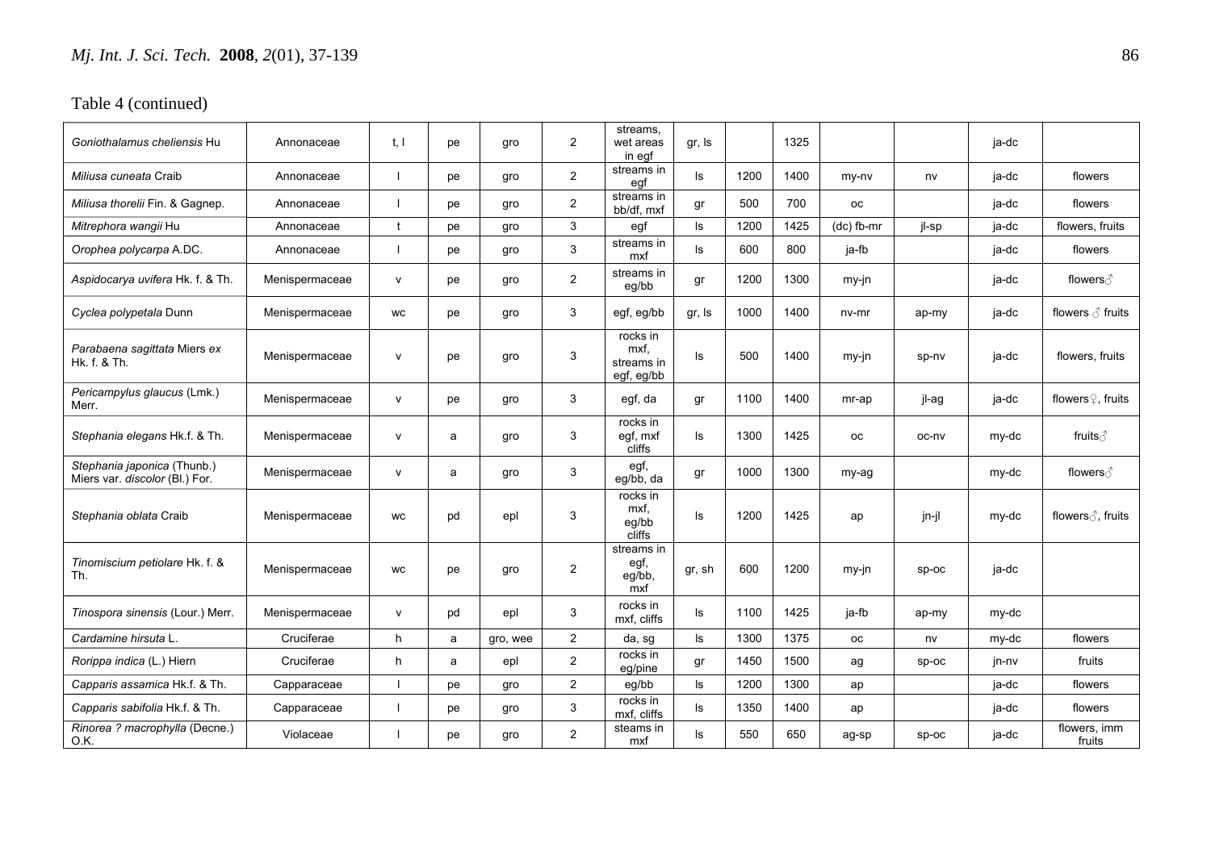Table 4 (continued)

| | | | | | | | | | | | | | |
|---|---|---|---|---|---|---|---|---|---|---|---|---|---|
| *Goniothalamus cheliensis* Hu | Annonaceae | t, l | pe | gro | 2 | streams, wet areas in egf | gr, ls | | 1325 | | | ja-dc | |
| *Miliusa cuneata* Craib | Annonaceae | l | pe | gro | 2 | streams in egf | ls | 1200 | 1400 | my-nv | nv | ja-dc | flowers |
| *Miliusa thorelii* Fin. & Gagnep. | Annonaceae | l | pe | gro | 2 | streams in bb/df, mxf | gr | 500 | 700 | oc | | ja-dc | flowers |
| *Mitrephora wangii* Hu | Annonaceae | t | pe | gro | 3 | egf | ls | 1200 | 1425 | (dc) fb-mr | jl-sp | ja-dc | flowers, fruits |
| *Orophea polycarpa* A.DC. | Annonaceae | l | pe | gro | 3 | streams in mxf | ls | 600 | 800 | ja-fb | | ja-dc | flowers |
| *Aspidocarya uvifera* Hk. f. & Th. | Menispermaceae | v | pe | gro | 2 | streams in eg/bb | gr | 1200 | 1300 | my-jn | | ja-dc | flowers♂ |
| *Cyclea polypetala* Dunn | Menispermaceae | wc | pe | gro | 3 | egf, eg/bb | gr, ls | 1000 | 1400 | nv-mr | ap-my | ja-dc | flowers ♂ fruits |
| *Parabaena sagittata* Miers *ex* Hk. f. & Th. | Menispermaceae | v | pe | gro | 3 | rocks in mxf, streams in egf, eg/bb | ls | 500 | 1400 | my-jn | sp-nv | ja-dc | flowers, fruits |
| *Pericampylus glaucus* (Lmk.) Merr. | Menispermaceae | v | pe | gro | 3 | egf, da | gr | 1100 | 1400 | mr-ap | jl-ag | ja-dc | flowers♀, fruits |
| *Stephania elegans* Hk.f. & Th. | Menispermaceae | v | a | gro | 3 | rocks in egf, mxf cliffs | ls | 1300 | 1425 | oc | oc-nv | my-dc | fruits♂ |
| *Stephania japonica* (Thunb.) Miers var. *discolor* (Bl.) For. | Menispermaceae | v | a | gro | 3 | egf, eg/bb, da | gr | 1000 | 1300 | my-ag | | my-dc | flowers♂ |
| *Stephania oblata* Craib | Menispermaceae | wc | pd | epl | 3 | rocks in mxf, eg/bb cliffs | ls | 1200 | 1425 | ap | jn-jl | my-dc | flowers♂, fruits |
| *Tinomiscium petiolare* Hk. f. & Th. | Menispermaceae | wc | pe | gro | 2 | streams in egf, eg/bb, mxf | gr, sh | 600 | 1200 | my-jn | sp-oc | ja-dc | |
| *Tinospora sinensis* (Lour.) Merr. | Menispermaceae | v | pd | epl | 3 | rocks in mxf, cliffs | ls | 1100 | 1425 | ja-fb | ap-my | my-dc | |
| *Cardamine hirsuta* L. | Cruciferae | h | a | gro, wee | 2 | da, sg | ls | 1300 | 1375 | oc | nv | my-dc | flowers |
| *Rorippa indica* (L.) Hiern | Cruciferae | h | a | epl | 2 | rocks in eg/pine | gr | 1450 | 1500 | ag | sp-oc | jn-nv | fruits |
| *Capparis assamica* Hk.f. & Th. | Capparaceae | l | pe | gro | 2 | eg/bb | ls | 1200 | 1300 | ap | | ja-dc | flowers |
| *Capparis sabifolia* Hk.f. & Th. | Capparaceae | l | pe | gro | 3 | rocks in mxf, cliffs | ls | 1350 | 1400 | ap | | ja-dc | flowers |
| *Rinorea ? macrophylla* (Decne.) O.K. | Violaceae | l | pe | gro | 2 | steams in mxf | ls | 550 | 650 | ag-sp | sp-oc | ja-dc | flowers, imm fruits |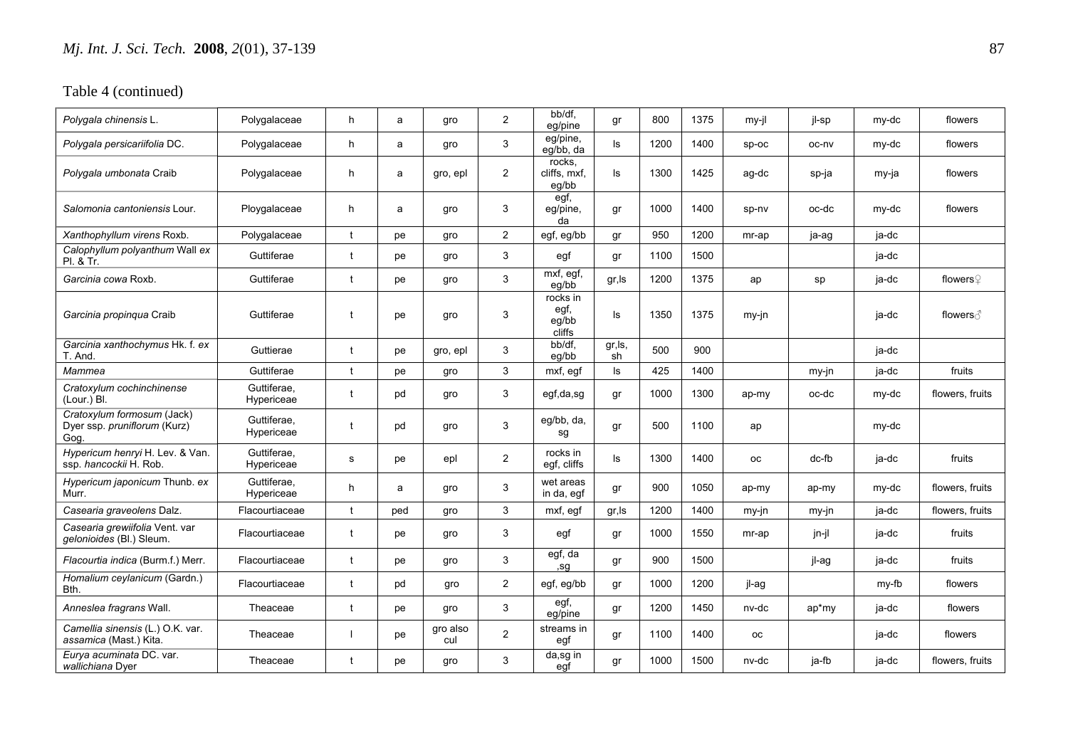Table 4 (continued)

| | | | | | | | | | | | | | |
|---|---|---|---|---|---|---|---|---|---|---|---|---|---|
| *Polygala chinensis* L. | Polygalaceae | h | a | gro | 2 | bb/df, eg/pine | gr | 800 | 1375 | my-jl | jl-sp | my-dc | flowers |
| *Polygala persicariifolia* DC. | Polygalaceae | h | a | gro | 3 | eg/pine, eg/bb, da | ls | 1200 | 1400 | sp-oc | oc-nv | my-dc | flowers |
| *Polygala umbonata* Craib | Polygalaceae | h | a | gro, epl | 2 | rocks, cliffs, mxf, eg/bb | ls | 1300 | 1425 | ag-dc | sp-ja | my-ja | flowers |
| *Salomonia cantoniensis* Lour. | Ploygalaceae | h | a | gro | 3 | egf, eg/pine, da | gr | 1000 | 1400 | sp-nv | oc-dc | my-dc | flowers |
| *Xanthophyllum virens* Roxb. | Polygalaceae | t | pe | gro | 2 | egf, eg/bb | gr | 950 | 1200 | mr-ap | ja-ag | ja-dc | |
| *Calophyllum polyanthum* Wall ex Pl. & Tr. | Guttiferae | t | pe | gro | 3 | egf | gr | 1100 | 1500 | | | ja-dc | |
| *Garcinia cowa* Roxb. | Guttiferae | t | pe | gro | 3 | mxf, egf, eg/bb | gr,ls | 1200 | 1375 | ap | sp | ja-dc | flowers♀ |
| *Garcinia propinqua* Craib | Guttiferae | t | pe | gro | 3 | rocks in egf, eg/bb cliffs | ls | 1350 | 1375 | my-jn | | ja-dc | flowers♂ |
| *Garcinia xanthochymus* Hk. f. *ex* T. And. | Guttierae | t | pe | gro, epl | 3 | bb/df, eg/bb | gr,ls, sh | 500 | 900 | | | ja-dc | |
| *Mammea* | Guttiferae | t | pe | gro | 3 | mxf, egf | ls | 425 | 1400 | | my-jn | ja-dc | fruits |
| *Cratoxylum cochinchinense* (Lour.) Bl. | Guttiferae, Hypericeae | t | pd | gro | 3 | egf,da,sg | gr | 1000 | 1300 | ap-my | oc-dc | my-dc | flowers, fruits |
| *Cratoxylum formosum* (Jack) Dyer ssp. *pruniflorum* (Kurz) Gog. | Guttiferae, Hypericeae | t | pd | gro | 3 | eg/bb, da, sg | gr | 500 | 1100 | ap | | my-dc | |
| *Hypericum henryi* H. Lev. & Van. ssp. *hancockii* H. Rob. | Guttiferae, Hypericeae | s | pe | epl | 2 | rocks in egf, cliffs | ls | 1300 | 1400 | oc | dc-fb | ja-dc | fruits |
| *Hypericum japonicum* Thunb. *ex* Murr. | Guttiferae, Hypericeae | h | a | gro | 3 | wet areas in da, egf | gr | 900 | 1050 | ap-my | ap-my | my-dc | flowers, fruits |
| *Casearia graveolens* Dalz. | Flacourtiaceae | t | ped | gro | 3 | mxf, egf | gr,ls | 1200 | 1400 | my-jn | my-jn | ja-dc | flowers, fruits |
| *Casearia grewiifolia* Vent. var *gelonioides* (Bl.) Sleum. | Flacourtiaceae | t | pe | gro | 3 | egf | gr | 1000 | 1550 | mr-ap | jn-jl | ja-dc | fruits |
| *Flacourtia indica* (Burm.f.) Merr. | Flacourtiaceae | t | pe | gro | 3 | egf, da ,sg | gr | 900 | 1500 | | jl-ag | ja-dc | fruits |
| *Homalium ceylanicum* (Gardn.) Bth. | Flacourtiaceae | t | pd | gro | 2 | egf, eg/bb | gr | 1000 | 1200 | jl-ag | | my-fb | flowers |
| *Anneslea fragrans* Wall. | Theaceae | t | pe | gro | 3 | egf, eg/pine | gr | 1200 | 1450 | nv-dc | ap*my | ja-dc | flowers |
| *Camellia sinensis* (L.) O.K. var. *assamica* (Mast.) Kita. | Theaceae | l | pe | gro also cul | 2 | streams in egf | gr | 1100 | 1400 | oc | | ja-dc | flowers |
| *Eurya acuminata* DC. var. *wallichiana* Dyer | Theaceae | t | pe | gro | 3 | da,sg in egf | gr | 1000 | 1500 | nv-dc | ja-fb | ja-dc | flowers, fruits |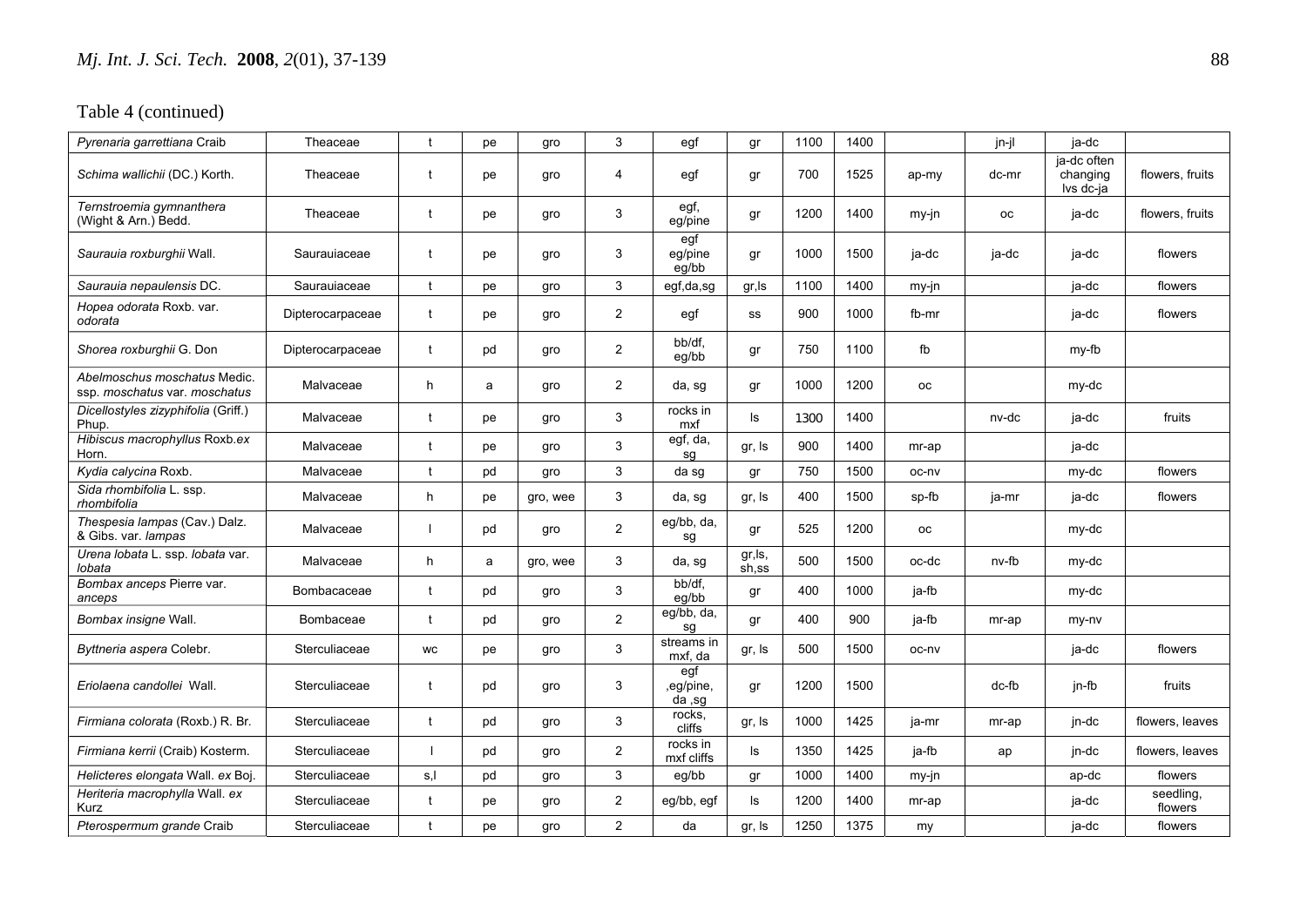Table 4 (continued)

| | | | | | | | | | | | | | |
|---|---|---|---|---|---|---|---|---|---|---|---|---|---|
| *Pyrenaria garrettiana* Craib | Theaceae | t | pe | gro | 3 | egf | gr | 1100 | 1400 | | jn-jl | ja-dc | |
| *Schima wallichii* (DC.) Korth. | Theaceae | t | pe | gro | 4 | egf | gr | 700 | 1525 | ap-my | dc-mr | ja-dc often changing lvs dc-ja | flowers, fruits |
| *Ternstroemia gymnanthera* (Wight & Arn.) Bedd. | Theaceae | t | pe | gro | 3 | egf, eg/pine | gr | 1200 | 1400 | my-jn | oc | ja-dc | flowers, fruits |
| *Saurauia roxburghii* Wall. | Saurauiaceae | t | pe | gro | 3 | egf eg/pine eg/bb | gr | 1000 | 1500 | ja-dc | ja-dc | ja-dc | flowers |
| *Saurauia nepaulensis* DC. | Saurauiaceae | t | pe | gro | 3 | egf,da,sg | gr,ls | 1100 | 1400 | my-jn | | ja-dc | flowers |
| *Hopea odorata* Roxb. var. *odorata* | Dipterocarpaceae | t | pe | gro | 2 | egf | ss | 900 | 1000 | fb-mr | | ja-dc | flowers |
| *Shorea roxburghii* G. Don | Dipterocarpaceae | t | pd | gro | 2 | bb/df, eg/bb | gr | 750 | 1100 | fb | | my-fb | |
| *Abelmoschus moschatus* Medic. ssp. *moschatus* var. *moschatus* | Malvaceae | h | a | gro | 2 | da, sg | gr | 1000 | 1200 | oc | | my-dc | |
| *Dicellostyles zizyphifolia* (Griff.) Phup. | Malvaceae | t | pe | gro | 3 | rocks in mxf | ls | 1300 | 1400 | | nv-dc | ja-dc | fruits |
| *Hibiscus macrophyllus* Roxb.ex Horn. | Malvaceae | t | pe | gro | 3 | egf, da, sg | gr, ls | 900 | 1400 | mr-ap | | ja-dc | |
| *Kydia calycina* Roxb. | Malvaceae | t | pd | gro | 3 | da sg | gr | 750 | 1500 | oc-nv | | my-dc | flowers |
| *Sida rhombifolia* L. ssp. *rhombifolia* | Malvaceae | h | pe | gro, wee | 3 | da, sg | gr, ls | 400 | 1500 | sp-fb | ja-mr | ja-dc | flowers |
| *Thespesia lampas* (Cav.) Dalz. & Gibs. var. *lampas* | Malvaceae | l | pd | gro | 2 | eg/bb, da, sg | gr | 525 | 1200 | oc | | my-dc | |
| *Urena lobata* L. ssp. *lobata* var. *lobata* | Malvaceae | h | a | gro, wee | 3 | da, sg | gr,ls, sh,ss | 500 | 1500 | oc-dc | nv-fb | my-dc | |
| *Bombax anceps* Pierre var. *anceps* | Bombacaceae | t | pd | gro | 3 | bb/df, eg/bb | gr | 400 | 1000 | ja-fb | | my-dc | |
| *Bombax insigne* Wall. | Bombaceae | t | pd | gro | 2 | eg/bb, da, sg | gr | 400 | 900 | ja-fb | mr-ap | my-nv | |
| *Byttneria aspera* Colebr. | Sterculiaceae | wc | pe | gro | 3 | streams in mxf, da | gr, ls | 500 | 1500 | oc-nv | | ja-dc | flowers |
| *Eriolaena candollei* Wall. | Sterculiaceae | t | pd | gro | 3 | egf ,eg/pine, da ,sg | gr | 1200 | 1500 | | dc-fb | jn-fb | fruits |
| *Firmiana colorata* (Roxb.) R. Br. | Sterculiaceae | t | pd | gro | 3 | rocks, cliffs | gr, ls | 1000 | 1425 | ja-mr | mr-ap | jn-dc | flowers, leaves |
| *Firmiana kerrii* (Craib) Kosterm. | Sterculiaceae | l | pd | gro | 2 | rocks in mxf cliffs | ls | 1350 | 1425 | ja-fb | ap | jn-dc | flowers, leaves |
| *Helicteres elongata* Wall. *ex* Boj. | Sterculiaceae | s,l | pd | gro | 3 | eg/bb | gr | 1000 | 1400 | my-jn | | ap-dc | flowers |
| *Heriteria macrophylla* Wall. *ex* Kurz | Sterculiaceae | t | pe | gro | 2 | eg/bb, egf | ls | 1200 | 1400 | mr-ap | | ja-dc | seedling, flowers |
| *Pterospermum grande* Craib | Sterculiaceae | t | pe | gro | 2 | da | gr, ls | 1250 | 1375 | my | | ja-dc | flowers |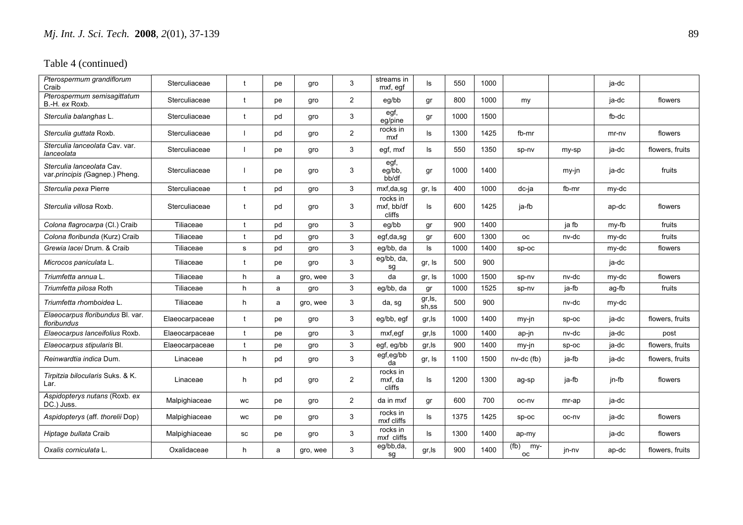Table 4 (continued)

| | | | | | | | | | | | | | |
|---|---|---|---|---|---|---|---|---|---|---|---|---|---|
| *Pterospermum grandiflorum* Craib | Sterculiaceae | t | pe | gro | 3 | streams in mxf, egf | ls | 550 | 1000 | | | ja-dc | |
| *Pterospermum semisagittatum* B.-H. *ex* Roxb. | Sterculiaceae | t | pe | gro | 2 | eg/bb | gr | 800 | 1000 | my | | ja-dc | flowers |
| *Sterculia balanghas* L. | Sterculiaceae | t | pd | gro | 3 | egf, eg/pine | gr | 1000 | 1500 | | | fb-dc | |
| *Sterculia guttata* Roxb. | Sterculiaceae | l | pd | gro | 2 | rocks in mxf | ls | 1300 | 1425 | fb-mr | | mr-nv | flowers |
| *Sterculia lanceolata* Cav. var. *lanceolata* | Sterculiaceae | l | pe | gro | 3 | egf, mxf | ls | 550 | 1350 | sp-nv | my-sp | ja-dc | flowers, fruits |
| *Sterculia lanceolata* Cav. var.*principis (*Gagnep.) Pheng. | Sterculiaceae | l | pe | gro | 3 | egf, eg/bb, bb/df | gr | 1000 | 1400 | | my-jn | ja-dc | fruits |
| *Sterculia pexa* Pierre | Sterculiaceae | t | pd | gro | 3 | mxf,da,sg | gr, ls | 400 | 1000 | dc-ja | fb-mr | my-dc | |
| *Sterculia villosa* Roxb. | Sterculiaceae | t | pd | gro | 3 | rocks in mxf, bb/df cliffs | ls | 600 | 1425 | ja-fb | | ap-dc | flowers |
| *Colona flagrocarpa* (Cl.) Craib | Tiliaceae | t | pd | gro | 3 | eg/bb | gr | 900 | 1400 | | ja fb | my-fb | fruits |
| *Colona floribunda* (Kurz) Craib | Tiliaceae | t | pd | gro | 3 | egf,da,sg | gr | 600 | 1300 | oc | nv-dc | my-dc | fruits |
| *Grewia lacei* Drum. & Craib | Tiliaceae | s | pd | gro | 3 | eg/bb, da | ls | 1000 | 1400 | sp-oc | | my-dc | flowers |
| *Microcos paniculata* L. | Tiliaceae | t | pe | gro | 3 | eg/bb, da, sg | gr, ls | 500 | 900 | | | ja-dc | |
| *Triumfetta annua* L. | Tiliaceae | h | a | gro, wee | 3 | da | gr, ls | 1000 | 1500 | sp-nv | nv-dc | my-dc | flowers |
| *Triumfetta pilosa* Roth | Tiliaceae | h | a | gro | 3 | eg/bb, da | gr | 1000 | 1525 | sp-nv | ja-fb | ag-fb | fruits |
| *Triumfetta rhomboidea* L. | Tiliaceae | h | a | gro, wee | 3 | da, sg | gr,ls, sh,ss | 500 | 900 | | nv-dc | my-dc | |
| *Elaeocarpus floribundus* Bl. var. *floribundus* | Elaeocarpaceae | t | pe | gro | 3 | eg/bb, egf | gr,ls | 1000 | 1400 | my-jn | sp-oc | ja-dc | flowers, fruits |
| *Elaeocarpus lanceifolius* Roxb. | Elaeocarpaceae | t | pe | gro | 3 | mxf,egf | gr,ls | 1000 | 1400 | ap-jn | nv-dc | ja-dc | post |
| *Elaeocarpus stipularis* Bl. | Elaeocarpaceae | t | pe | gro | 3 | egf, eg/bb | gr,ls | 900 | 1400 | my-jn | sp-oc | ja-dc | flowers, fruits |
| *Reinwardtia indica* Dum. | Linaceae | h | pd | gro | 3 | egf,eg/bb da | gr, ls | 1100 | 1500 | nv-dc (fb) | ja-fb | ja-dc | flowers, fruits |
| *Tirpitzia bilocularis* Suks. & K. Lar. | Linaceae | h | pd | gro | 2 | rocks in mxf, da cliffs | ls | 1200 | 1300 | ag-sp | ja-fb | jn-fb | flowers |
| *Aspidopterys nutans* (Roxb. *ex* DC.) Juss. | Malpighiaceae | wc | pe | gro | 2 | da in mxf | gr | 600 | 700 | oc-nv | mr-ap | ja-dc | |
| *Aspidopterys* (aff. *thorelii* Dop) | Malpighiaceae | wc | pe | gro | 3 | rocks in mxf cliffs | ls | 1375 | 1425 | sp-oc | oc-nv | ja-dc | flowers |
| *Hiptage bullata* Craib | Malpighiaceae | sc | pe | gro | 3 | rocks in mxf cliffs | ls | 1300 | 1400 | ap-my | | ja-dc | flowers |
| *Oxalis corniculata* L. | Oxalidaceae | h | a | gro, wee | 3 | eg/bb,da, sg | gr,ls | 900 | 1400 | (fb) my-oc | jn-nv | ap-dc | flowers, fruits |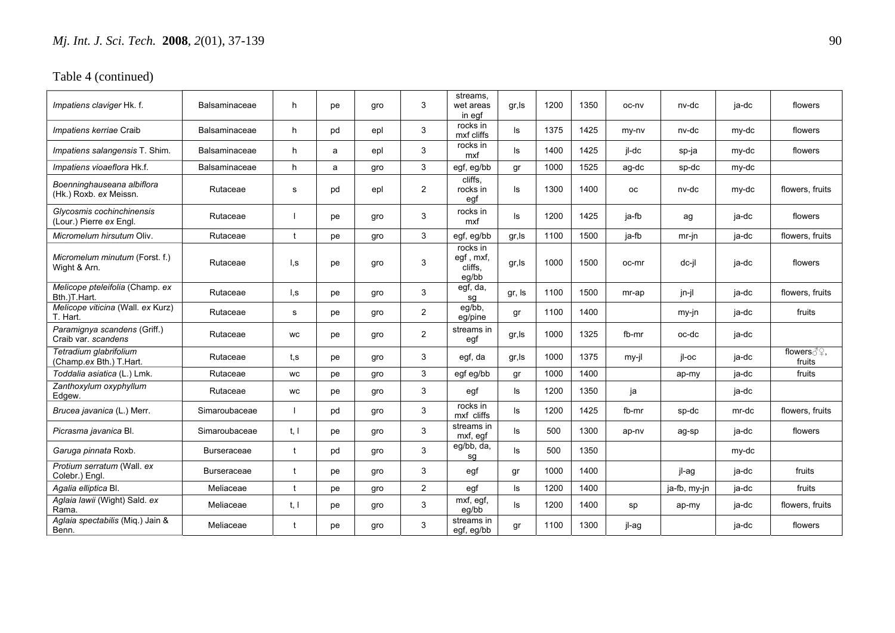Table 4 (continued)

| | | | | | | | | | | | | | |
|---|---|---|---|---|---|---|---|---|---|---|---|---|---|
| *Impatiens claviger* Hk. f. | Balsaminaceae | h | pe | gro | 3 | streams, wet areas in egf | gr,ls | 1200 | 1350 | oc-nv | nv-dc | ja-dc | flowers |
| *Impatiens kerriae* Craib | Balsaminaceae | h | pd | epl | 3 | rocks in mxf cliffs | ls | 1375 | 1425 | my-nv | nv-dc | my-dc | flowers |
| *Impatiens salangensis* T. Shim. | Balsaminaceae | h | a | epl | 3 | rocks in mxf | ls | 1400 | 1425 | jl-dc | sp-ja | my-dc | flowers |
| *Impatiens vioaeflora* Hk.f. | Balsaminaceae | h | a | gro | 3 | egf, eg/bb | gr | 1000 | 1525 | ag-dc | sp-dc | my-dc | |
| *Boenninghauseana albiflora* (Hk.) Roxb. *ex* Meissn. | Rutaceae | s | pd | epl | 2 | cliffs, rocks in egf | ls | 1300 | 1400 | oc | nv-dc | my-dc | flowers, fruits |
| *Glycosmis cochinchinensis* (Lour.) Pierre *ex* Engl. | Rutaceae | l | pe | gro | 3 | rocks in mxf | ls | 1200 | 1425 | ja-fb | ag | ja-dc | flowers |
| *Micromelum hirsutum* Oliv. | Rutaceae | t | pe | gro | 3 | egf, eg/bb | gr,ls | 1100 | 1500 | ja-fb | mr-jn | ja-dc | flowers, fruits |
| *Micromelum minutum* (Forst. f.) Wight & Arn. | Rutaceae | l,s | pe | gro | 3 | rocks in egf , mxf, cliffs, eg/bb | gr,ls | 1000 | 1500 | oc-mr | dc-jl | ja-dc | flowers |
| *Melicope pteleifolia* (Champ. *ex* Bth.)T.Hart. | Rutaceae | l,s | pe | gro | 3 | egf, da, sg | gr, ls | 1100 | 1500 | mr-ap | jn-jl | ja-dc | flowers, fruits |
| *Melicope viticina* (Wall. *ex* Kurz) T. Hart. | Rutaceae | s | pe | gro | 2 | eg/bb, eg/pine | gr | 1100 | 1400 | | my-jn | ja-dc | fruits |
| *Paramignya scandens* (Griff.) Craib var. *scandens* | Rutaceae | wc | pe | gro | 2 | streams in egf | gr,ls | 1000 | 1325 | fb-mr | oc-dc | ja-dc | |
| *Tetradium glabrifolium* (Champ.*ex* Bth.) T.Hart. | Rutaceae | t,s | pe | gro | 3 | egf, da | gr,ls | 1000 | 1375 | my-jl | jl-oc | ja-dc | flowers♂♀, fruits |
| *Toddalia asiatica* (L.) Lmk. | Rutaceae | wc | pe | gro | 3 | egf eg/bb | gr | 1000 | 1400 | | ap-my | ja-dc | fruits |
| *Zanthoxylum oxyphyllum* Edgew. | Rutaceae | wc | pe | gro | 3 | egf | ls | 1200 | 1350 | ja | | ja-dc | |
| *Brucea javanica* (L.) Merr. | Simaroubaceae | l | pd | gro | 3 | rocks in mxf cliffs | ls | 1200 | 1425 | fb-mr | sp-dc | mr-dc | flowers, fruits |
| *Picrasma javanica* Bl. | Simaroubaceae | t, l | pe | gro | 3 | streams in mxf, egf | ls | 500 | 1300 | ap-nv | ag-sp | ja-dc | flowers |
| *Garuga pinnata* Roxb. | Burseraceae | t | pd | gro | 3 | eg/bb, da, sg | ls | 500 | 1350 | | | my-dc | |
| *Protium serratum* (Wall. *ex* Colebr.) Engl. | Burseraceae | t | pe | gro | 3 | egf | gr | 1000 | 1400 | | jl-ag | ja-dc | fruits |
| *Agalia elliptica* Bl. | Meliaceae | t | pe | gro | 2 | egf | ls | 1200 | 1400 | | ja-fb, my-jn | ja-dc | fruits |
| *Aglaia lawii* (Wight) Sald. *ex* Rama. | Meliaceae | t, l | pe | gro | 3 | mxf, egf, eg/bb | ls | 1200 | 1400 | sp | ap-my | ja-dc | flowers, fruits |
| *Aglaia spectabilis* (Miq.) Jain & Benn. | Meliaceae | t | pe | gro | 3 | streams in egf, eg/bb | gr | 1100 | 1300 | jl-ag | | ja-dc | flowers |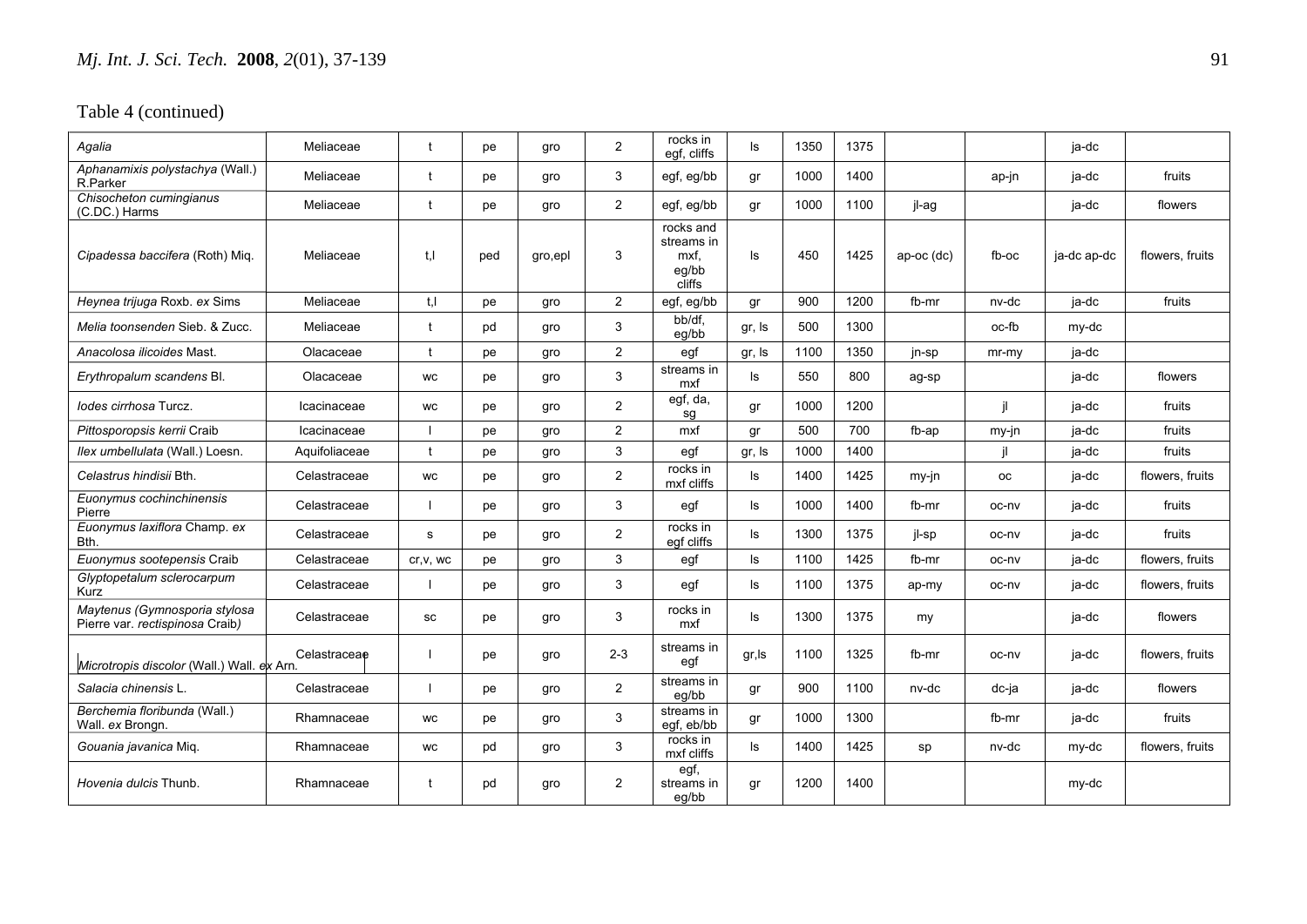Table 4 (continued)

| | | | | | | | | | | | | | |
|---|---|---|---|---|---|---|---|---|---|---|---|---|---|
| *Agalia* | Meliaceae | t | pe | gro | 2 | rocks in egf, cliffs | ls | 1350 | 1375 | | | ja-dc | |
| *Aphanamixis polystachya* (Wall.) R.Parker | Meliaceae | t | pe | gro | 3 | egf, eg/bb | gr | 1000 | 1400 | | ap-jn | ja-dc | fruits |
| *Chisocheton cumingianus* (C.DC.) Harms | Meliaceae | t | pe | gro | 2 | egf, eg/bb | gr | 1000 | 1100 | jl-ag | | ja-dc | flowers |
| *Cipadessa baccifera* (Roth) Miq. | Meliaceae | t,l | ped | gro,epl | 3 | rocks and streams in mxf, eg/bb cliffs | ls | 450 | 1425 | ap-oc (dc) | fb-oc | ja-dc ap-dc | flowers, fruits |
| *Heynea trijuga* Roxb. *ex* Sims | Meliaceae | t,l | pe | gro | 2 | egf, eg/bb | gr | 900 | 1200 | fb-mr | nv-dc | ja-dc | fruits |
| *Melia toonsenden* Sieb. & Zucc. | Meliaceae | t | pd | gro | 3 | bb/df, eg/bb | gr, ls | 500 | 1300 | | oc-fb | my-dc | |
| *Anacolosa ilicoides* Mast. | Olacaceae | t | pe | gro | 2 | egf | gr, ls | 1100 | 1350 | jn-sp | mr-my | ja-dc | |
| *Erythropalum scandens* Bl. | Olacaceae | wc | pe | gro | 3 | streams in mxf | ls | 550 | 800 | ag-sp | | ja-dc | flowers |
| *Iodes cirrhosa* Turcz. | Icacinaceae | wc | pe | gro | 2 | egf, da, sg | gr | 1000 | 1200 | | jl | ja-dc | fruits |
| *Pittosporopsis kerrii* Craib | Icacinaceae | l | pe | gro | 2 | mxf | gr | 500 | 700 | fb-ap | my-jn | ja-dc | fruits |
| *Ilex umbellulata* (Wall.) Loesn. | Aquifoliaceae | t | pe | gro | 3 | egf | gr, ls | 1000 | 1400 | | jl | ja-dc | fruits |
| *Celastrus hindisii* Bth. | Celastraceae | wc | pe | gro | 2 | rocks in mxf cliffs | ls | 1400 | 1425 | my-jn | oc | ja-dc | flowers, fruits |
| *Euonymus cochinchinensis* Pierre | Celastraceae | l | pe | gro | 3 | egf | ls | 1000 | 1400 | fb-mr | oc-nv | ja-dc | fruits |
| *Euonymus laxiflora* Champ. *ex* Bth. | Celastraceae | s | pe | gro | 2 | rocks in egf cliffs | ls | 1300 | 1375 | jl-sp | oc-nv | ja-dc | fruits |
| *Euonymus sootepensis* Craib | Celastraceae | cr,v, wc | pe | gro | 3 | egf | ls | 1100 | 1425 | fb-mr | oc-nv | ja-dc | flowers, fruits |
| *Glyptopetalum sclerocarpum* Kurz | Celastraceae | l | pe | gro | 3 | egf | ls | 1100 | 1375 | ap-my | oc-nv | ja-dc | flowers, fruits |
| *Maytenus (Gymnosporia stylosa* Pierre var. *rectispinosa* Craib*)* | Celastraceae | sc | pe | gro | 3 | rocks in mxf | ls | 1300 | 1375 | my | | ja-dc | flowers |
| *Microtropis discolor* (Wall.) Wall. *ex* Arn. | Celastraceae | l | pe | gro | 2-3 | streams in egf | gr,ls | 1100 | 1325 | fb-mr | oc-nv | ja-dc | flowers, fruits |
| *Salacia chinensis* L. | Celastraceae | l | pe | gro | 2 | streams in eg/bb | gr | 900 | 1100 | nv-dc | dc-ja | ja-dc | flowers |
| *Berchemia floribunda* (Wall.) Wall. *ex* Brongn. | Rhamnaceae | wc | pe | gro | 3 | streams in egf, eb/bb | gr | 1000 | 1300 | | fb-mr | ja-dc | fruits |
| *Gouania javanica* Miq. | Rhamnaceae | wc | pd | gro | 3 | rocks in mxf cliffs | ls | 1400 | 1425 | sp | nv-dc | my-dc | flowers, fruits |
| *Hovenia dulcis* Thunb. | Rhamnaceae | t | pd | gro | 2 | egf, streams in eg/bb | gr | 1200 | 1400 | | | my-dc | |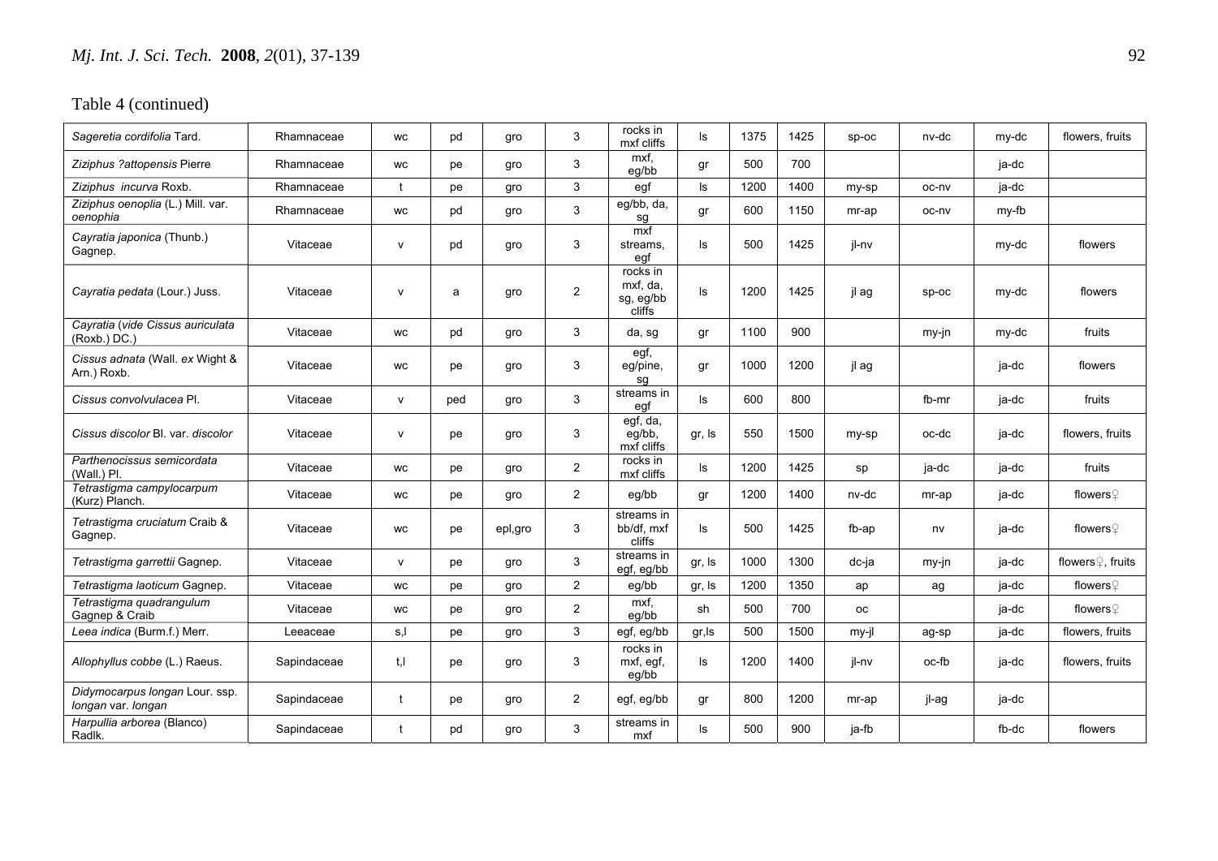Table 4 (continued)

| | | | | | | | | | | | | | |
|---|---|---|---|---|---|---|---|---|---|---|---|---|---|
| *Sageretia cordifolia* Tard. | Rhamnaceae | wc | pd | gro | 3 | rocks in mxf cliffs | ls | 1375 | 1425 | sp-oc | nv-dc | my-dc | flowers, fruits |
| *Ziziphus ?attopensis* Pierre | Rhamnaceae | wc | pe | gro | 3 | mxf, eg/bb | gr | 500 | 700 | | | ja-dc | |
| *Ziziphus incurva* Roxb. | Rhamnaceae | t | pe | gro | 3 | egf | ls | 1200 | 1400 | my-sp | oc-nv | ja-dc | |
| *Ziziphus oenoplia* (L.) Mill. var. *oenophia* | Rhamnaceae | wc | pd | gro | 3 | eg/bb, da, sg | gr | 600 | 1150 | mr-ap | oc-nv | my-fb | |
| *Cayratia japonica* (Thunb.) Gagnep. | Vitaceae | v | pd | gro | 3 | mxf streams, egf | ls | 500 | 1425 | jl-nv | | my-dc | flowers |
| *Cayratia pedata* (Lour.) Juss. | Vitaceae | v | a | gro | 2 | rocks in mxf, da, sg, eg/bb cliffs | ls | 1200 | 1425 | jl ag | sp-oc | my-dc | flowers |
| *Cayratia* (*vide Cissus auriculata* (Roxb.) DC.) | Vitaceae | wc | pd | gro | 3 | da, sg | gr | 1100 | 900 | | my-jn | my-dc | fruits |
| *Cissus adnata* (Wall. *ex* Wight & Arn.) Roxb. | Vitaceae | wc | pe | gro | 3 | egf, eg/pine, sg | gr | 1000 | 1200 | jl ag | | ja-dc | flowers |
| *Cissus convolvulacea* Pl. | Vitaceae | v | ped | gro | 3 | streams in egf | ls | 600 | 800 | | fb-mr | ja-dc | fruits |
| *Cissus discolor* Bl. var. *discolor* | Vitaceae | v | pe | gro | 3 | egf, da, eg/bb, mxf cliffs | gr, ls | 550 | 1500 | my-sp | oc-dc | ja-dc | flowers, fruits |
| *Parthenocissus semicordata* (Wall.) Pl. | Vitaceae | wc | pe | gro | 2 | rocks in mxf cliffs | ls | 1200 | 1425 | sp | ja-dc | ja-dc | fruits |
| *Tetrastigma campylocarpum* (Kurz) Planch. | Vitaceae | wc | pe | gro | 2 | eg/bb | gr | 1200 | 1400 | nv-dc | mr-ap | ja-dc | flowers♀ |
| *Tetrastigma cruciatum* Craib & Gagnep. | Vitaceae | wc | pe | epl,gro | 3 | streams in bb/df, mxf cliffs | ls | 500 | 1425 | fb-ap | nv | ja-dc | flowers♀ |
| *Tetrastigma garrettii* Gagnep. | Vitaceae | v | pe | gro | 3 | streams in egf, eg/bb | gr, ls | 1000 | 1300 | dc-ja | my-jn | ja-dc | flowers♀, fruits |
| *Tetrastigma laoticum* Gagnep. | Vitaceae | wc | pe | gro | 2 | eg/bb | gr, ls | 1200 | 1350 | ap | ag | ja-dc | flowers♀ |
| *Tetrastigma quadrangulum* Gagnep & Craib | Vitaceae | wc | pe | gro | 2 | mxf, eg/bb | sh | 500 | 700 | oc | | ja-dc | flowers♀ |
| *Leea indica* (Burm.f.) Merr. | Leeaceae | s,l | pe | gro | 3 | egf, eg/bb | gr,ls | 500 | 1500 | my-jl | ag-sp | ja-dc | flowers, fruits |
| *Allophyllus cobbe* (L.) Raeus. | Sapindaceae | t,l | pe | gro | 3 | rocks in mxf, egf, eg/bb | ls | 1200 | 1400 | jl-nv | oc-fb | ja-dc | flowers, fruits |
| *Didymocarpus longan* Lour. ssp. *longan* var. *longan* | Sapindaceae | t | pe | gro | 2 | egf, eg/bb | gr | 800 | 1200 | mr-ap | jl-ag | ja-dc | |
| *Harpullia arborea* (Blanco) Radlk. | Sapindaceae | t | pd | gro | 3 | streams in mxf | ls | 500 | 900 | ja-fb | | fb-dc | flowers |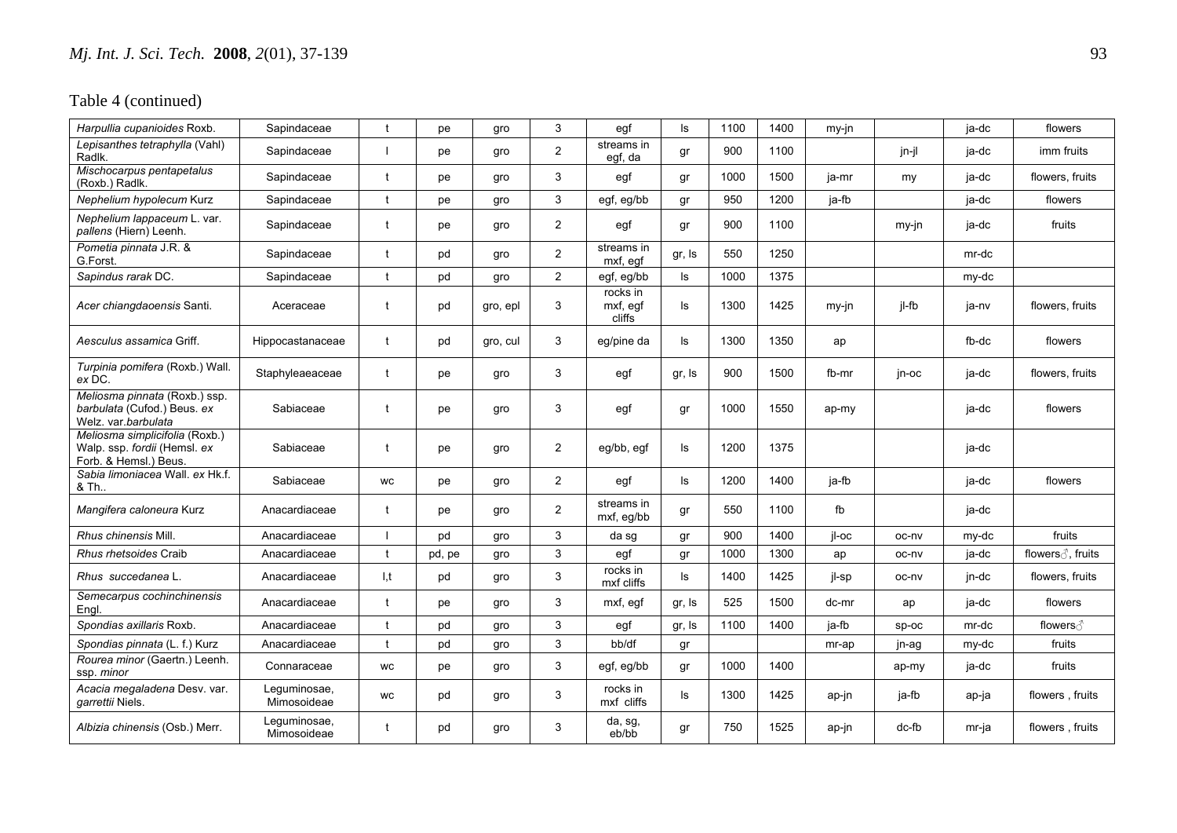Table 4 (continued)

| | | | | | | | | | | | | | |
|---|---|---|---|---|---|---|---|---|---|---|---|---|---|
| *Harpullia cupanioides* Roxb. | Sapindaceae | t | pe | gro | 3 | egf | ls | 1100 | 1400 | my-jn | | ja-dc | flowers |
| *Lepisanthes tetraphylla* (Vahl) Radlk. | Sapindaceae | l | pe | gro | 2 | streams in egf, da | gr | 900 | 1100 | | jn-jl | ja-dc | imm fruits |
| *Mischocarpus pentapetalus* (Roxb.) Radlk. | Sapindaceae | t | pe | gro | 3 | egf | gr | 1000 | 1500 | ja-mr | my | ja-dc | flowers, fruits |
| *Nephelium hypolecum* Kurz | Sapindaceae | t | pe | gro | 3 | egf, eg/bb | gr | 950 | 1200 | ja-fb | | ja-dc | flowers |
| *Nephelium lappaceum* L. var. *pallens* (Hiern) Leenh. | Sapindaceae | t | pe | gro | 2 | egf | gr | 900 | 1100 | | my-jn | ja-dc | fruits |
| *Pometia pinnata* J.R. & G.Forst. | Sapindaceae | t | pd | gro | 2 | streams in mxf, egf | gr, ls | 550 | 1250 | | | mr-dc | |
| *Sapindus rarak* DC. | Sapindaceae | t | pd | gro | 2 | egf, eg/bb | ls | 1000 | 1375 | | | my-dc | |
| *Acer chiangdaoensis* Santi. | Aceraceae | t | pd | gro, epl | 3 | rocks in mxf, egf cliffs | ls | 1300 | 1425 | my-jn | jl-fb | ja-nv | flowers, fruits |
| *Aesculus assamica* Griff. | Hippocastanaceae | t | pd | gro, cul | 3 | eg/pine da | ls | 1300 | 1350 | ap | | fb-dc | flowers |
| *Turpinia pomifera* (Roxb.) Wall. *ex* DC. | Staphyleaeaceae | t | pe | gro | 3 | egf | gr, ls | 900 | 1500 | fb-mr | jn-oc | ja-dc | flowers, fruits |
| *Meliosma pinnata* (Roxb.) ssp. *barbulata* (Cufod.) Beus. *ex* Welz. var.*barbulata* | Sabiaceae | t | pe | gro | 3 | egf | gr | 1000 | 1550 | ap-my | | ja-dc | flowers |
| *Meliosma simplicifolia* (Roxb.) Walp. ssp. *fordii* (Hemsl. *ex* Forb. & Hemsl.) Beus. | Sabiaceae | t | pe | gro | 2 | eg/bb, egf | ls | 1200 | 1375 | | | ja-dc | |
| *Sabia limoniacea* Wall. *ex* Hk.f. & Th.. | Sabiaceae | wc | pe | gro | 2 | egf | ls | 1200 | 1400 | ja-fb | | ja-dc | flowers |
| *Mangifera caloneura* Kurz | Anacardiaceae | t | pe | gro | 2 | streams in mxf, eg/bb | gr | 550 | 1100 | fb | | ja-dc | |
| *Rhus chinensis* Mill. | Anacardiaceae | l | pd | gro | 3 | da sg | gr | 900 | 1400 | jl-oc | oc-nv | my-dc | fruits |
| *Rhus rhetsoides* Craib | Anacardiaceae | t | pd, pe | gro | 3 | egf | gr | 1000 | 1300 | ap | oc-nv | ja-dc | flowers♂, fruits |
| *Rhus succedanea* L. | Anacardiaceae | l,t | pd | gro | 3 | rocks in mxf cliffs | ls | 1400 | 1425 | jl-sp | oc-nv | jn-dc | flowers, fruits |
| *Semecarpus cochinchinensis* Engl. | Anacardiaceae | t | pe | gro | 3 | mxf, egf | gr, ls | 525 | 1500 | dc-mr | ap | ja-dc | flowers |
| *Spondias axillaris* Roxb. | Anacardiaceae | t | pd | gro | 3 | egf | gr, ls | 1100 | 1400 | ja-fb | sp-oc | mr-dc | flowers♂ |
| *Spondias pinnata* (L. f.) Kurz | Anacardiaceae | t | pd | gro | 3 | bb/df | gr | | | mr-ap | jn-ag | my-dc | fruits |
| *Rourea minor* (Gaertn.) Leenh. ssp. *minor* | Connaraceae | wc | pe | gro | 3 | egf, eg/bb | gr | 1000 | 1400 | | ap-my | ja-dc | fruits |
| *Acacia megaladena* Desv. var. *garrettii* Niels. | Leguminosae, Mimosoideae | wc | pd | gro | 3 | rocks in mxf cliffs | ls | 1300 | 1425 | ap-jn | ja-fb | ap-ja | flowers , fruits |
| *Albizia chinensis* (Osb.) Merr. | Leguminosae, Mimosoideae | t | pd | gro | 3 | da, sg, eb/bb | gr | 750 | 1525 | ap-jn | dc-fb | mr-ja | flowers , fruits |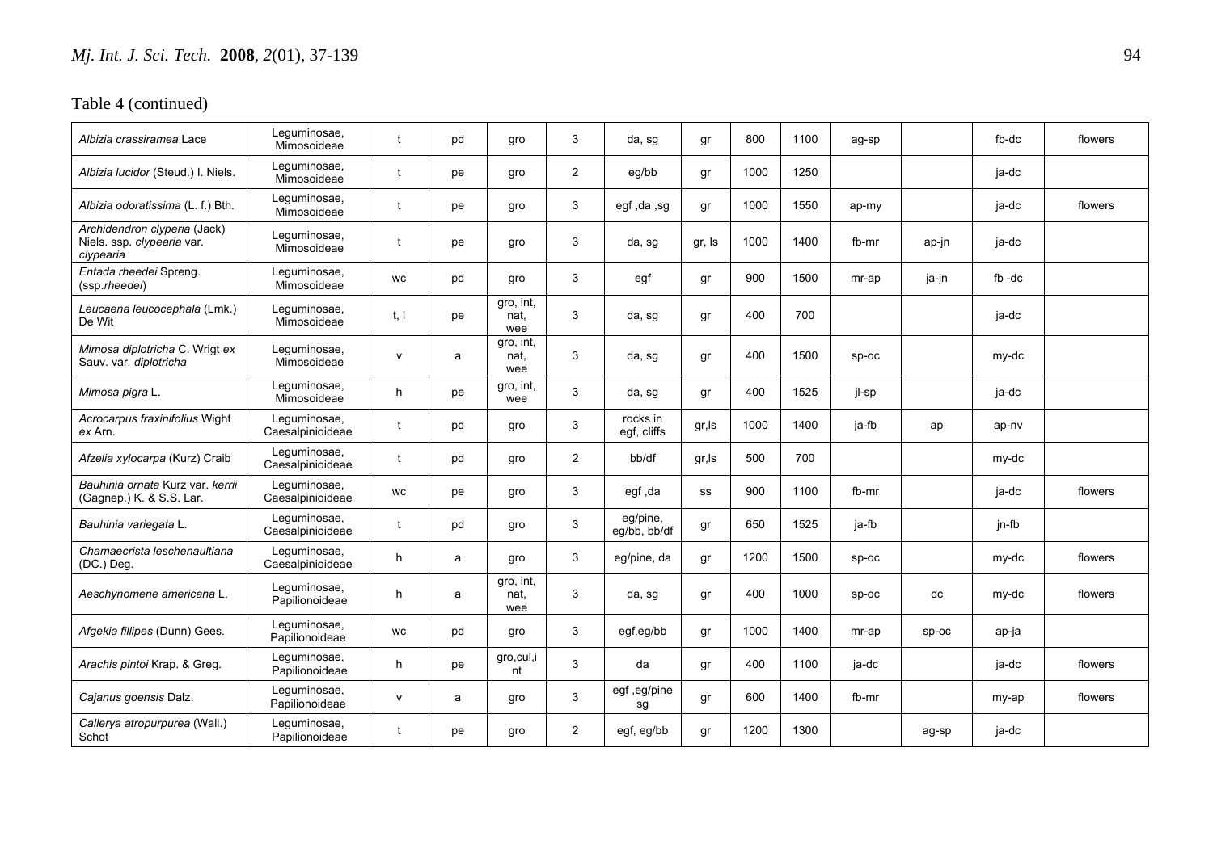Table 4 (continued)

| | | | | | | | | | | | | | |
|---|---|---|---|---|---|---|---|---|---|---|---|---|---|
| *Albizia crassiramea* Lace | Leguminosae, Mimosoideae | t | pd | gro | 3 | da, sg | gr | 800 | 1100 | ag-sp | | fb-dc | flowers |
| *Albizia lucidor* (Steud.) I. Niels. | Leguminosae, Mimosoideae | t | pe | gro | 2 | eg/bb | gr | 1000 | 1250 | | | ja-dc | |
| *Albizia odoratissima* (L. f.) Bth. | Leguminosae, Mimosoideae | t | pe | gro | 3 | egf ,da ,sg | gr | 1000 | 1550 | ap-my | | ja-dc | flowers |
| *Archidendron clyperia* (Jack) Niels. ssp. *clypearia* var. *clypearia* | Leguminosae, Mimosoideae | t | pe | gro | 3 | da, sg | gr, ls | 1000 | 1400 | fb-mr | ap-jn | ja-dc | |
| *Entada rheedei* Spreng. (ssp.*rheedei*) | Leguminosae, Mimosoideae | wc | pd | gro | 3 | egf | gr | 900 | 1500 | mr-ap | ja-jn | fb -dc | |
| *Leucaena leucocephala* (Lmk.) De Wit | Leguminosae, Mimosoideae | t, l | pe | gro, int, nat, wee | 3 | da, sg | gr | 400 | 700 | | | ja-dc | |
| *Mimosa diplotricha* C. Wrigt *ex* Sauv. var. *diplotricha* | Leguminosae, Mimosoideae | v | a | gro, int, nat, wee | 3 | da, sg | gr | 400 | 1500 | sp-oc | | my-dc | |
| *Mimosa pigra* L. | Leguminosae, Mimosoideae | h | pe | gro, int, wee | 3 | da, sg | gr | 400 | 1525 | jl-sp | | ja-dc | |
| *Acrocarpus fraxinifolius* Wight *ex* Arn. | Leguminosae, Caesalpinioideae | t | pd | gro | 3 | rocks in egf, cliffs | gr,ls | 1000 | 1400 | ja-fb | ap | ap-nv | |
| *Afzelia xylocarpa* (Kurz) Craib | Leguminosae, Caesalpinioideae | t | pd | gro | 2 | bb/df | gr,ls | 500 | 700 | | | my-dc | |
| *Bauhinia ornata* Kurz var. *kerrii* (Gagnep.) K. & S.S. Lar. | Leguminosae, Caesalpinioideae | wc | pe | gro | 3 | egf ,da | ss | 900 | 1100 | fb-mr | | ja-dc | flowers |
| *Bauhinia variegata* L. | Leguminosae, Caesalpinioideae | t | pd | gro | 3 | eg/pine, eg/bb, bb/df | gr | 650 | 1525 | ja-fb | | jn-fb | |
| *Chamaecrista leschenaultiana* (DC.) Deg. | Leguminosae, Caesalpinioideae | h | a | gro | 3 | eg/pine, da | gr | 1200 | 1500 | sp-oc | | my-dc | flowers |
| *Aeschynomene americana* L. | Leguminosae, Papilionoideae | h | a | gro, int, nat, wee | 3 | da, sg | gr | 400 | 1000 | sp-oc | dc | my-dc | flowers |
| *Afgekia fillipes* (Dunn) Gees. | Leguminosae, Papilionoideae | wc | pd | gro | 3 | egf,eg/bb | gr | 1000 | 1400 | mr-ap | sp-oc | ap-ja | |
| *Arachis pintoi* Krap. & Greg. | Leguminosae, Papilionoideae | h | pe | gro,cul,int | 3 | da | gr | 400 | 1100 | ja-dc | | ja-dc | flowers |
| *Cajanus goensis* Dalz. | Leguminosae, Papilionoideae | v | a | gro | 3 | egf ,eg/pine sg | gr | 600 | 1400 | fb-mr | | my-ap | flowers |
| *Callerya atropurpurea* (Wall.) Schot | Leguminosae, Papilionoideae | t | pe | gro | 2 | egf, eg/bb | gr | 1200 | 1300 | | ag-sp | ja-dc | |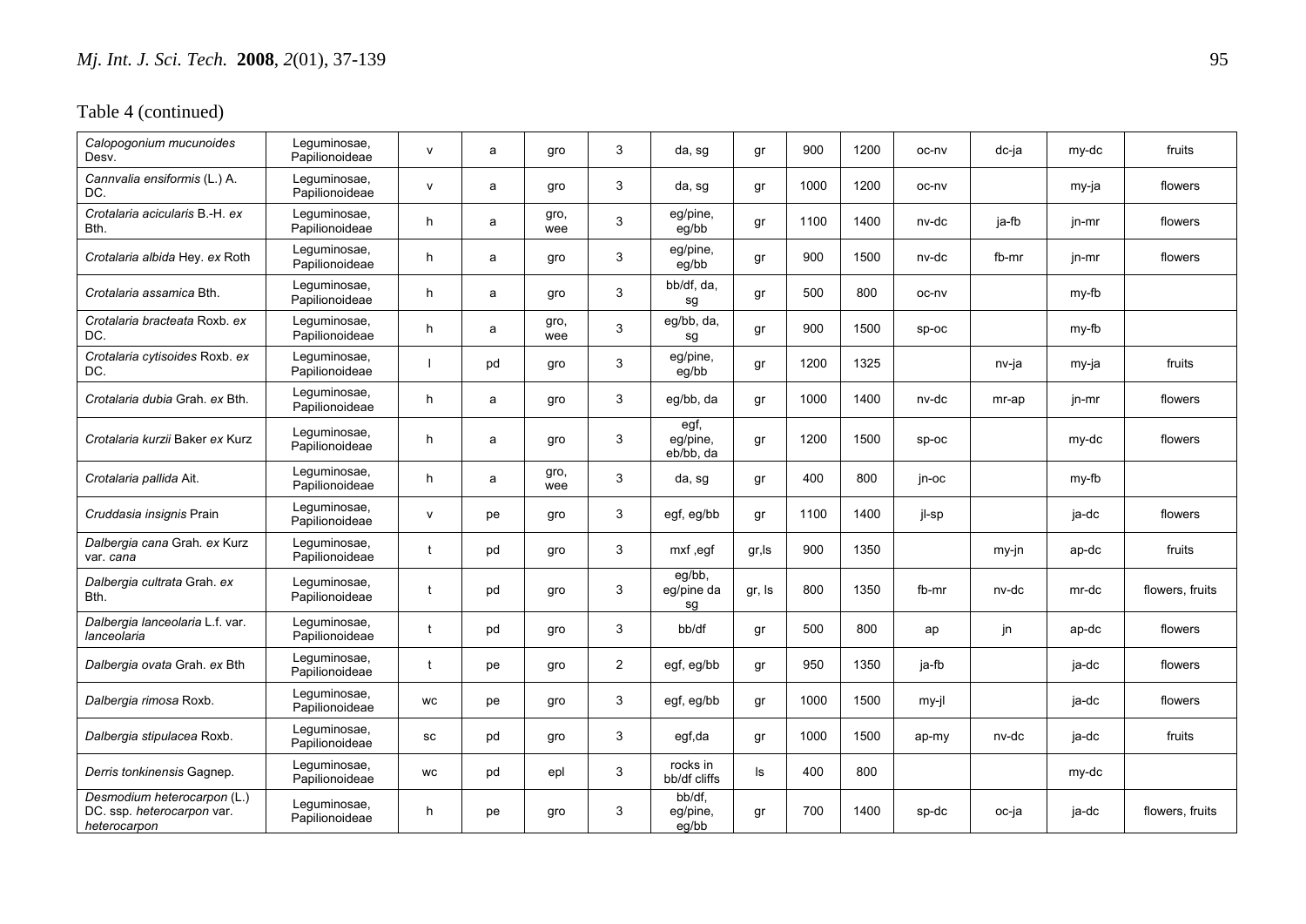Table 4 (continued)

| | | | | | | | | | | | | | |
|---|---|---|---|---|---|---|---|---|---|---|---|---|---|
| *Calopogonium mucunoides* Desv. | Leguminosae, Papilionoideae | v | a | gro | 3 | da, sg | gr | 900 | 1200 | oc-nv | dc-ja | my-dc | fruits |
| *Cannvalia ensiformis* (L.) A. DC. | Leguminosae, Papilionoideae | v | a | gro | 3 | da, sg | gr | 1000 | 1200 | oc-nv | | my-ja | flowers |
| *Crotalaria acicularis* B.-H. *ex* Bth. | Leguminosae, Papilionoideae | h | a | gro, wee | 3 | eg/pine, eg/bb | gr | 1100 | 1400 | nv-dc | ja-fb | jn-mr | flowers |
| *Crotalaria albida* Hey. *ex* Roth | Leguminosae, Papilionoideae | h | a | gro | 3 | eg/pine, eg/bb | gr | 900 | 1500 | nv-dc | fb-mr | jn-mr | flowers |
| *Crotalaria assamica* Bth. | Leguminosae, Papilionoideae | h | a | gro | 3 | bb/df, da, sg | gr | 500 | 800 | oc-nv | | my-fb | |
| *Crotalaria bracteata* Roxb. *ex* DC. | Leguminosae, Papilionoideae | h | a | gro, wee | 3 | eg/bb, da, sg | gr | 900 | 1500 | sp-oc | | my-fb | |
| *Crotalaria cytisoides* Roxb. *ex* DC. | Leguminosae, Papilionoideae | l | pd | gro | 3 | eg/pine, eg/bb | gr | 1200 | 1325 | | nv-ja | my-ja | fruits |
| *Crotalaria dubia* Grah. *ex* Bth. | Leguminosae, Papilionoideae | h | a | gro | 3 | eg/bb, da | gr | 1000 | 1400 | nv-dc | mr-ap | jn-mr | flowers |
| *Crotalaria kurzii* Baker *ex* Kurz | Leguminosae, Papilionoideae | h | a | gro | 3 | egf, eg/pine, eb/bb, da | gr | 1200 | 1500 | sp-oc | | my-dc | flowers |
| *Crotalaria pallida* Ait. | Leguminosae, Papilionoideae | h | a | gro, wee | 3 | da, sg | gr | 400 | 800 | jn-oc | | my-fb | |
| *Cruddasia insignis* Prain | Leguminosae, Papilionoideae | v | pe | gro | 3 | egf, eg/bb | gr | 1100 | 1400 | jl-sp | | ja-dc | flowers |
| *Dalbergia cana* Grah. *ex* Kurz var. *cana* | Leguminosae, Papilionoideae | t | pd | gro | 3 | mxf ,egf | gr,ls | 900 | 1350 | | my-jn | ap-dc | fruits |
| *Dalbergia cultrata* Grah. *ex* Bth. | Leguminosae, Papilionoideae | t | pd | gro | 3 | eg/bb, eg/pine da sg | gr, ls | 800 | 1350 | fb-mr | nv-dc | mr-dc | flowers, fruits |
| *Dalbergia lanceolaria* L.f. var. *lanceolaria* | Leguminosae, Papilionoideae | t | pd | gro | 3 | bb/df | gr | 500 | 800 | ap | jn | ap-dc | flowers |
| *Dalbergia ovata* Grah. *ex* Bth | Leguminosae, Papilionoideae | t | pe | gro | 2 | egf, eg/bb | gr | 950 | 1350 | ja-fb | | ja-dc | flowers |
| *Dalbergia rimosa* Roxb. | Leguminosae, Papilionoideae | wc | pe | gro | 3 | egf, eg/bb | gr | 1000 | 1500 | my-jl | | ja-dc | flowers |
| *Dalbergia stipulacea* Roxb. | Leguminosae, Papilionoideae | sc | pd | gro | 3 | egf,da | gr | 1000 | 1500 | ap-my | nv-dc | ja-dc | fruits |
| *Derris tonkinensis* Gagnep. | Leguminosae, Papilionoideae | wc | pd | epl | 3 | rocks in bb/df cliffs | ls | 400 | 800 | | | my-dc | |
| *Desmodium heterocarpon* (L.) DC. ssp. *heterocarpon* var. *heterocarpon* | Leguminosae, Papilionoideae | h | pe | gro | 3 | bb/df, eg/pine, eg/bb | gr | 700 | 1400 | sp-dc | oc-ja | ja-dc | flowers, fruits |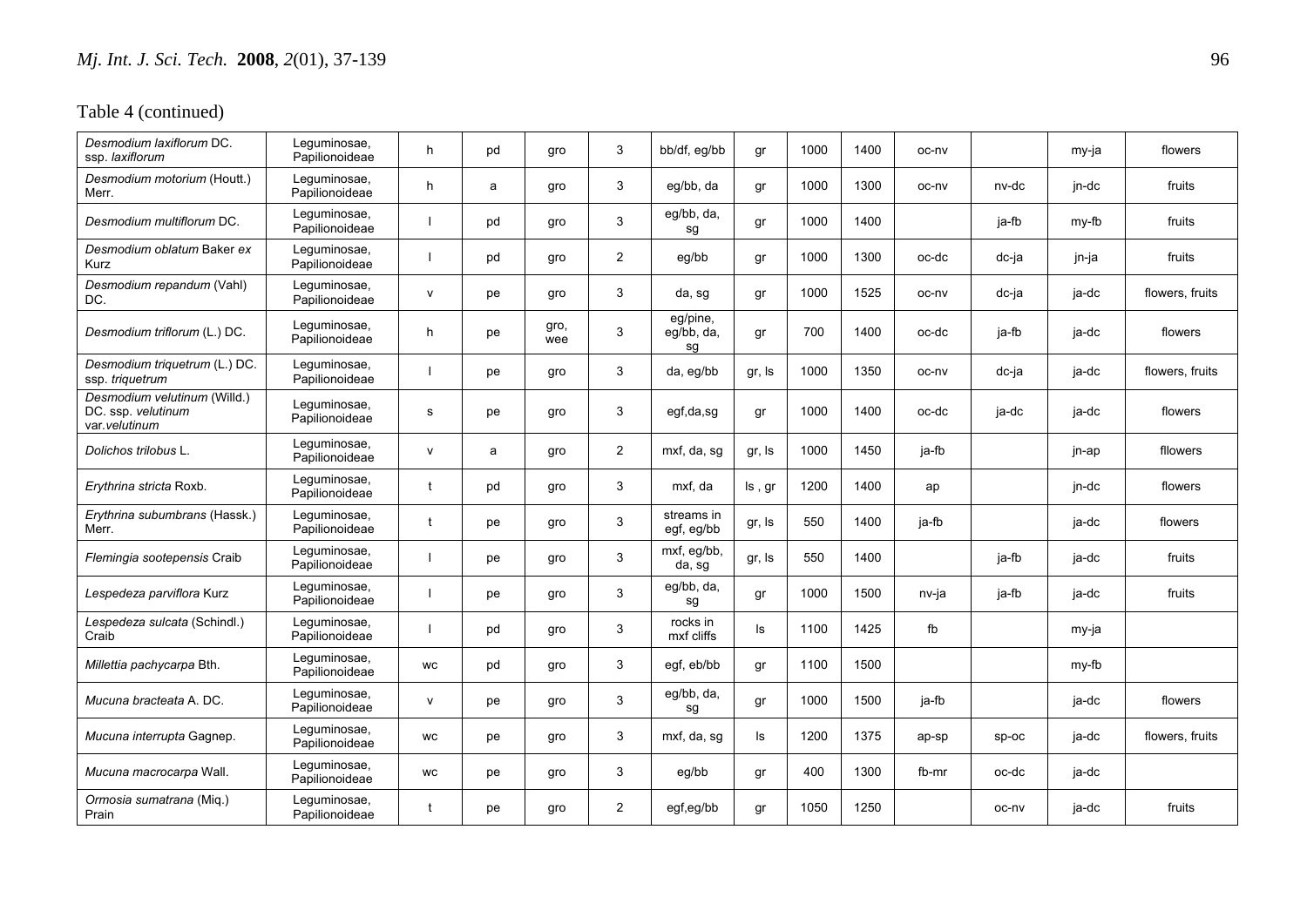Table 4 (continued)

| | | | | | | | | | | | | | |
|---|---|---|---|---|---|---|---|---|---|---|---|---|---|
| *Desmodium laxiflorum* DC. ssp. *laxiflorum* | Leguminosae, Papilionoideae | h | pd | gro | 3 | bb/df, eg/bb | gr | 1000 | 1400 | oc-nv | | my-ja | flowers |
| *Desmodium motorium* (Houtt.) Merr. | Leguminosae, Papilionoideae | h | a | gro | 3 | eg/bb, da | gr | 1000 | 1300 | oc-nv | nv-dc | jn-dc | fruits |
| *Desmodium multiflorum* DC. | Leguminosae, Papilionoideae | l | pd | gro | 3 | eg/bb, da, sg | gr | 1000 | 1400 | | ja-fb | my-fb | fruits |
| *Desmodium oblatum* Baker *ex* Kurz | Leguminosae, Papilionoideae | l | pd | gro | 2 | eg/bb | gr | 1000 | 1300 | oc-dc | dc-ja | jn-ja | fruits |
| *Desmodium repandum* (Vahl) DC. | Leguminosae, Papilionoideae | v | pe | gro | 3 | da, sg | gr | 1000 | 1525 | oc-nv | dc-ja | ja-dc | flowers, fruits |
| *Desmodium triflorum* (L.) DC. | Leguminosae, Papilionoideae | h | pe | gro, wee | 3 | eg/pine, eg/bb, da, sg | gr | 700 | 1400 | oc-dc | ja-fb | ja-dc | flowers |
| *Desmodium triquetrum* (L.) DC. ssp. *triquetrum* | Leguminosae, Papilionoideae | l | pe | gro | 3 | da, eg/bb | gr, ls | 1000 | 1350 | oc-nv | dc-ja | ja-dc | flowers, fruits |
| *Desmodium velutinum* (Willd.) DC. ssp. *velutinum* var.*velutinum* | Leguminosae, Papilionoideae | s | pe | gro | 3 | egf,da,sg | gr | 1000 | 1400 | oc-dc | ja-dc | ja-dc | flowers |
| *Dolichos trilobus* L. | Leguminosae, Papilionoideae | v | a | gro | 2 | mxf, da, sg | gr, ls | 1000 | 1450 | ja-fb | | jn-ap | fllowers |
| *Erythrina stricta* Roxb. | Leguminosae, Papilionoideae | t | pd | gro | 3 | mxf, da | ls , gr | 1200 | 1400 | ap | | jn-dc | flowers |
| *Erythrina subumbrans* (Hassk.) Merr. | Leguminosae, Papilionoideae | t | pe | gro | 3 | streams in egf, eg/bb | gr, ls | 550 | 1400 | ja-fb | | ja-dc | flowers |
| *Flemingia sootepensis* Craib | Leguminosae, Papilionoideae | l | pe | gro | 3 | mxf, eg/bb, da, sg | gr, ls | 550 | 1400 | | ja-fb | ja-dc | fruits |
| *Lespedeza parviflora* Kurz | Leguminosae, Papilionoideae | l | pe | gro | 3 | eg/bb, da, sg | gr | 1000 | 1500 | nv-ja | ja-fb | ja-dc | fruits |
| *Lespedeza sulcata* (Schindl.) Craib | Leguminosae, Papilionoideae | l | pd | gro | 3 | rocks in mxf cliffs | ls | 1100 | 1425 | fb | | my-ja | |
| *Millettia pachycarpa* Bth. | Leguminosae, Papilionoideae | wc | pd | gro | 3 | egf, eb/bb | gr | 1100 | 1500 | | | my-fb | |
| *Mucuna bracteata* A. DC. | Leguminosae, Papilionoideae | v | pe | gro | 3 | eg/bb, da, sg | gr | 1000 | 1500 | ja-fb | | ja-dc | flowers |
| *Mucuna interrupta* Gagnep. | Leguminosae, Papilionoideae | wc | pe | gro | 3 | mxf, da, sg | ls | 1200 | 1375 | ap-sp | sp-oc | ja-dc | flowers, fruits |
| *Mucuna macrocarpa* Wall. | Leguminosae, Papilionoideae | wc | pe | gro | 3 | eg/bb | gr | 400 | 1300 | fb-mr | oc-dc | ja-dc | |
| *Ormosia sumatrana* (Miq.) Prain | Leguminosae, Papilionoideae | t | pe | gro | 2 | egf,eg/bb | gr | 1050 | 1250 | | oc-nv | ja-dc | fruits |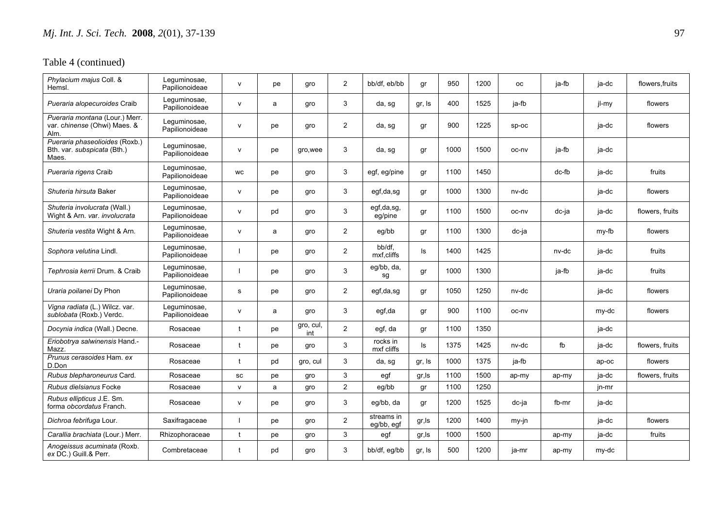Table 4 (continued)

| | | | | | | | | | | | | | |
|---|---|---|---|---|---|---|---|---|---|---|---|---|---|
| *Phylacium majus* Coll. & Hemsl. | Leguminosae, Papilionoideae | v | pe | gro | 2 | bb/df, eb/bb | gr | 950 | 1200 | oc | ja-fb | ja-dc | flowers,fruits |
| *Pueraria alopecuroides* Craib | Leguminosae, Papilionoideae | v | a | gro | 3 | da, sg | gr, ls | 400 | 1525 | ja-fb | | jl-my | flowers |
| *Pueraria montana* (Lour.) Merr. var. *chinense* (Ohwi) Maes. & Alm. | Leguminosae, Papilionoideae | v | pe | gro | 2 | da, sg | gr | 900 | 1225 | sp-oc | | ja-dc | flowers |
| *Pueraria phaseolioides* (Roxb.) Bth. var. *subspicata* (Bth.) Maes. | Leguminosae, Papilionoideae | v | pe | gro,wee | 3 | da, sg | gr | 1000 | 1500 | oc-nv | ja-fb | ja-dc | |
| *Pueraria rigens* Craib | Leguminosae, Papilionoideae | wc | pe | gro | 3 | egf, eg/pine | gr | 1100 | 1450 | | dc-fb | ja-dc | fruits |
| *Shuteria hirsuta* Baker | Leguminosae, Papilionoideae | v | pe | gro | 3 | egf,da,sg | gr | 1000 | 1300 | nv-dc | | ja-dc | flowers |
| *Shuteria involucrata* (Wall.) Wight & Arn. var. *involucrata* | Leguminosae, Papilionoideae | v | pd | gro | 3 | egf,da,sg, eg/pine | gr | 1100 | 1500 | oc-nv | dc-ja | ja-dc | flowers, fruits |
| *Shuteria vestita* Wight & Arn. | Leguminosae, Papilionoideae | v | a | gro | 2 | eg/bb | gr | 1100 | 1300 | dc-ja | | my-fb | flowers |
| *Sophora velutina* Lindl. | Leguminosae, Papilionoideae | l | pe | gro | 2 | bb/df, mxf,cliffs | ls | 1400 | 1425 | | nv-dc | ja-dc | fruits |
| *Tephrosia kerrii* Drum. & Craib | Leguminosae, Papilionoideae | l | pe | gro | 3 | eg/bb, da, sg | gr | 1000 | 1300 | | ja-fb | ja-dc | fruits |
| *Uraria poilanei* Dy Phon | Leguminosae, Papilionoideae | s | pe | gro | 2 | egf,da,sg | gr | 1050 | 1250 | nv-dc | | ja-dc | flowers |
| *Vigna radiata* (L.) Wilcz. var. *sublobata* (Roxb.) Verdc. | Leguminosae, Papilionoideae | v | a | gro | 3 | egf,da | gr | 900 | 1100 | oc-nv | | my-dc | flowers |
| *Docynia indica* (Wall.) Decne. | Rosaceae | t | pe | gro, cul, int | 2 | egf, da | gr | 1100 | 1350 | | | ja-dc | |
| *Eriobotrya salwinensis* Hand.-Mazz. | Rosaceae | t | pe | gro | 3 | rocks in mxf cliffs | ls | 1375 | 1425 | nv-dc | fb | ja-dc | flowers, fruits |
| *Prunus cerasoides* Ham. *ex* D.Don | Rosaceae | t | pd | gro, cul | 3 | da, sg | gr, ls | 1000 | 1375 | ja-fb | | ap-oc | flowers |
| *Rubus blepharoneurus* Card. | Rosaceae | sc | pe | gro | 3 | egf | gr,ls | 1100 | 1500 | ap-my | ap-my | ja-dc | flowers, fruits |
| *Rubus dielsianus* Focke | Rosaceae | v | a | gro | 2 | eg/bb | gr | 1100 | 1250 | | | jn-mr | |
| *Rubus ellipticus* J.E. Sm. forma *obcordatus* Franch. | Rosaceae | v | pe | gro | 3 | eg/bb, da | gr | 1200 | 1525 | dc-ja | fb-mr | ja-dc | |
| *Dichroa febrifuga* Lour. | Saxifragaceae | l | pe | gro | 2 | streams in eg/bb, egf | gr,ls | 1200 | 1400 | my-jn | | ja-dc | flowers |
| *Carallia brachiata* (Lour.) Merr. | Rhizophoraceae | t | pe | gro | 3 | egf | gr,ls | 1000 | 1500 | | ap-my | ja-dc | fruits |
| *Anogeissus acuminata* (Roxb. *ex* DC.) Guill.& Perr. | Combretaceae | t | pd | gro | 3 | bb/df, eg/bb | gr, ls | 500 | 1200 | ja-mr | ap-my | my-dc | |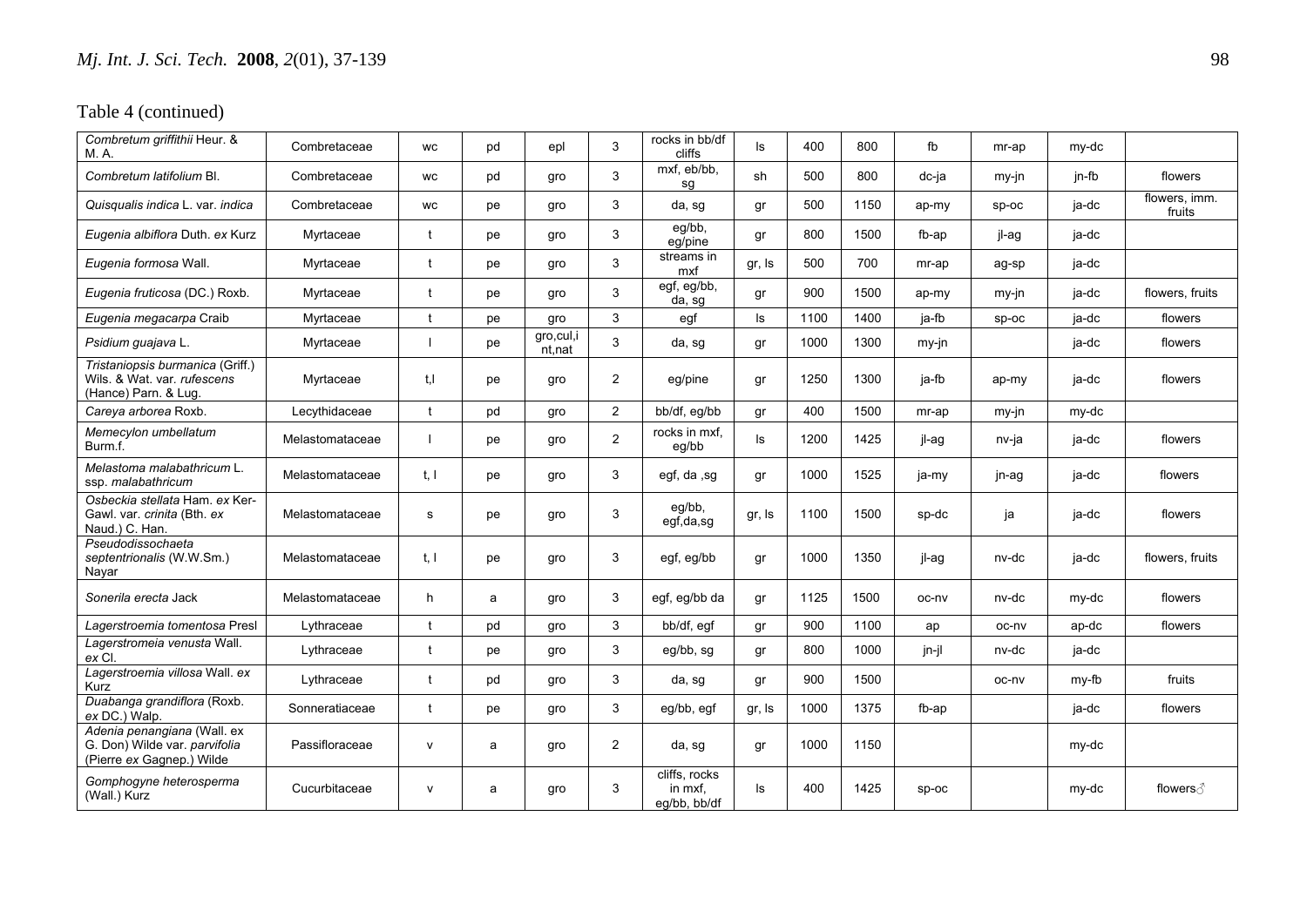Table 4 (continued)

| | | | | | | | | | | | | | |
|---|---|---|---|---|---|---|---|---|---|---|---|---|---|
| *Combretum griffithii* Heur. & M. A. | Combretaceae | wc | pd | epl | 3 | rocks in bb/df cliffs | ls | 400 | 800 | fb | mr-ap | my-dc | |
| *Combretum latifolium* Bl. | Combretaceae | wc | pd | gro | 3 | mxf, eb/bb, sg | sh | 500 | 800 | dc-ja | my-jn | jn-fb | flowers |
| *Quisqualis indica* L. var. *indica* | Combretaceae | wc | pe | gro | 3 | da, sg | gr | 500 | 1150 | ap-my | sp-oc | ja-dc | flowers, imm. fruits |
| *Eugenia albiflora* Duth. *ex* Kurz | Myrtaceae | t | pe | gro | 3 | eg/bb, eg/pine | gr | 800 | 1500 | fb-ap | jl-ag | ja-dc | |
| *Eugenia formosa* Wall. | Myrtaceae | t | pe | gro | 3 | streams in mxf | gr, ls | 500 | 700 | mr-ap | ag-sp | ja-dc | |
| *Eugenia fruticosa* (DC.) Roxb. | Myrtaceae | t | pe | gro | 3 | egf, eg/bb, da, sg | gr | 900 | 1500 | ap-my | my-jn | ja-dc | flowers, fruits |
| *Eugenia megacarpa* Craib | Myrtaceae | t | pe | gro | 3 | egf | ls | 1100 | 1400 | ja-fb | sp-oc | ja-dc | flowers |
| *Psidium guajava* L. | Myrtaceae | l | pe | gro,cul,int,nat | 3 | da, sg | gr | 1000 | 1300 | my-jn | | ja-dc | flowers |
| *Tristaniopsis burmanica* (Griff.) Wils. & Wat. var. *rufescens* (Hance) Parn. & Lug. | Myrtaceae | t,l | pe | gro | 2 | eg/pine | gr | 1250 | 1300 | ja-fb | ap-my | ja-dc | flowers |
| *Careya arborea* Roxb. | Lecythidaceae | t | pd | gro | 2 | bb/df, eg/bb | gr | 400 | 1500 | mr-ap | my-jn | my-dc | |
| *Memecylon umbellatum* Burm.f. | Melastomataceae | l | pe | gro | 2 | rocks in mxf, eg/bb | ls | 1200 | 1425 | jl-ag | nv-ja | ja-dc | flowers |
| *Melastoma malabathricum* L. ssp. *malabathricum* | Melastomataceae | t, l | pe | gro | 3 | egf, da ,sg | gr | 1000 | 1525 | ja-my | jn-ag | ja-dc | flowers |
| *Osbeckia stellata* Ham. *ex* Ker-Gawl. var. *crinita* (Bth. *ex* Naud.) C. Han. | Melastomataceae | s | pe | gro | 3 | eg/bb, egf,da,sg | gr, ls | 1100 | 1500 | sp-dc | ja | ja-dc | flowers |
| *Pseudodissochaeta septentrionalis* (W.W.Sm.) Nayar | Melastomataceae | t, l | pe | gro | 3 | egf, eg/bb | gr | 1000 | 1350 | jl-ag | nv-dc | ja-dc | flowers, fruits |
| *Sonerila erecta* Jack | Melastomataceae | h | a | gro | 3 | egf, eg/bb da | gr | 1125 | 1500 | oc-nv | nv-dc | my-dc | flowers |
| *Lagerstroemia tomentosa* Presl | Lythraceae | t | pd | gro | 3 | bb/df, egf | gr | 900 | 1100 | ap | oc-nv | ap-dc | flowers |
| *Lagerstromeia venusta* Wall. *ex* Cl. | Lythraceae | t | pe | gro | 3 | eg/bb, sg | gr | 800 | 1000 | jn-jl | nv-dc | ja-dc | |
| *Lagerstroemia villosa* Wall. *ex* Kurz | Lythraceae | t | pd | gro | 3 | da, sg | gr | 900 | 1500 | | oc-nv | my-fb | fruits |
| *Duabanga grandiflora* (Roxb. *ex* DC.) Walp. | Sonneratiaceae | t | pe | gro | 3 | eg/bb, egf | gr, ls | 1000 | 1375 | fb-ap | | ja-dc | flowers |
| *Adenia penangiana* (Wall. ex G. Don) Wilde var. *parvifolia* (Pierre *ex* Gagnep.) Wilde | Passifloraceae | v | a | gro | 2 | da, sg | gr | 1000 | 1150 | | | my-dc | |
| *Gomphogyne heterosperma* (Wall.) Kurz | Cucurbitaceae | v | a | gro | 3 | cliffs, rocks in mxf, eg/bb, bb/df | ls | 400 | 1425 | sp-oc | | my-dc | flowers♂ |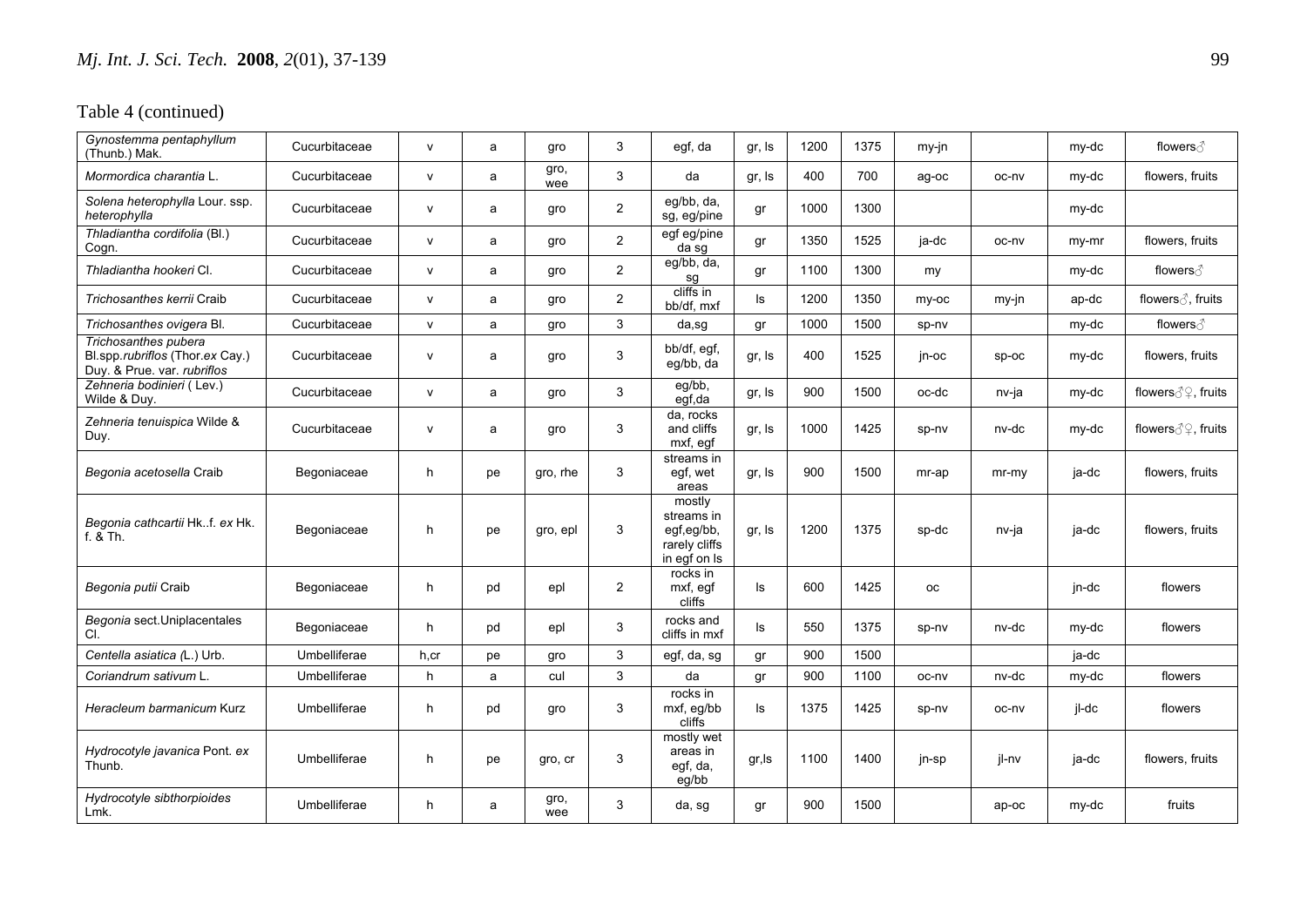Table 4 (continued)

| | | | | | | | | | | | | | |
|---|---|---|---|---|---|---|---|---|---|---|---|---|---|
| *Gynostemma pentaphyllum* (Thunb.) Mak. | Cucurbitaceae | v | a | gro | 3 | egf, da | gr, ls | 1200 | 1375 | my-jn | | my-dc | flowers♂ |
| *Mormordica charantia* L. | Cucurbitaceae | v | a | gro, wee | 3 | da | gr, ls | 400 | 700 | ag-oc | oc-nv | my-dc | flowers, fruits |
| *Solena heterophylla* Lour. ssp. *heterophylla* | Cucurbitaceae | v | a | gro | 2 | eg/bb, da, sg, eg/pine | gr | 1000 | 1300 | | | my-dc | |
| *Thladiantha cordifolia* (Bl.) Cogn. | Cucurbitaceae | v | a | gro | 2 | egf eg/pine da sg | gr | 1350 | 1525 | ja-dc | oc-nv | my-mr | flowers, fruits |
| *Thladiantha hookeri* Cl. | Cucurbitaceae | v | a | gro | 2 | eg/bb, da, sg | gr | 1100 | 1300 | my | | my-dc | flowers♂ |
| *Trichosanthes kerrii* Craib | Cucurbitaceae | v | a | gro | 2 | cliffs in bb/df, mxf | ls | 1200 | 1350 | my-oc | my-jn | ap-dc | flowers♂, fruits |
| *Trichosanthes ovigera* Bl. | Cucurbitaceae | v | a | gro | 3 | da,sg | gr | 1000 | 1500 | sp-nv | | my-dc | flowers♂ |
| *Trichosanthes pubera* Bl.spp.*rubriflos* (Thor.*ex* Cay.) Duy. & Prue. var. *rubriflos* | Cucurbitaceae | v | a | gro | 3 | bb/df, egf, eg/bb, da | gr, ls | 400 | 1525 | jn-oc | sp-oc | my-dc | flowers, fruits |
| *Zehneria bodinieri* ( Lev.) Wilde & Duy. | Cucurbitaceae | v | a | gro | 3 | eg/bb, egf,da | gr, ls | 900 | 1500 | oc-dc | nv-ja | my-dc | flowers♂♀, fruits |
| *Zehneria tenuispica* Wilde & Duy. | Cucurbitaceae | v | a | gro | 3 | da, rocks and cliffs mxf, egf | gr, ls | 1000 | 1425 | sp-nv | nv-dc | my-dc | flowers♂♀, fruits |
| *Begonia acetosella* Craib | Begoniaceae | h | pe | gro, rhe | 3 | streams in egf, wet areas | gr, ls | 900 | 1500 | mr-ap | mr-my | ja-dc | flowers, fruits |
| *Begonia cathcartii* Hk..f. *ex* Hk. f. & Th. | Begoniaceae | h | pe | gro, epl | 3 | mostly streams in egf,eg/bb, rarely cliffs in egf on ls | gr, ls | 1200 | 1375 | sp-dc | nv-ja | ja-dc | flowers, fruits |
| *Begonia putii* Craib | Begoniaceae | h | pd | epl | 2 | rocks in mxf, egf cliffs | ls | 600 | 1425 | oc | | jn-dc | flowers |
| *Begonia* sect.Uniplacentales Cl. | Begoniaceae | h | pd | epl | 3 | rocks and cliffs in mxf | ls | 550 | 1375 | sp-nv | nv-dc | my-dc | flowers |
| *Centella asiatica (*L.) Urb. | Umbelliferae | h,cr | pe | gro | 3 | egf, da, sg | gr | 900 | 1500 | | | ja-dc | |
| *Coriandrum sativum* L. | Umbelliferae | h | a | cul | 3 | da | gr | 900 | 1100 | oc-nv | nv-dc | my-dc | flowers |
| *Heracleum barmanicum* Kurz | Umbelliferae | h | pd | gro | 3 | rocks in mxf, eg/bb cliffs | ls | 1375 | 1425 | sp-nv | oc-nv | jl-dc | flowers |
| *Hydrocotyle javanica* Pont. *ex* Thunb. | Umbelliferae | h | pe | gro, cr | 3 | mostly wet areas in egf, da, eg/bb | gr,ls | 1100 | 1400 | jn-sp | jl-nv | ja-dc | flowers, fruits |
| *Hydrocotyle sibthorpioides* Lmk. | Umbelliferae | h | a | gro, wee | 3 | da, sg | gr | 900 | 1500 | | ap-oc | my-dc | fruits |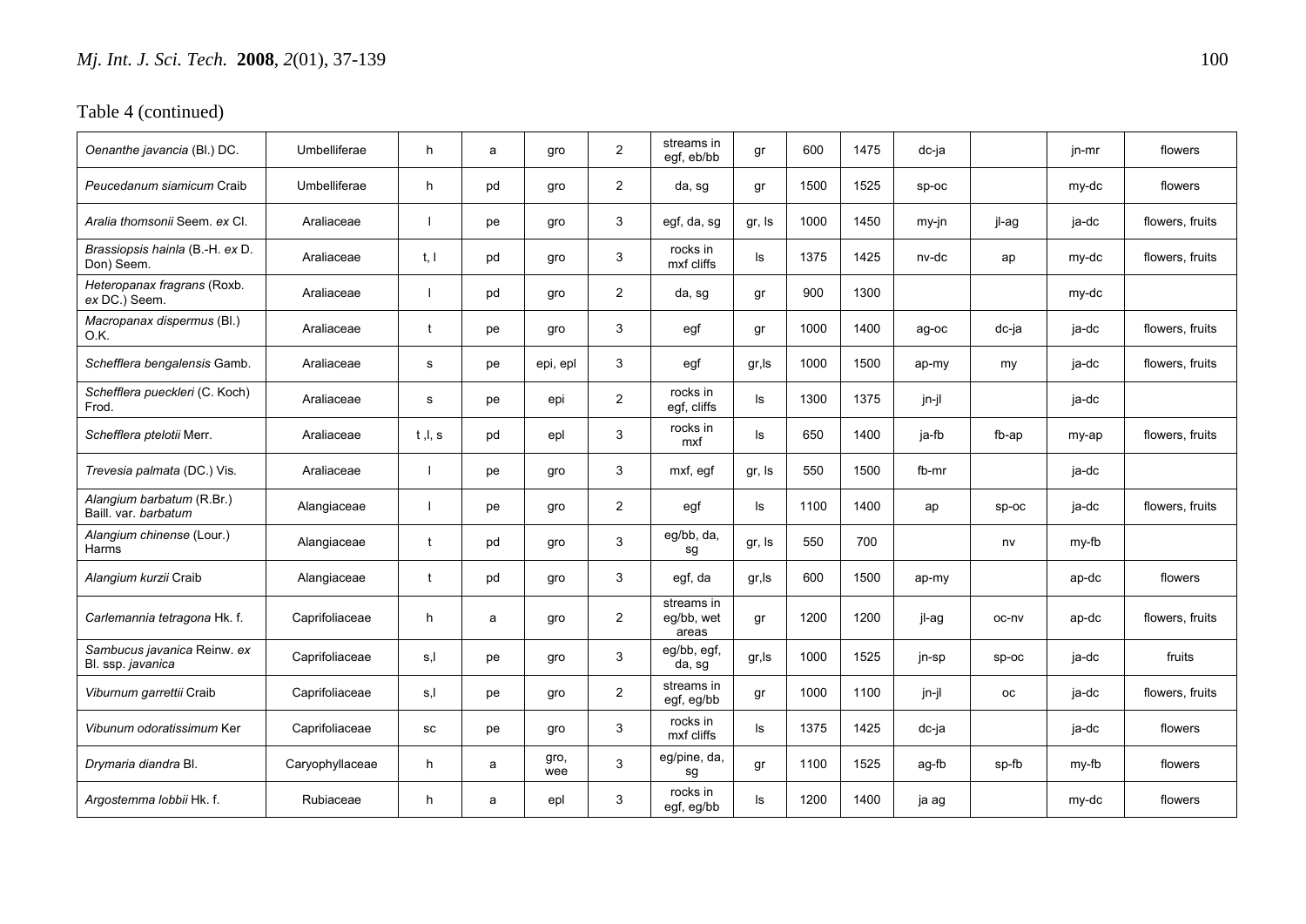Table 4 (continued)

| | | | | | | | | | | | | | |
|---|---|---|---|---|---|---|---|---|---|---|---|---|---|
| *Oenanthe javancia* (Bl.) DC. | Umbelliferae | h | a | gro | 2 | streams in egf, eb/bb | gr | 600 | 1475 | dc-ja | | jn-mr | flowers |
| *Peucedanum siamicum* Craib | Umbelliferae | h | pd | gro | 2 | da, sg | gr | 1500 | 1525 | sp-oc | | my-dc | flowers |
| *Aralia thomsonii* Seem. *ex* Cl. | Araliaceae | l | pe | gro | 3 | egf, da, sg | gr, ls | 1000 | 1450 | my-jn | jl-ag | ja-dc | flowers, fruits |
| *Brassiopsis hainla* (B.-H. *ex* D. Don) Seem. | Araliaceae | t, l | pd | gro | 3 | rocks in mxf cliffs | ls | 1375 | 1425 | nv-dc | ap | my-dc | flowers, fruits |
| *Heteropanax fragrans* (Roxb. *ex* DC.) Seem. | Araliaceae | l | pd | gro | 2 | da, sg | gr | 900 | 1300 | | | my-dc | |
| *Macropanax dispermus* (Bl.) O.K. | Araliaceae | t | pe | gro | 3 | egf | gr | 1000 | 1400 | ag-oc | dc-ja | ja-dc | flowers, fruits |
| *Schefflera bengalensis* Gamb. | Araliaceae | s | pe | epi, epl | 3 | egf | gr,ls | 1000 | 1500 | ap-my | my | ja-dc | flowers, fruits |
| *Schefflera pueckleri* (C. Koch) Frod. | Araliaceae | s | pe | epi | 2 | rocks in egf, cliffs | ls | 1300 | 1375 | jn-jl | | ja-dc | |
| *Schefflera ptelotii* Merr. | Araliaceae | t ,l, s | pd | epl | 3 | rocks in mxf | ls | 650 | 1400 | ja-fb | fb-ap | my-ap | flowers, fruits |
| *Trevesia palmata* (DC.) Vis. | Araliaceae | l | pe | gro | 3 | mxf, egf | gr, ls | 550 | 1500 | fb-mr | | ja-dc | |
| *Alangium barbatum* (R.Br.) Baill. var. *barbatum* | Alangiaceae | l | pe | gro | 2 | egf | ls | 1100 | 1400 | ap | sp-oc | ja-dc | flowers, fruits |
| *Alangium chinense* (Lour.) Harms | Alangiaceae | t | pd | gro | 3 | eg/bb, da, sg | gr, ls | 550 | 700 | | nv | my-fb | |
| *Alangium kurzii* Craib | Alangiaceae | t | pd | gro | 3 | egf, da | gr,ls | 600 | 1500 | ap-my | | ap-dc | flowers |
| *Carlemannia tetragona* Hk. f. | Caprifoliaceae | h | a | gro | 2 | streams in eg/bb, wet areas | gr | 1200 | 1200 | jl-ag | oc-nv | ap-dc | flowers, fruits |
| *Sambucus javanica* Reinw. *ex* Bl. ssp. *javanica* | Caprifoliaceae | s,l | pe | gro | 3 | eg/bb, egf, da, sg | gr,ls | 1000 | 1525 | jn-sp | sp-oc | ja-dc | fruits |
| *Viburnum garrettii* Craib | Caprifoliaceae | s,l | pe | gro | 2 | streams in egf, eg/bb | gr | 1000 | 1100 | jn-jl | oc | ja-dc | flowers, fruits |
| *Vibunum odoratissimum* Ker | Caprifoliaceae | sc | pe | gro | 3 | rocks in mxf cliffs | ls | 1375 | 1425 | dc-ja | | ja-dc | flowers |
| *Drymaria diandra* Bl. | Caryophyllaceae | h | a | gro, wee | 3 | eg/pine, da, sg | gr | 1100 | 1525 | ag-fb | sp-fb | my-fb | flowers |
| *Argostemma lobbii* Hk. f. | Rubiaceae | h | a | epl | 3 | rocks in egf, eg/bb | ls | 1200 | 1400 | ja ag | | my-dc | flowers |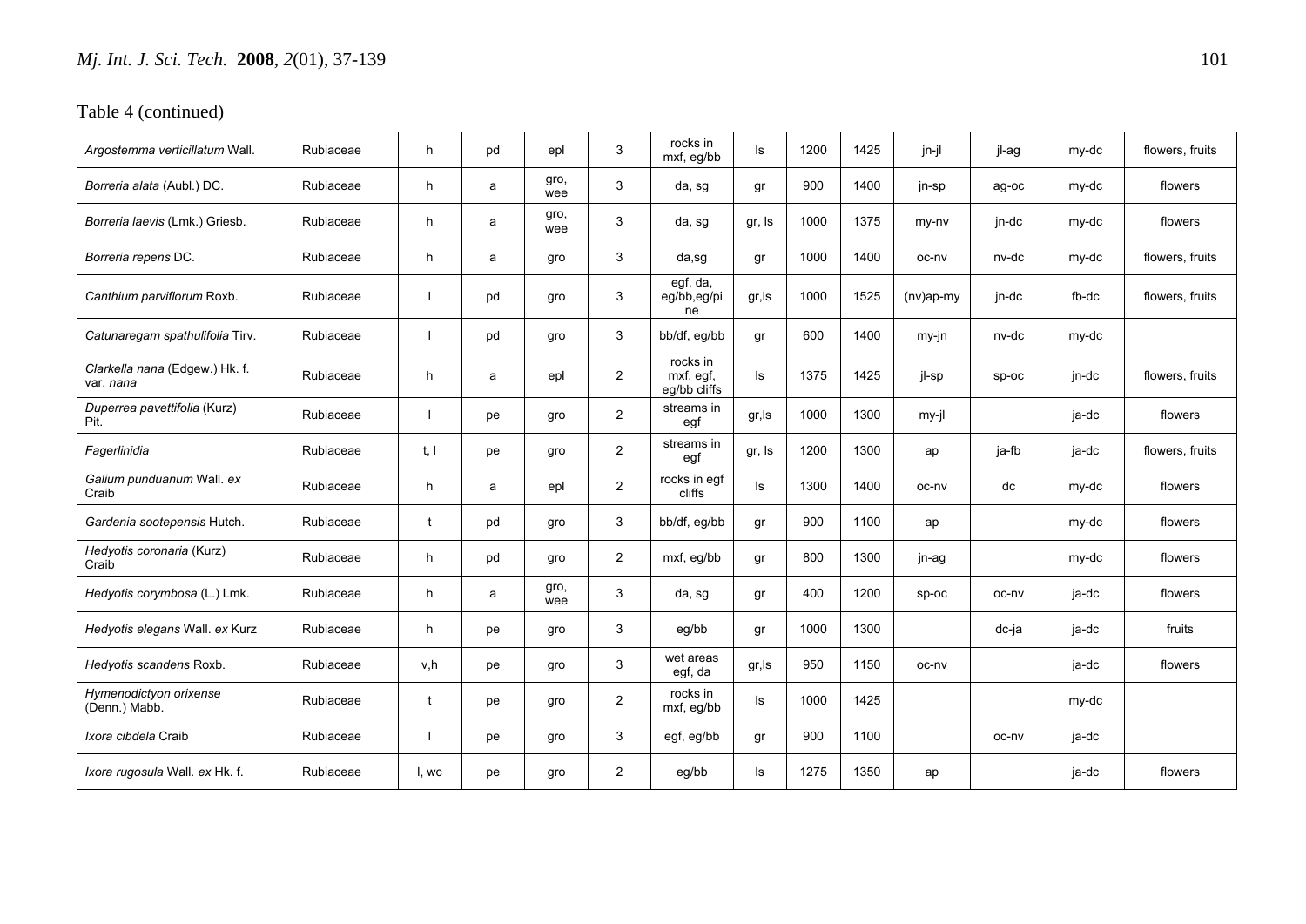Table 4 (continued)

| | | | | | | | | | | | | | |
|---|---|---|---|---|---|---|---|---|---|---|---|---|---|
| *Argostemma verticillatum* Wall. | Rubiaceae | h | pd | epl | 3 | rocks in mxf, eg/bb | ls | 1200 | 1425 | jn-jl | jl-ag | my-dc | flowers, fruits |
| *Borreria alata* (Aubl.) DC. | Rubiaceae | h | a | gro, wee | 3 | da, sg | gr | 900 | 1400 | jn-sp | ag-oc | my-dc | flowers |
| *Borreria laevis* (Lmk.) Griesb. | Rubiaceae | h | a | gro, wee | 3 | da, sg | gr, ls | 1000 | 1375 | my-nv | jn-dc | my-dc | flowers |
| *Borreria repens* DC. | Rubiaceae | h | a | gro | 3 | da,sg | gr | 1000 | 1400 | oc-nv | nv-dc | my-dc | flowers, fruits |
| *Canthium parviflorum* Roxb. | Rubiaceae | l | pd | gro | 3 | egf, da, eg/bb,eg/pine | gr,ls | 1000 | 1525 | (nv)ap-my | jn-dc | fb-dc | flowers, fruits |
| *Catunaregam spathulifolia* Tirv. | Rubiaceae | l | pd | gro | 3 | bb/df, eg/bb | gr | 600 | 1400 | my-jn | nv-dc | my-dc | |
| *Clarkella nana* (Edgew.) Hk. f. var. *nana* | Rubiaceae | h | a | epl | 2 | rocks in mxf, egf, eg/bb cliffs | ls | 1375 | 1425 | jl-sp | sp-oc | jn-dc | flowers, fruits |
| *Duperrea pavettifolia* (Kurz) Pit. | Rubiaceae | l | pe | gro | 2 | streams in egf | gr,ls | 1000 | 1300 | my-jl | | ja-dc | flowers |
| *Fagerlinidia* | Rubiaceae | t, l | pe | gro | 2 | streams in egf | gr, ls | 1200 | 1300 | ap | ja-fb | ja-dc | flowers, fruits |
| *Galium punduanum* Wall. *ex* Craib | Rubiaceae | h | a | epl | 2 | rocks in egf cliffs | ls | 1300 | 1400 | oc-nv | dc | my-dc | flowers |
| *Gardenia sootepensis* Hutch. | Rubiaceae | t | pd | gro | 3 | bb/df, eg/bb | gr | 900 | 1100 | ap | | my-dc | flowers |
| *Hedyotis coronaria* (Kurz) Craib | Rubiaceae | h | pd | gro | 2 | mxf, eg/bb | gr | 800 | 1300 | jn-ag | | my-dc | flowers |
| *Hedyotis corymbosa* (L.) Lmk. | Rubiaceae | h | a | gro, wee | 3 | da, sg | gr | 400 | 1200 | sp-oc | oc-nv | ja-dc | flowers |
| *Hedyotis elegans* Wall. *ex* Kurz | Rubiaceae | h | pe | gro | 3 | eg/bb | gr | 1000 | 1300 | | dc-ja | ja-dc | fruits |
| *Hedyotis scandens* Roxb. | Rubiaceae | v,h | pe | gro | 3 | wet areas egf, da | gr,ls | 950 | 1150 | oc-nv | | ja-dc | flowers |
| *Hymenodictyon orixense* (Denn.) Mabb. | Rubiaceae | t | pe | gro | 2 | rocks in mxf, eg/bb | ls | 1000 | 1425 | | | my-dc | |
| *Ixora cibdela* Craib | Rubiaceae | l | pe | gro | 3 | egf, eg/bb | gr | 900 | 1100 | | oc-nv | ja-dc | |
| *Ixora rugosula* Wall. *ex* Hk. f. | Rubiaceae | l, wc | pe | gro | 2 | eg/bb | ls | 1275 | 1350 | ap | | ja-dc | flowers |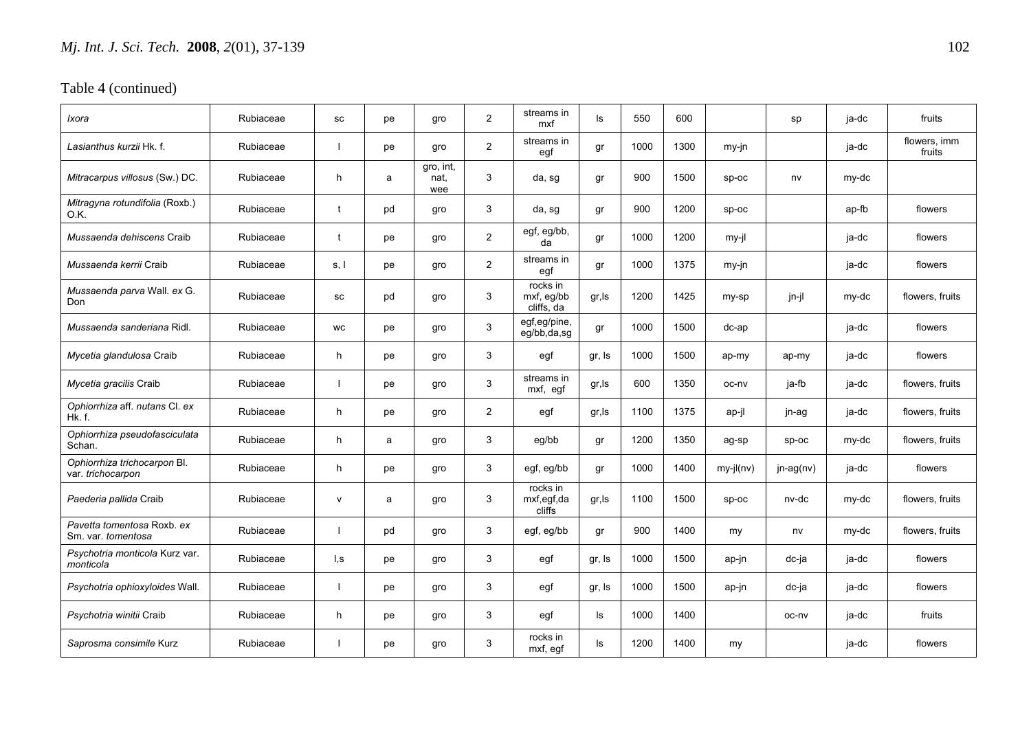Table 4 (continued)

| | | | | | | | | | | | | | |
|---|---|---|---|---|---|---|---|---|---|---|---|---|---|
| *Ixora* | Rubiaceae | sc | pe | gro | 2 | streams in mxf | ls | 550 | 600 | | sp | ja-dc | fruits |
| *Lasianthus kurzii* Hk. f. | Rubiaceae | l | pe | gro | 2 | streams in egf | gr | 1000 | 1300 | my-jn | | ja-dc | flowers, imm fruits |
| *Mitracarpus villosus* (Sw.) DC. | Rubiaceae | h | a | gro, int, nat, wee | 3 | da, sg | gr | 900 | 1500 | sp-oc | nv | my-dc | |
| *Mitragyna rotundifolia* (Roxb.) O.K. | Rubiaceae | t | pd | gro | 3 | da, sg | gr | 900 | 1200 | sp-oc | | ap-fb | flowers |
| *Mussaenda dehiscens* Craib | Rubiaceae | t | pe | gro | 2 | egf, eg/bb, da | gr | 1000 | 1200 | my-jl | | ja-dc | flowers |
| *Mussaenda kerrii* Craib | Rubiaceae | s, l | pe | gro | 2 | streams in egf | gr | 1000 | 1375 | my-jn | | ja-dc | flowers |
| *Mussaenda parva* Wall. *ex* G. Don | Rubiaceae | sc | pd | gro | 3 | rocks in mxf, eg/bb cliffs, da | gr,ls | 1200 | 1425 | my-sp | jn-jl | my-dc | flowers, fruits |
| *Mussaenda sanderiana* Ridl. | Rubiaceae | wc | pe | gro | 3 | egf,eg/pine, eg/bb,da,sg | gr | 1000 | 1500 | dc-ap | | ja-dc | flowers |
| *Mycetia glandulosa* Craib | Rubiaceae | h | pe | gro | 3 | egf | gr, ls | 1000 | 1500 | ap-my | ap-my | ja-dc | flowers |
| *Mycetia gracilis* Craib | Rubiaceae | l | pe | gro | 3 | streams in mxf, egf | gr,ls | 600 | 1350 | oc-nv | ja-fb | ja-dc | flowers, fruits |
| *Ophiorrhiza* aff. *nutans* Cl. *ex* Hk. f. | Rubiaceae | h | pe | gro | 2 | egf | gr,ls | 1100 | 1375 | ap-jl | jn-ag | ja-dc | flowers, fruits |
| *Ophiorrhiza pseudofasciculata* Schan. | Rubiaceae | h | a | gro | 3 | eg/bb | gr | 1200 | 1350 | ag-sp | sp-oc | my-dc | flowers, fruits |
| *Ophiorrhiza trichocarpon* Bl. var. *trichocarpon* | Rubiaceae | h | pe | gro | 3 | egf, eg/bb | gr | 1000 | 1400 | my-jl(nv) | jn-ag(nv) | ja-dc | flowers |
| *Paederia pallida* Craib | Rubiaceae | v | a | gro | 3 | rocks in mxf,egf,da cliffs | gr,ls | 1100 | 1500 | sp-oc | nv-dc | my-dc | flowers, fruits |
| *Pavetta tomentosa* Roxb. *ex* Sm. var. *tomentosa* | Rubiaceae | l | pd | gro | 3 | egf, eg/bb | gr | 900 | 1400 | my | nv | my-dc | flowers, fruits |
| *Psychotria monticola* Kurz var. *monticola* | Rubiaceae | l,s | pe | gro | 3 | egf | gr, ls | 1000 | 1500 | ap-jn | dc-ja | ja-dc | flowers |
| *Psychotria ophioxyloides* Wall. | Rubiaceae | l | pe | gro | 3 | egf | gr, ls | 1000 | 1500 | ap-jn | dc-ja | ja-dc | flowers |
| *Psychotria winitii* Craib | Rubiaceae | h | pe | gro | 3 | egf | ls | 1000 | 1400 | | oc-nv | ja-dc | fruits |
| *Saprosma consimile* Kurz | Rubiaceae | l | pe | gro | 3 | rocks in mxf, egf | ls | 1200 | 1400 | my | | ja-dc | flowers |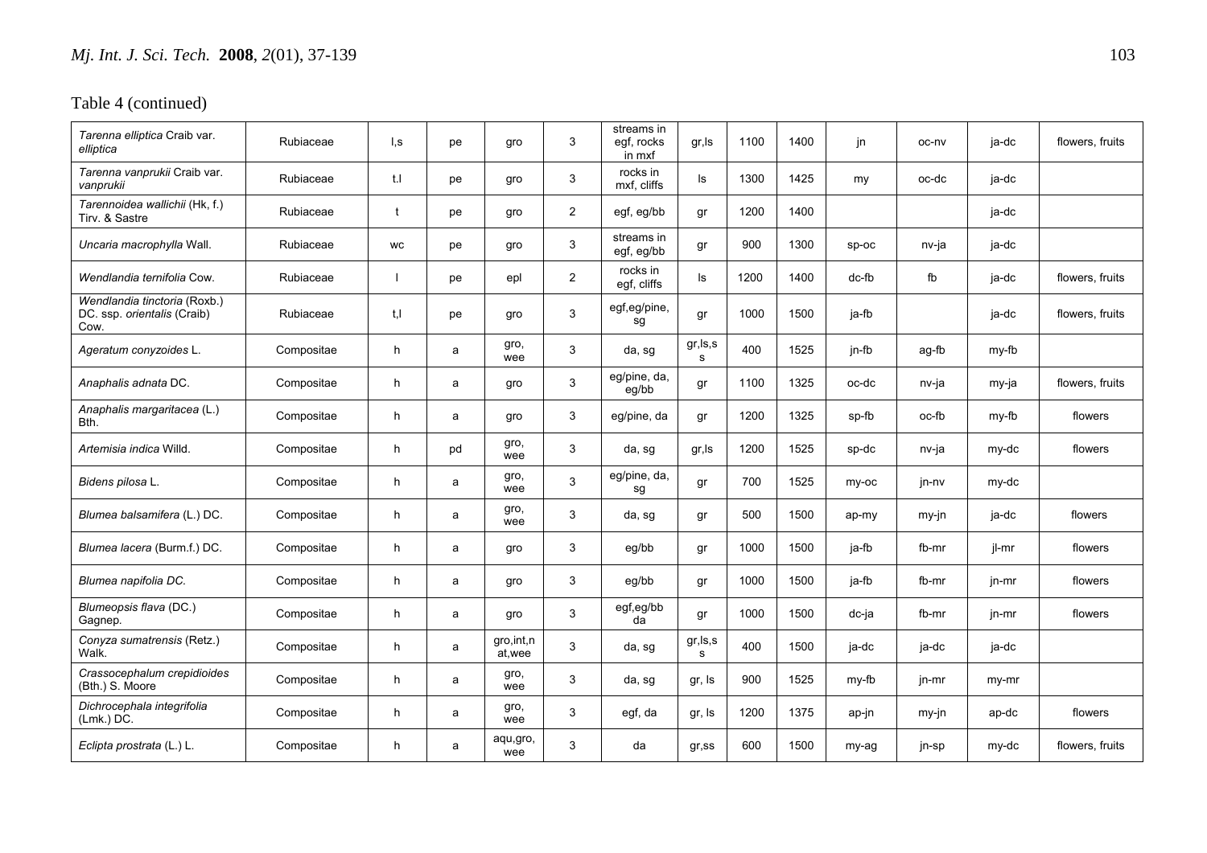Table 4 (continued)

| | | | | | | | | | | | | | |
|---|---|---|---|---|---|---|---|---|---|---|---|---|---|
| *Tarenna elliptica* Craib var. *elliptica* | Rubiaceae | l,s | pe | gro | 3 | streams in egf, rocks in mxf | gr,ls | 1100 | 1400 | jn | oc-nv | ja-dc | flowers, fruits |
| *Tarenna vanprukii* Craib var. *vanprukii* | Rubiaceae | t.l | pe | gro | 3 | rocks in mxf, cliffs | ls | 1300 | 1425 | my | oc-dc | ja-dc | |
| *Tarennoidea wallichii* (Hk, f.) Tirv. & Sastre | Rubiaceae | t | pe | gro | 2 | egf, eg/bb | gr | 1200 | 1400 | | | ja-dc | |
| *Uncaria macrophylla* Wall. | Rubiaceae | wc | pe | gro | 3 | streams in egf, eg/bb | gr | 900 | 1300 | sp-oc | nv-ja | ja-dc | |
| *Wendlandia ternifolia* Cow. | Rubiaceae | l | pe | epl | 2 | rocks in egf, cliffs | ls | 1200 | 1400 | dc-fb | fb | ja-dc | flowers, fruits |
| *Wendlandia tinctoria* (Roxb.) DC. ssp. *orientalis* (Craib) Cow. | Rubiaceae | t,l | pe | gro | 3 | egf,eg/pine, sg | gr | 1000 | 1500 | ja-fb | | ja-dc | flowers, fruits |
| *Ageratum conyzoides* L. | Compositae | h | a | gro, wee | 3 | da, sg | gr,ls,s s | 400 | 1525 | jn-fb | ag-fb | my-fb | |
| *Anaphalis adnata* DC. | Compositae | h | a | gro | 3 | eg/pine, da, eg/bb | gr | 1100 | 1325 | oc-dc | nv-ja | my-ja | flowers, fruits |
| *Anaphalis margaritacea* (L.) Bth. | Compositae | h | a | gro | 3 | eg/pine, da | gr | 1200 | 1325 | sp-fb | oc-fb | my-fb | flowers |
| *Artemisia indica* Willd. | Compositae | h | pd | gro, wee | 3 | da, sg | gr,ls | 1200 | 1525 | sp-dc | nv-ja | my-dc | flowers |
| *Bidens pilosa* L. | Compositae | h | a | gro, wee | 3 | eg/pine, da, sg | gr | 700 | 1525 | my-oc | jn-nv | my-dc | |
| *Blumea balsamifera* (L.) DC. | Compositae | h | a | gro, wee | 3 | da, sg | gr | 500 | 1500 | ap-my | my-jn | ja-dc | flowers |
| *Blumea lacera* (Burm.f.) DC. | Compositae | h | a | gro | 3 | eg/bb | gr | 1000 | 1500 | ja-fb | fb-mr | jl-mr | flowers |
| *Blumea napifolia* DC. | Compositae | h | a | gro | 3 | eg/bb | gr | 1000 | 1500 | ja-fb | fb-mr | jn-mr | flowers |
| *Blumeopsis flava* (DC.) Gagnep. | Compositae | h | a | gro | 3 | egf,eg/bb da | gr | 1000 | 1500 | dc-ja | fb-mr | jn-mr | flowers |
| *Conyza sumatrensis* (Retz.) Walk. | Compositae | h | a | gro,int,n at,wee | 3 | da, sg | gr,ls,s s | 400 | 1500 | ja-dc | ja-dc | ja-dc | |
| *Crassocephalum crepidioides* (Bth.) S. Moore | Compositae | h | a | gro, wee | 3 | da, sg | gr, ls | 900 | 1525 | my-fb | jn-mr | my-mr | |
| *Dichrocephala integrifolia* (Lmk.) DC. | Compositae | h | a | gro, wee | 3 | egf, da | gr, ls | 1200 | 1375 | ap-jn | my-jn | ap-dc | flowers |
| *Eclipta prostrata* (L.) L. | Compositae | h | a | aqu,gro, wee | 3 | da | gr,ss | 600 | 1500 | my-ag | jn-sp | my-dc | flowers, fruits |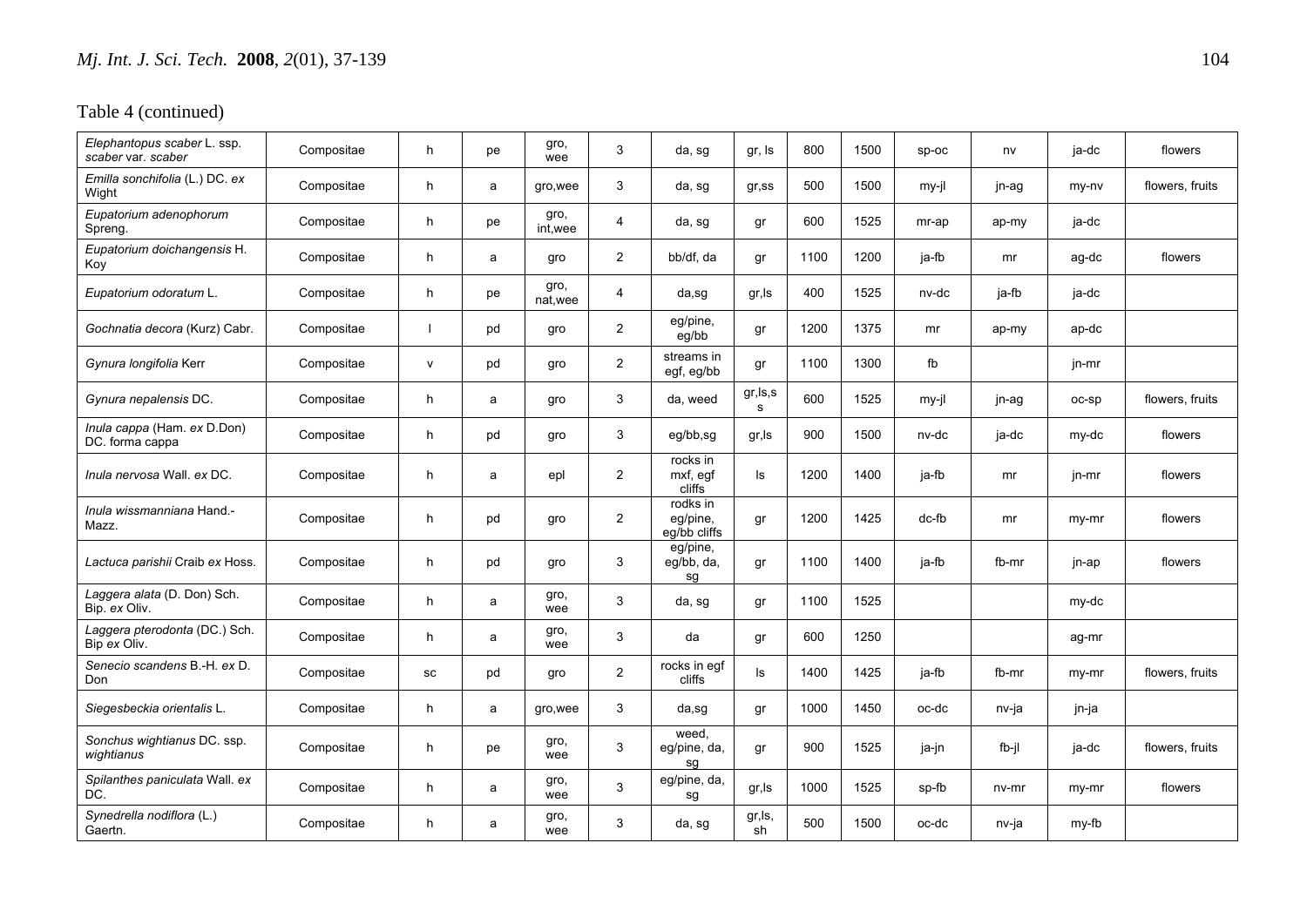Table 4 (continued)

| | | | | | | | | | | | | | |
|---|---|---|---|---|---|---|---|---|---|---|---|---|---|
| *Elephantopus scaber* L. ssp. *scaber* var. *scaber* | Compositae | h | pe | gro, wee | 3 | da, sg | gr, ls | 800 | 1500 | sp-oc | nv | ja-dc | flowers |
| *Emilla sonchifolia* (L.) DC. *ex* Wight | Compositae | h | a | gro,wee | 3 | da, sg | gr,ss | 500 | 1500 | my-jl | jn-ag | my-nv | flowers, fruits |
| *Eupatorium adenophorum* Spreng. | Compositae | h | pe | gro, int,wee | 4 | da, sg | gr | 600 | 1525 | mr-ap | ap-my | ja-dc | |
| *Eupatorium doichangensis* H. Koy | Compositae | h | a | gro | 2 | bb/df, da | gr | 1100 | 1200 | ja-fb | mr | ag-dc | flowers |
| *Eupatorium odoratum* L. | Compositae | h | pe | gro, nat,wee | 4 | da,sg | gr,ls | 400 | 1525 | nv-dc | ja-fb | ja-dc | |
| *Gochnatia decora* (Kurz) Cabr. | Compositae | l | pd | gro | 2 | eg/pine, eg/bb | gr | 1200 | 1375 | mr | ap-my | ap-dc | |
| *Gynura longifolia* Kerr | Compositae | v | pd | gro | 2 | streams in egf, eg/bb | gr | 1100 | 1300 | fb | | jn-mr | |
| *Gynura nepalensis* DC. | Compositae | h | a | gro | 3 | da, weed | gr,ls,ss | 600 | 1525 | my-jl | jn-ag | oc-sp | flowers, fruits |
| *Inula cappa* (Ham. *ex* D.Don) DC. forma cappa | Compositae | h | pd | gro | 3 | eg/bb,sg | gr,ls | 900 | 1500 | nv-dc | ja-dc | my-dc | flowers |
| *Inula nervosa* Wall. *ex* DC. | Compositae | h | a | epl | 2 | rocks in mxf, egf cliffs | ls | 1200 | 1400 | ja-fb | mr | jn-mr | flowers |
| *Inula wissmanniana* Hand.-Mazz. | Compositae | h | pd | gro | 2 | rodks in eg/pine, eg/bb cliffs | gr | 1200 | 1425 | dc-fb | mr | my-mr | flowers |
| *Lactuca parishii* Craib *ex* Hoss. | Compositae | h | pd | gro | 3 | eg/pine, eg/bb, da, sg | gr | 1100 | 1400 | ja-fb | fb-mr | jn-ap | flowers |
| *Laggera alata* (D. Don) Sch. Bip. *ex* Oliv. | Compositae | h | a | gro, wee | 3 | da, sg | gr | 1100 | 1525 | | | my-dc | |
| *Laggera pterodonta* (DC.) Sch. Bip *ex* Oliv. | Compositae | h | a | gro, wee | 3 | da | gr | 600 | 1250 | | | ag-mr | |
| *Senecio scandens* B.-H. *ex* D. Don | Compositae | sc | pd | gro | 2 | rocks in egf cliffs | ls | 1400 | 1425 | ja-fb | fb-mr | my-mr | flowers, fruits |
| *Siegesbeckia orientalis* L. | Compositae | h | a | gro,wee | 3 | da,sg | gr | 1000 | 1450 | oc-dc | nv-ja | jn-ja | |
| *Sonchus wightianus* DC. ssp. *wightianus* | Compositae | h | pe | gro, wee | 3 | weed, eg/pine, da, sg | gr | 900 | 1525 | ja-jn | fb-jl | ja-dc | flowers, fruits |
| *Spilanthes paniculata* Wall. *ex* DC. | Compositae | h | a | gro, wee | 3 | eg/pine, da, sg | gr,ls | 1000 | 1525 | sp-fb | nv-mr | my-mr | flowers |
| *Synedrella nodiflora* (L.) Gaertn. | Compositae | h | a | gro, wee | 3 | da, sg | gr,ls, sh | 500 | 1500 | oc-dc | nv-ja | my-fb | |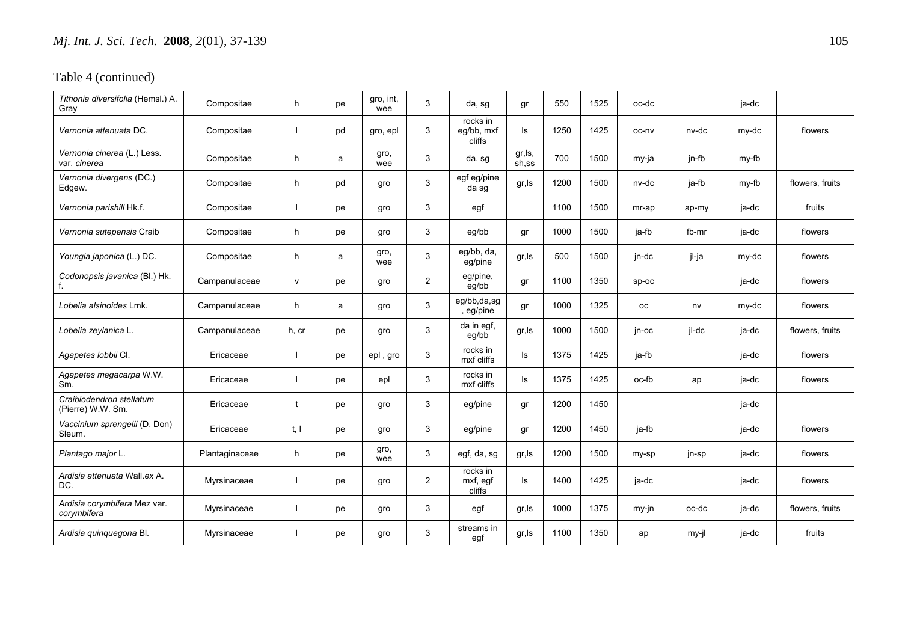Table 4 (continued)

| | | | | | | | | | | | | | |
|---|---|---|---|---|---|---|---|---|---|---|---|---|---|
| *Tithonia diversifolia* (Hemsl.) A. Gray | Compositae | h | pe | gro, int, wee | 3 | da, sg | gr | 550 | 1525 | oc-dc | | ja-dc | |
| *Vernonia attenuata* DC. | Compositae | l | pd | gro, epl | 3 | rocks in eg/bb, mxf cliffs | ls | 1250 | 1425 | oc-nv | nv-dc | my-dc | flowers |
| *Vernonia cinerea* (L.) Less. var. *cinerea* | Compositae | h | a | gro, wee | 3 | da, sg | gr,ls, sh,ss | 700 | 1500 | my-ja | jn-fb | my-fb | |
| *Vernonia divergens* (DC.) Edgew. | Compositae | h | pd | gro | 3 | egf eg/pine da sg | gr,ls | 1200 | 1500 | nv-dc | ja-fb | my-fb | flowers, fruits |
| *Vernonia parishill* Hk.f. | Compositae | l | pe | gro | 3 | egf | | 1100 | 1500 | mr-ap | ap-my | ja-dc | fruits |
| *Vernonia sutepensis* Craib | Compositae | h | pe | gro | 3 | eg/bb | gr | 1000 | 1500 | ja-fb | fb-mr | ja-dc | flowers |
| *Youngia japonica* (L.) DC. | Compositae | h | a | gro, wee | 3 | eg/bb, da, eg/pine | gr,ls | 500 | 1500 | jn-dc | jl-ja | my-dc | flowers |
| *Codonopsis javanica* (Bl.) Hk. f. | Campanulaceae | v | pe | gro | 2 | eg/pine, eg/bb | gr | 1100 | 1350 | sp-oc | | ja-dc | flowers |
| *Lobelia alsinoides* Lmk. | Campanulaceae | h | a | gro | 3 | eg/bb,da,sg , eg/pine | gr | 1000 | 1325 | oc | nv | my-dc | flowers |
| *Lobelia zeylanica* L. | Campanulaceae | h, cr | pe | gro | 3 | da in egf, eg/bb | gr,ls | 1000 | 1500 | jn-oc | jl-dc | ja-dc | flowers, fruits |
| *Agapetes lobbii* Cl. | Ericaceae | l | pe | epl , gro | 3 | rocks in mxf cliffs | ls | 1375 | 1425 | ja-fb | | ja-dc | flowers |
| *Agapetes megacarpa* W.W. Sm. | Ericaceae | l | pe | epl | 3 | rocks in mxf cliffs | ls | 1375 | 1425 | oc-fb | ap | ja-dc | flowers |
| *Craibiodendron stellatum* (Pierre) W.W. Sm. | Ericaceae | t | pe | gro | 3 | eg/pine | gr | 1200 | 1450 | | | ja-dc | |
| *Vaccinium sprengelii* (D. Don) Sleum. | Ericaceae | t, l | pe | gro | 3 | eg/pine | gr | 1200 | 1450 | ja-fb | | ja-dc | flowers |
| *Plantago major* L. | Plantaginaceae | h | pe | gro, wee | 3 | egf, da, sg | gr,ls | 1200 | 1500 | my-sp | jn-sp | ja-dc | flowers |
| *Ardisia attenuata* Wall.*ex* A. DC. | Myrsinaceae | l | pe | gro | 2 | rocks in mxf, egf cliffs | ls | 1400 | 1425 | ja-dc | | ja-dc | flowers |
| *Ardisia corymbifera* Mez var. *corymbifera* | Myrsinaceae | l | pe | gro | 3 | egf | gr,ls | 1000 | 1375 | my-jn | oc-dc | ja-dc | flowers, fruits |
| *Ardisia quinquegona* Bl. | Myrsinaceae | l | pe | gro | 3 | streams in egf | gr,ls | 1100 | 1350 | ap | my-jl | ja-dc | fruits |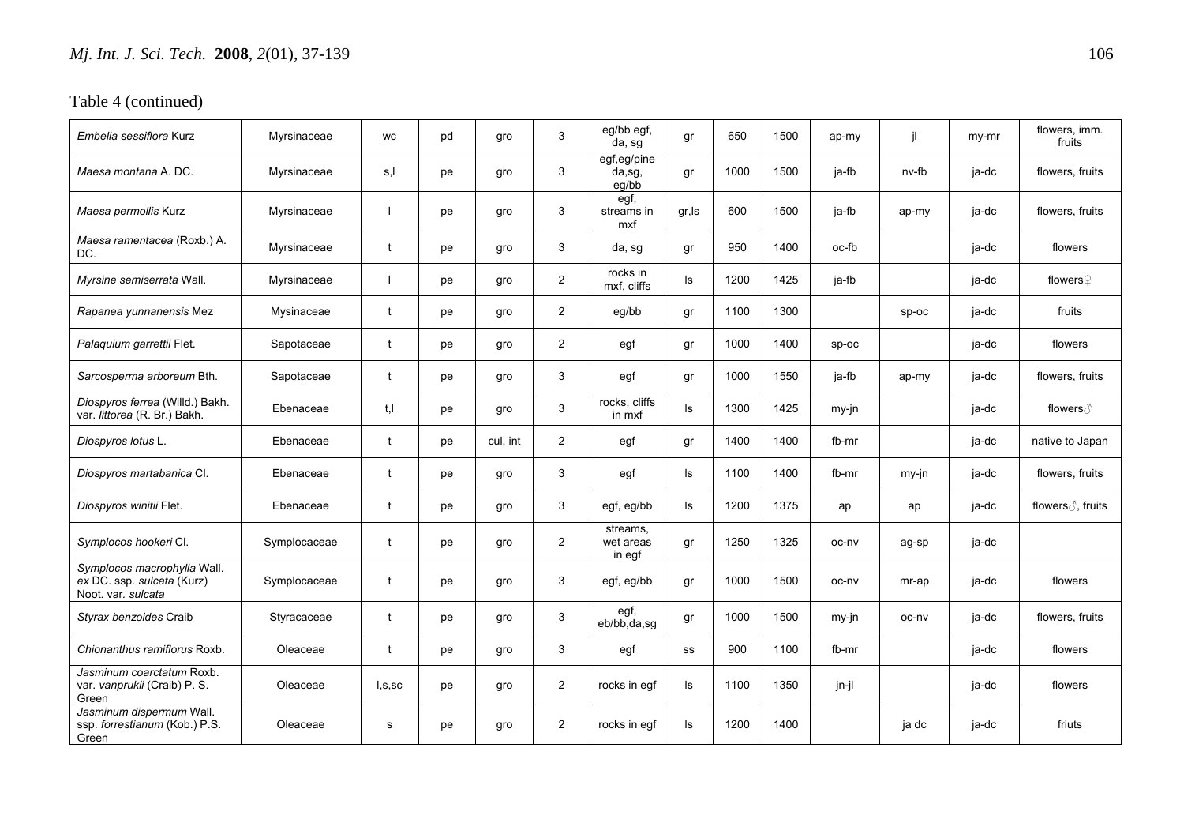Table 4 (continued)

| | | | | | | | | | | | | | |
|---|---|---|---|---|---|---|---|---|---|---|---|---|---|
| *Embelia sessiflora* Kurz | Myrsinaceae | wc | pd | gro | 3 | eg/bb egf, da, sg | gr | 650 | 1500 | ap-my | jl | my-mr | flowers, imm. fruits |
| *Maesa montana* A. DC. | Myrsinaceae | s,l | pe | gro | 3 | egf,eg/pine da,sg, eg/bb | gr | 1000 | 1500 | ja-fb | nv-fb | ja-dc | flowers, fruits |
| *Maesa permollis* Kurz | Myrsinaceae | l | pe | gro | 3 | egf, streams in mxf | gr,ls | 600 | 1500 | ja-fb | ap-my | ja-dc | flowers, fruits |
| *Maesa ramentacea* (Roxb.) A. DC. | Myrsinaceae | t | pe | gro | 3 | da, sg | gr | 950 | 1400 | oc-fb | | ja-dc | flowers |
| *Myrsine semiserrata* Wall. | Myrsinaceae | l | pe | gro | 2 | rocks in mxf, cliffs | ls | 1200 | 1425 | ja-fb | | ja-dc | flowers♀ |
| *Rapanea yunnanensis* Mez | Mysinaceae | t | pe | gro | 2 | eg/bb | gr | 1100 | 1300 | | sp-oc | ja-dc | fruits |
| *Palaquium garrettii* Flet. | Sapotaceae | t | pe | gro | 2 | egf | gr | 1000 | 1400 | sp-oc | | ja-dc | flowers |
| *Sarcosperma arboreum* Bth. | Sapotaceae | t | pe | gro | 3 | egf | gr | 1000 | 1550 | ja-fb | ap-my | ja-dc | flowers, fruits |
| *Diospyros ferrea* (Willd.) Bakh. var. *littorea* (R. Br.) Bakh. | Ebenaceae | t,l | pe | gro | 3 | rocks, cliffs in mxf | ls | 1300 | 1425 | my-jn | | ja-dc | flowers♂ |
| *Diospyros lotus* L. | Ebenaceae | t | pe | cul, int | 2 | egf | gr | 1400 | 1400 | fb-mr | | ja-dc | native to Japan |
| *Diospyros martabanica* Cl. | Ebenaceae | t | pe | gro | 3 | egf | ls | 1100 | 1400 | fb-mr | my-jn | ja-dc | flowers, fruits |
| *Diospyros winitii* Flet. | Ebenaceae | t | pe | gro | 3 | egf, eg/bb | ls | 1200 | 1375 | ap | ap | ja-dc | flowers♂, fruits |
| *Symplocos hookeri* Cl. | Symplocaceae | t | pe | gro | 2 | streams, wet areas in egf | gr | 1250 | 1325 | oc-nv | ag-sp | ja-dc | |
| *Symplocos macrophylla* Wall. *ex* DC. ssp. *sulcata* (Kurz) Noot. var. *sulcata* | Symplocaceae | t | pe | gro | 3 | egf, eg/bb | gr | 1000 | 1500 | oc-nv | mr-ap | ja-dc | flowers |
| *Styrax benzoides* Craib | Styracaceae | t | pe | gro | 3 | egf, eb/bb,da,sg | gr | 1000 | 1500 | my-jn | oc-nv | ja-dc | flowers, fruits |
| *Chionanthus ramiflorus* Roxb. | Oleaceae | t | pe | gro | 3 | egf | ss | 900 | 1100 | fb-mr | | ja-dc | flowers |
| *Jasminum coarctatum* Roxb. var. *vanprukii* (Craib) P. S. Green | Oleaceae | l,s,sc | pe | gro | 2 | rocks in egf | ls | 1100 | 1350 | jn-jl | | ja-dc | flowers |
| *Jasminum dispermum* Wall. ssp. *forrestianum* (Kob.) P.S. Green | Oleaceae | s | pe | gro | 2 | rocks in egf | ls | 1200 | 1400 | | ja dc | ja-dc | friuts |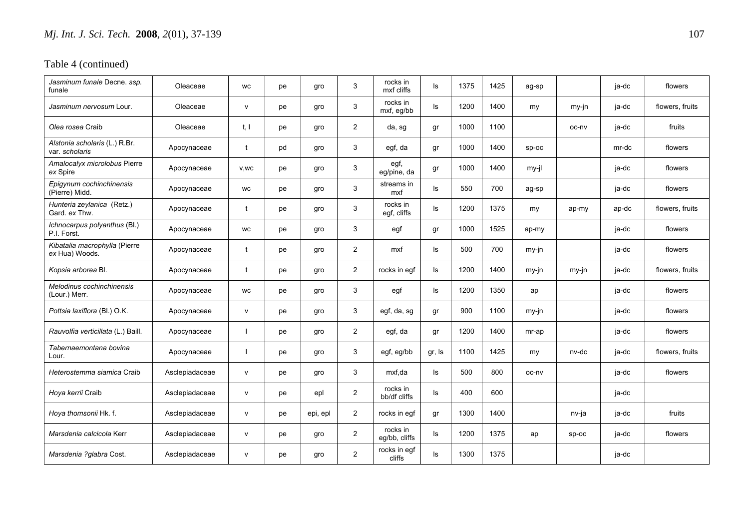Table 4 (continued)

| | | | | | | | | | | | | | |
|---|---|---|---|---|---|---|---|---|---|---|---|---|---|
| *Jasminum funale* Decne. *ssp.* funale | Oleaceae | wc | pe | gro | 3 | rocks in mxf cliffs | ls | 1375 | 1425 | ag-sp | | ja-dc | flowers |
| *Jasminum nervosum* Lour. | Oleaceae | v | pe | gro | 3 | rocks in mxf, eg/bb | ls | 1200 | 1400 | my | my-jn | ja-dc | flowers, fruits |
| *Olea rosea* Craib | Oleaceae | t, l | pe | gro | 2 | da, sg | gr | 1000 | 1100 | | oc-nv | ja-dc | fruits |
| *Alstonia scholaris* (L.) R.Br. var. *scholaris* | Apocynaceae | t | pd | gro | 3 | egf, da | gr | 1000 | 1400 | sp-oc | | mr-dc | flowers |
| *Amalocalyx microlobus* Pierre *ex* Spire | Apocynaceae | v,wc | pe | gro | 3 | egf, eg/pine, da | gr | 1000 | 1400 | my-jl | | ja-dc | flowers |
| *Epigynum cochinchinensis* (Pierre) Midd. | Apocynaceae | wc | pe | gro | 3 | streams in mxf | ls | 550 | 700 | ag-sp | | ja-dc | flowers |
| *Hunteria zeylanica* (Retz.) Gard. *ex* Thw. | Apocynaceae | t | pe | gro | 3 | rocks in egf, cliffs | ls | 1200 | 1375 | my | ap-my | ap-dc | flowers, fruits |
| *Ichnocarpus polyanthus* (Bl.) P.I. Forst. | Apocynaceae | wc | pe | gro | 3 | egf | gr | 1000 | 1525 | ap-my | | ja-dc | flowers |
| *Kibatalia macrophylla* (Pierre *ex* Hua) Woods. | Apocynaceae | t | pe | gro | 2 | mxf | ls | 500 | 700 | my-jn | | ja-dc | flowers |
| *Kopsia arborea* Bl. | Apocynaceae | t | pe | gro | 2 | rocks in egf | ls | 1200 | 1400 | my-jn | my-jn | ja-dc | flowers, fruits |
| *Melodinus cochinchinensis* (Lour.) Merr. | Apocynaceae | wc | pe | gro | 3 | egf | ls | 1200 | 1350 | ap | | ja-dc | flowers |
| *Pottsia laxiflora* (Bl.) O.K. | Apocynaceae | v | pe | gro | 3 | egf, da, sg | gr | 900 | 1100 | my-jn | | ja-dc | flowers |
| *Rauvolfia verticillata* (L.) Baill. | Apocynaceae | l | pe | gro | 2 | egf, da | gr | 1200 | 1400 | mr-ap | | ja-dc | flowers |
| *Tabernaemontana bovina* Lour. | Apocynaceae | l | pe | gro | 3 | egf, eg/bb | gr, ls | 1100 | 1425 | my | nv-dc | ja-dc | flowers, fruits |
| *Heterostemma siamica* Craib | Asclepiadaceae | v | pe | gro | 3 | mxf,da | ls | 500 | 800 | oc-nv | | ja-dc | flowers |
| *Hoya kerrii* Craib | Asclepiadaceae | v | pe | epl | 2 | rocks in bb/df cliffs | ls | 400 | 600 | | | ja-dc | |
| *Hoya thomsonii* Hk. f. | Asclepiadaceae | v | pe | epi, epl | 2 | rocks in egf | gr | 1300 | 1400 | | nv-ja | ja-dc | fruits |
| *Marsdenia calcicola* Kerr | Asclepiadaceae | v | pe | gro | 2 | rocks in eg/bb, cliffs | ls | 1200 | 1375 | ap | sp-oc | ja-dc | flowers |
| *Marsdenia ?glabra* Cost. | Asclepiadaceae | v | pe | gro | 2 | rocks in egf cliffs | ls | 1300 | 1375 | | | ja-dc | |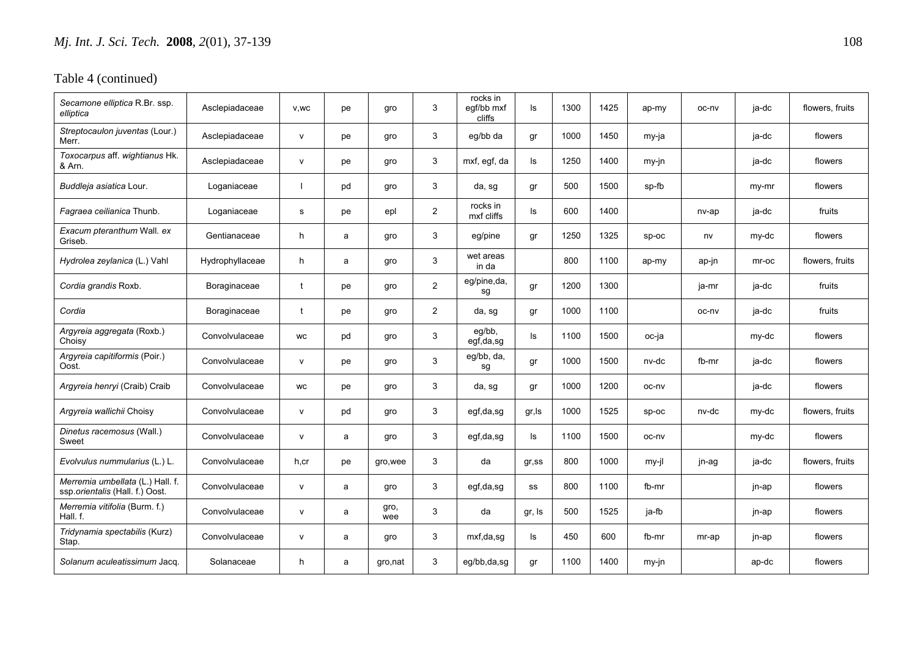Table 4 (continued)

| | | | | | | | | | | | | | |
|---|---|---|---|---|---|---|---|---|---|---|---|---|---|
| *Secamone elliptica* R.Br. ssp. *elliptica* | Asclepiadaceae | v,wc | pe | gro | 3 | rocks in egf/bb mxf cliffs | ls | 1300 | 1425 | ap-my | oc-nv | ja-dc | flowers, fruits |
| *Streptocaulon juventas* (Lour.) Merr. | Asclepiadaceae | v | pe | gro | 3 | eg/bb da | gr | 1000 | 1450 | my-ja | | ja-dc | flowers |
| *Toxocarpus* aff. *wightianus* Hk. & Arn. | Asclepiadaceae | v | pe | gro | 3 | mxf, egf, da | ls | 1250 | 1400 | my-jn | | ja-dc | flowers |
| *Buddleja asiatica* Lour. | Loganiaceae | l | pd | gro | 3 | da, sg | gr | 500 | 1500 | sp-fb | | my-mr | flowers |
| *Fagraea ceilianica* Thunb. | Loganiaceae | s | pe | epl | 2 | rocks in mxf cliffs | ls | 600 | 1400 | | nv-ap | ja-dc | fruits |
| *Exacum pteranthum* Wall. *ex* Griseb. | Gentianaceae | h | a | gro | 3 | eg/pine | gr | 1250 | 1325 | sp-oc | nv | my-dc | flowers |
| *Hydrolea zeylanica* (L.) Vahl | Hydrophyllaceae | h | a | gro | 3 | wet areas in da | | 800 | 1100 | ap-my | ap-jn | mr-oc | flowers, fruits |
| *Cordia grandis* Roxb. | Boraginaceae | t | pe | gro | 2 | eg/pine,da, sg | gr | 1200 | 1300 | | ja-mr | ja-dc | fruits |
| *Cordia* | Boraginaceae | t | pe | gro | 2 | da, sg | gr | 1000 | 1100 | | oc-nv | ja-dc | fruits |
| *Argyreia aggregata* (Roxb.) Choisy | Convolvulaceae | wc | pd | gro | 3 | eg/bb, egf,da,sg | ls | 1100 | 1500 | oc-ja | | my-dc | flowers |
| *Argyreia capitiformis* (Poir.) Oost. | Convolvulaceae | v | pe | gro | 3 | eg/bb, da, sg | gr | 1000 | 1500 | nv-dc | fb-mr | ja-dc | flowers |
| *Argyreia henryi* (Craib) Craib | Convolvulaceae | wc | pe | gro | 3 | da, sg | gr | 1000 | 1200 | oc-nv | | ja-dc | flowers |
| *Argyreia wallichii* Choisy | Convolvulaceae | v | pd | gro | 3 | egf,da,sg | gr,ls | 1000 | 1525 | sp-oc | nv-dc | my-dc | flowers, fruits |
| *Dinetus racemosus* (Wall.) Sweet | Convolvulaceae | v | a | gro | 3 | egf,da,sg | ls | 1100 | 1500 | oc-nv | | my-dc | flowers |
| *Evolvulus nummularius* (L.) L. | Convolvulaceae | h,cr | pe | gro,wee | 3 | da | gr,ss | 800 | 1000 | my-jl | jn-ag | ja-dc | flowers, fruits |
| *Merremia umbellata* (L.) Hall. f. ssp.*orientalis* (Hall. f.) Oost. | Convolvulaceae | v | a | gro | 3 | egf,da,sg | ss | 800 | 1100 | fb-mr | | jn-ap | flowers |
| *Merremia vitifolia* (Burm. f.) Hall. f. | Convolvulaceae | v | a | gro, wee | 3 | da | gr, ls | 500 | 1525 | ja-fb | | jn-ap | flowers |
| *Tridynamia spectabilis* (Kurz) Stap. | Convolvulaceae | v | a | gro | 3 | mxf,da,sg | ls | 450 | 600 | fb-mr | mr-ap | jn-ap | flowers |
| *Solanum aculeatissimum* Jacq. | Solanaceae | h | a | gro,nat | 3 | eg/bb,da,sg | gr | 1100 | 1400 | my-jn | | ap-dc | flowers |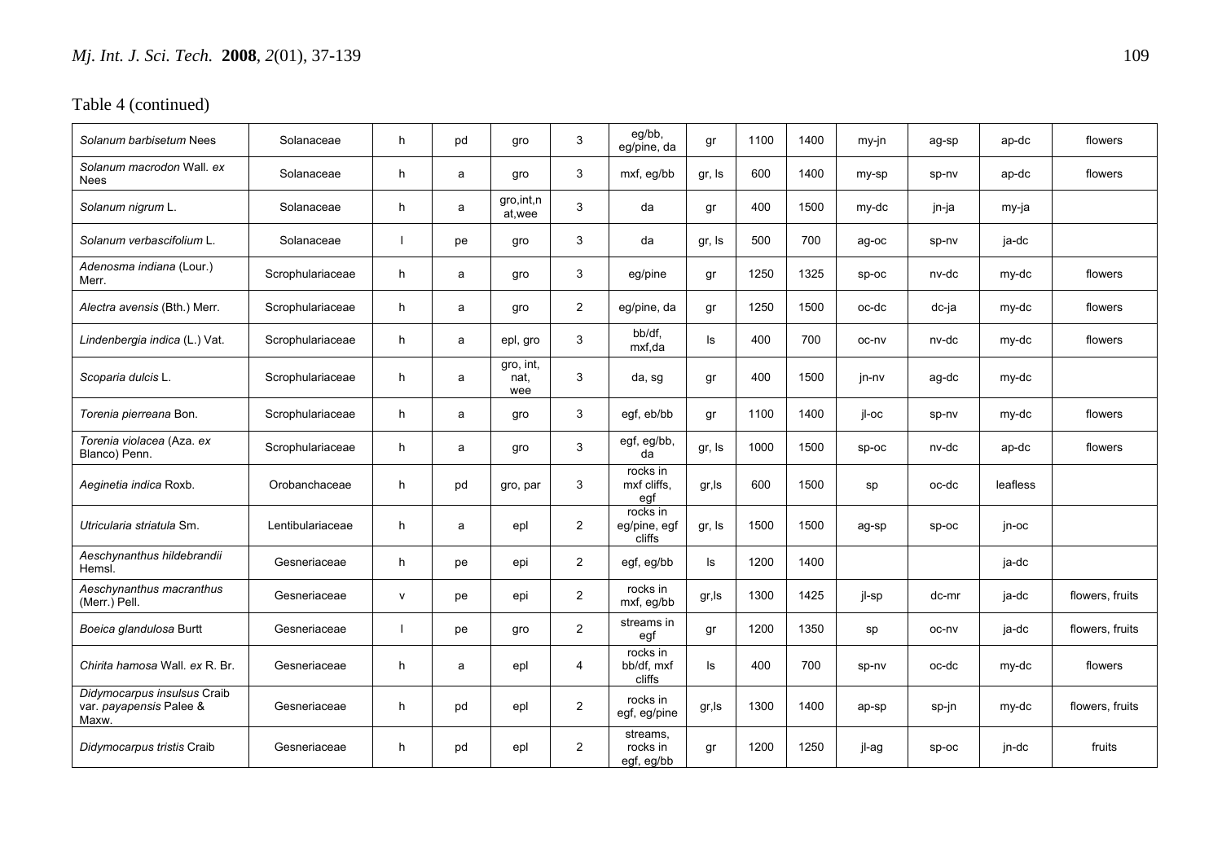Table 4 (continued)

| | | | | | | | | | | | | | |
|---|---|---|---|---|---|---|---|---|---|---|---|---|---|
| *Solanum barbisetum* Nees | Solanaceae | h | pd | gro | 3 | eg/bb, eg/pine, da | gr | 1100 | 1400 | my-jn | ag-sp | ap-dc | flowers |
| *Solanum macrodon* Wall. *ex* Nees | Solanaceae | h | a | gro | 3 | mxf, eg/bb | gr, ls | 600 | 1400 | my-sp | sp-nv | ap-dc | flowers |
| *Solanum nigrum* L. | Solanaceae | h | a | gro,int,nat,wee | 3 | da | gr | 400 | 1500 | my-dc | jn-ja | my-ja | |
| *Solanum verbascifolium* L. | Solanaceae | l | pe | gro | 3 | da | gr, ls | 500 | 700 | ag-oc | sp-nv | ja-dc | |
| *Adenosma indiana* (Lour.) Merr. | Scrophulariaceae | h | a | gro | 3 | eg/pine | gr | 1250 | 1325 | sp-oc | nv-dc | my-dc | flowers |
| *Alectra avensis* (Bth.) Merr. | Scrophulariaceae | h | a | gro | 2 | eg/pine, da | gr | 1250 | 1500 | oc-dc | dc-ja | my-dc | flowers |
| *Lindenbergia indica* (L.) Vat. | Scrophulariaceae | h | a | epl, gro | 3 | bb/df, mxf,da | ls | 400 | 700 | oc-nv | nv-dc | my-dc | flowers |
| *Scoparia dulcis* L. | Scrophulariaceae | h | a | gro, int, nat, wee | 3 | da, sg | gr | 400 | 1500 | jn-nv | ag-dc | my-dc | |
| *Torenia pierreana* Bon. | Scrophulariaceae | h | a | gro | 3 | egf, eb/bb | gr | 1100 | 1400 | jl-oc | sp-nv | my-dc | flowers |
| *Torenia violacea* (Aza. *ex* Blanco) Penn. | Scrophulariaceae | h | a | gro | 3 | egf, eg/bb, da | gr, ls | 1000 | 1500 | sp-oc | nv-dc | ap-dc | flowers |
| *Aeginetia indica* Roxb. | Orobanchaceae | h | pd | gro, par | 3 | rocks in mxf cliffs, egf | gr,ls | 600 | 1500 | sp | oc-dc | leafless | |
| *Utricularia striatula* Sm. | Lentibulariaceae | h | a | epl | 2 | rocks in eg/pine, egf cliffs | gr, ls | 1500 | 1500 | ag-sp | sp-oc | jn-oc | |
| *Aeschynanthus hildebrandii* Hemsl. | Gesneriaceae | h | pe | epi | 2 | egf, eg/bb | ls | 1200 | 1400 | | | ja-dc | |
| *Aeschynanthus macranthus* (Merr.) Pell. | Gesneriaceae | v | pe | epi | 2 | rocks in mxf, eg/bb | gr,ls | 1300 | 1425 | jl-sp | dc-mr | ja-dc | flowers, fruits |
| *Boeica glandulosa* Burtt | Gesneriaceae | l | pe | gro | 2 | streams in egf | gr | 1200 | 1350 | sp | oc-nv | ja-dc | flowers, fruits |
| *Chirita hamosa* Wall. *ex* R. Br. | Gesneriaceae | h | a | epl | 4 | rocks in bb/df, mxf cliffs | ls | 400 | 700 | sp-nv | oc-dc | my-dc | flowers |
| *Didymocarpus insulsus* Craib var. *payapensis* Palee & Maxw. | Gesneriaceae | h | pd | epl | 2 | rocks in egf, eg/pine | gr,ls | 1300 | 1400 | ap-sp | sp-jn | my-dc | flowers, fruits |
| *Didymocarpus tristis* Craib | Gesneriaceae | h | pd | epl | 2 | streams, rocks in egf, eg/bb | gr | 1200 | 1250 | jl-ag | sp-oc | jn-dc | fruits |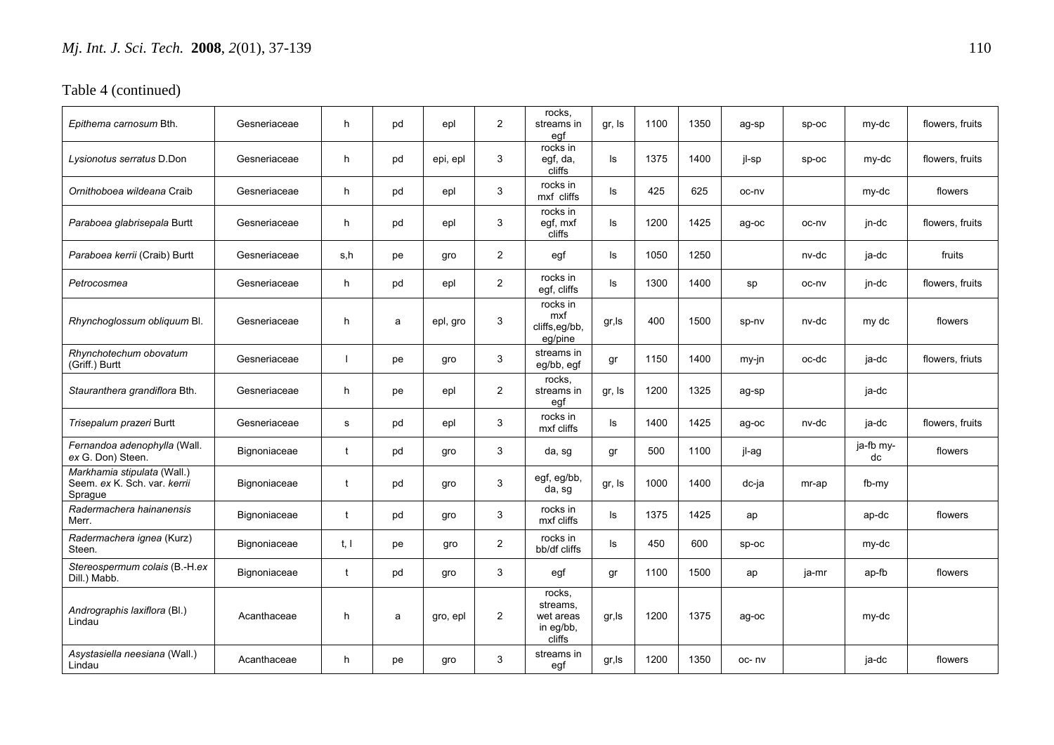Table 4 (continued)

| | | | | | | | | | | | | | |
|---|---|---|---|---|---|---|---|---|---|---|---|---|---|
| *Epithema carnosum* Bth. | Gesneriaceae | h | pd | epl | 2 | rocks, streams in egf | gr, ls | 1100 | 1350 | ag-sp | sp-oc | my-dc | flowers, fruits |
| *Lysionotus serratus* D.Don | Gesneriaceae | h | pd | epi, epl | 3 | rocks in egf, da, cliffs | ls | 1375 | 1400 | jl-sp | sp-oc | my-dc | flowers, fruits |
| *Ornithoboea wildeana* Craib | Gesneriaceae | h | pd | epl | 3 | rocks in mxf cliffs | ls | 425 | 625 | oc-nv | | my-dc | flowers |
| *Paraboea glabrisepala* Burtt | Gesneriaceae | h | pd | epl | 3 | rocks in egf, mxf cliffs | ls | 1200 | 1425 | ag-oc | oc-nv | jn-dc | flowers, fruits |
| *Paraboea kerrii* (Craib) Burtt | Gesneriaceae | s,h | pe | gro | 2 | egf | ls | 1050 | 1250 | | nv-dc | ja-dc | fruits |
| *Petrocosmea* | Gesneriaceae | h | pd | epl | 2 | rocks in egf, cliffs | ls | 1300 | 1400 | sp | oc-nv | jn-dc | flowers, fruits |
| *Rhynchoglossum obliquum* Bl. | Gesneriaceae | h | a | epl, gro | 3 | rocks in mxf cliffs,eg/bb, eg/pine | gr,ls | 400 | 1500 | sp-nv | nv-dc | my dc | flowers |
| *Rhynchotechum obovatum* (Griff.) Burtt | Gesneriaceae | l | pe | gro | 3 | streams in eg/bb, egf | gr | 1150 | 1400 | my-jn | oc-dc | ja-dc | flowers, friuts |
| *Stauranthera grandiflora* Bth. | Gesneriaceae | h | pe | epl | 2 | rocks, streams in egf | gr, ls | 1200 | 1325 | ag-sp | | ja-dc | |
| *Trisepalum prazeri* Burtt | Gesneriaceae | s | pd | epl | 3 | rocks in mxf cliffs | ls | 1400 | 1425 | ag-oc | nv-dc | ja-dc | flowers, fruits |
| *Fernandoa adenophylla* (Wall. *ex* G. Don) Steen. | Bignoniaceae | t | pd | gro | 3 | da, sg | gr | 500 | 1100 | jl-ag | | ja-fb my-dc | flowers |
| *Markhamia stipulata* (Wall.) Seem. *ex* K. Sch. var. *kerrii* Sprague | Bignoniaceae | t | pd | gro | 3 | egf, eg/bb, da, sg | gr, ls | 1000 | 1400 | dc-ja | mr-ap | fb-my | |
| *Radermachera hainanensis* Merr. | Bignoniaceae | t | pd | gro | 3 | rocks in mxf cliffs | ls | 1375 | 1425 | ap | | ap-dc | flowers |
| *Radermachera ignea* (Kurz) Steen. | Bignoniaceae | t, l | pe | gro | 2 | rocks in bb/df cliffs | ls | 450 | 600 | sp-oc | | my-dc | |
| *Stereospermum colais* (B.-H.*ex* Dill.) Mabb. | Bignoniaceae | t | pd | gro | 3 | egf | gr | 1100 | 1500 | ap | ja-mr | ap-fb | flowers |
| *Andrographis laxiflora* (Bl.) Lindau | Acanthaceae | h | a | gro, epl | 2 | rocks, streams, wet areas in eg/bb, cliffs | gr,ls | 1200 | 1375 | ag-oc | | my-dc | |
| *Asystasiella neesiana* (Wall.) Lindau | Acanthaceae | h | pe | gro | 3 | streams in egf | gr,ls | 1200 | 1350 | oc- nv | | ja-dc | flowers |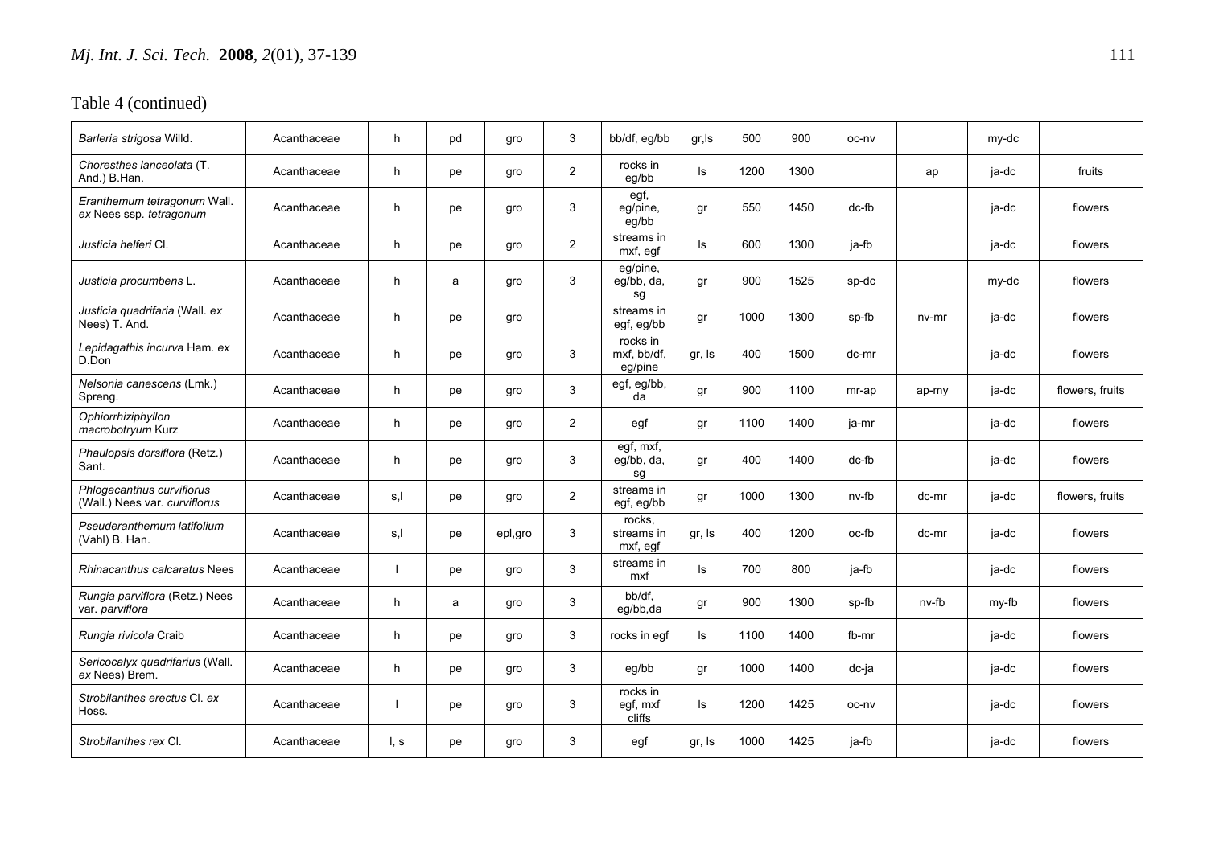Table 4 (continued)

| | | | | | | | | | | | | | |
|---|---|---|---|---|---|---|---|---|---|---|---|---|---|
| *Barleria strigosa* Willd. | Acanthaceae | h | pd | gro | 3 | bb/df, eg/bb | gr,ls | 500 | 900 | oc-nv | | my-dc | |
| *Choresthes lanceolata* (T. And.) B.Han. | Acanthaceae | h | pe | gro | 2 | rocks in eg/bb | ls | 1200 | 1300 | | ap | ja-dc | fruits |
| *Eranthemum tetragonum* Wall. *ex* Nees ssp. *tetragonum* | Acanthaceae | h | pe | gro | 3 | egf, eg/pine, eg/bb | gr | 550 | 1450 | dc-fb | | ja-dc | flowers |
| *Justicia helferi* Cl. | Acanthaceae | h | pe | gro | 2 | streams in mxf, egf | ls | 600 | 1300 | ja-fb | | ja-dc | flowers |
| *Justicia procumbens* L. | Acanthaceae | h | a | gro | 3 | eg/pine, eg/bb, da, sg | gr | 900 | 1525 | sp-dc | | my-dc | flowers |
| *Justicia quadrifaria* (Wall. *ex* Nees) T. And. | Acanthaceae | h | pe | gro | | streams in egf, eg/bb | gr | 1000 | 1300 | sp-fb | nv-mr | ja-dc | flowers |
| *Lepidagathis incurva* Ham. *ex* D.Don | Acanthaceae | h | pe | gro | 3 | rocks in mxf, bb/df, eg/pine | gr, ls | 400 | 1500 | dc-mr | | ja-dc | flowers |
| *Nelsonia canescens* (Lmk.) Spreng. | Acanthaceae | h | pe | gro | 3 | egf, eg/bb, da | gr | 900 | 1100 | mr-ap | ap-my | ja-dc | flowers, fruits |
| *Ophiorrhiziphyllon macrobotryum* Kurz | Acanthaceae | h | pe | gro | 2 | egf | gr | 1100 | 1400 | ja-mr | | ja-dc | flowers |
| *Phaulopsis dorsiflora* (Retz.) Sant. | Acanthaceae | h | pe | gro | 3 | egf, mxf, eg/bb, da, sg | gr | 400 | 1400 | dc-fb | | ja-dc | flowers |
| *Phlogacanthus curviflorus* (Wall.) Nees var. *curviflorus* | Acanthaceae | s,l | pe | gro | 2 | streams in egf, eg/bb | gr | 1000 | 1300 | nv-fb | dc-mr | ja-dc | flowers, fruits |
| *Pseuderanthemum latifolium* (Vahl) B. Han. | Acanthaceae | s,l | pe | epl,gro | 3 | rocks, streams in mxf, egf | gr, ls | 400 | 1200 | oc-fb | dc-mr | ja-dc | flowers |
| *Rhinacanthus calcaratus* Nees | Acanthaceae | l | pe | gro | 3 | streams in mxf | ls | 700 | 800 | ja-fb | | ja-dc | flowers |
| *Rungia parviflora* (Retz.) Nees var. *parviflora* | Acanthaceae | h | a | gro | 3 | bb/df, eg/bb,da | gr | 900 | 1300 | sp-fb | nv-fb | my-fb | flowers |
| *Rungia rivicola* Craib | Acanthaceae | h | pe | gro | 3 | rocks in egf | ls | 1100 | 1400 | fb-mr | | ja-dc | flowers |
| *Sericocalyx quadrifarius* (Wall. *ex* Nees) Brem. | Acanthaceae | h | pe | gro | 3 | eg/bb | gr | 1000 | 1400 | dc-ja | | ja-dc | flowers |
| *Strobilanthes erectus* Cl. *ex* Hoss. | Acanthaceae | l | pe | gro | 3 | rocks in egf, mxf cliffs | ls | 1200 | 1425 | oc-nv | | ja-dc | flowers |
| *Strobilanthes rex* Cl. | Acanthaceae | l, s | pe | gro | 3 | egf | gr, ls | 1000 | 1425 | ja-fb | | ja-dc | flowers |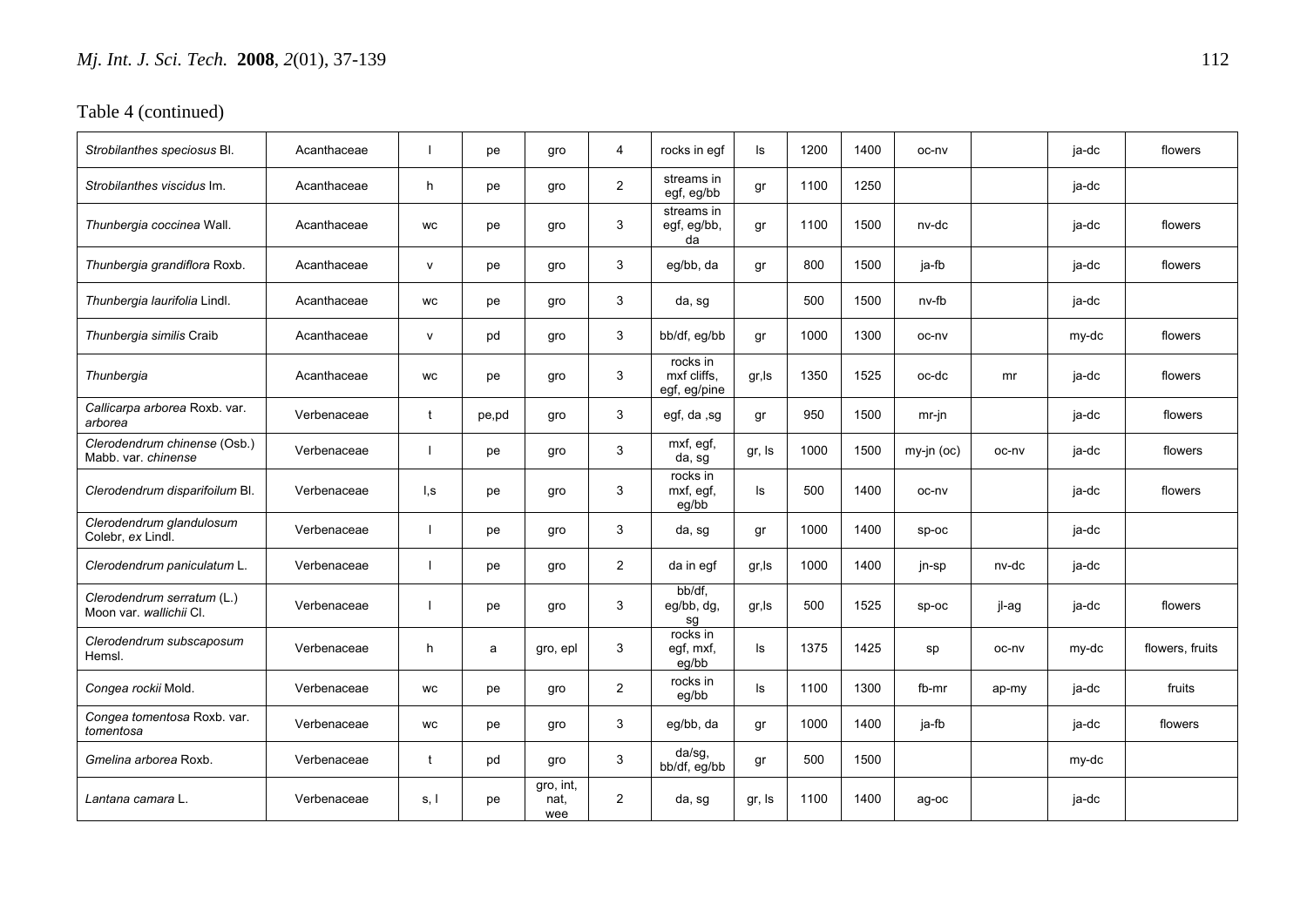Table 4 (continued)

| | | | | | | | | | | | | | |
|---|---|---|---|---|---|---|---|---|---|---|---|---|---|
| *Strobilanthes speciosus* Bl. | Acanthaceae | l | pe | gro | 4 | rocks in egf | ls | 1200 | 1400 | oc-nv | | ja-dc | flowers |
| *Strobilanthes viscidus* Im. | Acanthaceae | h | pe | gro | 2 | streams in egf, eg/bb | gr | 1100 | 1250 | | | ja-dc | |
| *Thunbergia coccinea* Wall. | Acanthaceae | wc | pe | gro | 3 | streams in egf, eg/bb, da | gr | 1100 | 1500 | nv-dc | | ja-dc | flowers |
| *Thunbergia grandiflora* Roxb. | Acanthaceae | v | pe | gro | 3 | eg/bb, da | gr | 800 | 1500 | ja-fb | | ja-dc | flowers |
| *Thunbergia laurifolia* Lindl. | Acanthaceae | wc | pe | gro | 3 | da, sg | | 500 | 1500 | nv-fb | | ja-dc | |
| *Thunbergia similis* Craib | Acanthaceae | v | pd | gro | 3 | bb/df, eg/bb | gr | 1000 | 1300 | oc-nv | | my-dc | flowers |
| *Thunbergia* | Acanthaceae | wc | pe | gro | 3 | rocks in mxf cliffs, egf, eg/pine | gr,ls | 1350 | 1525 | oc-dc | mr | ja-dc | flowers |
| *Callicarpa arborea* Roxb. var. *arborea* | Verbenaceae | t | pe,pd | gro | 3 | egf, da ,sg | gr | 950 | 1500 | mr-jn | | ja-dc | flowers |
| *Clerodendrum chinense* (Osb.) Mabb. var. *chinense* | Verbenaceae | l | pe | gro | 3 | mxf, egf, da, sg | gr, ls | 1000 | 1500 | my-jn (oc) | oc-nv | ja-dc | flowers |
| *Clerodendrum disparifoilum* Bl. | Verbenaceae | l,s | pe | gro | 3 | rocks in mxf, egf, eg/bb | ls | 500 | 1400 | oc-nv | | ja-dc | flowers |
| *Clerodendrum glandulosum* Colebr, *ex* Lindl. | Verbenaceae | l | pe | gro | 3 | da, sg | gr | 1000 | 1400 | sp-oc | | ja-dc | |
| *Clerodendrum paniculatum* L. | Verbenaceae | l | pe | gro | 2 | da in egf | gr,ls | 1000 | 1400 | jn-sp | nv-dc | ja-dc | |
| *Clerodendrum serratum* (L.) Moon var. *wallichii* Cl. | Verbenaceae | l | pe | gro | 3 | bb/df, eg/bb, dg, sg | gr,ls | 500 | 1525 | sp-oc | jl-ag | ja-dc | flowers |
| *Clerodendrum subscaposum* Hemsl. | Verbenaceae | h | a | gro, epl | 3 | rocks in egf, mxf, eg/bb | ls | 1375 | 1425 | sp | oc-nv | my-dc | flowers, fruits |
| *Congea rockii* Mold. | Verbenaceae | wc | pe | gro | 2 | rocks in eg/bb | ls | 1100 | 1300 | fb-mr | ap-my | ja-dc | fruits |
| *Congea tomentosa* Roxb. var. *tomentosa* | Verbenaceae | wc | pe | gro | 3 | eg/bb, da | gr | 1000 | 1400 | ja-fb | | ja-dc | flowers |
| *Gmelina arborea* Roxb. | Verbenaceae | t | pd | gro | 3 | da/sg, bb/df, eg/bb | gr | 500 | 1500 | | | my-dc | |
| *Lantana camara* L. | Verbenaceae | s, l | pe | gro, int, nat, wee | 2 | da, sg | gr, ls | 1100 | 1400 | ag-oc | | ja-dc | |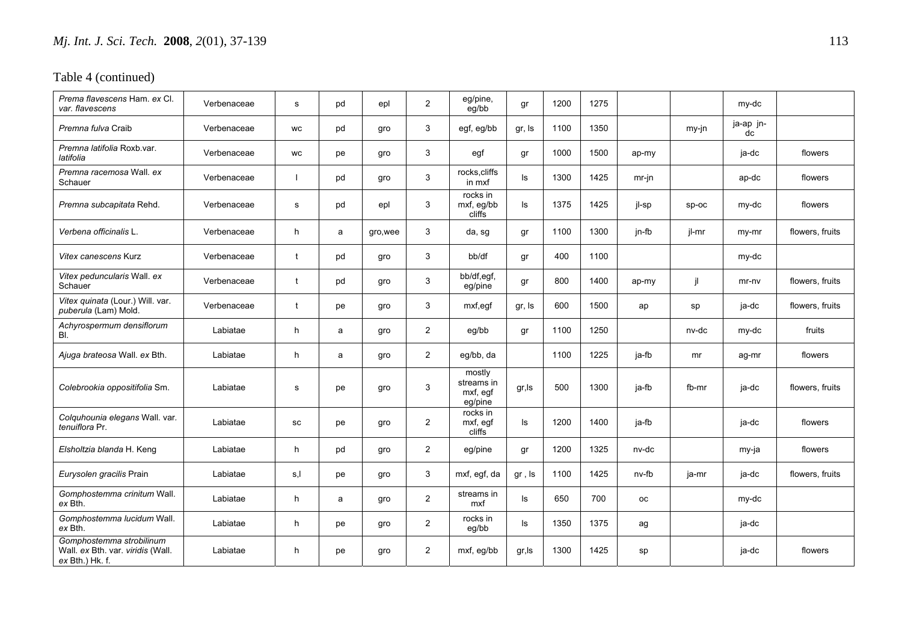Table 4 (continued)

| | | | | | | | | | | | | | |
|---|---|---|---|---|---|---|---|---|---|---|---|---|---|
| *Prema flavescens* Ham. *ex* Cl. var. *flavescens* | Verbenaceae | s | pd | epl | 2 | eg/pine, eg/bb | gr | 1200 | 1275 | | | my-dc | |
| *Premna fulva* Craib | Verbenaceae | wc | pd | gro | 3 | egf, eg/bb | gr, ls | 1100 | 1350 | | my-jn | ja-ap jn-dc | |
| *Premna latifolia* Roxb.var. *latifolia* | Verbenaceae | wc | pe | gro | 3 | egf | gr | 1000 | 1500 | ap-my | | ja-dc | flowers |
| *Premna racemosa* Wall. *ex* Schauer | Verbenaceae | l | pd | gro | 3 | rocks,cliffs in mxf | ls | 1300 | 1425 | mr-jn | | ap-dc | flowers |
| *Premna subcapitata* Rehd. | Verbenaceae | s | pd | epl | 3 | rocks in mxf, eg/bb cliffs | ls | 1375 | 1425 | jl-sp | sp-oc | my-dc | flowers |
| *Verbena officinalis* L. | Verbenaceae | h | a | gro,wee | 3 | da, sg | gr | 1100 | 1300 | jn-fb | jl-mr | my-mr | flowers, fruits |
| *Vitex canescens* Kurz | Verbenaceae | t | pd | gro | 3 | bb/df | gr | 400 | 1100 | | | my-dc | |
| *Vitex peduncularis* Wall. *ex* Schauer | Verbenaceae | t | pd | gro | 3 | bb/df,egf, eg/pine | gr | 800 | 1400 | ap-my | jl | mr-nv | flowers, fruits |
| *Vitex quinata* (Lour.) Will. var. *puberula* (Lam) Mold. | Verbenaceae | t | pe | gro | 3 | mxf,egf | gr, ls | 600 | 1500 | ap | sp | ja-dc | flowers, fruits |
| *Achyrospermum densiflorum* Bl. | Labiatae | h | a | gro | 2 | eg/bb | gr | 1100 | 1250 | | nv-dc | my-dc | fruits |
| *Ajuga brateosa* Wall. *ex* Bth. | Labiatae | h | a | gro | 2 | eg/bb, da | | 1100 | 1225 | ja-fb | mr | ag-mr | flowers |
| *Colebrookia oppositifolia* Sm. | Labiatae | s | pe | gro | 3 | mostly streams in mxf, egf eg/pine | gr,ls | 500 | 1300 | ja-fb | fb-mr | ja-dc | flowers, fruits |
| *Colquhounia elegans* Wall. var. *tenuiflora* Pr. | Labiatae | sc | pe | gro | 2 | rocks in mxf, egf cliffs | ls | 1200 | 1400 | ja-fb | | ja-dc | flowers |
| *Elsholtzia blanda* H. Keng | Labiatae | h | pd | gro | 2 | eg/pine | gr | 1200 | 1325 | nv-dc | | my-ja | flowers |
| *Eurysolen gracilis* Prain | Labiatae | s,l | pe | gro | 3 | mxf, egf, da | gr , ls | 1100 | 1425 | nv-fb | ja-mr | ja-dc | flowers, fruits |
| *Gomphostemma crinitum* Wall. *ex* Bth. | Labiatae | h | a | gro | 2 | streams in mxf | ls | 650 | 700 | oc | | my-dc | |
| *Gomphostemma lucidum* Wall. *ex* Bth. | Labiatae | h | pe | gro | 2 | rocks in eg/bb | ls | 1350 | 1375 | ag | | ja-dc | |
| *Gomphostemma strobilinum* Wall. *ex* Bth. var. *viridis* (Wall. *ex* Bth.) Hk. f. | Labiatae | h | pe | gro | 2 | mxf, eg/bb | gr,ls | 1300 | 1425 | sp | | ja-dc | flowers |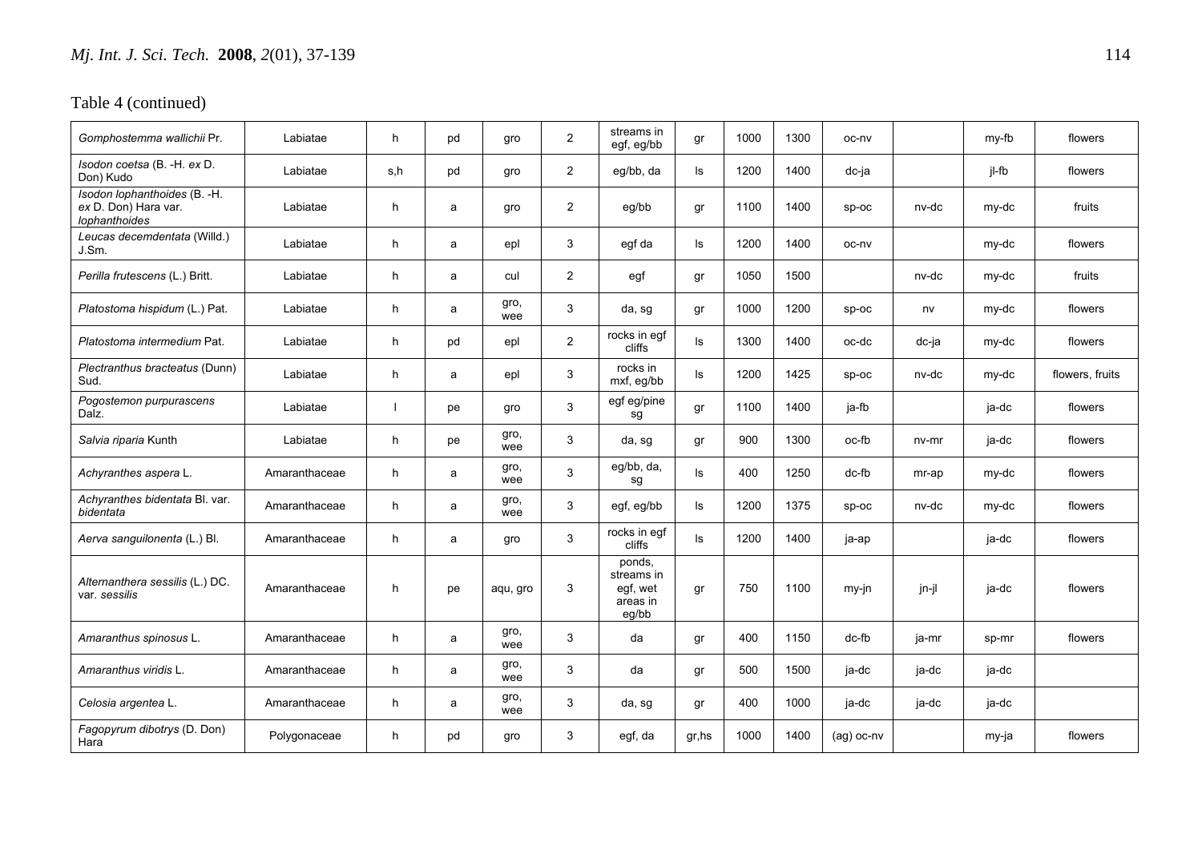Table 4 (continued)

| | | | | | | | | | | | | | |
|---|---|---|---|---|---|---|---|---|---|---|---|---|---|
| *Gomphostemma wallichii* Pr. | Labiatae | h | pd | gro | 2 | streams in egf, eg/bb | gr | 1000 | 1300 | oc-nv | | my-fb | flowers |
| *Isodon coetsa* (B. -H. *ex* D. Don) Kudo | Labiatae | s,h | pd | gro | 2 | eg/bb, da | ls | 1200 | 1400 | dc-ja | | jl-fb | flowers |
| *Isodon lophanthoides* (B. -H. *ex* D. Don) Hara var. *lophanthoides* | Labiatae | h | a | gro | 2 | eg/bb | gr | 1100 | 1400 | sp-oc | nv-dc | my-dc | fruits |
| *Leucas decemdentata* (Willd.) J.Sm. | Labiatae | h | a | epl | 3 | egf da | ls | 1200 | 1400 | oc-nv | | my-dc | flowers |
| *Perilla frutescens* (L.) Britt. | Labiatae | h | a | cul | 2 | egf | gr | 1050 | 1500 | | nv-dc | my-dc | fruits |
| *Platostoma hispidum* (L.) Pat. | Labiatae | h | a | gro, wee | 3 | da, sg | gr | 1000 | 1200 | sp-oc | nv | my-dc | flowers |
| *Platostoma intermedium* Pat. | Labiatae | h | pd | epl | 2 | rocks in egf cliffs | ls | 1300 | 1400 | oc-dc | dc-ja | my-dc | flowers |
| *Plectranthus bracteatus* (Dunn) Sud. | Labiatae | h | a | epl | 3 | rocks in mxf, eg/bb | ls | 1200 | 1425 | sp-oc | nv-dc | my-dc | flowers, fruits |
| *Pogostemon purpurascens* Dalz. | Labiatae | l | pe | gro | 3 | egf eg/pine sg | gr | 1100 | 1400 | ja-fb | | ja-dc | flowers |
| *Salvia riparia* Kunth | Labiatae | h | pe | gro, wee | 3 | da, sg | gr | 900 | 1300 | oc-fb | nv-mr | ja-dc | flowers |
| *Achyranthes aspera* L. | Amaranthaceae | h | a | gro, wee | 3 | eg/bb, da, sg | ls | 400 | 1250 | dc-fb | mr-ap | my-dc | flowers |
| *Achyranthes bidentata* Bl. var. *bidentata* | Amaranthaceae | h | a | gro, wee | 3 | egf, eg/bb | ls | 1200 | 1375 | sp-oc | nv-dc | my-dc | flowers |
| *Aerva sanguilonenta* (L.) Bl. | Amaranthaceae | h | a | gro | 3 | rocks in egf cliffs | ls | 1200 | 1400 | ja-ap | | ja-dc | flowers |
| *Alternanthera sessilis* (L.) DC. var. *sessilis* | Amaranthaceae | h | pe | aqu, gro | 3 | ponds, streams in egf, wet areas in eg/bb | gr | 750 | 1100 | my-jn | jn-jl | ja-dc | flowers |
| *Amaranthus spinosus* L. | Amaranthaceae | h | a | gro, wee | 3 | da | gr | 400 | 1150 | dc-fb | ja-mr | sp-mr | flowers |
| *Amaranthus viridis* L. | Amaranthaceae | h | a | gro, wee | 3 | da | gr | 500 | 1500 | ja-dc | ja-dc | ja-dc | |
| *Celosia argentea* L. | Amaranthaceae | h | a | gro, wee | 3 | da, sg | gr | 400 | 1000 | ja-dc | ja-dc | ja-dc | |
| *Fagopyrum dibotrys* (D. Don) Hara | Polygonaceae | h | pd | gro | 3 | egf, da | gr,hs | 1000 | 1400 | (ag) oc-nv | | my-ja | flowers |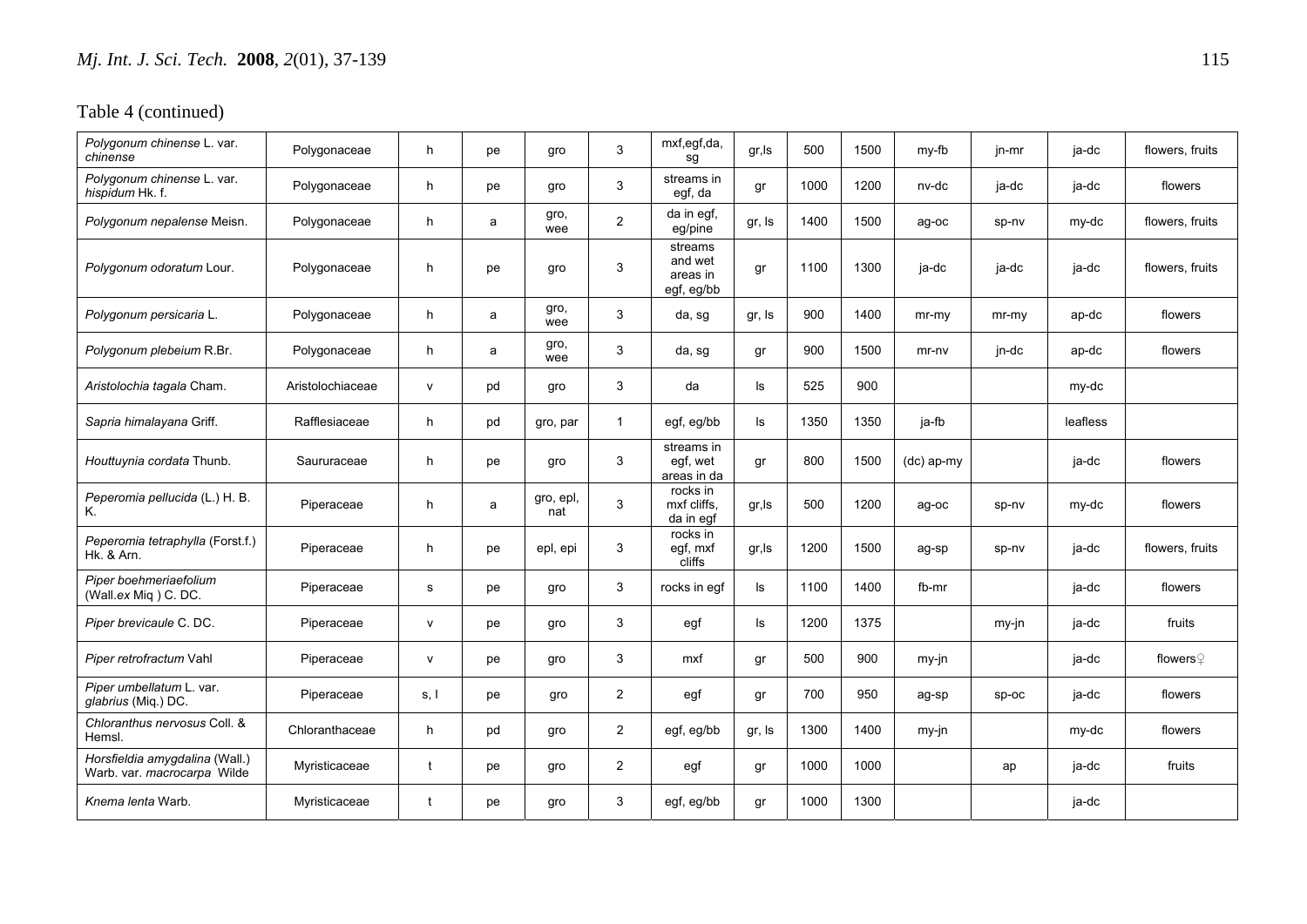Table 4 (continued)

| | | | | | | | | | | | | | |
|---|---|---|---|---|---|---|---|---|---|---|---|---|---|
| *Polygonum chinense* L. var. *chinense* | Polygonaceae | h | pe | gro | 3 | mxf,egf,da, sg | gr,ls | 500 | 1500 | my-fb | jn-mr | ja-dc | flowers, fruits |
| *Polygonum chinense* L. var. *hispidum* Hk. f. | Polygonaceae | h | pe | gro | 3 | streams in egf, da | gr | 1000 | 1200 | nv-dc | ja-dc | ja-dc | flowers |
| *Polygonum nepalense* Meisn. | Polygonaceae | h | a | gro, wee | 2 | da in egf, eg/pine | gr, ls | 1400 | 1500 | ag-oc | sp-nv | my-dc | flowers, fruits |
| *Polygonum odoratum* Lour. | Polygonaceae | h | pe | gro | 3 | streams and wet areas in egf, eg/bb | gr | 1100 | 1300 | ja-dc | ja-dc | ja-dc | flowers, fruits |
| *Polygonum persicaria* L. | Polygonaceae | h | a | gro, wee | 3 | da, sg | gr, ls | 900 | 1400 | mr-my | mr-my | ap-dc | flowers |
| *Polygonum plebeium* R.Br. | Polygonaceae | h | a | gro, wee | 3 | da, sg | gr | 900 | 1500 | mr-nv | jn-dc | ap-dc | flowers |
| *Aristolochia tagala* Cham. | Aristolochiaceae | v | pd | gro | 3 | da | ls | 525 | 900 | | | my-dc | |
| *Sapria himalayana* Griff. | Rafflesiaceae | h | pd | gro, par | 1 | egf, eg/bb | ls | 1350 | 1350 | ja-fb | | leafless | |
| *Houttuynia cordata* Thunb. | Saururaceae | h | pe | gro | 3 | streams in egf, wet areas in da | gr | 800 | 1500 | (dc) ap-my | | ja-dc | flowers |
| *Peperomia pellucida* (L.) H. B. K. | Piperaceae | h | a | gro, epl, nat | 3 | rocks in mxf cliffs, da in egf | gr,ls | 500 | 1200 | ag-oc | sp-nv | my-dc | flowers |
| *Peperomia tetraphylla* (Forst.f.) Hk. & Arn. | Piperaceae | h | pe | epl, epi | 3 | rocks in egf, mxf cliffs | gr,ls | 1200 | 1500 | ag-sp | sp-nv | ja-dc | flowers, fruits |
| *Piper boehmeriaefolium* (Wall.*ex* Miq ) C. DC. | Piperaceae | s | pe | gro | 3 | rocks in egf | ls | 1100 | 1400 | fb-mr | | ja-dc | flowers |
| *Piper brevicaule* C. DC. | Piperaceae | v | pe | gro | 3 | egf | ls | 1200 | 1375 | | my-jn | ja-dc | fruits |
| *Piper retrofractum* Vahl | Piperaceae | v | pe | gro | 3 | mxf | gr | 500 | 900 | my-jn | | ja-dc | flowers♀ |
| *Piper umbellatum* L. var. *glabrius* (Miq.) DC. | Piperaceae | s, l | pe | gro | 2 | egf | gr | 700 | 950 | ag-sp | sp-oc | ja-dc | flowers |
| *Chloranthus nervosus* Coll. & Hemsl. | Chloranthaceae | h | pd | gro | 2 | egf, eg/bb | gr, ls | 1300 | 1400 | my-jn | | my-dc | flowers |
| *Horsfieldia amygdalina* (Wall.) Warb. var. *macrocarpa* Wilde | Myristicaceae | t | pe | gro | 2 | egf | gr | 1000 | 1000 | | ap | ja-dc | fruits |
| *Knema lenta* Warb. | Myristicaceae | t | pe | gro | 3 | egf, eg/bb | gr | 1000 | 1300 | | | ja-dc | |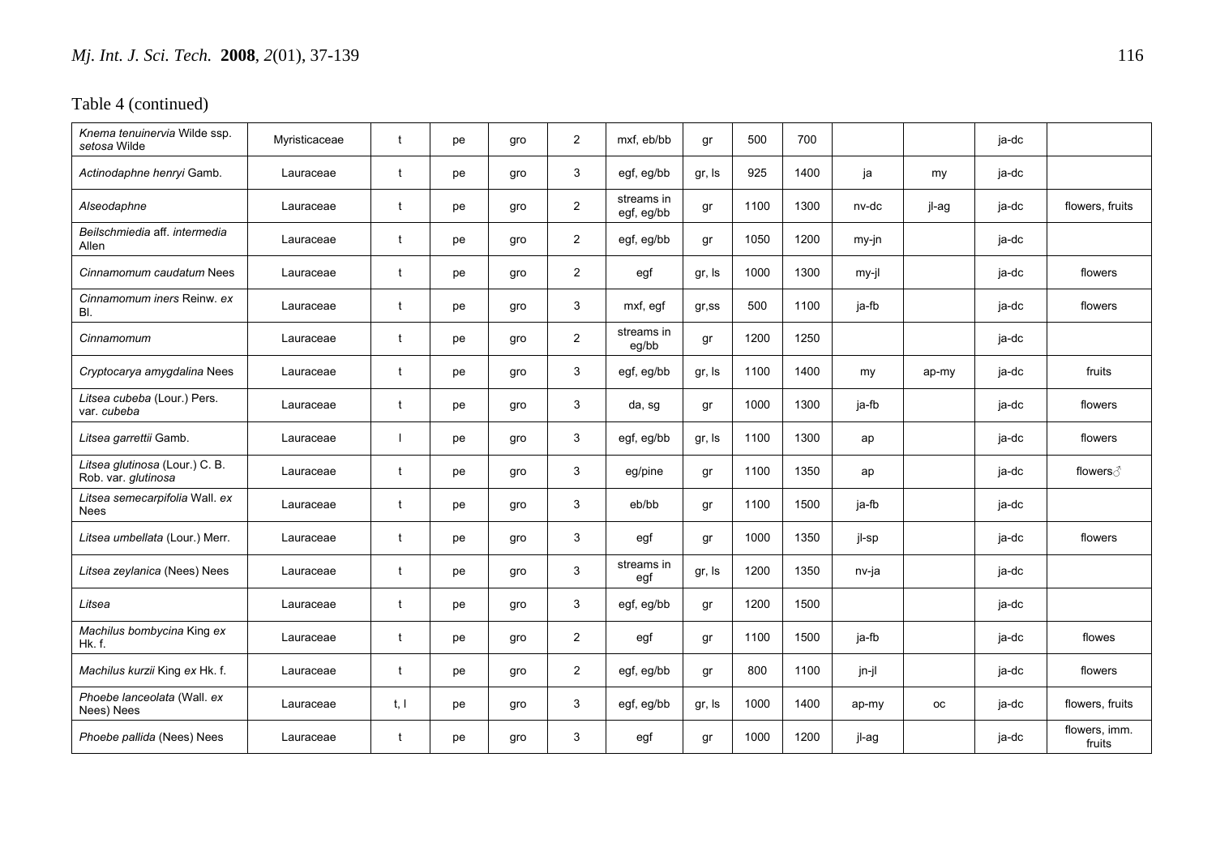Table 4 (continued)

| | | | | | | | | | | | | | |
|---|---|---|---|---|---|---|---|---|---|---|---|---|---|
| *Knema tenuinervia* Wilde ssp. *setosa* Wilde | Myristicaceae | t | pe | gro | 2 | mxf, eb/bb | gr | 500 | 700 | | | ja-dc | |
| *Actinodaphne henryi* Gamb. | Lauraceae | t | pe | gro | 3 | egf, eg/bb | gr, ls | 925 | 1400 | ja | my | ja-dc | |
| *Alseodaphne* | Lauraceae | t | pe | gro | 2 | streams in egf, eg/bb | gr | 1100 | 1300 | nv-dc | jl-ag | ja-dc | flowers, fruits |
| *Beilschmiedia* aff. *intermedia* Allen | Lauraceae | t | pe | gro | 2 | egf, eg/bb | gr | 1050 | 1200 | my-jn | | ja-dc | |
| *Cinnamomum caudatum* Nees | Lauraceae | t | pe | gro | 2 | egf | gr, ls | 1000 | 1300 | my-jl | | ja-dc | flowers |
| *Cinnamomum iners* Reinw. *ex* Bl. | Lauraceae | t | pe | gro | 3 | mxf, egf | gr,ss | 500 | 1100 | ja-fb | | ja-dc | flowers |
| *Cinnamomum* | Lauraceae | t | pe | gro | 2 | streams in eg/bb | gr | 1200 | 1250 | | | ja-dc | |
| *Cryptocarya amygdalina* Nees | Lauraceae | t | pe | gro | 3 | egf, eg/bb | gr, ls | 1100 | 1400 | my | ap-my | ja-dc | fruits |
| *Litsea cubeba* (Lour.) Pers. var. *cubeba* | Lauraceae | t | pe | gro | 3 | da, sg | gr | 1000 | 1300 | ja-fb | | ja-dc | flowers |
| *Litsea garrettii* Gamb. | Lauraceae | l | pe | gro | 3 | egf, eg/bb | gr, ls | 1100 | 1300 | ap | | ja-dc | flowers |
| *Litsea glutinosa* (Lour.) C. B. Rob. var. *glutinosa* | Lauraceae | t | pe | gro | 3 | eg/pine | gr | 1100 | 1350 | ap | | ja-dc | flowers♂ |
| *Litsea semecarpifolia* Wall. *ex* Nees | Lauraceae | t | pe | gro | 3 | eb/bb | gr | 1100 | 1500 | ja-fb | | ja-dc | |
| *Litsea umbellata* (Lour.) Merr. | Lauraceae | t | pe | gro | 3 | egf | gr | 1000 | 1350 | jl-sp | | ja-dc | flowers |
| *Litsea zeylanica* (Nees) Nees | Lauraceae | t | pe | gro | 3 | streams in egf | gr, ls | 1200 | 1350 | nv-ja | | ja-dc | |
| *Litsea* | Lauraceae | t | pe | gro | 3 | egf, eg/bb | gr | 1200 | 1500 | | | ja-dc | |
| *Machilus bombycina* King *ex* Hk. f. | Lauraceae | t | pe | gro | 2 | egf | gr | 1100 | 1500 | ja-fb | | ja-dc | flowes |
| *Machilus kurzii* King *ex* Hk. f. | Lauraceae | t | pe | gro | 2 | egf, eg/bb | gr | 800 | 1100 | jn-jl | | ja-dc | flowers |
| *Phoebe lanceolata* (Wall. *ex* Nees) Nees | Lauraceae | t, l | pe | gro | 3 | egf, eg/bb | gr, ls | 1000 | 1400 | ap-my | oc | ja-dc | flowers, fruits |
| *Phoebe pallida* (Nees) Nees | Lauraceae | t | pe | gro | 3 | egf | gr | 1000 | 1200 | jl-ag | | ja-dc | flowers, imm. fruits |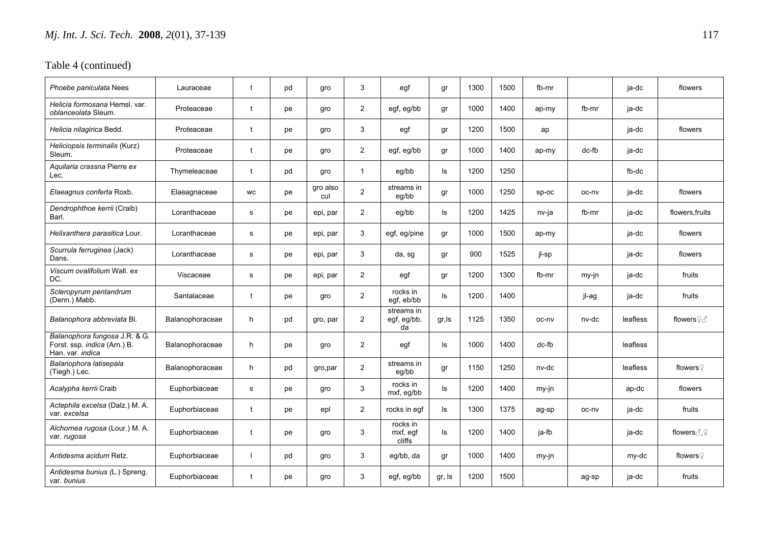Table 4 (continued)

| | | | | | | | | | | | | | |
|---|---|---|---|---|---|---|---|---|---|---|---|---|---|
| *Phoebe paniculata* Nees | Lauraceae | t | pd | gro | 3 | egf | gr | 1300 | 1500 | fb-mr | | ja-dc | flowers |
| *Helicia formosana* Hemsl. var. *oblanceolata* Sleum. | Proteaceae | t | pe | gro | 2 | egf, eg/bb | gr | 1000 | 1400 | ap-my | fb-mr | ja-dc | |
| *Helicia nilagirica* Bedd. | Proteaceae | t | pe | gro | 3 | egf | gr | 1200 | 1500 | ap | | ja-dc | flowers |
| *Heliciopsis terminalis* (Kurz) Sleum. | Proteaceae | t | pe | gro | 2 | egf, eg/bb | gr | 1000 | 1400 | ap-my | dc-fb | ja-dc | |
| *Aquilaria crassna* Pierre *ex* Lec. | Thymeleaceae | t | pd | gro | 1 | eg/bb | ls | 1200 | 1250 | | | fb-dc | |
| *Elaeagnus conferta* Roxb. | Elaeagnaceae | wc | pe | gro also cul | 2 | streams in eg/bb | gr | 1000 | 1250 | sp-oc | oc-nv | ja-dc | flowers |
| *Dendrophthoe kerrii* (Craib) Barl. | Loranthaceae | s | pe | epi, par | 2 | eg/bb | ls | 1200 | 1425 | nv-ja | fb-mr | ja-dc | flowers,fruits |
| *Helixanthera parasitica* Lour. | Loranthaceae | s | pe | epi, par | 3 | egf, eg/pine | gr | 1000 | 1500 | ap-my | | ja-dc | flowers |
| *Scurrula ferruginea* (Jack) Dans. | Loranthaceae | s | pe | epi, par | 3 | da, sg | gr | 900 | 1525 | jl-sp | | ja-dc | flowers |
| *Viscum ovalifolium* Wall. *ex* DC. | Viscaceae | s | pe | epi, par | 2 | egf | gr | 1200 | 1300 | fb-mr | my-jn | ja-dc | fruits |
| *Scleropyrum pentandrum* (Denn.) Mabb. | Santalaceae | t | pe | gro | 2 | rocks in egf, eb/bb | ls | 1200 | 1400 | | jl-ag | ja-dc | fruits |
| *Balanophora abbreviata* Bl. | Balanophoraceae | h | pd | gro, par | 2 | streams in egf, eg/bb, da | gr,ls | 1125 | 1350 | oc-nv | nv-dc | leafless | flowers♀♂ |
| *Balanophora fungosa* J.R. & G. Forst. ssp. *indica* (Arn.) B. Han. var. *indica* | Balanophoraceae | h | pe | gro | 2 | egf | ls | 1000 | 1400 | dc-fb | | leafless | |
| *Balanophora latisepala* (Tiegh.) Lec. | Balanophoraceae | h | pd | gro,par | 2 | streams in eg/bb | gr | 1150 | 1250 | nv-dc | | leafless | flowers♀ |
| *Acalypha kerrii* Craib | Euphorbiaceae | s | pe | gro | 3 | rocks in mxf, eg/bb | ls | 1200 | 1400 | my-jn | | ap-dc | flowers |
| *Actephila excelsa* (Dalz.) M. A. var. *excelsa* | Euphorbiaceae | t | pe | epl | 2 | rocks in egf | ls | 1300 | 1375 | ag-sp | oc-nv | ja-dc | fruits |
| *Alchornea rugosa* (Lour.) M. A. var. *rugosa* | Euphorbiaceae | t | pe | gro | 3 | rocks in mxf, egf cliffs | ls | 1200 | 1400 | ja-fb | | ja-dc | flowers♂,♀ |
| *Antidesma acidum* Retz. | Euphorbiaceae | l | pd | gro | 3 | eg/bb, da | gr | 1000 | 1400 | my-jn | | my-dc | flowers♀ |
| *Antidesma bunius (*L.) Spreng. var. *bunius* | Euphorbiaceae | t | pe | gro | 3 | egf, eg/bb | gr, ls | 1200 | 1500 | | ag-sp | ja-dc | fruits |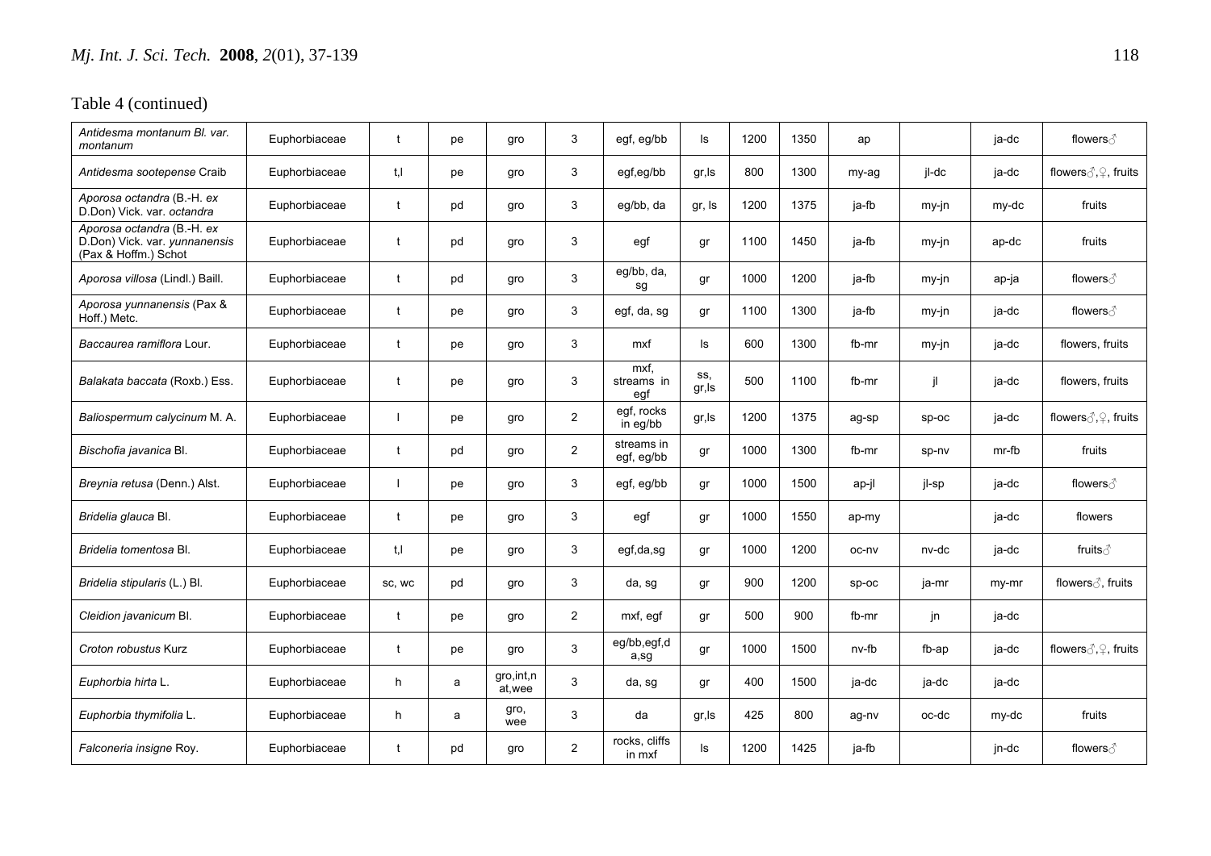Table 4 (continued)

| | | | | | | | | | | | | | |
|---|---|---|---|---|---|---|---|---|---|---|---|---|---|
| *Antidesma montanum Bl. var. montanum* | Euphorbiaceae | t | pe | gro | 3 | egf, eg/bb | ls | 1200 | 1350 | ap | | ja-dc | flowers♂ |
| *Antidesma sootepense* Craib | Euphorbiaceae | t,l | pe | gro | 3 | egf,eg/bb | gr,ls | 800 | 1300 | my-ag | jl-dc | ja-dc | flowers♂,♀, fruits |
| *Aporosa octandra* (B.-H. *ex* D.Don) Vick. var. *octandra* | Euphorbiaceae | t | pd | gro | 3 | eg/bb, da | gr, ls | 1200 | 1375 | ja-fb | my-jn | my-dc | fruits |
| *Aporosa octandra* (B.-H. *ex* D.Don) Vick. var. *yunnanensis* (Pax & Hoffm.) Schot | Euphorbiaceae | t | pd | gro | 3 | egf | gr | 1100 | 1450 | ja-fb | my-jn | ap-dc | fruits |
| *Aporosa villosa* (Lindl.) Baill. | Euphorbiaceae | t | pd | gro | 3 | eg/bb, da, sg | gr | 1000 | 1200 | ja-fb | my-jn | ap-ja | flowers♂ |
| *Aporosa yunnanensis* (Pax & Hoff.) Metc. | Euphorbiaceae | t | pe | gro | 3 | egf, da, sg | gr | 1100 | 1300 | ja-fb | my-jn | ja-dc | flowers♂ |
| *Baccaurea ramiflora* Lour. | Euphorbiaceae | t | pe | gro | 3 | mxf | ls | 600 | 1300 | fb-mr | my-jn | ja-dc | flowers, fruits |
| *Balakata baccata* (Roxb.) Ess. | Euphorbiaceae | t | pe | gro | 3 | mxf, streams in egf | ss, gr,ls | 500 | 1100 | fb-mr | jl | ja-dc | flowers, fruits |
| *Baliospermum calycinum* M. A. | Euphorbiaceae | l | pe | gro | 2 | egf, rocks in eg/bb | gr,ls | 1200 | 1375 | ag-sp | sp-oc | ja-dc | flowers♂,♀, fruits |
| *Bischofia javanica* Bl. | Euphorbiaceae | t | pd | gro | 2 | streams in egf, eg/bb | gr | 1000 | 1300 | fb-mr | sp-nv | mr-fb | fruits |
| *Breynia retusa* (Denn.) Alst. | Euphorbiaceae | l | pe | gro | 3 | egf, eg/bb | gr | 1000 | 1500 | ap-jl | jl-sp | ja-dc | flowers♂ |
| *Bridelia glauca* Bl. | Euphorbiaceae | t | pe | gro | 3 | egf | gr | 1000 | 1550 | ap-my | | ja-dc | flowers |
| *Bridelia tomentosa* Bl. | Euphorbiaceae | t,l | pe | gro | 3 | egf,da,sg | gr | 1000 | 1200 | oc-nv | nv-dc | ja-dc | fruits♂ |
| *Bridelia stipularis* (L.) Bl. | Euphorbiaceae | sc, wc | pd | gro | 3 | da, sg | gr | 900 | 1200 | sp-oc | ja-mr | my-mr | flowers♂, fruits |
| *Cleidion javanicum* Bl. | Euphorbiaceae | t | pe | gro | 2 | mxf, egf | gr | 500 | 900 | fb-mr | jn | ja-dc | |
| *Croton robustus* Kurz | Euphorbiaceae | t | pe | gro | 3 | eg/bb,egf,da,sg | gr | 1000 | 1500 | nv-fb | fb-ap | ja-dc | flowers♂,♀, fruits |
| *Euphorbia hirta* L. | Euphorbiaceae | h | a | gro,int,nat,wee | 3 | da, sg | gr | 400 | 1500 | ja-dc | ja-dc | ja-dc | |
| *Euphorbia thymifolia* L. | Euphorbiaceae | h | a | gro, wee | 3 | da | gr,ls | 425 | 800 | ag-nv | oc-dc | my-dc | fruits |
| *Falconeria insigne* Roy. | Euphorbiaceae | t | pd | gro | 2 | rocks, cliffs in mxf | ls | 1200 | 1425 | ja-fb | | jn-dc | flowers♂ |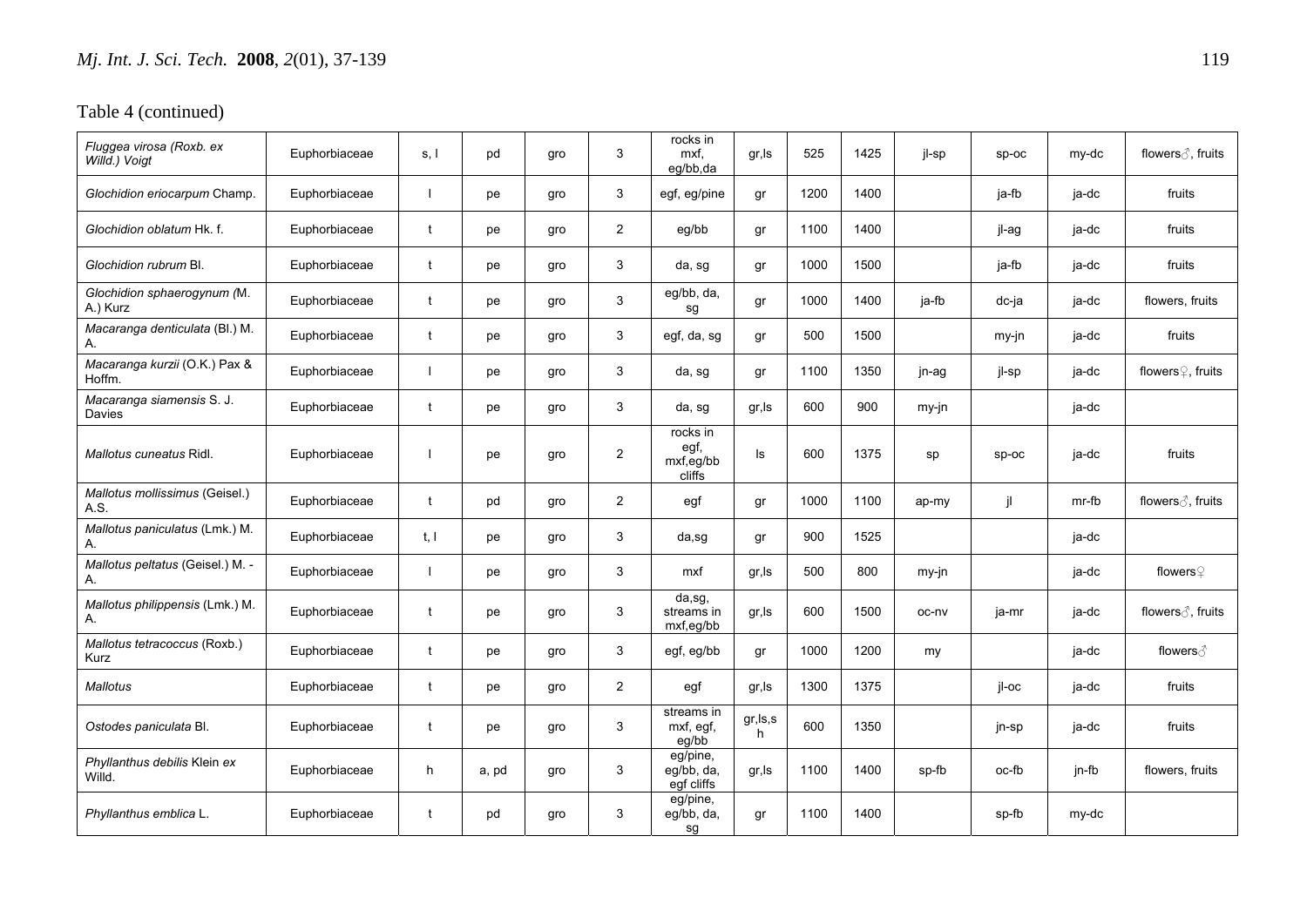Table 4 (continued)

| | | | | | | | | | | | | | |
|---|---|---|---|---|---|---|---|---|---|---|---|---|---|
| *Fluggea virosa (Roxb. ex Willd.) Voigt* | Euphorbiaceae | s, l | pd | gro | 3 | rocks in mxf, eg/bb,da | gr,ls | 525 | 1425 | jl-sp | sp-oc | my-dc | flowers♂, fruits |
| *Glochidion eriocarpum* Champ. | Euphorbiaceae | l | pe | gro | 3 | egf, eg/pine | gr | 1200 | 1400 | | ja-fb | ja-dc | fruits |
| *Glochidion oblatum* Hk. f. | Euphorbiaceae | t | pe | gro | 2 | eg/bb | gr | 1100 | 1400 | | jl-ag | ja-dc | fruits |
| *Glochidion rubrum* Bl. | Euphorbiaceae | t | pe | gro | 3 | da, sg | gr | 1000 | 1500 | | ja-fb | ja-dc | fruits |
| *Glochidion sphaerogynum (*M. A.) Kurz | Euphorbiaceae | t | pe | gro | 3 | eg/bb, da, sg | gr | 1000 | 1400 | ja-fb | dc-ja | ja-dc | flowers, fruits |
| *Macaranga denticulata* (Bl.) M. A. | Euphorbiaceae | t | pe | gro | 3 | egf, da, sg | gr | 500 | 1500 | | my-jn | ja-dc | fruits |
| *Macaranga kurzii* (O.K.) Pax & Hoffm. | Euphorbiaceae | l | pe | gro | 3 | da, sg | gr | 1100 | 1350 | jn-ag | jl-sp | ja-dc | flowers♀, fruits |
| *Macaranga siamensis* S. J. Davies | Euphorbiaceae | t | pe | gro | 3 | da, sg | gr,ls | 600 | 900 | my-jn | | ja-dc | |
| *Mallotus cuneatus* Ridl. | Euphorbiaceae | l | pe | gro | 2 | rocks in egf, mxf,eg/bb cliffs | ls | 600 | 1375 | sp | sp-oc | ja-dc | fruits |
| *Mallotus mollissimus* (Geisel.) A.S. | Euphorbiaceae | t | pd | gro | 2 | egf | gr | 1000 | 1100 | ap-my | jl | mr-fb | flowers♂, fruits |
| *Mallotus paniculatus* (Lmk.) M. A. | Euphorbiaceae | t, l | pe | gro | 3 | da,sg | gr | 900 | 1525 | | | ja-dc | |
| *Mallotus peltatus* (Geisel.) M. - A. | Euphorbiaceae | l | pe | gro | 3 | mxf | gr,ls | 500 | 800 | my-jn | | ja-dc | flowers♀ |
| *Mallotus philippensis* (Lmk.) M. A. | Euphorbiaceae | t | pe | gro | 3 | da,sg, streams in mxf,eg/bb | gr,ls | 600 | 1500 | oc-nv | ja-mr | ja-dc | flowers♂, fruits |
| *Mallotus tetracoccus* (Roxb.) Kurz | Euphorbiaceae | t | pe | gro | 3 | egf, eg/bb | gr | 1000 | 1200 | my | | ja-dc | flowers♂ |
| *Mallotus* | Euphorbiaceae | t | pe | gro | 2 | egf | gr,ls | 1300 | 1375 | | jl-oc | ja-dc | fruits |
| *Ostodes paniculata* Bl. | Euphorbiaceae | t | pe | gro | 3 | streams in mxf, egf, eg/bb | gr,ls,sh | 600 | 1350 | | jn-sp | ja-dc | fruits |
| *Phyllanthus debilis* Klein *ex* Willd. | Euphorbiaceae | h | a, pd | gro | 3 | eg/pine, eg/bb, da, egf cliffs | gr,ls | 1100 | 1400 | sp-fb | oc-fb | jn-fb | flowers, fruits |
| *Phyllanthus emblica* L. | Euphorbiaceae | t | pd | gro | 3 | eg/pine, eg/bb, da, sg | gr | 1100 | 1400 | | sp-fb | my-dc | |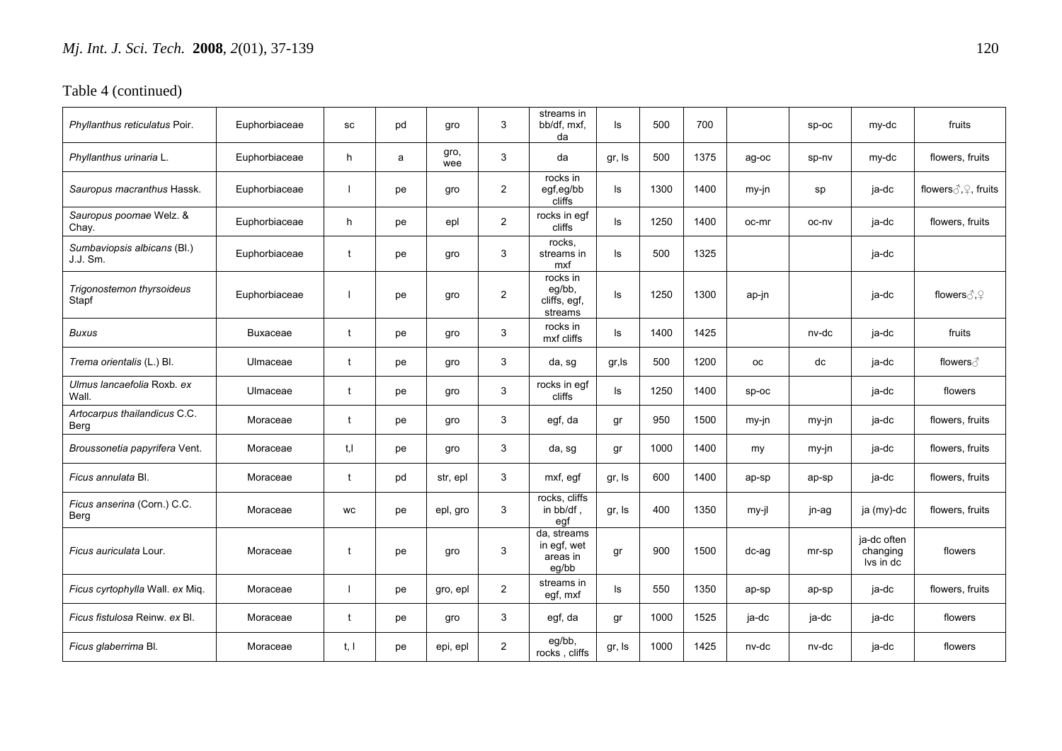Table 4 (continued)

| | | | | | | | | | | | | | |
|---|---|---|---|---|---|---|---|---|---|---|---|---|---|
| *Phyllanthus reticulatus* Poir. | Euphorbiaceae | sc | pd | gro | 3 | streams in bb/df, mxf, da | ls | 500 | 700 | | sp-oc | my-dc | fruits |
| *Phyllanthus urinaria* L. | Euphorbiaceae | h | a | gro, wee | 3 | da | gr, ls | 500 | 1375 | ag-oc | sp-nv | my-dc | flowers, fruits |
| *Sauropus macranthus* Hassk. | Euphorbiaceae | l | pe | gro | 2 | rocks in egf,eg/bb cliffs | ls | 1300 | 1400 | my-jn | sp | ja-dc | flowers♂,♀, fruits |
| *Sauropus poomae* Welz. & Chay. | Euphorbiaceae | h | pe | epl | 2 | rocks in egf cliffs | ls | 1250 | 1400 | oc-mr | oc-nv | ja-dc | flowers, fruits |
| *Sumbaviopsis albicans* (Bl.) J.J. Sm. | Euphorbiaceae | t | pe | gro | 3 | rocks, streams in mxf | ls | 500 | 1325 | | | ja-dc | |
| *Trigonostemon thyrsoideus* Stapf | Euphorbiaceae | l | pe | gro | 2 | rocks in eg/bb, cliffs, egf, streams | ls | 1250 | 1300 | ap-jn | | ja-dc | flowers♂,♀ |
| *Buxus* | Buxaceae | t | pe | gro | 3 | rocks in mxf cliffs | ls | 1400 | 1425 | | nv-dc | ja-dc | fruits |
| *Trema orientalis* (L.) Bl. | Ulmaceae | t | pe | gro | 3 | da, sg | gr,ls | 500 | 1200 | oc | dc | ja-dc | flowers♂ |
| *Ulmus lancaefolia* Roxb. *ex* Wall. | Ulmaceae | t | pe | gro | 3 | rocks in egf cliffs | ls | 1250 | 1400 | sp-oc | | ja-dc | flowers |
| *Artocarpus thailandicus* C.C. Berg | Moraceae | t | pe | gro | 3 | egf, da | gr | 950 | 1500 | my-jn | my-jn | ja-dc | flowers, fruits |
| *Broussonetia papyrifera* Vent. | Moraceae | t,l | pe | gro | 3 | da, sg | gr | 1000 | 1400 | my | my-jn | ja-dc | flowers, fruits |
| *Ficus annulata* Bl. | Moraceae | t | pd | str, epl | 3 | mxf, egf | gr, ls | 600 | 1400 | ap-sp | ap-sp | ja-dc | flowers, fruits |
| *Ficus anserina* (Corn.) C.C. Berg | Moraceae | wc | pe | epl, gro | 3 | rocks, cliffs in bb/df , egf | gr, ls | 400 | 1350 | my-jl | jn-ag | ja (my)-dc | flowers, fruits |
| *Ficus auriculata* Lour. | Moraceae | t | pe | gro | 3 | da, streams in egf, wet areas in eg/bb | gr | 900 | 1500 | dc-ag | mr-sp | ja-dc often changing lvs in dc | flowers |
| *Ficus cyrtophylla* Wall. *ex* Miq. | Moraceae | l | pe | gro, epl | 2 | streams in egf, mxf | ls | 550 | 1350 | ap-sp | ap-sp | ja-dc | flowers, fruits |
| *Ficus fistulosa* Reinw. *ex* Bl. | Moraceae | t | pe | gro | 3 | egf, da | gr | 1000 | 1525 | ja-dc | ja-dc | ja-dc | flowers |
| *Ficus glaberrima* Bl. | Moraceae | t, l | pe | epi, epl | 2 | eg/bb, rocks , cliffs | gr, ls | 1000 | 1425 | nv-dc | nv-dc | ja-dc | flowers |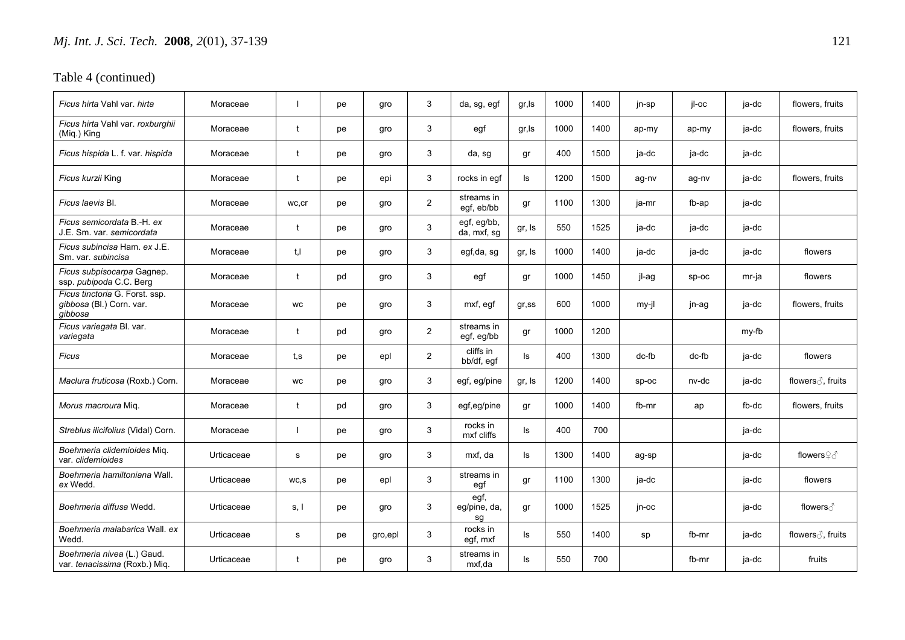Table 4 (continued)

| | | | | | | | | | | | | | |
|---|---|---|---|---|---|---|---|---|---|---|---|---|---|
| *Ficus hirta* Vahl var. *hirta* | Moraceae | l | pe | gro | 3 | da, sg, egf | gr,ls | 1000 | 1400 | jn-sp | jl-oc | ja-dc | flowers, fruits |
| *Ficus hirta* Vahl var. *roxburghii* (Miq.) King | Moraceae | t | pe | gro | 3 | egf | gr,ls | 1000 | 1400 | ap-my | ap-my | ja-dc | flowers, fruits |
| *Ficus hispida* L. f. var. *hispida* | Moraceae | t | pe | gro | 3 | da, sg | gr | 400 | 1500 | ja-dc | ja-dc | ja-dc | |
| *Ficus kurzii* King | Moraceae | t | pe | epi | 3 | rocks in egf | ls | 1200 | 1500 | ag-nv | ag-nv | ja-dc | flowers, fruits |
| *Ficus laevis* Bl. | Moraceae | wc,cr | pe | gro | 2 | streams in egf, eb/bb | gr | 1100 | 1300 | ja-mr | fb-ap | ja-dc | |
| *Ficus semicordata* B.-H. *ex* J.E. Sm. var. *semicordata* | Moraceae | t | pe | gro | 3 | egf, eg/bb, da, mxf, sg | gr, ls | 550 | 1525 | ja-dc | ja-dc | ja-dc | |
| *Ficus subincisa* Ham. *ex* J.E. Sm. var. *subincisa* | Moraceae | t,l | pe | gro | 3 | egf,da, sg | gr, ls | 1000 | 1400 | ja-dc | ja-dc | ja-dc | flowers |
| *Ficus subpisocarpa* Gagnep. ssp. *pubipoda* C.C. Berg | Moraceae | t | pd | gro | 3 | egf | gr | 1000 | 1450 | jl-ag | sp-oc | mr-ja | flowers |
| *Ficus tinctoria* G. Forst. ssp. *gibbosa* (Bl.) Corn. var. *gibbosa* | Moraceae | wc | pe | gro | 3 | mxf, egf | gr,ss | 600 | 1000 | my-jl | jn-ag | ja-dc | flowers, fruits |
| *Ficus variegata* Bl. var. *variegata* | Moraceae | t | pd | gro | 2 | streams in egf, eg/bb | gr | 1000 | 1200 | | | my-fb | |
| *Ficus* | Moraceae | t,s | pe | epl | 2 | cliffs in bb/df, egf | ls | 400 | 1300 | dc-fb | dc-fb | ja-dc | flowers |
| *Maclura fruticosa* (Roxb.) Corn. | Moraceae | wc | pe | gro | 3 | egf, eg/pine | gr, ls | 1200 | 1400 | sp-oc | nv-dc | ja-dc | flowers♂, fruits |
| *Morus macroura* Miq. | Moraceae | t | pd | gro | 3 | egf,eg/pine | gr | 1000 | 1400 | fb-mr | ap | fb-dc | flowers, fruits |
| *Streblus ilicifolius* (Vidal) Corn. | Moraceae | l | pe | gro | 3 | rocks in mxf cliffs | ls | 400 | 700 | | | ja-dc | |
| *Boehmeria clidemioides* Miq. var. *clidemioides* | Urticaceae | s | pe | gro | 3 | mxf, da | ls | 1300 | 1400 | ag-sp | | ja-dc | flowers♀♂ |
| *Boehmeria hamiltoniana* Wall. *ex* Wedd. | Urticaceae | wc,s | pe | epl | 3 | streams in egf | gr | 1100 | 1300 | ja-dc | | ja-dc | flowers |
| *Boehmeria diffusa* Wedd. | Urticaceae | s, l | pe | gro | 3 | egf, eg/pine, da, sg | gr | 1000 | 1525 | jn-oc | | ja-dc | flowers♂ |
| *Boehmeria malabarica* Wall. *ex* Wedd. | Urticaceae | s | pe | gro,epl | 3 | rocks in egf, mxf | ls | 550 | 1400 | sp | fb-mr | ja-dc | flowers♂, fruits |
| *Boehmeria nivea* (L.) Gaud. var. *tenacissima* (Roxb.) Miq. | Urticaceae | t | pe | gro | 3 | streams in mxf,da | ls | 550 | 700 | | fb-mr | ja-dc | fruits |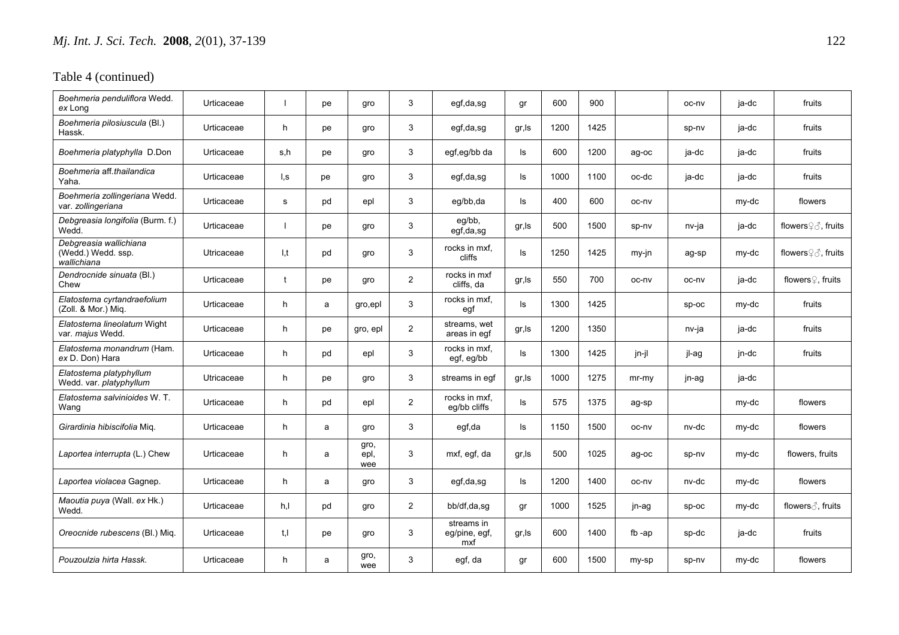Table 4 (continued)

| | | | | | | | | | | | | | |
|---|---|---|---|---|---|---|---|---|---|---|---|---|---|
| *Boehmeria penduliflora* Wedd. *ex* Long | Urticaceae | l | pe | gro | 3 | egf,da,sg | gr | 600 | 900 | | oc-nv | ja-dc | fruits |
| *Boehmeria pilosiuscula* (Bl.) Hassk. | Urticaceae | h | pe | gro | 3 | egf,da,sg | gr,ls | 1200 | 1425 | | sp-nv | ja-dc | fruits |
| *Boehmeria platyphylla* D.Don | Urticaceae | s,h | pe | gro | 3 | egf,eg/bb da | ls | 600 | 1200 | ag-oc | ja-dc | ja-dc | fruits |
| *Boehmeria* aff.*thailandica* Yaha. | Urticaceae | l,s | pe | gro | 3 | egf,da,sg | ls | 1000 | 1100 | oc-dc | ja-dc | ja-dc | fruits |
| *Boehmeria zollingeriana* Wedd. var. *zollingeriana* | Urticaceae | s | pd | epl | 3 | eg/bb,da | ls | 400 | 600 | oc-nv | | my-dc | flowers |
| *Debgreasia longifolia* (Burm. f.) Wedd. | Urticaceae | l | pe | gro | 3 | eg/bb, egf,da,sg | gr,ls | 500 | 1500 | sp-nv | nv-ja | ja-dc | flowers♀♂, fruits |
| *Debgreasia wallichiana* (Wedd.) Wedd. ssp. *wallichiana* | Utricaceae | l,t | pd | gro | 3 | rocks in mxf, cliffs | ls | 1250 | 1425 | my-jn | ag-sp | my-dc | flowers♀♂, fruits |
| *Dendrocnide sinuata* (Bl.) Chew | Urticaceae | t | pe | gro | 2 | rocks in mxf cliffs, da | gr,ls | 550 | 700 | oc-nv | oc-nv | ja-dc | flowers♀, fruits |
| *Elatostema cyrtandraefolium* (Zoll. & Mor.) Miq. | Urticaceae | h | a | gro,epl | 3 | rocks in mxf, egf | ls | 1300 | 1425 | | sp-oc | my-dc | fruits |
| *Elatostema lineolatum* Wight var. *majus* Wedd. | Urticaceae | h | pe | gro, epl | 2 | streams, wet areas in egf | gr,ls | 1200 | 1350 | | nv-ja | ja-dc | fruits |
| *Elatostema monandrum* (Ham. *ex* D. Don) Hara | Urticaceae | h | pd | epl | 3 | rocks in mxf, egf, eg/bb | ls | 1300 | 1425 | jn-jl | jl-ag | jn-dc | fruits |
| *Elatostema platyphyllum* Wedd. var. *platyphyllum* | Utricaceae | h | pe | gro | 3 | streams in egf | gr,ls | 1000 | 1275 | mr-my | jn-ag | ja-dc | |
| *Elatostema salvinioides* W. T. Wang | Urticaceae | h | pd | epl | 2 | rocks in mxf, eg/bb cliffs | ls | 575 | 1375 | ag-sp | | my-dc | flowers |
| *Girardinia hibiscifolia* Miq. | Urticaceae | h | a | gro | 3 | egf,da | ls | 1150 | 1500 | oc-nv | nv-dc | my-dc | flowers |
| *Laportea interrupta* (L.) Chew | Urticaceae | h | a | gro, epl, wee | 3 | mxf, egf, da | gr,ls | 500 | 1025 | ag-oc | sp-nv | my-dc | flowers, fruits |
| *Laportea violacea* Gagnep. | Urticaceae | h | a | gro | 3 | egf,da,sg | ls | 1200 | 1400 | oc-nv | nv-dc | my-dc | flowers |
| *Maoutia puya* (Wall. *ex* Hk.) Wedd. | Urticaceae | h,l | pd | gro | 2 | bb/df,da,sg | gr | 1000 | 1525 | jn-ag | sp-oc | my-dc | flowers♂, fruits |
| *Oreocnide rubescens* (Bl.) Miq. | Urticaceae | t,l | pe | gro | 3 | streams in eg/pine, egf, mxf | gr,ls | 600 | 1400 | fb -ap | sp-dc | ja-dc | fruits |
| *Pouzoulzia hirta* Hassk. | Urticaceae | h | a | gro, wee | 3 | egf, da | gr | 600 | 1500 | my-sp | sp-nv | my-dc | flowers |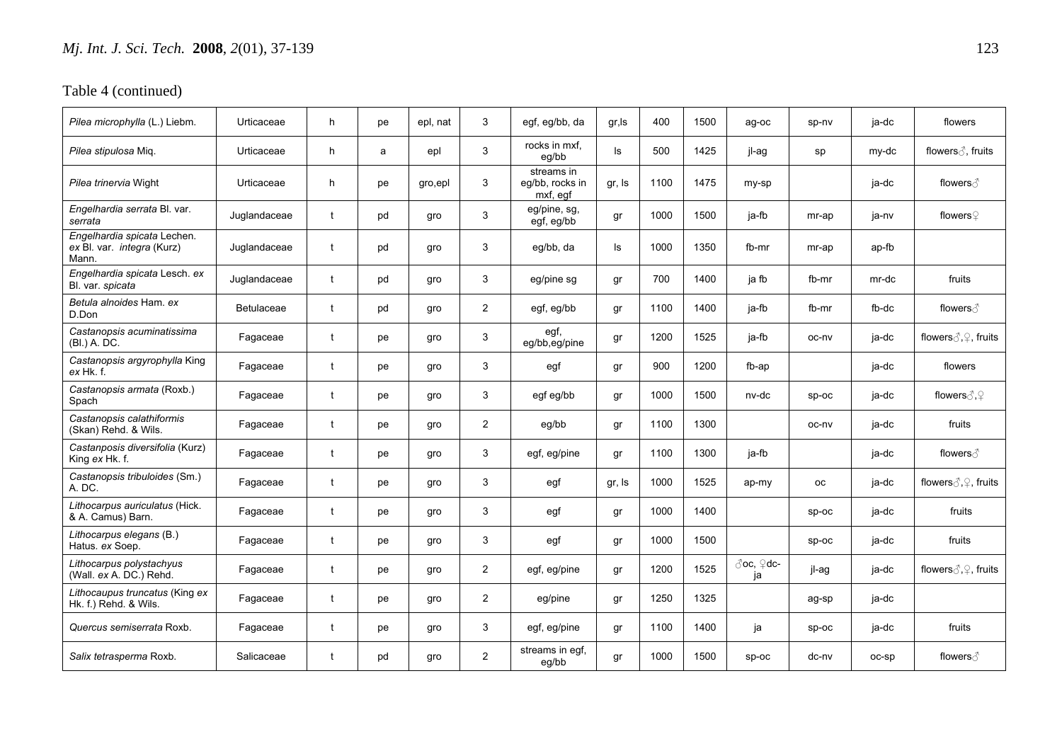Table 4 (continued)

| | | | | | | | | | | | | | |
|---|---|---|---|---|---|---|---|---|---|---|---|---|---|
| *Pilea microphylla* (L.) Liebm. | Urticaceae | h | pe | epl, nat | 3 | egf, eg/bb, da | gr,ls | 400 | 1500 | ag-oc | sp-nv | ja-dc | flowers |
| *Pilea stipulosa* Miq. | Urticaceae | h | a | epl | 3 | rocks in mxf, eg/bb | ls | 500 | 1425 | jl-ag | sp | my-dc | flowers♂, fruits |
| *Pilea trinervia* Wight | Urticaceae | h | pe | gro,epl | 3 | streams in eg/bb, rocks in mxf, egf | gr, ls | 1100 | 1475 | my-sp | | ja-dc | flowers♂ |
| *Engelhardia serrata* Bl. var. *serrata* | Juglandaceae | t | pd | gro | 3 | eg/pine, sg, egf, eg/bb | gr | 1000 | 1500 | ja-fb | mr-ap | ja-nv | flowers♀ |
| *Engelhardia spicata* Lechen. *ex* Bl. var. *integra* (Kurz) Mann. | Juglandaceae | t | pd | gro | 3 | eg/bb, da | ls | 1000 | 1350 | fb-mr | mr-ap | ap-fb | |
| *Engelhardia spicata* Lesch. *ex* Bl. var. *spicata* | Juglandaceae | t | pd | gro | 3 | eg/pine sg | gr | 700 | 1400 | ja fb | fb-mr | mr-dc | fruits |
| *Betula alnoides* Ham. *ex* D.Don | Betulaceae | t | pd | gro | 2 | egf, eg/bb | gr | 1100 | 1400 | ja-fb | fb-mr | fb-dc | flowers♂ |
| *Castanopsis acuminatissima* (Bl.) A. DC. | Fagaceae | t | pe | gro | 3 | egf, eg/bb,eg/pine | gr | 1200 | 1525 | ja-fb | oc-nv | ja-dc | flowers♂,♀, fruits |
| *Castanopsis argyrophylla* King *ex* Hk. f. | Fagaceae | t | pe | gro | 3 | egf | gr | 900 | 1200 | fb-ap | | ja-dc | flowers |
| *Castanopsis armata* (Roxb.) Spach | Fagaceae | t | pe | gro | 3 | egf eg/bb | gr | 1000 | 1500 | nv-dc | sp-oc | ja-dc | flowers♂,♀ |
| *Castanopsis calathiformis* (Skan) Rehd. & Wils. | Fagaceae | t | pe | gro | 2 | eg/bb | gr | 1100 | 1300 | | oc-nv | ja-dc | fruits |
| *Castanposis diversifolia* (Kurz) King *ex* Hk. f. | Fagaceae | t | pe | gro | 3 | egf, eg/pine | gr | 1100 | 1300 | ja-fb | | ja-dc | flowers♂ |
| *Castanopsis tribuloides* (Sm.) A. DC. | Fagaceae | t | pe | gro | 3 | egf | gr, ls | 1000 | 1525 | ap-my | oc | ja-dc | flowers♂,♀, fruits |
| *Lithocarpus auriculatus* (Hick. & A. Camus) Barn. | Fagaceae | t | pe | gro | 3 | egf | gr | 1000 | 1400 | | sp-oc | ja-dc | fruits |
| *Lithocarpus elegans* (B.) Hatus. *ex* Soep. | Fagaceae | t | pe | gro | 3 | egf | gr | 1000 | 1500 | | sp-oc | ja-dc | fruits |
| *Lithocarpus polystachyus* (Wall. *ex* A. DC.) Rehd. | Fagaceae | t | pe | gro | 2 | egf, eg/pine | gr | 1200 | 1525 | ♂oc, ♀dc-ja | jl-ag | ja-dc | flowers♂,♀, fruits |
| *Lithocaupus truncatus* (King *ex* Hk. f.) Rehd. & Wils. | Fagaceae | t | pe | gro | 2 | eg/pine | gr | 1250 | 1325 | | ag-sp | ja-dc | |
| *Quercus semiserrata* Roxb. | Fagaceae | t | pe | gro | 3 | egf, eg/pine | gr | 1100 | 1400 | ja | sp-oc | ja-dc | fruits |
| *Salix tetrasperma* Roxb. | Salicaceae | t | pd | gro | 2 | streams in egf, eg/bb | gr | 1000 | 1500 | sp-oc | dc-nv | oc-sp | flowers♂ |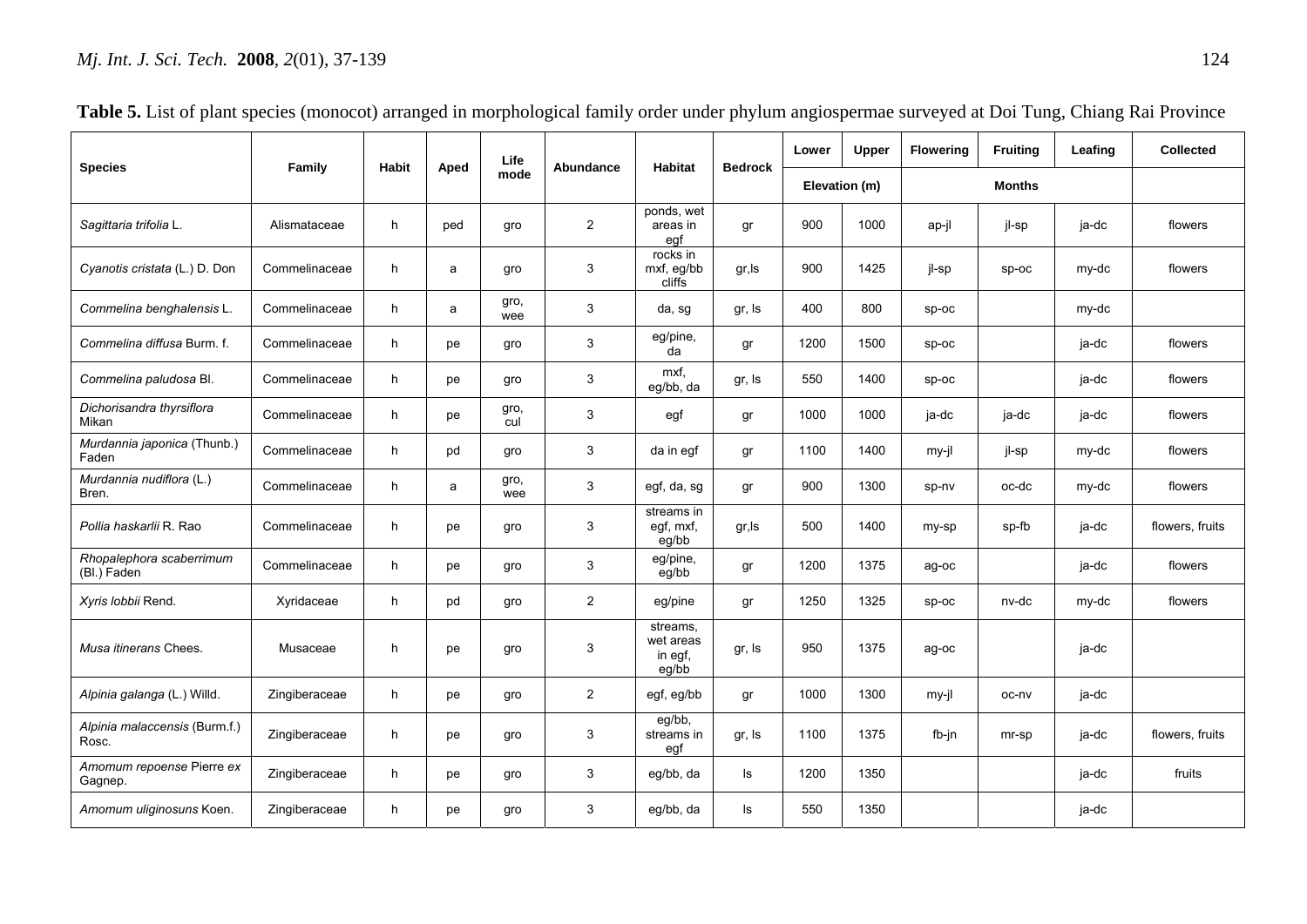**Table 5.** List of plant species (monocot) arranged in morphological family order under phylum angiospermae surveyed at Doi Tung, Chiang Rai Province

| Species | Family | Habit | Aped | Life mode | Abundance | Habitat | Bedrock | Lower | Upper | Flowering | Fruiting | Leafing | Collected |
|---|---|---|---|---|---|---|---|---|---|---|---|---|---|
| | | | | | | | | Elevation (m) | | Months | | | |
| *Sagittaria trifolia* L. | Alismataceae | h | ped | gro | 2 | ponds, wet areas in egf | gr | 900 | 1000 | ap-jl | jl-sp | ja-dc | flowers |
| *Cyanotis cristata* (L.) D. Don | Commelinaceae | h | a | gro | 3 | rocks in mxf, eg/bb cliffs | gr,ls | 900 | 1425 | jl-sp | sp-oc | my-dc | flowers |
| *Commelina benghalensis* L. | Commelinaceae | h | a | gro, wee | 3 | da, sg | gr, ls | 400 | 800 | sp-oc | | my-dc | |
| *Commelina diffusa* Burm. f. | Commelinaceae | h | pe | gro | 3 | eg/pine, da | gr | 1200 | 1500 | sp-oc | | ja-dc | flowers |
| *Commelina paludosa* Bl. | Commelinaceae | h | pe | gro | 3 | mxf, eg/bb, da | gr, ls | 550 | 1400 | sp-oc | | ja-dc | flowers |
| *Dichorisandra thyrsiflora* Mikan | Commelinaceae | h | pe | gro, cul | 3 | egf | gr | 1000 | 1000 | ja-dc | ja-dc | ja-dc | flowers |
| *Murdannia japonica* (Thunb.) Faden | Commelinaceae | h | pd | gro | 3 | da in egf | gr | 1100 | 1400 | my-jl | jl-sp | my-dc | flowers |
| *Murdannia nudiflora* (L.) Bren. | Commelinaceae | h | a | gro, wee | 3 | egf, da, sg | gr | 900 | 1300 | sp-nv | oc-dc | my-dc | flowers |
| *Pollia haskarlii* R. Rao | Commelinaceae | h | pe | gro | 3 | streams in egf, mxf, eg/bb | gr,ls | 500 | 1400 | my-sp | sp-fb | ja-dc | flowers, fruits |
| *Rhopalephora scaberrimum* (Bl.) Faden | Commelinaceae | h | pe | gro | 3 | eg/pine, eg/bb | gr | 1200 | 1375 | ag-oc | | ja-dc | flowers |
| *Xyris lobbii* Rend. | Xyridaceae | h | pd | gro | 2 | eg/pine | gr | 1250 | 1325 | sp-oc | nv-dc | my-dc | flowers |
| *Musa itinerans* Chees. | Musaceae | h | pe | gro | 3 | streams, wet areas in egf, eg/bb | gr, ls | 950 | 1375 | ag-oc | | ja-dc | |
| *Alpinia galanga* (L.) Willd. | Zingiberaceae | h | pe | gro | 2 | egf, eg/bb | gr | 1000 | 1300 | my-jl | oc-nv | ja-dc | |
| *Alpinia malaccensis* (Burm.f.) Rosc. | Zingiberaceae | h | pe | gro | 3 | eg/bb, streams in egf | gr, ls | 1100 | 1375 | fb-jn | mr-sp | ja-dc | flowers, fruits |
| *Amomum repoense* Pierre ex Gagnep. | Zingiberaceae | h | pe | gro | 3 | eg/bb, da | ls | 1200 | 1350 | | | ja-dc | fruits |
| *Amomum uliginosuns* Koen. | Zingiberaceae | h | pe | gro | 3 | eg/bb, da | ls | 550 | 1350 | | | ja-dc | |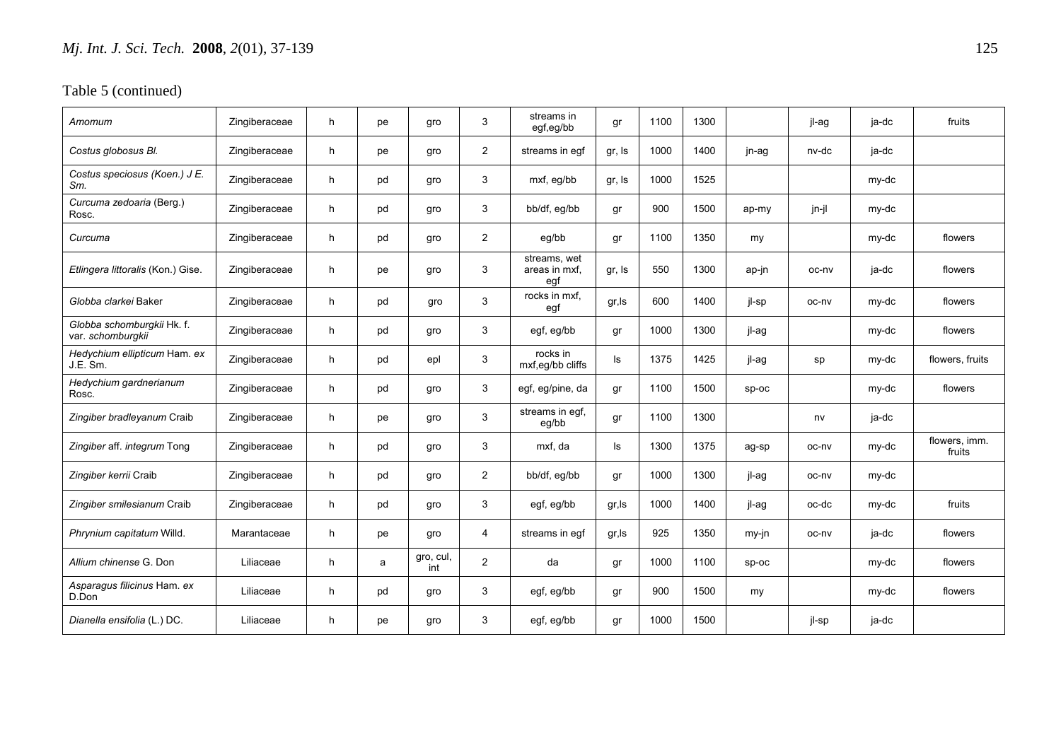Table 5 (continued)

| | | | | | | | | | | | | | |
|---|---|---|---|---|---|---|---|---|---|---|---|---|---|
| *Amomum* | Zingiberaceae | h | pe | gro | 3 | streams in egf,eg/bb | gr | 1100 | 1300 | | jl-ag | ja-dc | fruits |
| *Costus globosus* Bl. | Zingiberaceae | h | pe | gro | 2 | streams in egf | gr, ls | 1000 | 1400 | jn-ag | nv-dc | ja-dc | |
| *Costus speciosus (Koen.) J E. Sm.* | Zingiberaceae | h | pd | gro | 3 | mxf, eg/bb | gr, ls | 1000 | 1525 | | | my-dc | |
| *Curcuma zedoaria* (Berg.) Rosc. | Zingiberaceae | h | pd | gro | 3 | bb/df, eg/bb | gr | 900 | 1500 | ap-my | jn-jl | my-dc | |
| *Curcuma* | Zingiberaceae | h | pd | gro | 2 | eg/bb | gr | 1100 | 1350 | my | | my-dc | flowers |
| *Etlingera littoralis* (Kon.) Gise. | Zingiberaceae | h | pe | gro | 3 | streams, wet areas in mxf, egf | gr, ls | 550 | 1300 | ap-jn | oc-nv | ja-dc | flowers |
| *Globba clarkei* Baker | Zingiberaceae | h | pd | gro | 3 | rocks in mxf, egf | gr,ls | 600 | 1400 | jl-sp | oc-nv | my-dc | flowers |
| *Globba schomburgkii* Hk. f. var. *schomburgkii* | Zingiberaceae | h | pd | gro | 3 | egf, eg/bb | gr | 1000 | 1300 | jl-ag | | my-dc | flowers |
| *Hedychium ellipticum* Ham. *ex* J.E. Sm. | Zingiberaceae | h | pd | epl | 3 | rocks in mxf,eg/bb cliffs | ls | 1375 | 1425 | jl-ag | sp | my-dc | flowers, fruits |
| *Hedychium gardnerianum* Rosc. | Zingiberaceae | h | pd | gro | 3 | egf, eg/pine, da | gr | 1100 | 1500 | sp-oc | | my-dc | flowers |
| *Zingiber bradleyanum* Craib | Zingiberaceae | h | pe | gro | 3 | streams in egf, eg/bb | gr | 1100 | 1300 | | nv | ja-dc | |
| *Zingiber* aff. *integrum* Tong | Zingiberaceae | h | pd | gro | 3 | mxf, da | ls | 1300 | 1375 | ag-sp | oc-nv | my-dc | flowers, imm. fruits |
| *Zingiber kerrii* Craib | Zingiberaceae | h | pd | gro | 2 | bb/df, eg/bb | gr | 1000 | 1300 | jl-ag | oc-nv | my-dc | |
| *Zingiber smilesianum* Craib | Zingiberaceae | h | pd | gro | 3 | egf, eg/bb | gr,ls | 1000 | 1400 | jl-ag | oc-dc | my-dc | fruits |
| *Phrynium capitatum* Willd. | Marantaceae | h | pe | gro | 4 | streams in egf | gr,ls | 925 | 1350 | my-jn | oc-nv | ja-dc | flowers |
| *Allium chinense* G. Don | Liliaceae | h | a | gro, cul, int | 2 | da | gr | 1000 | 1100 | sp-oc | | my-dc | flowers |
| *Asparagus filicinus* Ham. *ex* D.Don | Liliaceae | h | pd | gro | 3 | egf, eg/bb | gr | 900 | 1500 | my | | my-dc | flowers |
| *Dianella ensifolia* (L.) DC. | Liliaceae | h | pe | gro | 3 | egf, eg/bb | gr | 1000 | 1500 | | jl-sp | ja-dc | |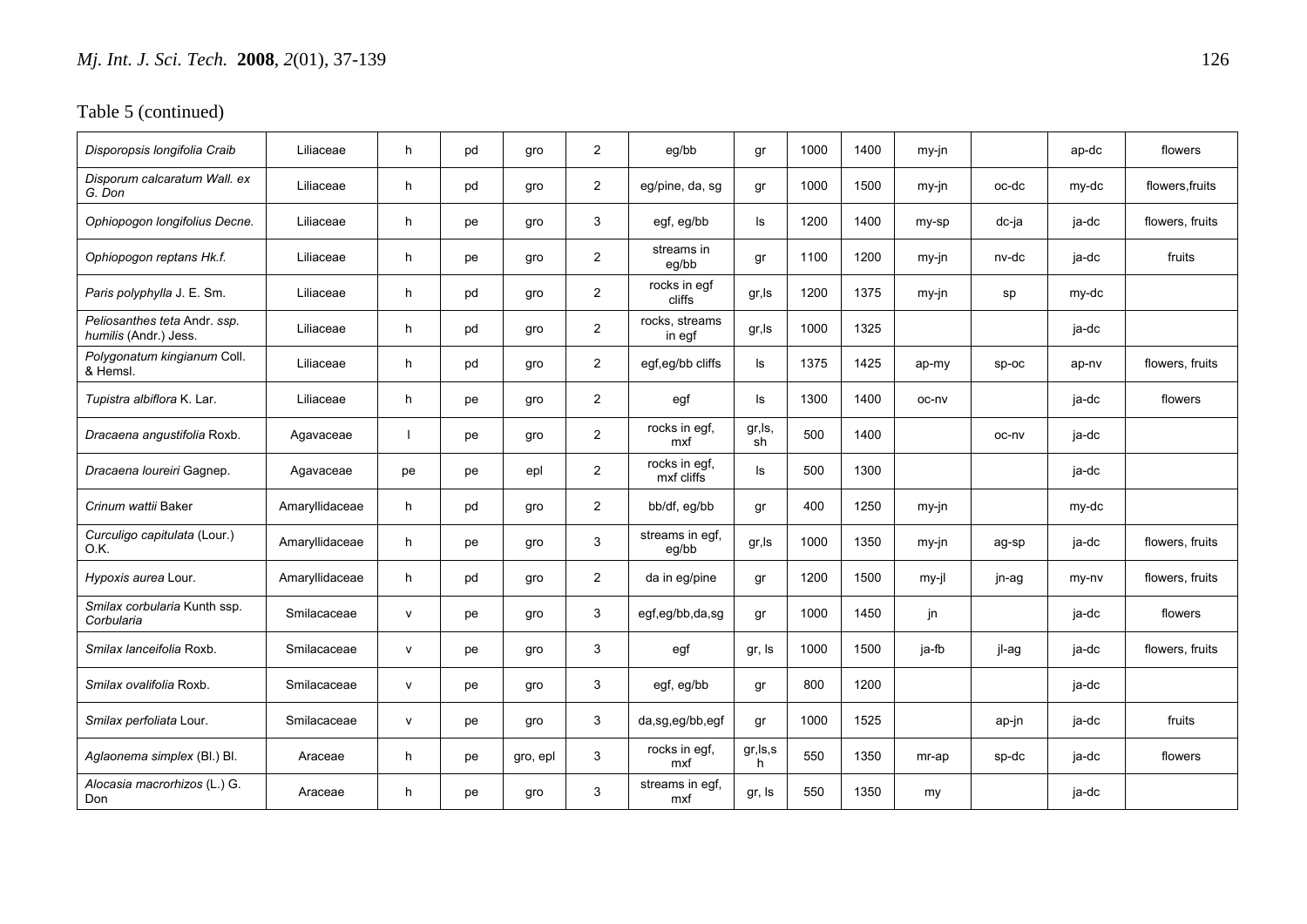Table 5 (continued)

| | | | | | | | | | | | | | |
|---|---|---|---|---|---|---|---|---|---|---|---|---|---|
| *Disporopsis longifolia* Craib | Liliaceae | h | pd | gro | 2 | eg/bb | gr | 1000 | 1400 | my-jn | | ap-dc | flowers |
| *Disporum calcaratum* Wall. ex G. Don | Liliaceae | h | pd | gro | 2 | eg/pine, da, sg | gr | 1000 | 1500 | my-jn | oc-dc | my-dc | flowers,fruits |
| *Ophiopogon longifolius* Decne. | Liliaceae | h | pe | gro | 3 | egf, eg/bb | ls | 1200 | 1400 | my-sp | dc-ja | ja-dc | flowers, fruits |
| *Ophiopogon reptans* Hk.f. | Liliaceae | h | pe | gro | 2 | streams in eg/bb | gr | 1100 | 1200 | my-jn | nv-dc | ja-dc | fruits |
| *Paris polyphylla* J. E. Sm. | Liliaceae | h | pd | gro | 2 | rocks in egf cliffs | gr,ls | 1200 | 1375 | my-jn | sp | my-dc | |
| *Peliosanthes teta* Andr. ssp. *humilis* (Andr.) Jess. | Liliaceae | h | pd | gro | 2 | rocks, streams in egf | gr,ls | 1000 | 1325 | | | ja-dc | |
| *Polygonatum kingianum* Coll. & Hemsl. | Liliaceae | h | pd | gro | 2 | egf,eg/bb cliffs | ls | 1375 | 1425 | ap-my | sp-oc | ap-nv | flowers, fruits |
| *Tupistra albiflora* K. Lar. | Liliaceae | h | pe | gro | 2 | egf | ls | 1300 | 1400 | oc-nv | | ja-dc | flowers |
| *Dracaena angustifolia* Roxb. | Agavaceae | l | pe | gro | 2 | rocks in egf, mxf | gr,ls, sh | 500 | 1400 | | oc-nv | ja-dc | |
| *Dracaena loureiri* Gagnep. | Agavaceae | pe | pe | epl | 2 | rocks in egf, mxf cliffs | ls | 500 | 1300 | | | ja-dc | |
| *Crinum wattii* Baker | Amaryllidaceae | h | pd | gro | 2 | bb/df, eg/bb | gr | 400 | 1250 | my-jn | | my-dc | |
| *Curculigo capitulata* (Lour.) O.K. | Amaryllidaceae | h | pe | gro | 3 | streams in egf, eg/bb | gr,ls | 1000 | 1350 | my-jn | ag-sp | ja-dc | flowers, fruits |
| *Hypoxis aurea* Lour. | Amaryllidaceae | h | pd | gro | 2 | da in eg/pine | gr | 1200 | 1500 | my-jl | jn-ag | my-nv | flowers, fruits |
| *Smilax corbularia* Kunth ssp. *Corbularia* | Smilacaceae | v | pe | gro | 3 | egf,eg/bb,da,sg | gr | 1000 | 1450 | jn | | ja-dc | flowers |
| *Smilax lanceifolia* Roxb. | Smilacaceae | v | pe | gro | 3 | egf | gr, ls | 1000 | 1500 | ja-fb | jl-ag | ja-dc | flowers, fruits |
| *Smilax ovalifolia* Roxb. | Smilacaceae | v | pe | gro | 3 | egf, eg/bb | gr | 800 | 1200 | | | ja-dc | |
| *Smilax perfoliata* Lour. | Smilacaceae | v | pe | gro | 3 | da,sg,eg/bb,egf | gr | 1000 | 1525 | | ap-jn | ja-dc | fruits |
| *Aglaonema simplex* (Bl.) Bl. | Araceae | h | pe | gro, epl | 3 | rocks in egf, mxf | gr,ls,sh | 550 | 1350 | mr-ap | sp-dc | ja-dc | flowers |
| *Alocasia macrorhizos* (L.) G. Don | Araceae | h | pe | gro | 3 | streams in egf, mxf | gr, ls | 550 | 1350 | my | | ja-dc | |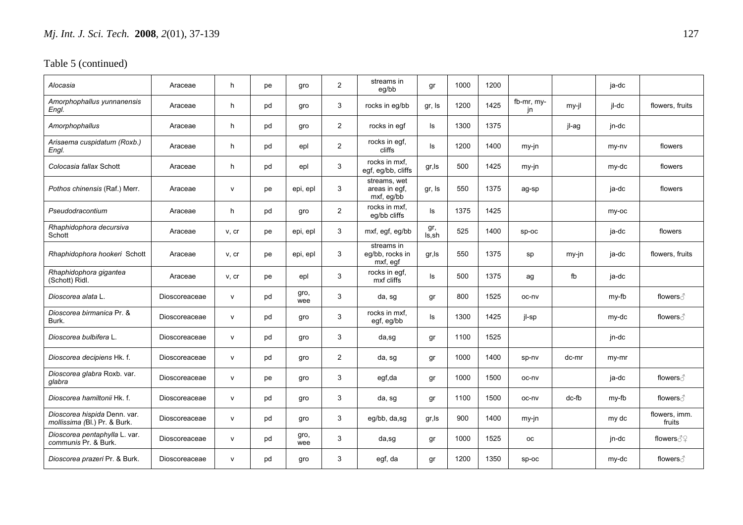Table 5 (continued)

| | | | | | | | | | | | | | |
|---|---|---|---|---|---|---|---|---|---|---|---|---|---|
| *Alocasia* | Araceae | h | pe | gro | 2 | streams in eg/bb | gr | 1000 | 1200 | | | ja-dc | |
| *Amorphophallus yunnanensis* Engl. | Araceae | h | pd | gro | 3 | rocks in eg/bb | gr, ls | 1200 | 1425 | fb-mr, my-jn | my-jl | jl-dc | flowers, fruits |
| *Amorphophallus* | Araceae | h | pd | gro | 2 | rocks in egf | ls | 1300 | 1375 | | jl-ag | jn-dc | |
| *Arisaema cuspidatum* (Roxb.) Engl. | Araceae | h | pd | epl | 2 | rocks in egf, cliffs | ls | 1200 | 1400 | my-jn | | my-nv | flowers |
| *Colocasia fallax* Schott | Araceae | h | pd | epl | 3 | rocks in mxf, egf, eg/bb, cliffs | gr,ls | 500 | 1425 | my-jn | | my-dc | flowers |
| *Pothos chinensis* (Raf.) Merr. | Araceae | v | pe | epi, epl | 3 | streams, wet areas in egf, mxf, eg/bb | gr, ls | 550 | 1375 | ag-sp | | ja-dc | flowers |
| *Pseudodracontium* | Araceae | h | pd | gro | 2 | rocks in mxf, eg/bb cliffs | ls | 1375 | 1425 | | | my-oc | |
| *Rhaphidophora decursiva* Schott | Araceae | v, cr | pe | epi, epl | 3 | mxf, egf, eg/bb | gr, ls,sh | 525 | 1400 | sp-oc | | ja-dc | flowers |
| *Rhaphidophora hookeri* Schott | Araceae | v, cr | pe | epi, epl | 3 | streams in eg/bb, rocks in mxf, egf | gr,ls | 550 | 1375 | sp | my-jn | ja-dc | flowers, fruits |
| *Rhaphidophora gigantea* (Schott) Ridl. | Araceae | v, cr | pe | epl | 3 | rocks in egf, mxf cliffs | ls | 500 | 1375 | ag | fb | ja-dc | |
| *Dioscorea alata* L. | Dioscoreaceae | v | pd | gro, wee | 3 | da, sg | gr | 800 | 1525 | oc-nv | | my-fb | flowers♂ |
| *Dioscorea birmanica* Pr. & Burk. | Dioscoreaceae | v | pd | gro | 3 | rocks in mxf, egf, eg/bb | ls | 1300 | 1425 | jl-sp | | my-dc | flowers♂ |
| *Dioscorea bulbifera* L. | Dioscoreaceae | v | pd | gro | 3 | da,sg | gr | 1100 | 1525 | | | jn-dc | |
| *Dioscorea decipiens* Hk. f. | Dioscoreaceae | v | pd | gro | 2 | da, sg | gr | 1000 | 1400 | sp-nv | dc-mr | my-mr | |
| *Dioscorea glabra* Roxb. var. *glabra* | Dioscoreaceae | v | pe | gro | 3 | egf,da | gr | 1000 | 1500 | oc-nv | | ja-dc | flowers♂ |
| *Dioscorea hamiltonii* Hk. f. | Dioscoreaceae | v | pd | gro | 3 | da, sg | gr | 1100 | 1500 | oc-nv | dc-fb | my-fb | flowers♂ |
| *Dioscorea hispida* Denn. var. *mollissima* (Bl.) Pr. & Burk. | Dioscoreaceae | v | pd | gro | 3 | eg/bb, da,sg | gr,ls | 900 | 1400 | my-jn | | my dc | flowers, imm. fruits |
| *Dioscorea pentaphylla* L. var. *communis* Pr. & Burk. | Dioscoreaceae | v | pd | gro, wee | 3 | da,sg | gr | 1000 | 1525 | oc | | jn-dc | flowers♂♀ |
| *Dioscorea prazeri* Pr. & Burk. | Dioscoreaceae | v | pd | gro | 3 | egf, da | gr | 1200 | 1350 | sp-oc | | my-dc | flowers♂ |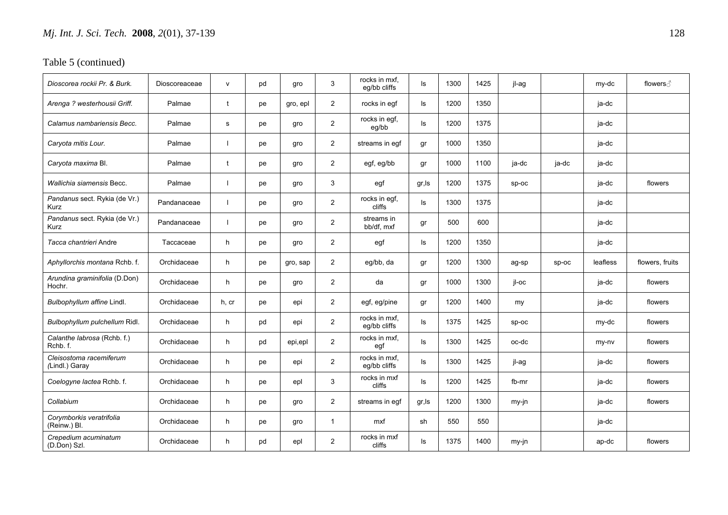Table 5 (continued)

| | | | | | | | | | | | | | |
|---|---|---|---|---|---|---|---|---|---|---|---|---|---|
| *Dioscorea rockii Pr. & Burk.* | Dioscoreaceae | v | pd | gro | 3 | rocks in mxf, eg/bb cliffs | ls | 1300 | 1425 | jl-ag | | my-dc | flowers♂ |
| *Arenga ? westerhousii Griff.* | Palmae | t | pe | gro, epl | 2 | rocks in egf | ls | 1200 | 1350 | | | ja-dc | |
| *Calamus nambariensis Becc.* | Palmae | s | pe | gro | 2 | rocks in egf, eg/bb | ls | 1200 | 1375 | | | ja-dc | |
| *Caryota mitis Lour.* | Palmae | l | pe | gro | 2 | streams in egf | gr | 1000 | 1350 | | | ja-dc | |
| *Caryota maxima* Bl. | Palmae | t | pe | gro | 2 | egf, eg/bb | gr | 1000 | 1100 | ja-dc | ja-dc | ja-dc | |
| *Wallichia siamensis* Becc. | Palmae | l | pe | gro | 3 | egf | gr,ls | 1200 | 1375 | sp-oc | | ja-dc | flowers |
| *Pandanus* sect. Rykia (de Vr.) Kurz | Pandanaceae | l | pe | gro | 2 | rocks in egf, cliffs | ls | 1300 | 1375 | | | ja-dc | |
| *Pandanus* sect. Rykia (de Vr.) Kurz | Pandanaceae | l | pe | gro | 2 | streams in bb/df, mxf | gr | 500 | 600 | | | ja-dc | |
| *Tacca chantrieri* Andre | Taccaceae | h | pe | gro | 2 | egf | ls | 1200 | 1350 | | | ja-dc | |
| *Aphyllorchis montana* Rchb. f. | Orchidaceae | h | pe | gro, sap | 2 | eg/bb, da | gr | 1200 | 1300 | ag-sp | sp-oc | leafless | flowers, fruits |
| *Arundina graminifolia* (D.Don) Hochr. | Orchidaceae | h | pe | gro | 2 | da | gr | 1000 | 1300 | jl-oc | | ja-dc | flowers |
| *Bulbophyllum affine* Lindl. | Orchidaceae | h, cr | pe | epi | 2 | egf, eg/pine | gr | 1200 | 1400 | my | | ja-dc | flowers |
| *Bulbophyllum pulchellum* Ridl. | Orchidaceae | h | pd | epi | 2 | rocks in mxf, eg/bb cliffs | ls | 1375 | 1425 | sp-oc | | my-dc | flowers |
| *Calanthe labrosa* (Rchb. f.) Rchb. f. | Orchidaceae | h | pd | epi,epl | 2 | rocks in mxf, egf | ls | 1300 | 1425 | oc-dc | | my-nv | flowers |
| *Cleisostoma racemiferum (*Lindl.) Garay | Orchidaceae | h | pe | epi | 2 | rocks in mxf, eg/bb cliffs | ls | 1300 | 1425 | jl-ag | | ja-dc | flowers |
| *Coelogyne lactea* Rchb. f. | Orchidaceae | h | pe | epl | 3 | rocks in mxf cliffs | ls | 1200 | 1425 | fb-mr | | ja-dc | flowers |
| *Collabium* | Orchidaceae | h | pe | gro | 2 | streams in egf | gr,ls | 1200 | 1300 | my-jn | | ja-dc | flowers |
| *Corymborkis veratrifolia* (Reinw.) Bl. | Orchidaceae | h | pe | gro | 1 | mxf | sh | 550 | 550 | | | ja-dc | |
| *Crepedium acuminatum* (D.Don) Szl. | Orchidaceae | h | pd | epl | 2 | rocks in mxf cliffs | ls | 1375 | 1400 | my-jn | | ap-dc | flowers |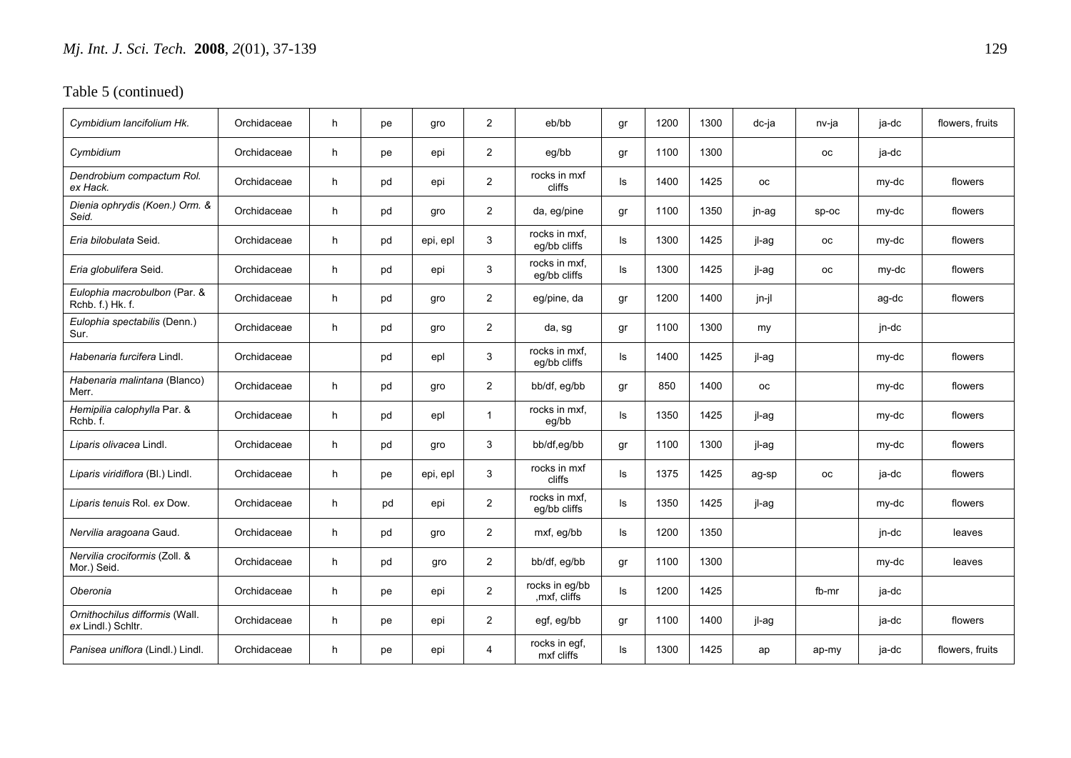Table 5 (continued)

| | | | | | | | | | | | | | |
|---|---|---|---|---|---|---|---|---|---|---|---|---|---|
| *Cymbidium lancifolium* Hk. | Orchidaceae | h | pe | gro | 2 | eb/bb | gr | 1200 | 1300 | dc-ja | nv-ja | ja-dc | flowers, fruits |
| *Cymbidium* | Orchidaceae | h | pe | epi | 2 | eg/bb | gr | 1100 | 1300 | | oc | ja-dc | |
| *Dendrobium compactum* Rol. *ex* Hack. | Orchidaceae | h | pd | epi | 2 | rocks in mxf cliffs | ls | 1400 | 1425 | oc | | my-dc | flowers |
| *Dienia ophrydis* (Koen.) Orm. & Seid. | Orchidaceae | h | pd | gro | 2 | da, eg/pine | gr | 1100 | 1350 | jn-ag | sp-oc | my-dc | flowers |
| *Eria bilobulata* Seid. | Orchidaceae | h | pd | epi, epl | 3 | rocks in mxf, eg/bb cliffs | ls | 1300 | 1425 | jl-ag | oc | my-dc | flowers |
| *Eria globulifera* Seid. | Orchidaceae | h | pd | epi | 3 | rocks in mxf, eg/bb cliffs | ls | 1300 | 1425 | jl-ag | oc | my-dc | flowers |
| *Eulophia macrobulbon* (Par. & Rchb. f.) Hk. f. | Orchidaceae | h | pd | gro | 2 | eg/pine, da | gr | 1200 | 1400 | jn-jl | | ag-dc | flowers |
| *Eulophia spectabilis* (Denn.) Sur. | Orchidaceae | h | pd | gro | 2 | da, sg | gr | 1100 | 1300 | my | | jn-dc | |
| *Habenaria furcifera* Lindl. | Orchidaceae | | pd | epl | 3 | rocks in mxf, eg/bb cliffs | ls | 1400 | 1425 | jl-ag | | my-dc | flowers |
| *Habenaria malintana* (Blanco) Merr. | Orchidaceae | h | pd | gro | 2 | bb/df, eg/bb | gr | 850 | 1400 | oc | | my-dc | flowers |
| *Hemipilia calophylla* Par. & Rchb. f. | Orchidaceae | h | pd | epl | 1 | rocks in mxf, eg/bb | ls | 1350 | 1425 | jl-ag | | my-dc | flowers |
| *Liparis olivacea* Lindl. | Orchidaceae | h | pd | gro | 3 | bb/df,eg/bb | gr | 1100 | 1300 | jl-ag | | my-dc | flowers |
| *Liparis viridiflora* (Bl.) Lindl. | Orchidaceae | h | pe | epi, epl | 3 | rocks in mxf cliffs | ls | 1375 | 1425 | ag-sp | oc | ja-dc | flowers |
| *Liparis tenuis* Rol. *ex* Dow. | Orchidaceae | h | pd | epi | 2 | rocks in mxf, eg/bb cliffs | ls | 1350 | 1425 | jl-ag | | my-dc | flowers |
| *Nervilia aragoana* Gaud. | Orchidaceae | h | pd | gro | 2 | mxf, eg/bb | ls | 1200 | 1350 | | | jn-dc | leaves |
| *Nervilia crociformis* (Zoll. & Mor.) Seid. | Orchidaceae | h | pd | gro | 2 | bb/df, eg/bb | gr | 1100 | 1300 | | | my-dc | leaves |
| *Oberonia* | Orchidaceae | h | pe | epi | 2 | rocks in eg/bb ,mxf, cliffs | ls | 1200 | 1425 | | fb-mr | ja-dc | |
| *Ornithochilus difformis* (Wall. *ex* Lindl.) Schltr. | Orchidaceae | h | pe | epi | 2 | egf, eg/bb | gr | 1100 | 1400 | jl-ag | | ja-dc | flowers |
| *Panisea uniflora* (Lindl.) Lindl. | Orchidaceae | h | pe | epi | 4 | rocks in egf, mxf cliffs | ls | 1300 | 1425 | ap | ap-my | ja-dc | flowers, fruits |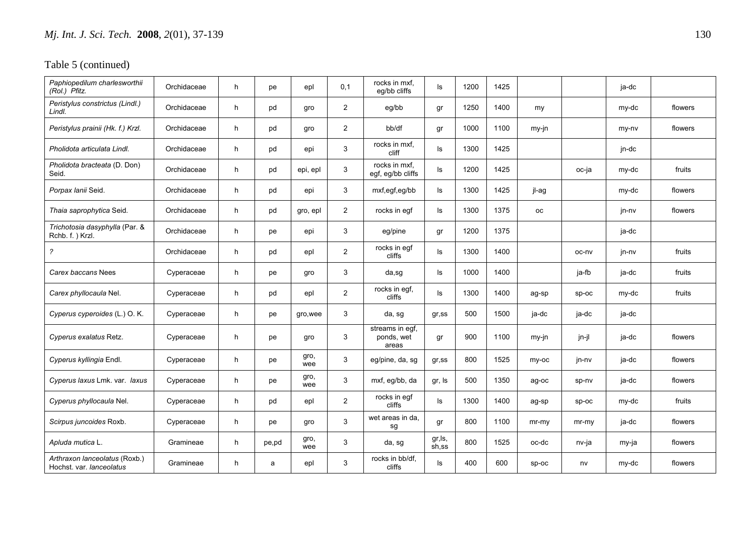Table 5 (continued)

| | | | | | | | | | | | | | |
|---|---|---|---|---|---|---|---|---|---|---|---|---|---|
| *Paphiopedilum charlesworthii (Rol.) Pfitz.* | Orchidaceae | h | pe | epl | 0,1 | rocks in mxf, eg/bb cliffs | ls | 1200 | 1425 | | | ja-dc | |
| *Peristylus constrictus (Lindl.) Lindl.* | Orchidaceae | h | pd | gro | 2 | eg/bb | gr | 1250 | 1400 | my | | my-dc | flowers |
| *Peristylus prainii (Hk. f.) Krzl.* | Orchidaceae | h | pd | gro | 2 | bb/df | gr | 1000 | 1100 | my-jn | | my-nv | flowers |
| *Pholidota articulata Lindl.* | Orchidaceae | h | pd | epi | 3 | rocks in mxf, cliff | ls | 1300 | 1425 | | | jn-dc | |
| *Pholidota bracteata* (D. Don) Seid. | Orchidaceae | h | pd | epi, epl | 3 | rocks in mxf, egf, eg/bb cliffs | ls | 1200 | 1425 | | oc-ja | my-dc | fruits |
| *Porpax lanii* Seid. | Orchidaceae | h | pd | epi | 3 | mxf,egf,eg/bb | ls | 1300 | 1425 | jl-ag | | my-dc | flowers |
| *Thaia saprophytica* Seid. | Orchidaceae | h | pd | gro, epl | 2 | rocks in egf | ls | 1300 | 1375 | oc | | jn-nv | flowers |
| *Trichotosia dasyphylla* (Par. & Rchb. f. ) Krzl. | Orchidaceae | h | pe | epi | 3 | eg/pine | gr | 1200 | 1375 | | | ja-dc | |
| *?* | Orchidaceae | h | pd | epl | 2 | rocks in egf cliffs | ls | 1300 | 1400 | | oc-nv | jn-nv | fruits |
| *Carex baccans* Nees | Cyperaceae | h | pe | gro | 3 | da,sg | ls | 1000 | 1400 | | ja-fb | ja-dc | fruits |
| *Carex phyllocaula* Nel. | Cyperaceae | h | pd | epl | 2 | rocks in egf, cliffs | ls | 1300 | 1400 | ag-sp | sp-oc | my-dc | fruits |
| *Cyperus cyperoides* (L.) O. K. | Cyperaceae | h | pe | gro,wee | 3 | da, sg | gr,ss | 500 | 1500 | ja-dc | ja-dc | ja-dc | |
| *Cyperus exalatus* Retz. | Cyperaceae | h | pe | gro | 3 | streams in egf, ponds, wet areas | gr | 900 | 1100 | my-jn | jn-jl | ja-dc | flowers |
| *Cyperus kyllingia* Endl. | Cyperaceae | h | pe | gro, wee | 3 | eg/pine, da, sg | gr,ss | 800 | 1525 | my-oc | jn-nv | ja-dc | flowers |
| *Cyperus laxus* Lmk. var. *laxus* | Cyperaceae | h | pe | gro, wee | 3 | mxf, eg/bb, da | gr, ls | 500 | 1350 | ag-oc | sp-nv | ja-dc | flowers |
| *Cyperus phyllocaula* Nel. | Cyperaceae | h | pd | epl | 2 | rocks in egf cliffs | ls | 1300 | 1400 | ag-sp | sp-oc | my-dc | fruits |
| *Scirpus juncoides* Roxb. | Cyperaceae | h | pe | gro | 3 | wet areas in da, sg | gr | 800 | 1100 | mr-my | mr-my | ja-dc | flowers |
| *Apluda mutica* L. | Gramineae | h | pe,pd | gro, wee | 3 | da, sg | gr,ls, sh,ss | 800 | 1525 | oc-dc | nv-ja | my-ja | flowers |
| *Arthraxon lanceolatus* (Roxb.) Hochst. var. *lanceolatus* | Gramineae | h | a | epl | 3 | rocks in bb/df, cliffs | ls | 400 | 600 | sp-oc | nv | my-dc | flowers |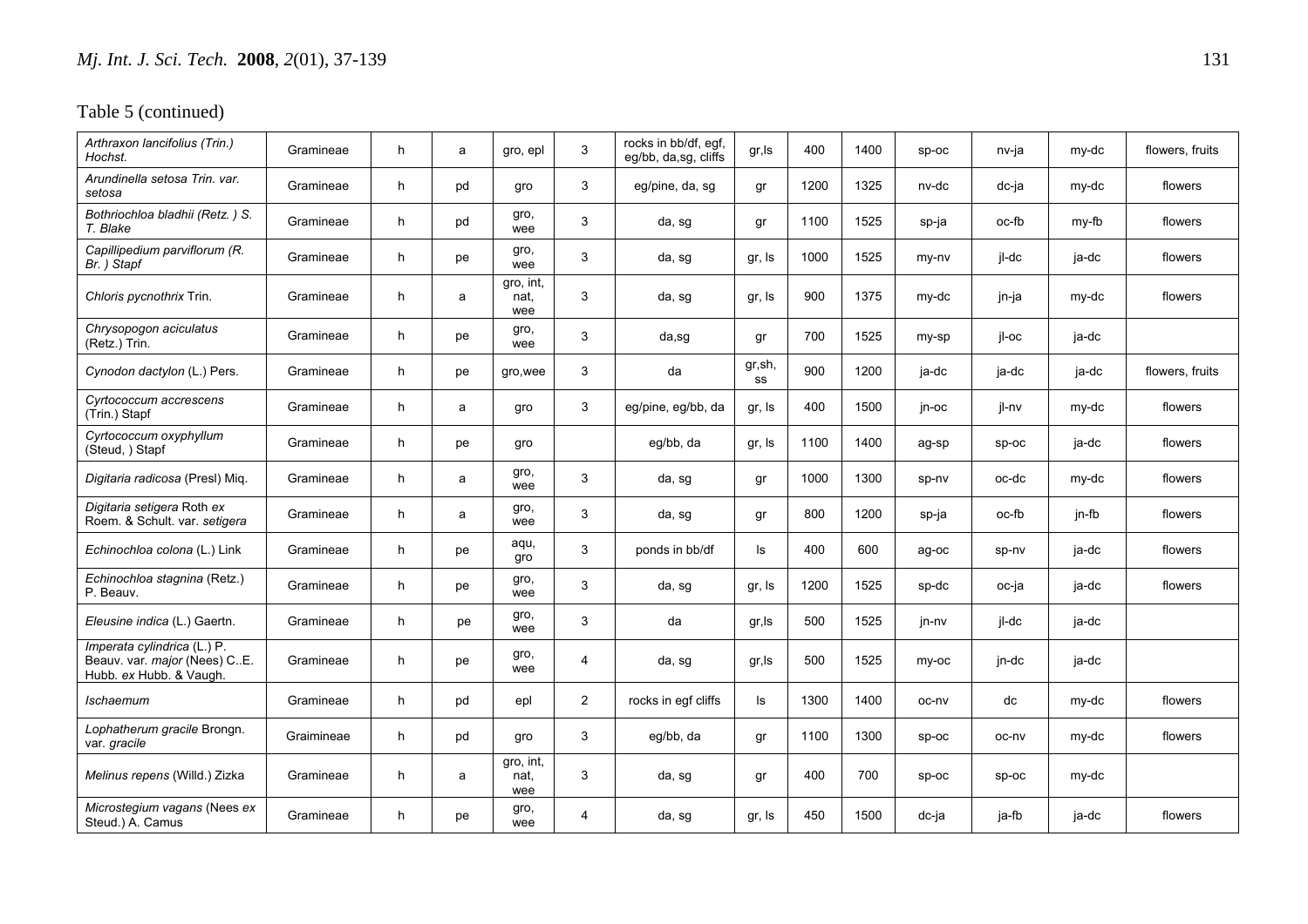Table 5 (continued)

| | | | | | | | | | | | | | |
|---|---|---|---|---|---|---|---|---|---|---|---|---|---|
| *Arthraxon lancifolius (Trin.) Hochst.* | Gramineae | h | a | gro, epl | 3 | rocks in bb/df, egf, eg/bb, da,sg, cliffs | gr,ls | 400 | 1400 | sp-oc | nv-ja | my-dc | flowers, fruits |
| *Arundinella setosa Trin. var. setosa* | Gramineae | h | pd | gro | 3 | eg/pine, da, sg | gr | 1200 | 1325 | nv-dc | dc-ja | my-dc | flowers |
| *Bothriochloa bladhii (Retz. ) S. T. Blake* | Gramineae | h | pd | gro, wee | 3 | da, sg | gr | 1100 | 1525 | sp-ja | oc-fb | my-fb | flowers |
| *Capillipedium parviflorum (R. Br. ) Stapf* | Gramineae | h | pe | gro, wee | 3 | da, sg | gr, ls | 1000 | 1525 | my-nv | jl-dc | ja-dc | flowers |
| *Chloris pycnothrix* Trin. | Gramineae | h | a | gro, int, nat, wee | 3 | da, sg | gr, ls | 900 | 1375 | my-dc | jn-ja | my-dc | flowers |
| *Chrysopogon aciculatus* (Retz.) Trin. | Gramineae | h | pe | gro, wee | 3 | da,sg | gr | 700 | 1525 | my-sp | jl-oc | ja-dc | |
| *Cynodon dactylon* (L.) Pers. | Gramineae | h | pe | gro,wee | 3 | da | gr,sh, ss | 900 | 1200 | ja-dc | ja-dc | ja-dc | flowers, fruits |
| *Cyrtococcum accrescens* (Trin.) Stapf | Gramineae | h | a | gro | 3 | eg/pine, eg/bb, da | gr, ls | 400 | 1500 | jn-oc | jl-nv | my-dc | flowers |
| *Cyrtococcum oxyphyllum* (Steud, ) Stapf | Gramineae | h | pe | gro | | eg/bb, da | gr, ls | 1100 | 1400 | ag-sp | sp-oc | ja-dc | flowers |
| *Digitaria radicosa* (Presl) Miq. | Gramineae | h | a | gro, wee | 3 | da, sg | gr | 1000 | 1300 | sp-nv | oc-dc | my-dc | flowers |
| *Digitaria setigera* Roth *ex* Roem. & Schult. var. *setigera* | Gramineae | h | a | gro, wee | 3 | da, sg | gr | 800 | 1200 | sp-ja | oc-fb | jn-fb | flowers |
| *Echinochloa colona* (L.) Link | Gramineae | h | pe | aqu, gro | 3 | ponds in bb/df | ls | 400 | 600 | ag-oc | sp-nv | ja-dc | flowers |
| *Echinochloa stagnina* (Retz.) P. Beauv. | Gramineae | h | pe | gro, wee | 3 | da, sg | gr, ls | 1200 | 1525 | sp-dc | oc-ja | ja-dc | flowers |
| *Eleusine indica* (L.) Gaertn. | Gramineae | h | pe | gro, wee | 3 | da | gr,ls | 500 | 1525 | jn-nv | jl-dc | ja-dc | |
| *Imperata cylindrica* (L.) P. Beauv. var. *major* (Nees) C..E. Hubb. *ex* Hubb. & Vaugh. | Gramineae | h | pe | gro, wee | 4 | da, sg | gr,ls | 500 | 1525 | my-oc | jn-dc | ja-dc | |
| *Ischaemum* | Gramineae | h | pd | epl | 2 | rocks in egf cliffs | ls | 1300 | 1400 | oc-nv | dc | my-dc | flowers |
| *Lophatherum gracile* Brongn. var. *gracile* | Graimineae | h | pd | gro | 3 | eg/bb, da | gr | 1100 | 1300 | sp-oc | oc-nv | my-dc | flowers |
| *Melinus repens* (Willd.) Zizka | Gramineae | h | a | gro, int, nat, wee | 3 | da, sg | gr | 400 | 700 | sp-oc | sp-oc | my-dc | |
| *Microstegium vagans* (Nees *ex* Steud.) A. Camus | Gramineae | h | pe | gro, wee | 4 | da, sg | gr, ls | 450 | 1500 | dc-ja | ja-fb | ja-dc | flowers |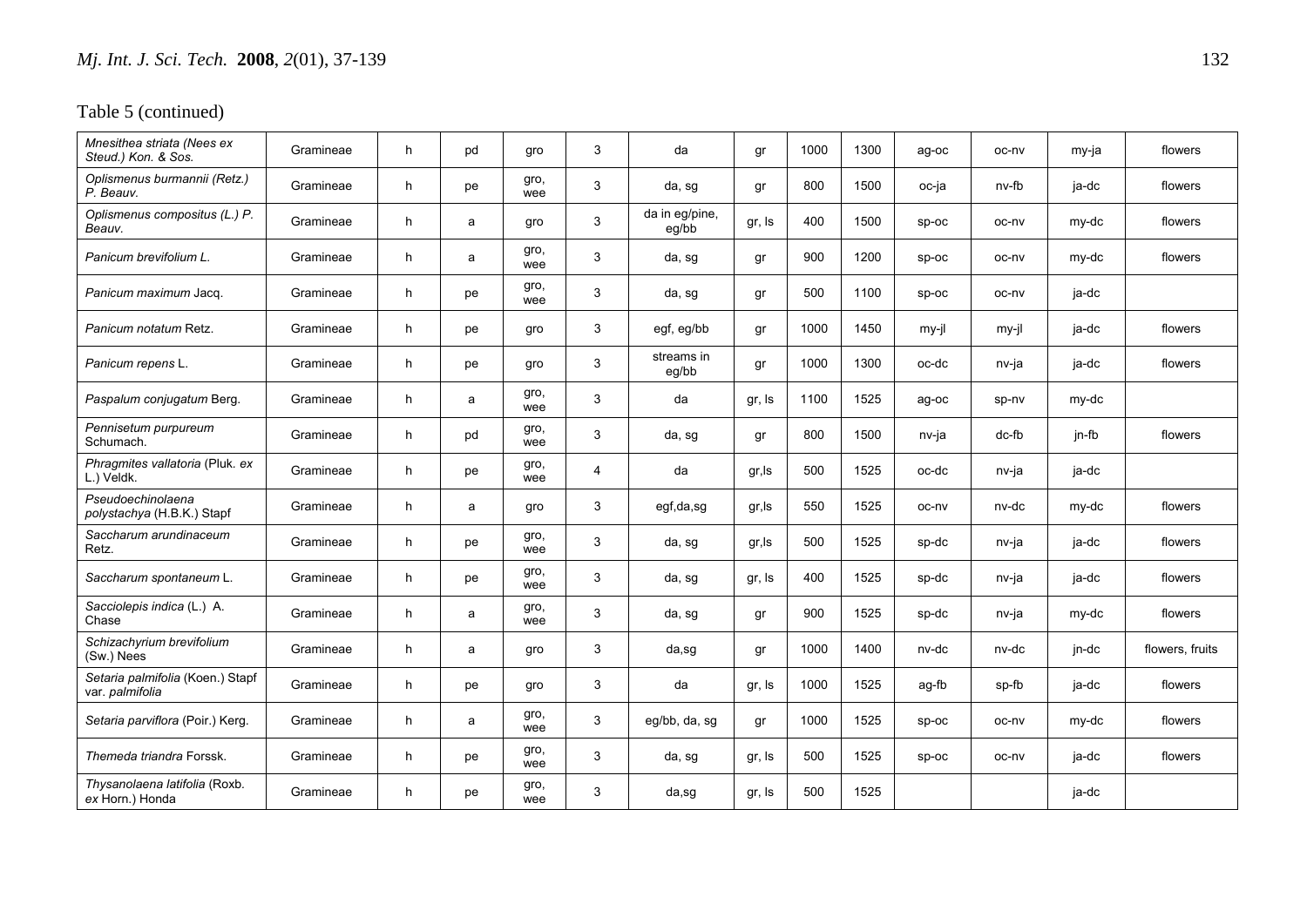Table 5 (continued)

| | | | | | | | | | | | | | |
|---|---|---|---|---|---|---|---|---|---|---|---|---|---|
| *Mnesithea striata (Nees ex Steud.) Kon. & Sos.* | Gramineae | h | pd | gro | 3 | da | gr | 1000 | 1300 | ag-oc | oc-nv | my-ja | flowers |
| *Oplismenus burmannii (Retz.) P. Beauv.* | Gramineae | h | pe | gro, wee | 3 | da, sg | gr | 800 | 1500 | oc-ja | nv-fb | ja-dc | flowers |
| *Oplismenus compositus (L.) P. Beauv.* | Gramineae | h | a | gro | 3 | da in eg/pine, eg/bb | gr, ls | 400 | 1500 | sp-oc | oc-nv | my-dc | flowers |
| *Panicum brevifolium* L. | Gramineae | h | a | gro, wee | 3 | da, sg | gr | 900 | 1200 | sp-oc | oc-nv | my-dc | flowers |
| *Panicum maximum* Jacq. | Gramineae | h | pe | gro, wee | 3 | da, sg | gr | 500 | 1100 | sp-oc | oc-nv | ja-dc | |
| *Panicum notatum* Retz. | Gramineae | h | pe | gro | 3 | egf, eg/bb | gr | 1000 | 1450 | my-jl | my-jl | ja-dc | flowers |
| *Panicum repens* L. | Gramineae | h | pe | gro | 3 | streams in eg/bb | gr | 1000 | 1300 | oc-dc | nv-ja | ja-dc | flowers |
| *Paspalum conjugatum* Berg. | Gramineae | h | a | gro, wee | 3 | da | gr, ls | 1100 | 1525 | ag-oc | sp-nv | my-dc | |
| *Pennisetum purpureum* Schumach. | Gramineae | h | pd | gro, wee | 3 | da, sg | gr | 800 | 1500 | nv-ja | dc-fb | jn-fb | flowers |
| *Phragmites vallatoria* (Pluk. *ex* L.) Veldk. | Gramineae | h | pe | gro, wee | 4 | da | gr,ls | 500 | 1525 | oc-dc | nv-ja | ja-dc | |
| *Pseudoechinolaena polystachya* (H.B.K.) Stapf | Gramineae | h | a | gro | 3 | egf,da,sg | gr,ls | 550 | 1525 | oc-nv | nv-dc | my-dc | flowers |
| *Saccharum arundinaceum* Retz. | Gramineae | h | pe | gro, wee | 3 | da, sg | gr,ls | 500 | 1525 | sp-dc | nv-ja | ja-dc | flowers |
| *Saccharum spontaneum* L. | Gramineae | h | pe | gro, wee | 3 | da, sg | gr, ls | 400 | 1525 | sp-dc | nv-ja | ja-dc | flowers |
| *Sacciolepis indica* (L.) A. Chase | Gramineae | h | a | gro, wee | 3 | da, sg | gr | 900 | 1525 | sp-dc | nv-ja | my-dc | flowers |
| *Schizachyrium brevifolium* (Sw.) Nees | Gramineae | h | a | gro | 3 | da,sg | gr | 1000 | 1400 | nv-dc | nv-dc | jn-dc | flowers, fruits |
| *Setaria palmifolia* (Koen.) Stapf var. *palmifolia* | Gramineae | h | pe | gro | 3 | da | gr, ls | 1000 | 1525 | ag-fb | sp-fb | ja-dc | flowers |
| *Setaria parviflora* (Poir.) Kerg. | Gramineae | h | a | gro, wee | 3 | eg/bb, da, sg | gr | 1000 | 1525 | sp-oc | oc-nv | my-dc | flowers |
| *Themeda triandra* Forssk. | Gramineae | h | pe | gro, wee | 3 | da, sg | gr, ls | 500 | 1525 | sp-oc | oc-nv | ja-dc | flowers |
| *Thysanolaena latifolia* (Roxb. *ex* Horn.) Honda | Gramineae | h | pe | gro, wee | 3 | da,sg | gr, ls | 500 | 1525 | | | ja-dc | |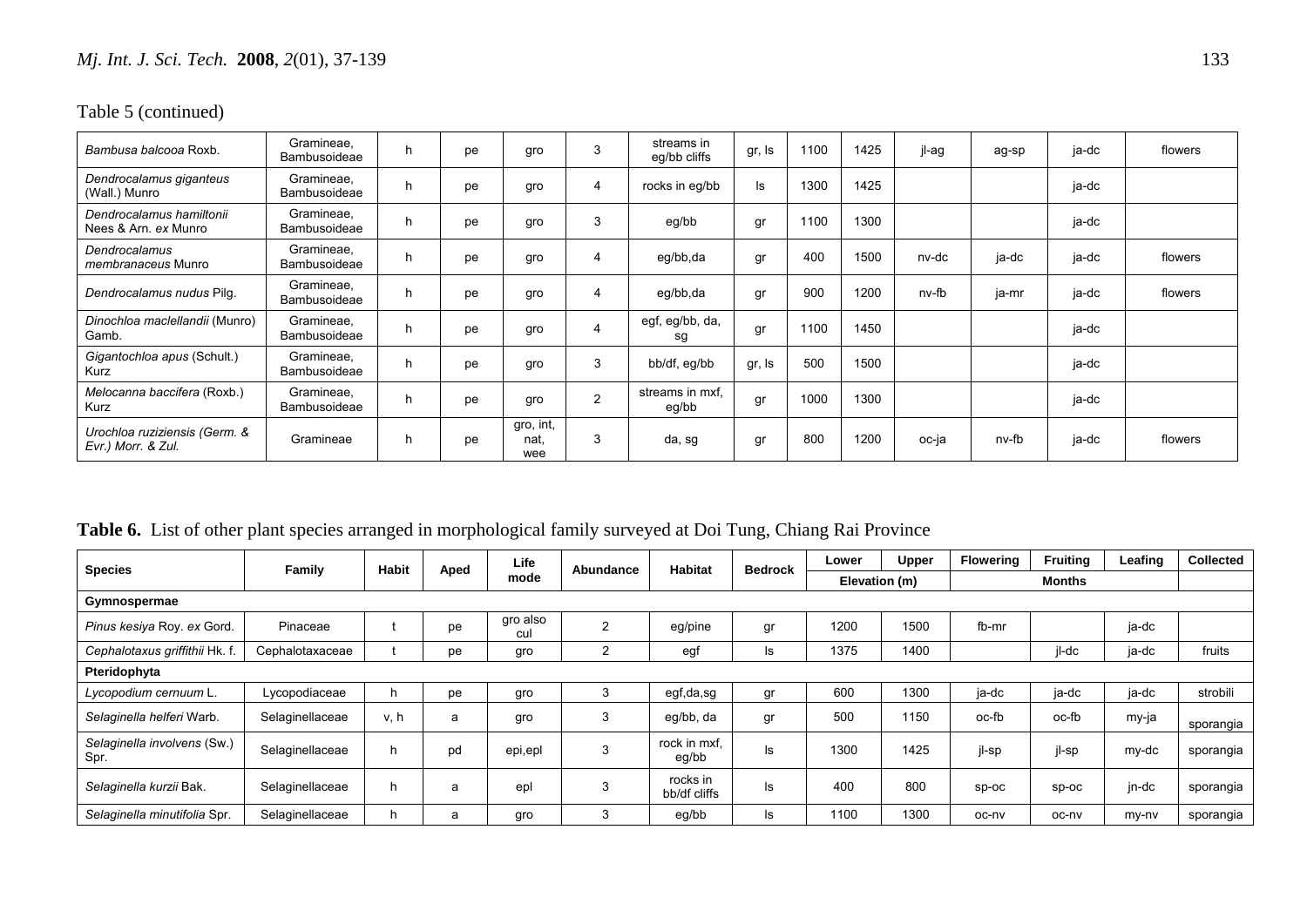Table 5 (continued)

| | | | | | | | | | | | | | |
|---|---|---|---|---|---|---|---|---|---|---|---|---|---|
| *Bambusa balcooa* Roxb. | Gramineae, Bambusoideae | h | pe | gro | 3 | streams in eg/bb cliffs | gr, ls | 1100 | 1425 | jl-ag | ag-sp | ja-dc | flowers |
| *Dendrocalamus giganteus* (Wall.) Munro | Gramineae, Bambusoideae | h | pe | gro | 4 | rocks in eg/bb | ls | 1300 | 1425 | | | ja-dc | |
| *Dendrocalamus hamiltonii* Nees & Arn. *ex* Munro | Gramineae, Bambusoideae | h | pe | gro | 3 | eg/bb | gr | 1100 | 1300 | | | ja-dc | |
| *Dendrocalamus membranaceus* Munro | Gramineae, Bambusoideae | h | pe | gro | 4 | eg/bb,da | gr | 400 | 1500 | nv-dc | ja-dc | ja-dc | flowers |
| *Dendrocalamus nudus* Pilg. | Gramineae, Bambusoideae | h | pe | gro | 4 | eg/bb,da | gr | 900 | 1200 | nv-fb | ja-mr | ja-dc | flowers |
| *Dinochloa maclellandii* (Munro) Gamb. | Gramineae, Bambusoideae | h | pe | gro | 4 | egf, eg/bb, da, sg | gr | 1100 | 1450 | | | ja-dc | |
| *Gigantochloa apus* (Schult.) Kurz | Gramineae, Bambusoideae | h | pe | gro | 3 | bb/df, eg/bb | gr, ls | 500 | 1500 | | | ja-dc | |
| *Melocanna baccifera* (Roxb.) Kurz | Gramineae, Bambusoideae | h | pe | gro | 2 | streams in mxf, eg/bb | gr | 1000 | 1300 | | | ja-dc | |
| *Urochloa ruziziensis* (Germ. & Evr.) Morr. & Zul. | Gramineae | h | pe | gro, int, nat, wee | 3 | da, sg | gr | 800 | 1200 | oc-ja | nv-fb | ja-dc | flowers |

**Table 6.** List of other plant species arranged in morphological family surveyed at Doi Tung, Chiang Rai Province

| Species | Family | Habit | Aped | Life mode | Abundance | Habitat | Bedrock | Lower | Upper | Flowering | Fruiting | Leafing | Collected |
|---|---|---|---|---|---|---|---|---|---|---|---|---|---|
| | | | | | | | | Elevation (m) | | Months | | | |
| **Gymnospermae** | | | | | | | | | | | | | |
| *Pinus kesiya* Roy. *ex* Gord. | Pinaceae | t | pe | gro also cul | 2 | eg/pine | gr | 1200 | 1500 | fb-mr | | ja-dc | |
| *Cephalotaxus griffithii* Hk. f. | Cephalotaxaceae | t | pe | gro | 2 | egf | ls | 1375 | 1400 | | jl-dc | ja-dc | fruits |
| **Pteridophyta** | | | | | | | | | | | | | |
| *Lycopodium cernuum* L. | Lycopodiaceae | h | pe | gro | 3 | egf,da,sg | gr | 600 | 1300 | ja-dc | ja-dc | ja-dc | strobili |
| *Selaginella helferi* Warb. | Selaginellaceae | v, h | a | gro | 3 | eg/bb, da | gr | 500 | 1150 | oc-fb | oc-fb | my-ja | sporangia |
| *Selaginella involvens* (Sw.) Spr. | Selaginellaceae | h | pd | epi,epl | 3 | rock in mxf, eg/bb | ls | 1300 | 1425 | jl-sp | jl-sp | my-dc | sporangia |
| *Selaginella kurzii* Bak. | Selaginellaceae | h | a | epl | 3 | rocks in bb/df cliffs | ls | 400 | 800 | sp-oc | sp-oc | jn-dc | sporangia |
| *Selaginella minutifolia* Spr. | Selaginellaceae | h | a | gro | 3 | eg/bb | ls | 1100 | 1300 | oc-nv | oc-nv | my-nv | sporangia |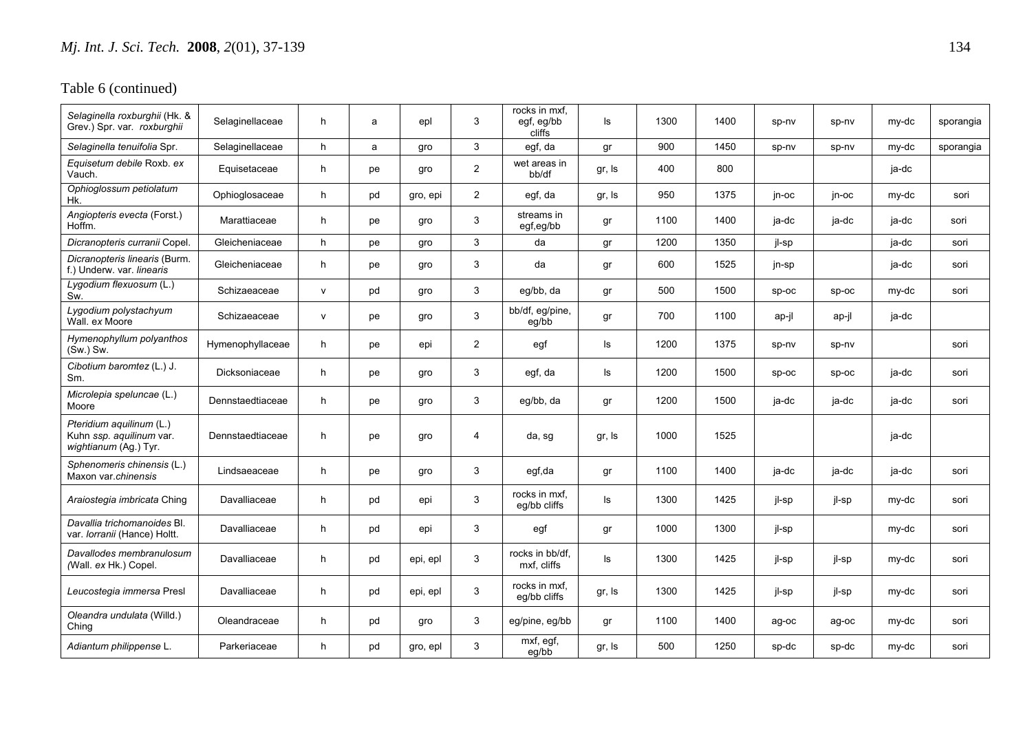Table 6 (continued)

| | | | | | | | | | | | | | |
|---|---|---|---|---|---|---|---|---|---|---|---|---|---|
| *Selaginella roxburghii* (Hk. & Grev.) Spr. var. *roxburghii* | Selaginellaceae | h | a | epl | 3 | rocks in mxf, egf, eg/bb cliffs | ls | 1300 | 1400 | sp-nv | sp-nv | my-dc | sporangia |
| *Selaginella tenuifolia* Spr. | Selaginellaceae | h | a | gro | 3 | egf, da | gr | 900 | 1450 | sp-nv | sp-nv | my-dc | sporangia |
| *Equisetum debile* Roxb. *ex* Vauch. | Equisetaceae | h | pe | gro | 2 | wet areas in bb/df | gr, ls | 400 | 800 | | | ja-dc | |
| *Ophioglossum petiolatum* Hk. | Ophioglosaceae | h | pd | gro, epi | 2 | egf, da | gr, ls | 950 | 1375 | jn-oc | jn-oc | my-dc | sori |
| *Angiopteris evecta* (Forst.) Hoffm. | Marattiaceae | h | pe | gro | 3 | streams in egf,eg/bb | gr | 1100 | 1400 | ja-dc | ja-dc | ja-dc | sori |
| *Dicranopteris curranii* Copel. | Gleicheniaceae | h | pe | gro | 3 | da | gr | 1200 | 1350 | jl-sp | | ja-dc | sori |
| *Dicranopteris linearis* (Burm. f.) Underw. var. *linearis* | Gleicheniaceae | h | pe | gro | 3 | da | gr | 600 | 1525 | jn-sp | | ja-dc | sori |
| *Lygodium flexuosum* (L.) Sw. | Schizaeaceae | v | pd | gro | 3 | eg/bb, da | gr | 500 | 1500 | sp-oc | sp-oc | my-dc | sori |
| *Lygodium polystachyum* Wall. *ex* Moore | Schizaeaceae | v | pe | gro | 3 | bb/df, eg/pine, eg/bb | gr | 700 | 1100 | ap-jl | ap-jl | ja-dc | |
| *Hymenophyllum polyanthos* (Sw.) Sw. | Hymenophyllaceae | h | pe | epi | 2 | egf | ls | 1200 | 1375 | sp-nv | sp-nv | | sori |
| *Cibotium baromtez* (L.) J. Sm. | Dicksoniaceae | h | pe | gro | 3 | egf, da | ls | 1200 | 1500 | sp-oc | sp-oc | ja-dc | sori |
| *Microlepia speluncae* (L.) Moore | Dennstaedtiaceae | h | pe | gro | 3 | eg/bb, da | gr | 1200 | 1500 | ja-dc | ja-dc | ja-dc | sori |
| *Pteridium aquilinum* (L.) Kuhn *ssp. aquilinum* var. *wightianum* (Ag.) Tyr. | Dennstaedtiaceae | h | pe | gro | 4 | da, sg | gr, ls | 1000 | 1525 | | | ja-dc | |
| *Sphenomeris chinensis* (L.) Maxon var.*chinensis* | Lindsaeaceae | h | pe | gro | 3 | egf,da | gr | 1100 | 1400 | ja-dc | ja-dc | ja-dc | sori |
| *Araiostegia imbricata* Ching | Davalliaceae | h | pd | epi | 3 | rocks in mxf, eg/bb cliffs | ls | 1300 | 1425 | jl-sp | jl-sp | my-dc | sori |
| *Davallia trichomanoides* Bl. var. *lorranii* (Hance) Holtt. | Davalliaceae | h | pd | epi | 3 | egf | gr | 1000 | 1300 | jl-sp | | my-dc | sori |
| *Davallodes membranulosum (*Wall. *ex* Hk.) Copel. | Davalliaceae | h | pd | epi, epl | 3 | rocks in bb/df, mxf, cliffs | ls | 1300 | 1425 | jl-sp | jl-sp | my-dc | sori |
| *Leucostegia immersa* Presl | Davalliaceae | h | pd | epi, epl | 3 | rocks in mxf, eg/bb cliffs | gr, ls | 1300 | 1425 | jl-sp | jl-sp | my-dc | sori |
| *Oleandra undulata* (Willd.) Ching | Oleandraceae | h | pd | gro | 3 | eg/pine, eg/bb | gr | 1100 | 1400 | ag-oc | ag-oc | my-dc | sori |
| *Adiantum philippense* L. | Parkeriaceae | h | pd | gro, epl | 3 | mxf, egf, eg/bb | gr, ls | 500 | 1250 | sp-dc | sp-dc | my-dc | sori |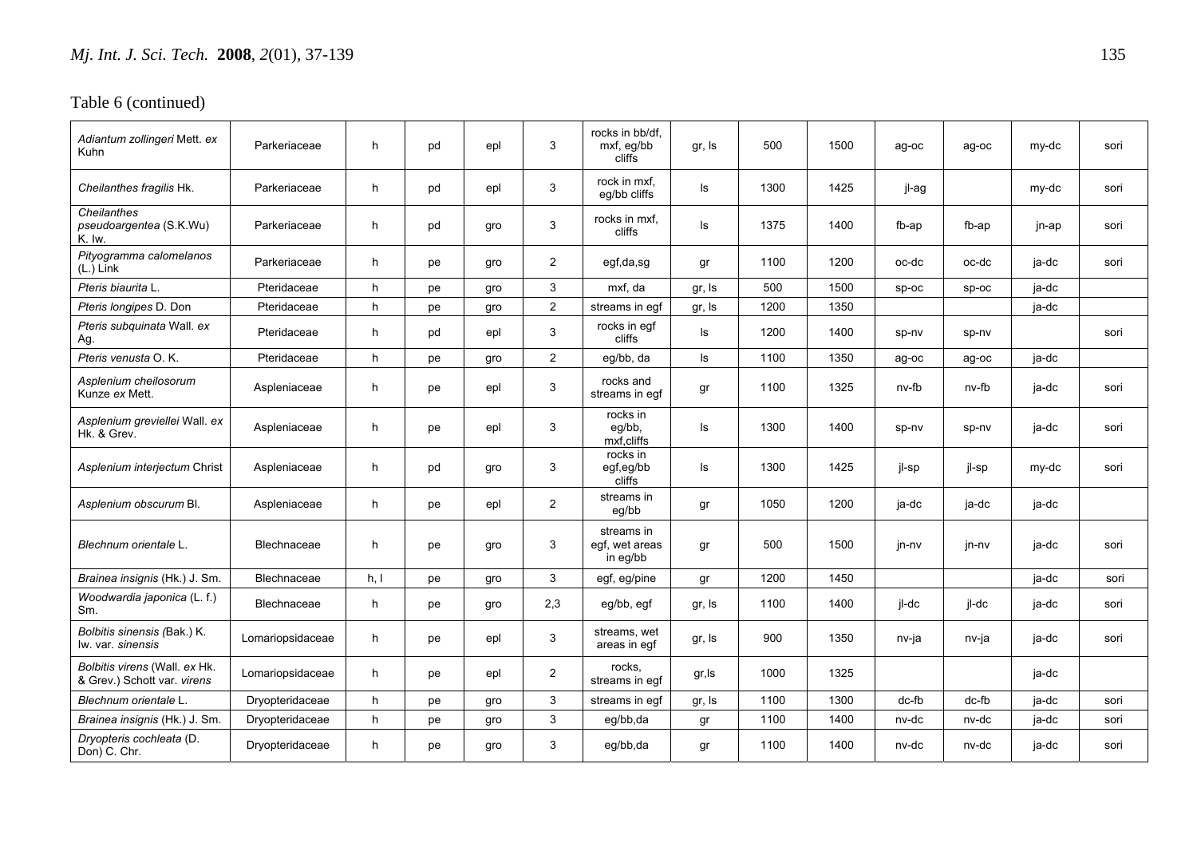Table 6 (continued)

| | | | | | | | | | | | | | |
|---|---|---|---|---|---|---|---|---|---|---|---|---|---|
| *Adiantum zollingeri* Mett. *ex* Kuhn | Parkeriaceae | h | pd | epl | 3 | rocks in bb/df, mxf, eg/bb cliffs | gr, ls | 500 | 1500 | ag-oc | ag-oc | my-dc | sori |
| *Cheilanthes fragilis* Hk. | Parkeriaceae | h | pd | epl | 3 | rock in mxf, eg/bb cliffs | ls | 1300 | 1425 | jl-ag | | my-dc | sori |
| *Cheilanthes pseudoargentea* (S.K.Wu) K. Iw. | Parkeriaceae | h | pd | gro | 3 | rocks in mxf, cliffs | ls | 1375 | 1400 | fb-ap | fb-ap | jn-ap | sori |
| *Pityogramma calomelanos* (L.) Link | Parkeriaceae | h | pe | gro | 2 | egf,da,sg | gr | 1100 | 1200 | oc-dc | oc-dc | ja-dc | sori |
| *Pteris biaurita* L. | Pteridaceae | h | pe | gro | 3 | mxf, da | gr, ls | 500 | 1500 | sp-oc | sp-oc | ja-dc | |
| *Pteris longipes* D. Don | Pteridaceae | h | pe | gro | 2 | streams in egf | gr, ls | 1200 | 1350 | | | ja-dc | |
| *Pteris subquinata* Wall. *ex* Ag. | Pteridaceae | h | pd | epl | 3 | rocks in egf cliffs | ls | 1200 | 1400 | sp-nv | sp-nv | | sori |
| *Pteris venusta* O. K. | Pteridaceae | h | pe | gro | 2 | eg/bb, da | ls | 1100 | 1350 | ag-oc | ag-oc | ja-dc | |
| *Asplenium cheilosorum* Kunze *ex* Mett. | Aspleniaceae | h | pe | epl | 3 | rocks and streams in egf | gr | 1100 | 1325 | nv-fb | nv-fb | ja-dc | sori |
| *Asplenium greviellei* Wall. *ex* Hk. & Grev. | Aspleniaceae | h | pe | epl | 3 | rocks in eg/bb, mxf,cliffs | ls | 1300 | 1400 | sp-nv | sp-nv | ja-dc | sori |
| *Asplenium interjectum* Christ | Aspleniaceae | h | pd | gro | 3 | rocks in egf,eg/bb cliffs | ls | 1300 | 1425 | jl-sp | jl-sp | my-dc | sori |
| *Asplenium obscurum* Bl. | Aspleniaceae | h | pe | epl | 2 | streams in eg/bb | gr | 1050 | 1200 | ja-dc | ja-dc | ja-dc | |
| *Blechnum orientale* L. | Blechnaceae | h | pe | gro | 3 | streams in egf, wet areas in eg/bb | gr | 500 | 1500 | jn-nv | jn-nv | ja-dc | sori |
| *Brainea insignis* (Hk.) J. Sm. | Blechnaceae | h, l | pe | gro | 3 | egf, eg/pine | gr | 1200 | 1450 | | | ja-dc | sori |
| *Woodwardia japonica* (L. f.) Sm. | Blechnaceae | h | pe | gro | 2,3 | eg/bb, egf | gr, ls | 1100 | 1400 | jl-dc | jl-dc | ja-dc | sori |
| *Bolbitis sinensis* (Bak.) K. Iw. var. *sinensis* | Lomariopsidaceae | h | pe | epl | 3 | streams, wet areas in egf | gr, ls | 900 | 1350 | nv-ja | nv-ja | ja-dc | sori |
| *Bolbitis virens* (Wall. *ex* Hk. & Grev.) Schott var. *virens* | Lomariopsidaceae | h | pe | epl | 2 | rocks, streams in egf | gr,ls | 1000 | 1325 | | | ja-dc | |
| *Blechnum orientale* L. | Dryopteridaceae | h | pe | gro | 3 | streams in egf | gr, ls | 1100 | 1300 | dc-fb | dc-fb | ja-dc | sori |
| *Brainea insignis* (Hk.) J. Sm. | Dryopteridaceae | h | pe | gro | 3 | eg/bb,da | gr | 1100 | 1400 | nv-dc | nv-dc | ja-dc | sori |
| *Dryopteris cochleata* (D. Don) C. Chr. | Dryopteridaceae | h | pe | gro | 3 | eg/bb,da | gr | 1100 | 1400 | nv-dc | nv-dc | ja-dc | sori |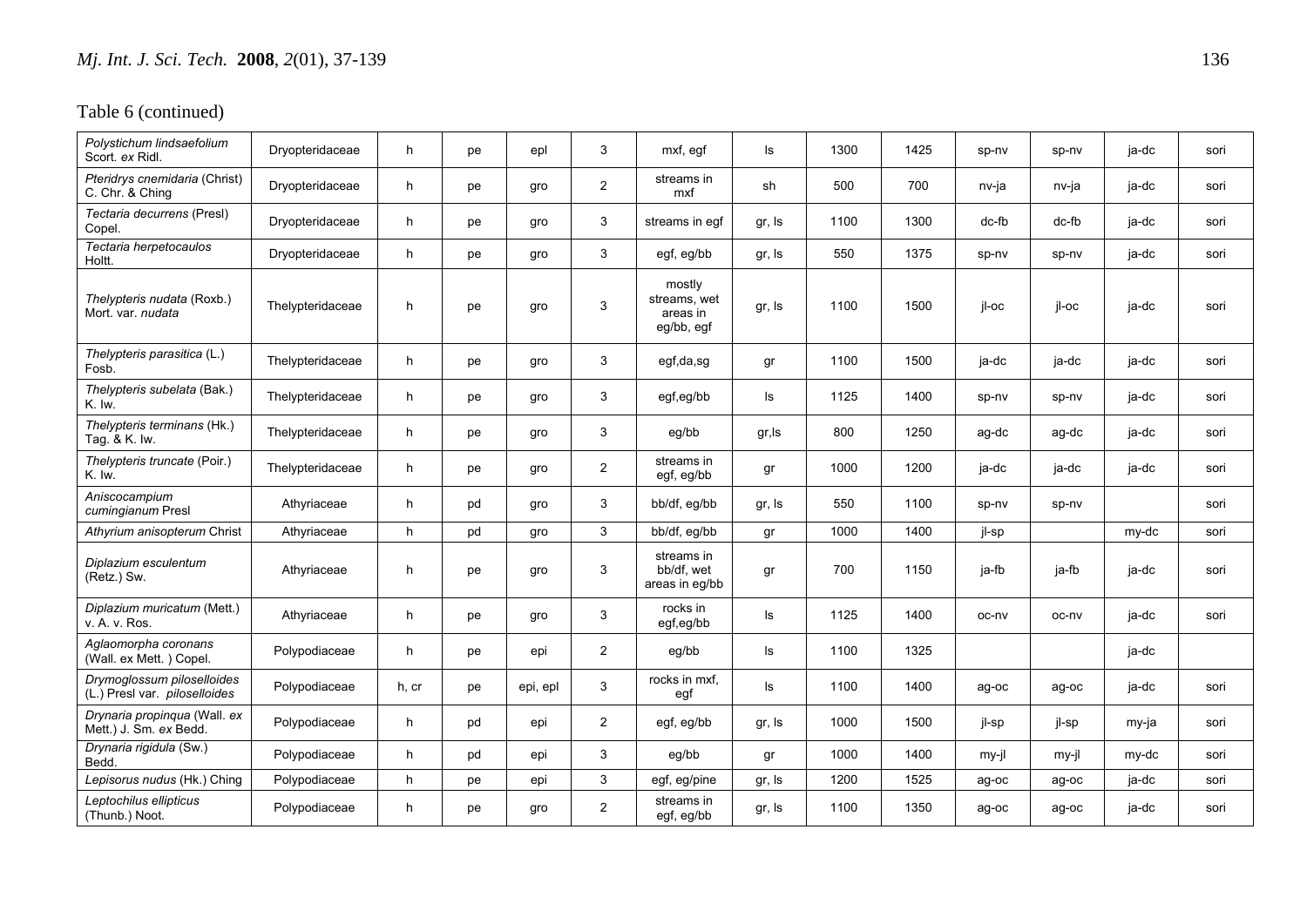Table 6 (continued)

| | | | | | | | | | | | | | |
|---|---|---|---|---|---|---|---|---|---|---|---|---|---|
| *Polystichum lindsaefolium* Scort. *ex* Ridl. | Dryopteridaceae | h | pe | epl | 3 | mxf, egf | ls | 1300 | 1425 | sp-nv | sp-nv | ja-dc | sori |
| *Pteridrys cnemidaria* (Christ) C. Chr. & Ching | Dryopteridaceae | h | pe | gro | 2 | streams in mxf | sh | 500 | 700 | nv-ja | nv-ja | ja-dc | sori |
| *Tectaria decurrens* (Presl) Copel. | Dryopteridaceae | h | pe | gro | 3 | streams in egf | gr, ls | 1100 | 1300 | dc-fb | dc-fb | ja-dc | sori |
| *Tectaria herpetocaulos* Holtt. | Dryopteridaceae | h | pe | gro | 3 | egf, eg/bb | gr, ls | 550 | 1375 | sp-nv | sp-nv | ja-dc | sori |
| *Thelypteris nudata* (Roxb.) Mort. var. *nudata* | Thelypteridaceae | h | pe | gro | 3 | mostly streams, wet areas in eg/bb, egf | gr, ls | 1100 | 1500 | jl-oc | jl-oc | ja-dc | sori |
| *Thelypteris parasitica* (L.) Fosb. | Thelypteridaceae | h | pe | gro | 3 | egf,da,sg | gr | 1100 | 1500 | ja-dc | ja-dc | ja-dc | sori |
| *Thelypteris subelata* (Bak.) K. Iw. | Thelypteridaceae | h | pe | gro | 3 | egf,eg/bb | ls | 1125 | 1400 | sp-nv | sp-nv | ja-dc | sori |
| *Thelypteris terminans* (Hk.) Tag. & K. Iw. | Thelypteridaceae | h | pe | gro | 3 | eg/bb | gr,ls | 800 | 1250 | ag-dc | ag-dc | ja-dc | sori |
| *Thelypteris truncate* (Poir.) K. Iw. | Thelypteridaceae | h | pe | gro | 2 | streams in egf, eg/bb | gr | 1000 | 1200 | ja-dc | ja-dc | ja-dc | sori |
| *Aniscocampium cumingianum* Presl | Athyriaceae | h | pd | gro | 3 | bb/df, eg/bb | gr, ls | 550 | 1100 | sp-nv | sp-nv | | sori |
| *Athyrium anisopterum* Christ | Athyriaceae | h | pd | gro | 3 | bb/df, eg/bb | gr | 1000 | 1400 | jl-sp | | my-dc | sori |
| *Diplazium esculentum* (Retz.) Sw. | Athyriaceae | h | pe | gro | 3 | streams in bb/df, wet areas in eg/bb | gr | 700 | 1150 | ja-fb | ja-fb | ja-dc | sori |
| *Diplazium muricatum* (Mett.) v. A. v. Ros. | Athyriaceae | h | pe | gro | 3 | rocks in egf,eg/bb | ls | 1125 | 1400 | oc-nv | oc-nv | ja-dc | sori |
| *Aglaomorpha coronans* (Wall. ex Mett. ) Copel. | Polypodiaceae | h | pe | epi | 2 | eg/bb | ls | 1100 | 1325 | | | ja-dc | |
| *Drymoglossum piloselloides* (L.) Presl var. *piloselloides* | Polypodiaceae | h, cr | pe | epi, epl | 3 | rocks in mxf, egf | ls | 1100 | 1400 | ag-oc | ag-oc | ja-dc | sori |
| *Drynaria propinqua* (Wall. *ex* Mett.) J. Sm. *ex* Bedd. | Polypodiaceae | h | pd | epi | 2 | egf, eg/bb | gr, ls | 1000 | 1500 | jl-sp | jl-sp | my-ja | sori |
| *Drynaria rigidula* (Sw.) Bedd. | Polypodiaceae | h | pd | epi | 3 | eg/bb | gr | 1000 | 1400 | my-jl | my-jl | my-dc | sori |
| *Lepisorus nudus* (Hk.) Ching | Polypodiaceae | h | pe | epi | 3 | egf, eg/pine | gr, ls | 1200 | 1525 | ag-oc | ag-oc | ja-dc | sori |
| *Leptochilus ellipticus* (Thunb.) Noot. | Polypodiaceae | h | pe | gro | 2 | streams in egf, eg/bb | gr, ls | 1100 | 1350 | ag-oc | ag-oc | ja-dc | sori |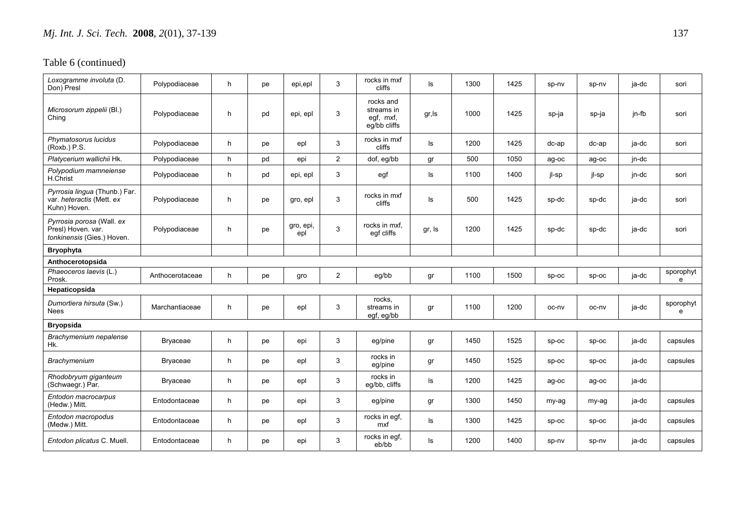Table 6 (continued)

| | | | | | | | | | | | | | |
|---|---|---|---|---|---|---|---|---|---|---|---|---|---|
| *Loxogramme involuta* (D. Don) Presl | Polypodiaceae | h | pe | epi,epl | 3 | rocks in mxf cliffs | ls | 1300 | 1425 | sp-nv | sp-nv | ja-dc | sori |
| *Microsorum zippelii* (Bl.) Ching | Polypodiaceae | h | pd | epi, epl | 3 | rocks and streams in egf, mxf, eg/bb cliffs | gr,ls | 1000 | 1425 | sp-ja | sp-ja | jn-fb | sori |
| *Phymatosorus lucidus* (Roxb.) P.S. | Polypodiaceae | h | pe | epl | 3 | rocks in mxf cliffs | ls | 1200 | 1425 | dc-ap | dc-ap | ja-dc | sori |
| *Platycerium wallichii* Hk. | Polypodiaceae | h | pd | epi | 2 | dof, eg/bb | gr | 500 | 1050 | ag-oc | ag-oc | jn-dc | |
| *Polypodium mamneiense* H.Christ | Polypodiaceae | h | pd | epi, epl | 3 | egf | ls | 1100 | 1400 | jl-sp | jl-sp | jn-dc | sori |
| *Pyrrosia lingua* (Thunb.) Far. var. *heteractis* (Mett. *ex* Kuhn) Hoven. | Polypodiaceae | h | pe | gro, epl | 3 | rocks in mxf cliffs | ls | 500 | 1425 | sp-dc | sp-dc | ja-dc | sori |
| *Pyrrosia porosa* (Wall. *ex* Presl) Hoven. var. *tonkinensis* (Gies.) Hoven. | Polypodiaceae | h | pe | gro, epi, epl | 3 | rocks in mxf, egf cliffs | gr, ls | 1200 | 1425 | sp-dc | sp-dc | ja-dc | sori |
| **Bryophyta** | | | | | | | | | | | | | |
| **Anthocerotopsida** | | | | | | | | | | | | | |
| *Phaeoceros laevis* (L.) Prosk. | Anthocerotaceae | h | pe | gro | 2 | eg/bb | gr | 1100 | 1500 | sp-oc | sp-oc | ja-dc | sporophyte |
| **Hepaticopsida** | | | | | | | | | | | | | |
| *Dumortiera hirsuta* (Sw.) Nees | Marchantiaceae | h | pe | epl | 3 | rocks, streams in egf, eg/bb | gr | 1100 | 1200 | oc-nv | oc-nv | ja-dc | sporophyte |
| **Bryopsida** | | | | | | | | | | | | | |
| *Brachymenium nepalense* Hk. | Bryaceae | h | pe | epi | 3 | eg/pine | gr | 1450 | 1525 | sp-oc | sp-oc | ja-dc | capsules |
| *Brachymenium* | Bryaceae | h | pe | epl | 3 | rocks in eg/pine | gr | 1450 | 1525 | sp-oc | sp-oc | ja-dc | capsules |
| *Rhodobryum giganteum* (Schwaegr.) Par. | Bryaceae | h | pe | epl | 3 | rocks in eg/bb, cliffs | ls | 1200 | 1425 | ag-oc | ag-oc | ja-dc | |
| *Entodon macrocarpus* (Hedw.) Mitt. | Entodontaceae | h | pe | epi | 3 | eg/pine | gr | 1300 | 1450 | my-ag | my-ag | ja-dc | capsules |
| *Entodon macropodus* (Medw.) Mitt. | Entodontaceae | h | pe | epl | 3 | rocks in egf, mxf | ls | 1300 | 1425 | sp-oc | sp-oc | ja-dc | capsules |
| *Entodon plicatus* C. Muell. | Entodontaceae | h | pe | epi | 3 | rocks in egf, eb/bb | ls | 1200 | 1400 | sp-nv | sp-nv | ja-dc | capsules |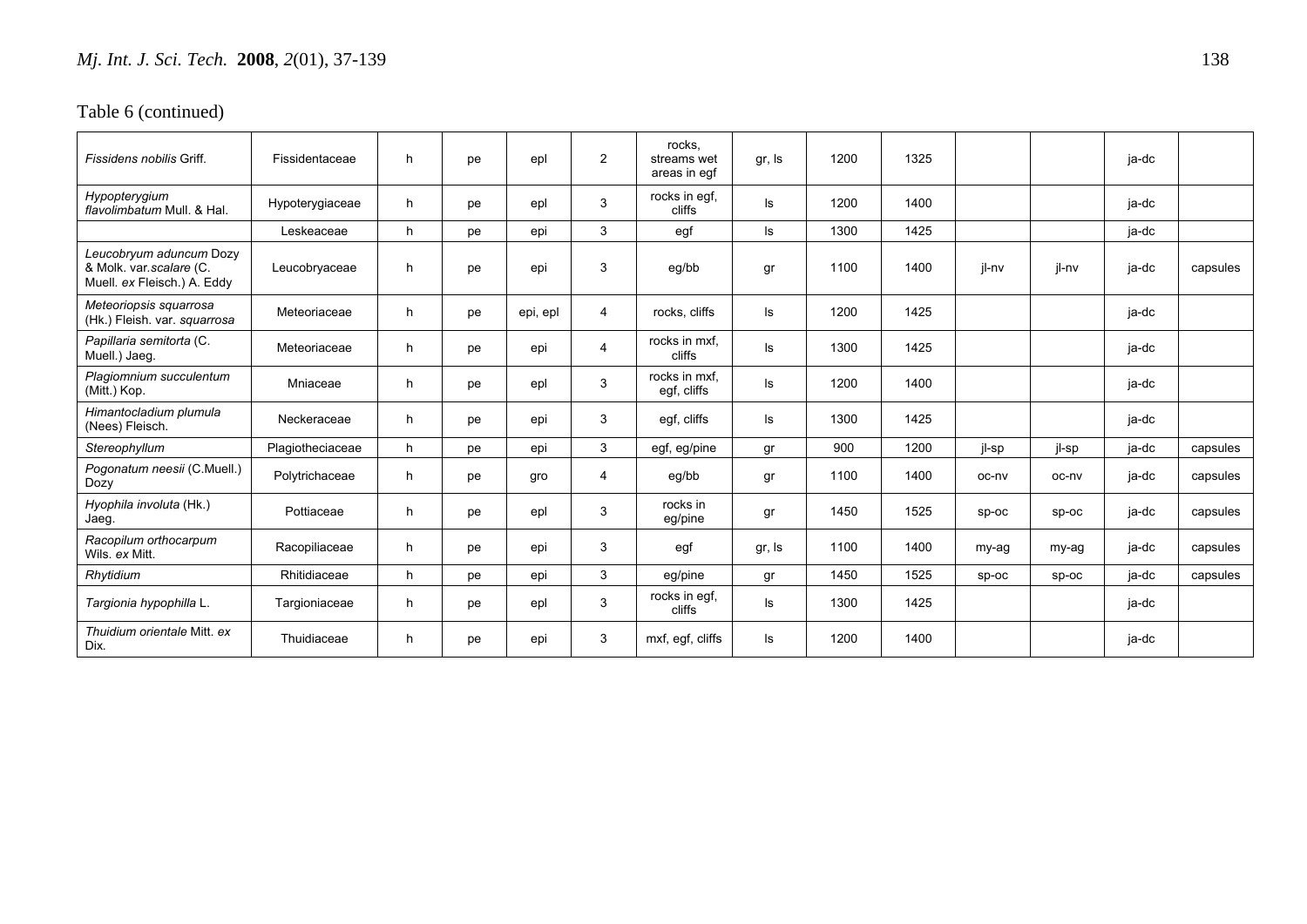Table 6 (continued)

| | | | | | | | | | | | | | |
|---|---|---|---|---|---|---|---|---|---|---|---|---|---|
| *Fissidens nobilis* Griff. | Fissidentaceae | h | pe | epl | 2 | rocks, streams wet areas in egf | gr, ls | 1200 | 1325 | | | ja-dc | |
| *Hypopterygium flavolimbatum* Mull. & Hal. | Hypoterygiaceae | h | pe | epl | 3 | rocks in egf, cliffs | ls | 1200 | 1400 | | | ja-dc | |
| | Leskeaceae | h | pe | epi | 3 | egf | ls | 1300 | 1425 | | | ja-dc | |
| *Leucobryum aduncum* Dozy & Molk. var.*scalare* (C. Muell. *ex* Fleisch.) A. Eddy | Leucobryaceae | h | pe | epi | 3 | eg/bb | gr | 1100 | 1400 | jl-nv | jl-nv | ja-dc | capsules |
| *Meteoriopsis squarrosa* (Hk.) Fleish. var. *squarrosa* | Meteoriaceae | h | pe | epi, epl | 4 | rocks, cliffs | ls | 1200 | 1425 | | | ja-dc | |
| *Papillaria semitorta* (C. Muell.) Jaeg. | Meteoriaceae | h | pe | epi | 4 | rocks in mxf, cliffs | ls | 1300 | 1425 | | | ja-dc | |
| *Plagiomnium succulentum* (Mitt.) Kop. | Mniaceae | h | pe | epl | 3 | rocks in mxf, egf, cliffs | ls | 1200 | 1400 | | | ja-dc | |
| *Himantocladium plumula* (Nees) Fleisch. | Neckeraceae | h | pe | epi | 3 | egf, cliffs | ls | 1300 | 1425 | | | ja-dc | |
| *Stereophyllum* | Plagiotheciaceae | h | pe | epi | 3 | egf, eg/pine | gr | 900 | 1200 | jl-sp | jl-sp | ja-dc | capsules |
| *Pogonatum neesii* (C.Muell.) Dozy | Polytrichaceae | h | pe | gro | 4 | eg/bb | gr | 1100 | 1400 | oc-nv | oc-nv | ja-dc | capsules |
| *Hyophila involuta* (Hk.) Jaeg. | Pottiaceae | h | pe | epl | 3 | rocks in eg/pine | gr | 1450 | 1525 | sp-oc | sp-oc | ja-dc | capsules |
| *Racopilum orthocarpum* Wils. *ex* Mitt. | Racopiliaceae | h | pe | epi | 3 | egf | gr, ls | 1100 | 1400 | my-ag | my-ag | ja-dc | capsules |
| *Rhytidium* | Rhitidiaceae | h | pe | epi | 3 | eg/pine | gr | 1450 | 1525 | sp-oc | sp-oc | ja-dc | capsules |
| *Targionia hypophilla* L. | Targioniaceae | h | pe | epl | 3 | rocks in egf, cliffs | ls | 1300 | 1425 | | | ja-dc | |
| *Thuidium orientale* Mitt. *ex* Dix. | Thuidiaceae | h | pe | epi | 3 | mxf, egf, cliffs | ls | 1200 | 1400 | | | ja-dc | |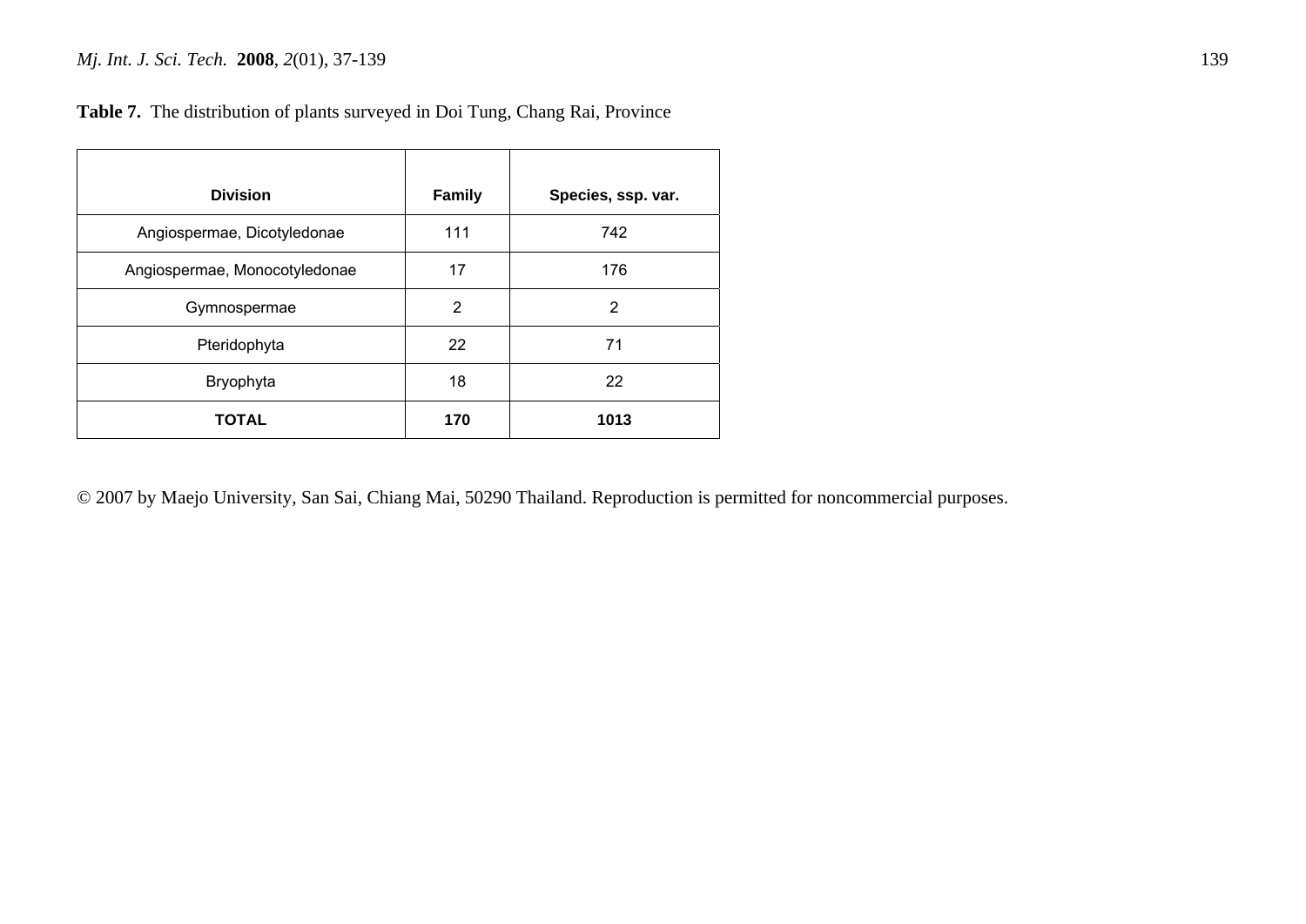**Table 7.** The distribution of plants surveyed in Doi Tung, Chang Rai, Province

| Division | Family | Species, ssp. var. |
|---|---|---|
| Angiospermae, Dicotyledonae | 111 | 742 |
| Angiospermae, Monocotyledonae | 17 | 176 |
| Gymnospermae | 2 | 2 |
| Pteridophyta | 22 | 71 |
| Bryophyta | 18 | 22 |
| **TOTAL** | **170** | **1013** |

© 2007 by Maejo University, San Sai, Chiang Mai, 50290 Thailand. Reproduction is permitted for noncommercial purposes.